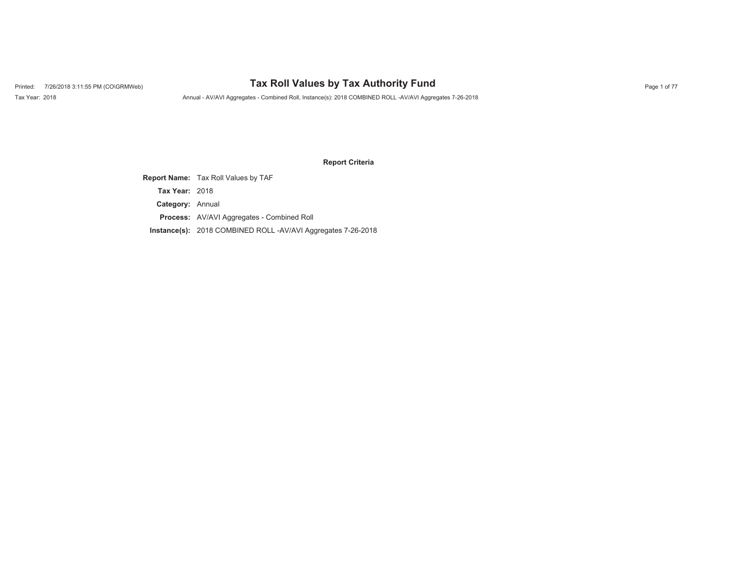# Tax Roll Values by Tax Authority Fund

Printed: 7/26/2018 3:11:55 PM (CO\GRMWeb)

Tax Year: 2018

Annual - AV/AVI Aggregates - Combined Roll, Instance(s): 2018 COMBINED ROLL -AV/AVI Aggregates 7-26-2018

## Report Criteria

**Report Name:** Tax Roll Values by TAF

**Tax Year:** 2018

**Category:** Annual

**Process:** AV/AVI Aggregates - Combined Roll

**Instance(s):** 2018 COMBINED ROLL -AV/AVI Aggregates 7-26-2018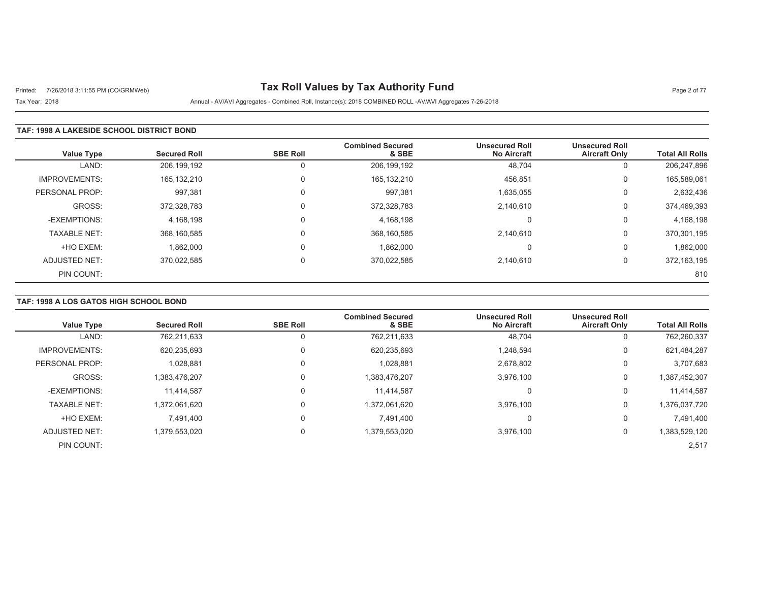# Tax Roll Values by Tax Authority Fund

Printed: 7/26/2018 3:11:55 PM (CO\GRMWeb)

Tax Year: 2018

Annual - AV/AVI Aggregates - Combined Roll, Instance(s): 2018 COMBINED ROLL -AV/AVI Aggregates 7-26-2018

## TAF: 1998 A LAKESIDE SCHOOL DISTRICT BOND

| Value Type | Secured Roll | SBE Roll | Combined Secured & SBE | Unsecured Roll No Aircraft | Unsecured Roll Aircraft Only | Total All Rolls |
|---|---|---|---|---|---|---|
| LAND: | 206,199,192 | 0 | 206,199,192 | 48,704 | 0 | 206,247,896 |
| IMPROVEMENTS: | 165,132,210 | 0 | 165,132,210 | 456,851 | 0 | 165,589,061 |
| PERSONAL PROP: | 997,381 | 0 | 997,381 | 1,635,055 | 0 | 2,632,436 |
| GROSS: | 372,328,783 | 0 | 372,328,783 | 2,140,610 | 0 | 374,469,393 |
| -EXEMPTIONS: | 4,168,198 | 0 | 4,168,198 | 0 | 0 | 4,168,198 |
| TAXABLE NET: | 368,160,585 | 0 | 368,160,585 | 2,140,610 | 0 | 370,301,195 |
| +HO EXEM: | 1,862,000 | 0 | 1,862,000 | 0 | 0 | 1,862,000 |
| ADJUSTED NET: | 370,022,585 | 0 | 370,022,585 | 2,140,610 | 0 | 372,163,195 |
| PIN COUNT: | | | | | | 810 |

## TAF: 1998 A LOS GATOS HIGH SCHOOL BOND

| Value Type | Secured Roll | SBE Roll | Combined Secured & SBE | Unsecured Roll No Aircraft | Unsecured Roll Aircraft Only | Total All Rolls |
|---|---|---|---|---|---|---|
| LAND: | 762,211,633 | 0 | 762,211,633 | 48,704 | 0 | 762,260,337 |
| IMPROVEMENTS: | 620,235,693 | 0 | 620,235,693 | 1,248,594 | 0 | 621,484,287 |
| PERSONAL PROP: | 1,028,881 | 0 | 1,028,881 | 2,678,802 | 0 | 3,707,683 |
| GROSS: | 1,383,476,207 | 0 | 1,383,476,207 | 3,976,100 | 0 | 1,387,452,307 |
| -EXEMPTIONS: | 11,414,587 | 0 | 11,414,587 | 0 | 0 | 11,414,587 |
| TAXABLE NET: | 1,372,061,620 | 0 | 1,372,061,620 | 3,976,100 | 0 | 1,376,037,720 |
| +HO EXEM: | 7,491,400 | 0 | 7,491,400 | 0 | 0 | 7,491,400 |
| ADJUSTED NET: | 1,379,553,020 | 0 | 1,379,553,020 | 3,976,100 | 0 | 1,383,529,120 |
| PIN COUNT: | | | | | | 2,517 |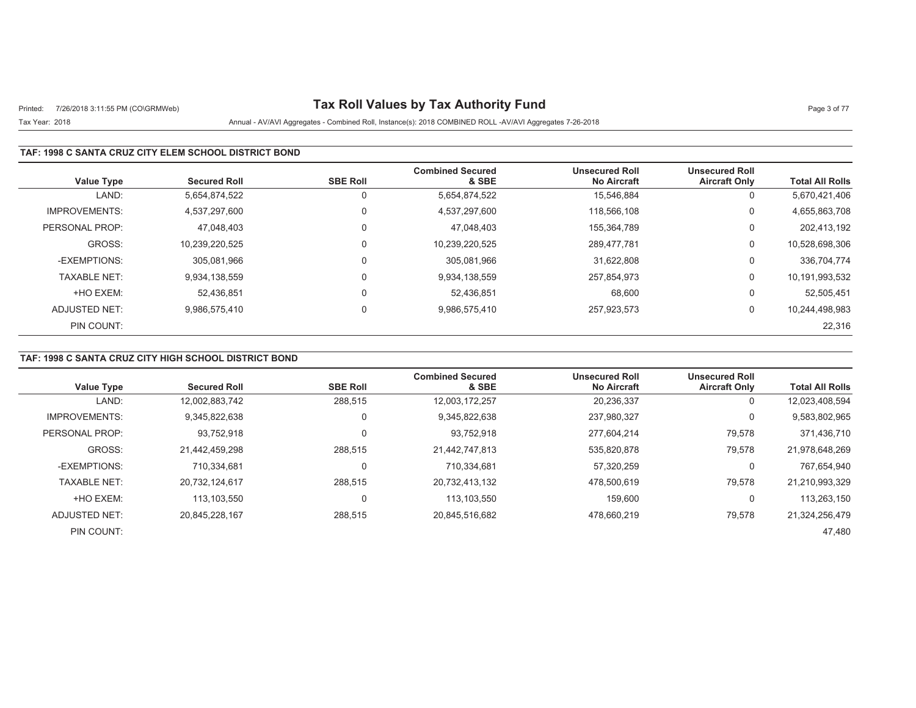# Tax Roll Values by Tax Authority Fund

Tax Year: 2018

Annual - AV/AVI Aggregates - Combined Roll, Instance(s): 2018 COMBINED ROLL -AV/AVI Aggregates 7-26-2018

## TAF: 1998 C SANTA CRUZ CITY ELEM SCHOOL DISTRICT BOND

| Value Type | Secured Roll | SBE Roll | Combined Secured & SBE | Unsecured Roll No Aircraft | Unsecured Roll Aircraft Only | Total All Rolls |
|---|---|---|---|---|---|---|
| LAND: | 5,654,874,522 | 0 | 5,654,874,522 | 15,546,884 | 0 | 5,670,421,406 |
| IMPROVEMENTS: | 4,537,297,600 | 0 | 4,537,297,600 | 118,566,108 | 0 | 4,655,863,708 |
| PERSONAL PROP: | 47,048,403 | 0 | 47,048,403 | 155,364,789 | 0 | 202,413,192 |
| GROSS: | 10,239,220,525 | 0 | 10,239,220,525 | 289,477,781 | 0 | 10,528,698,306 |
| -EXEMPTIONS: | 305,081,966 | 0 | 305,081,966 | 31,622,808 | 0 | 336,704,774 |
| TAXABLE NET: | 9,934,138,559 | 0 | 9,934,138,559 | 257,854,973 | 0 | 10,191,993,532 |
| +HO EXEM: | 52,436,851 | 0 | 52,436,851 | 68,600 | 0 | 52,505,451 |
| ADJUSTED NET: | 9,986,575,410 | 0 | 9,986,575,410 | 257,923,573 | 0 | 10,244,498,983 |
| PIN COUNT: | | | | | | 22,316 |

## TAF: 1998 C SANTA CRUZ CITY HIGH SCHOOL DISTRICT BOND

| Value Type | Secured Roll | SBE Roll | Combined Secured & SBE | Unsecured Roll No Aircraft | Unsecured Roll Aircraft Only | Total All Rolls |
|---|---|---|---|---|---|---|
| LAND: | 12,002,883,742 | 288,515 | 12,003,172,257 | 20,236,337 | 0 | 12,023,408,594 |
| IMPROVEMENTS: | 9,345,822,638 | 0 | 9,345,822,638 | 237,980,327 | 0 | 9,583,802,965 |
| PERSONAL PROP: | 93,752,918 | 0 | 93,752,918 | 277,604,214 | 79,578 | 371,436,710 |
| GROSS: | 21,442,459,298 | 288,515 | 21,442,747,813 | 535,820,878 | 79,578 | 21,978,648,269 |
| -EXEMPTIONS: | 710,334,681 | 0 | 710,334,681 | 57,320,259 | 0 | 767,654,940 |
| TAXABLE NET: | 20,732,124,617 | 288,515 | 20,732,413,132 | 478,500,619 | 79,578 | 21,210,993,329 |
| +HO EXEM: | 113,103,550 | 0 | 113,103,550 | 159,600 | 0 | 113,263,150 |
| ADJUSTED NET: | 20,845,228,167 | 288,515 | 20,845,516,682 | 478,660,219 | 79,578 | 21,324,256,479 |
| PIN COUNT: | | | | | | 47,480 |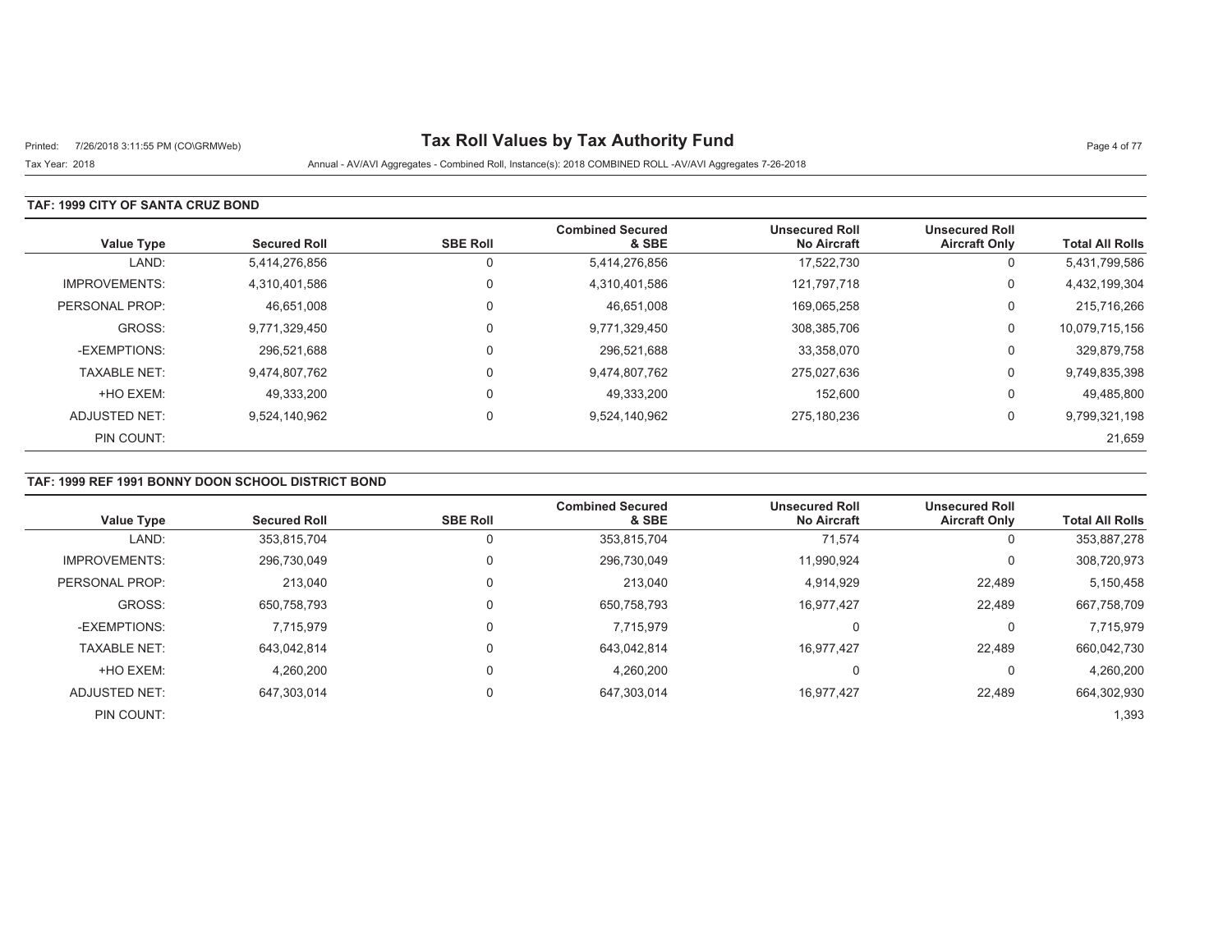# Tax Roll Values by Tax Authority Fund

Printed: 7/26/2018 3:11:55 PM (CO\GRMWeb)

Tax Year: 2018

Annual - AV/AVI Aggregates - Combined Roll, Instance(s): 2018 COMBINED ROLL -AV/AVI Aggregates 7-26-2018

## TAF: 1999 CITY OF SANTA CRUZ BOND

| Value Type | Secured Roll | SBE Roll | Combined Secured & SBE | Unsecured Roll No Aircraft | Unsecured Roll Aircraft Only | Total All Rolls |
|---|---|---|---|---|---|---|
| LAND: | 5,414,276,856 | 0 | 5,414,276,856 | 17,522,730 | 0 | 5,431,799,586 |
| IMPROVEMENTS: | 4,310,401,586 | 0 | 4,310,401,586 | 121,797,718 | 0 | 4,432,199,304 |
| PERSONAL PROP: | 46,651,008 | 0 | 46,651,008 | 169,065,258 | 0 | 215,716,266 |
| GROSS: | 9,771,329,450 | 0 | 9,771,329,450 | 308,385,706 | 0 | 10,079,715,156 |
| -EXEMPTIONS: | 296,521,688 | 0 | 296,521,688 | 33,358,070 | 0 | 329,879,758 |
| TAXABLE NET: | 9,474,807,762 | 0 | 9,474,807,762 | 275,027,636 | 0 | 9,749,835,398 |
| +HO EXEM: | 49,333,200 | 0 | 49,333,200 | 152,600 | 0 | 49,485,800 |
| ADJUSTED NET: | 9,524,140,962 | 0 | 9,524,140,962 | 275,180,236 | 0 | 9,799,321,198 |
| PIN COUNT: | | | | | | 21,659 |

## TAF: 1999 REF 1991 BONNY DOON SCHOOL DISTRICT BOND

| Value Type | Secured Roll | SBE Roll | Combined Secured & SBE | Unsecured Roll No Aircraft | Unsecured Roll Aircraft Only | Total All Rolls |
|---|---|---|---|---|---|---|
| LAND: | 353,815,704 | 0 | 353,815,704 | 71,574 | 0 | 353,887,278 |
| IMPROVEMENTS: | 296,730,049 | 0 | 296,730,049 | 11,990,924 | 0 | 308,720,973 |
| PERSONAL PROP: | 213,040 | 0 | 213,040 | 4,914,929 | 22,489 | 5,150,458 |
| GROSS: | 650,758,793 | 0 | 650,758,793 | 16,977,427 | 22,489 | 667,758,709 |
| -EXEMPTIONS: | 7,715,979 | 0 | 7,715,979 | 0 | 0 | 7,715,979 |
| TAXABLE NET: | 643,042,814 | 0 | 643,042,814 | 16,977,427 | 22,489 | 660,042,730 |
| +HO EXEM: | 4,260,200 | 0 | 4,260,200 | 0 | 0 | 4,260,200 |
| ADJUSTED NET: | 647,303,014 | 0 | 647,303,014 | 16,977,427 | 22,489 | 664,302,930 |
| PIN COUNT: | | | | | | 1,393 |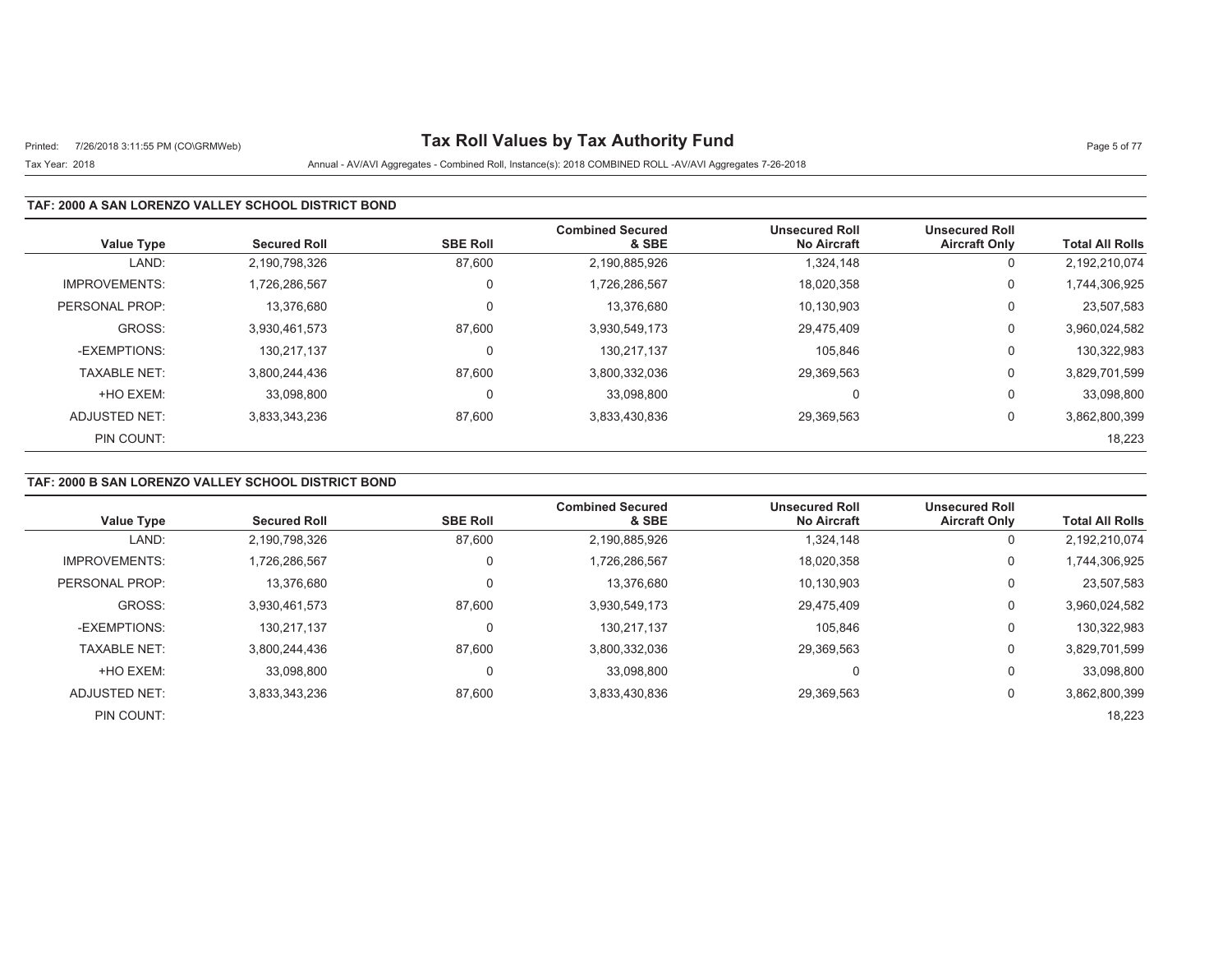# Tax Roll Values by Tax Authority Fund

Tax Year: 2018

Annual - AV/AVI Aggregates - Combined Roll, Instance(s): 2018 COMBINED ROLL -AV/AVI Aggregates 7-26-2018

### TAF: 2000 A SAN LORENZO VALLEY SCHOOL DISTRICT BOND

| Value Type | Secured Roll | SBE Roll | Combined Secured & SBE | Unsecured Roll No Aircraft | Unsecured Roll Aircraft Only | Total All Rolls |
|---|---|---|---|---|---|---|
| LAND: | 2,190,798,326 | 87,600 | 2,190,885,926 | 1,324,148 | 0 | 2,192,210,074 |
| IMPROVEMENTS: | 1,726,286,567 | 0 | 1,726,286,567 | 18,020,358 | 0 | 1,744,306,925 |
| PERSONAL PROP: | 13,376,680 | 0 | 13,376,680 | 10,130,903 | 0 | 23,507,583 |
| GROSS: | 3,930,461,573 | 87,600 | 3,930,549,173 | 29,475,409 | 0 | 3,960,024,582 |
| -EXEMPTIONS: | 130,217,137 | 0 | 130,217,137 | 105,846 | 0 | 130,322,983 |
| TAXABLE NET: | 3,800,244,436 | 87,600 | 3,800,332,036 | 29,369,563 | 0 | 3,829,701,599 |
| +HO EXEM: | 33,098,800 | 0 | 33,098,800 | 0 | 0 | 33,098,800 |
| ADJUSTED NET: | 3,833,343,236 | 87,600 | 3,833,430,836 | 29,369,563 | 0 | 3,862,800,399 |
| PIN COUNT: | | | | | | 18,223 |

### TAF: 2000 B SAN LORENZO VALLEY SCHOOL DISTRICT BOND

| Value Type | Secured Roll | SBE Roll | Combined Secured & SBE | Unsecured Roll No Aircraft | Unsecured Roll Aircraft Only | Total All Rolls |
|---|---|---|---|---|---|---|
| LAND: | 2,190,798,326 | 87,600 | 2,190,885,926 | 1,324,148 | 0 | 2,192,210,074 |
| IMPROVEMENTS: | 1,726,286,567 | 0 | 1,726,286,567 | 18,020,358 | 0 | 1,744,306,925 |
| PERSONAL PROP: | 13,376,680 | 0 | 13,376,680 | 10,130,903 | 0 | 23,507,583 |
| GROSS: | 3,930,461,573 | 87,600 | 3,930,549,173 | 29,475,409 | 0 | 3,960,024,582 |
| -EXEMPTIONS: | 130,217,137 | 0 | 130,217,137 | 105,846 | 0 | 130,322,983 |
| TAXABLE NET: | 3,800,244,436 | 87,600 | 3,800,332,036 | 29,369,563 | 0 | 3,829,701,599 |
| +HO EXEM: | 33,098,800 | 0 | 33,098,800 | 0 | 0 | 33,098,800 |
| ADJUSTED NET: | 3,833,343,236 | 87,600 | 3,833,430,836 | 29,369,563 | 0 | 3,862,800,399 |
| PIN COUNT: | | | | | | 18,223 |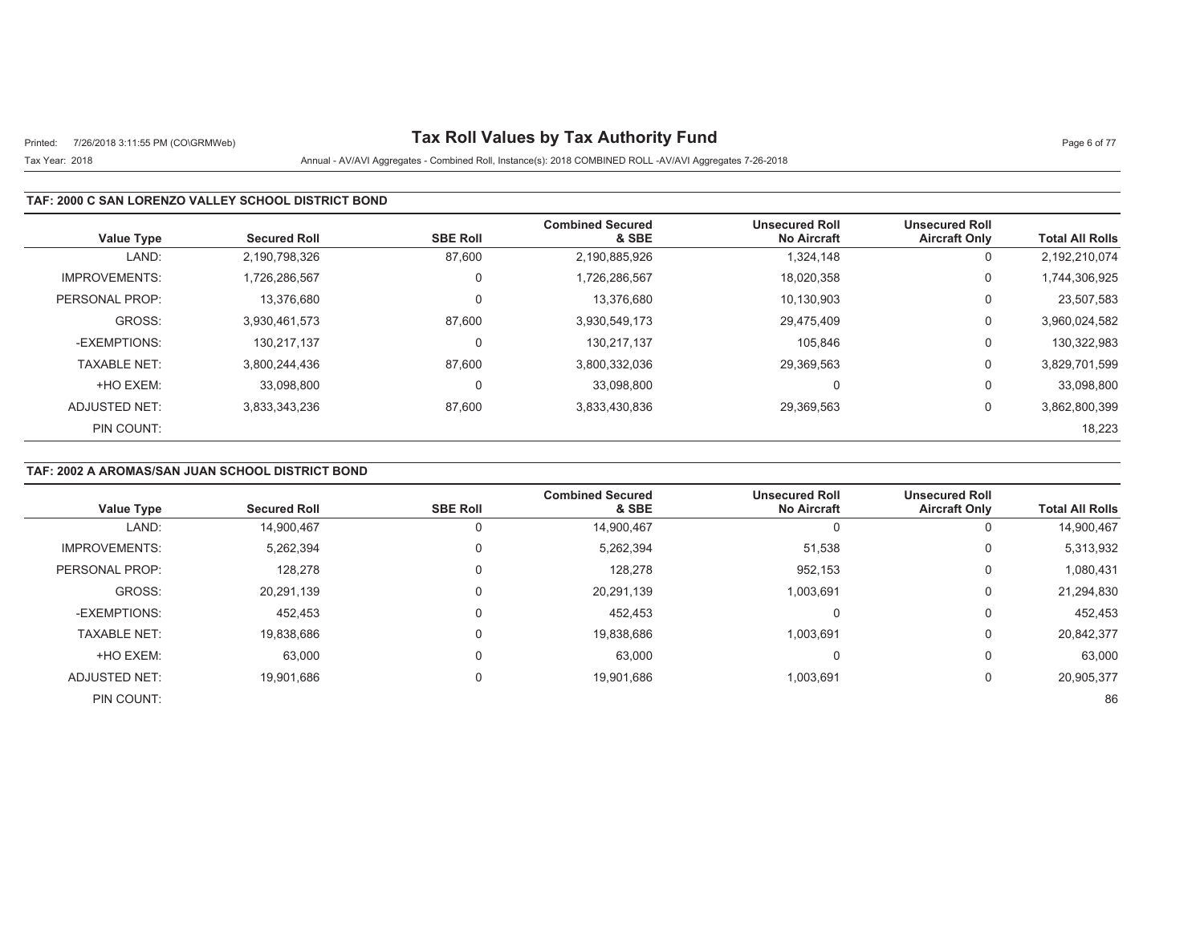# Tax Roll Values by Tax Authority Fund

Printed: 7/26/2018 3:11:55 PM (CO\GRMWeb)

Tax Year: 2018

Annual - AV/AVI Aggregates - Combined Roll, Instance(s): 2018 COMBINED ROLL -AV/AVI Aggregates 7-26-2018

## TAF: 2000 C SAN LORENZO VALLEY SCHOOL DISTRICT BOND

| Value Type | Secured Roll | SBE Roll | Combined Secured & SBE | Unsecured Roll No Aircraft | Unsecured Roll Aircraft Only | Total All Rolls |
|---|---|---|---|---|---|---|
| LAND: | 2,190,798,326 | 87,600 | 2,190,885,926 | 1,324,148 | 0 | 2,192,210,074 |
| IMPROVEMENTS: | 1,726,286,567 | 0 | 1,726,286,567 | 18,020,358 | 0 | 1,744,306,925 |
| PERSONAL PROP: | 13,376,680 | 0 | 13,376,680 | 10,130,903 | 0 | 23,507,583 |
| GROSS: | 3,930,461,573 | 87,600 | 3,930,549,173 | 29,475,409 | 0 | 3,960,024,582 |
| -EXEMPTIONS: | 130,217,137 | 0 | 130,217,137 | 105,846 | 0 | 130,322,983 |
| TAXABLE NET: | 3,800,244,436 | 87,600 | 3,800,332,036 | 29,369,563 | 0 | 3,829,701,599 |
| +HO EXEM: | 33,098,800 | 0 | 33,098,800 | 0 | 0 | 33,098,800 |
| ADJUSTED NET: | 3,833,343,236 | 87,600 | 3,833,430,836 | 29,369,563 | 0 | 3,862,800,399 |
| PIN COUNT: | | | | | | 18,223 |

## TAF: 2002 A AROMAS/SAN JUAN SCHOOL DISTRICT BOND

| Value Type | Secured Roll | SBE Roll | Combined Secured & SBE | Unsecured Roll No Aircraft | Unsecured Roll Aircraft Only | Total All Rolls |
|---|---|---|---|---|---|---|
| LAND: | 14,900,467 | 0 | 14,900,467 | 0 | 0 | 14,900,467 |
| IMPROVEMENTS: | 5,262,394 | 0 | 5,262,394 | 51,538 | 0 | 5,313,932 |
| PERSONAL PROP: | 128,278 | 0 | 128,278 | 952,153 | 0 | 1,080,431 |
| GROSS: | 20,291,139 | 0 | 20,291,139 | 1,003,691 | 0 | 21,294,830 |
| -EXEMPTIONS: | 452,453 | 0 | 452,453 | 0 | 0 | 452,453 |
| TAXABLE NET: | 19,838,686 | 0 | 19,838,686 | 1,003,691 | 0 | 20,842,377 |
| +HO EXEM: | 63,000 | 0 | 63,000 | 0 | 0 | 63,000 |
| ADJUSTED NET: | 19,901,686 | 0 | 19,901,686 | 1,003,691 | 0 | 20,905,377 |
| PIN COUNT: | | | | | | 86 |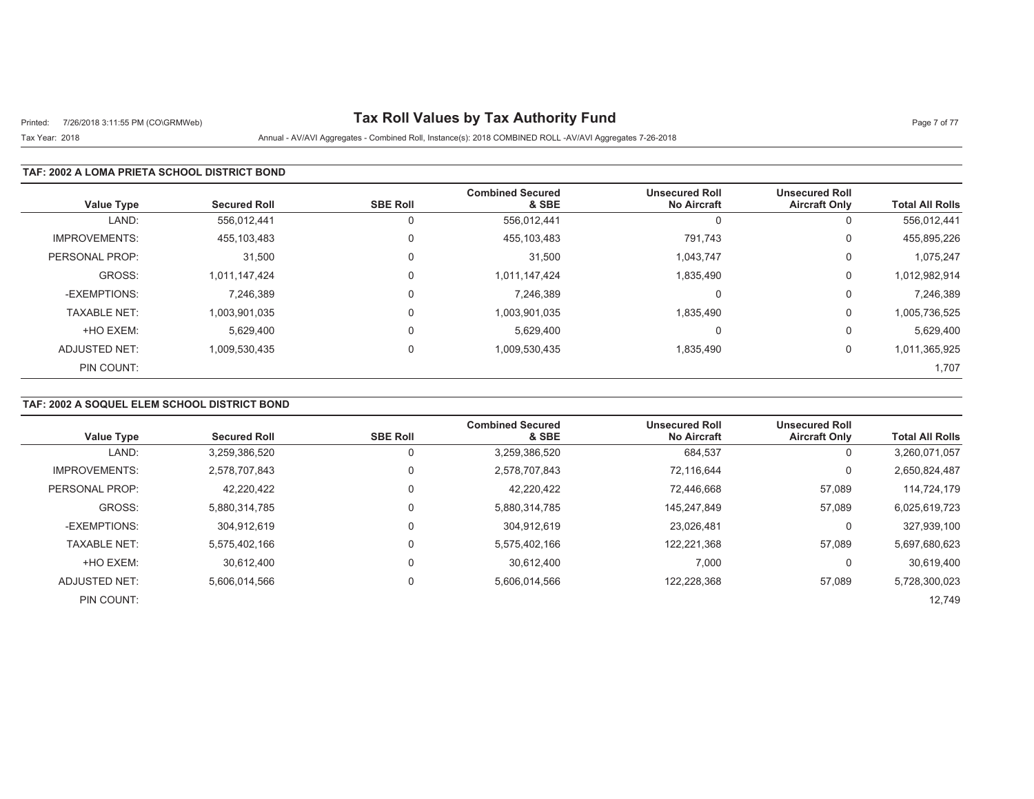# Tax Roll Values by Tax Authority Fund

Printed: 7/26/2018 3:11:55 PM (CO\GRMWeb)

Tax Year: 2018

Annual - AV/AVI Aggregates - Combined Roll, Instance(s): 2018 COMBINED ROLL -AV/AVI Aggregates 7-26-2018

## TAF: 2002 A LOMA PRIETA SCHOOL DISTRICT BOND

| Value Type | Secured Roll | SBE Roll | Combined Secured & SBE | Unsecured Roll No Aircraft | Unsecured Roll Aircraft Only | Total All Rolls |
|---|---|---|---|---|---|---|
| LAND: | 556,012,441 | 0 | 556,012,441 | 0 | 0 | 556,012,441 |
| IMPROVEMENTS: | 455,103,483 | 0 | 455,103,483 | 791,743 | 0 | 455,895,226 |
| PERSONAL PROP: | 31,500 | 0 | 31,500 | 1,043,747 | 0 | 1,075,247 |
| GROSS: | 1,011,147,424 | 0 | 1,011,147,424 | 1,835,490 | 0 | 1,012,982,914 |
| -EXEMPTIONS: | 7,246,389 | 0 | 7,246,389 | 0 | 0 | 7,246,389 |
| TAXABLE NET: | 1,003,901,035 | 0 | 1,003,901,035 | 1,835,490 | 0 | 1,005,736,525 |
| +HO EXEM: | 5,629,400 | 0 | 5,629,400 | 0 | 0 | 5,629,400 |
| ADJUSTED NET: | 1,009,530,435 | 0 | 1,009,530,435 | 1,835,490 | 0 | 1,011,365,925 |
| PIN COUNT: | | | | | | 1,707 |

## TAF: 2002 A SOQUEL ELEM SCHOOL DISTRICT BOND

| Value Type | Secured Roll | SBE Roll | Combined Secured & SBE | Unsecured Roll No Aircraft | Unsecured Roll Aircraft Only | Total All Rolls |
|---|---|---|---|---|---|---|
| LAND: | 3,259,386,520 | 0 | 3,259,386,520 | 684,537 | 0 | 3,260,071,057 |
| IMPROVEMENTS: | 2,578,707,843 | 0 | 2,578,707,843 | 72,116,644 | 0 | 2,650,824,487 |
| PERSONAL PROP: | 42,220,422 | 0 | 42,220,422 | 72,446,668 | 57,089 | 114,724,179 |
| GROSS: | 5,880,314,785 | 0 | 5,880,314,785 | 145,247,849 | 57,089 | 6,025,619,723 |
| -EXEMPTIONS: | 304,912,619 | 0 | 304,912,619 | 23,026,481 | 0 | 327,939,100 |
| TAXABLE NET: | 5,575,402,166 | 0 | 5,575,402,166 | 122,221,368 | 57,089 | 5,697,680,623 |
| +HO EXEM: | 30,612,400 | 0 | 30,612,400 | 7,000 | 0 | 30,619,400 |
| ADJUSTED NET: | 5,606,014,566 | 0 | 5,606,014,566 | 122,228,368 | 57,089 | 5,728,300,023 |
| PIN COUNT: | | | | | | 12,749 |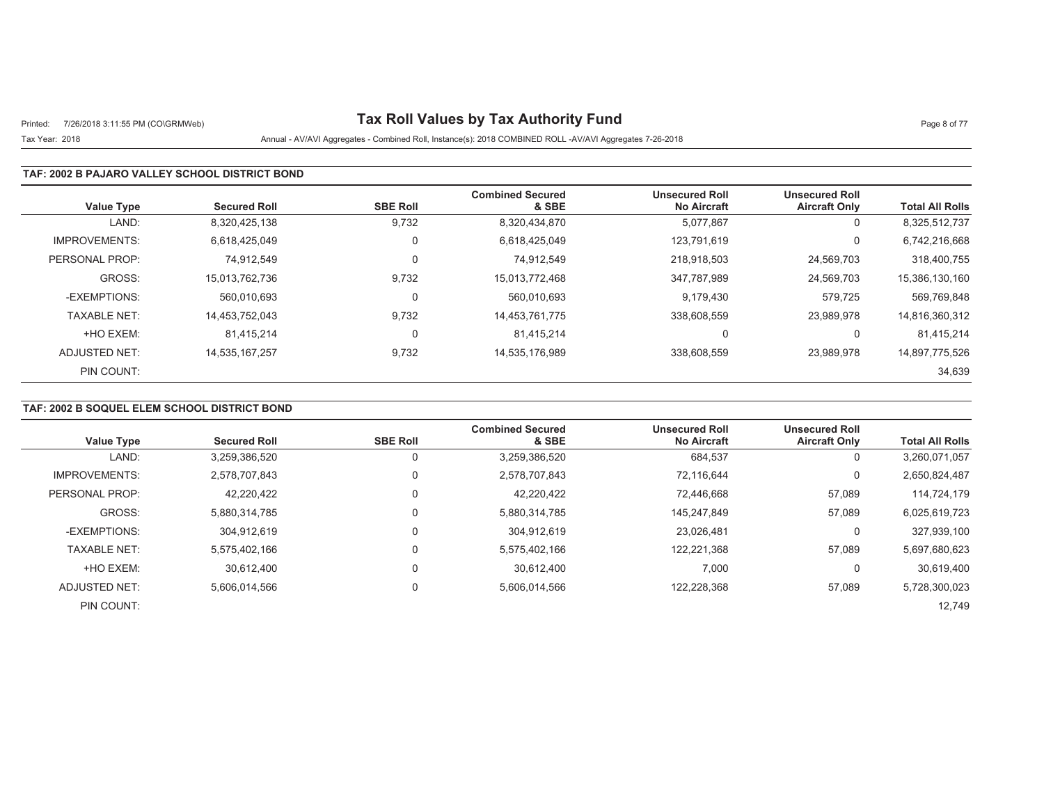# Tax Roll Values by Tax Authority Fund

Printed: 7/26/2018 3:11:55 PM (CO\GRMWeb)

Tax Year: 2018

Annual - AV/AVI Aggregates - Combined Roll, Instance(s): 2018 COMBINED ROLL -AV/AVI Aggregates 7-26-2018

## TAF: 2002 B PAJARO VALLEY SCHOOL DISTRICT BOND

| Value Type | Secured Roll | SBE Roll | Combined Secured & SBE | Unsecured Roll No Aircraft | Unsecured Roll Aircraft Only | Total All Rolls |
|---|---|---|---|---|---|---|
| LAND: | 8,320,425,138 | 9,732 | 8,320,434,870 | 5,077,867 | 0 | 8,325,512,737 |
| IMPROVEMENTS: | 6,618,425,049 | 0 | 6,618,425,049 | 123,791,619 | 0 | 6,742,216,668 |
| PERSONAL PROP: | 74,912,549 | 0 | 74,912,549 | 218,918,503 | 24,569,703 | 318,400,755 |
| GROSS: | 15,013,762,736 | 9,732 | 15,013,772,468 | 347,787,989 | 24,569,703 | 15,386,130,160 |
| -EXEMPTIONS: | 560,010,693 | 0 | 560,010,693 | 9,179,430 | 579,725 | 569,769,848 |
| TAXABLE NET: | 14,453,752,043 | 9,732 | 14,453,761,775 | 338,608,559 | 23,989,978 | 14,816,360,312 |
| +HO EXEM: | 81,415,214 | 0 | 81,415,214 | 0 | 0 | 81,415,214 |
| ADJUSTED NET: | 14,535,167,257 | 9,732 | 14,535,176,989 | 338,608,559 | 23,989,978 | 14,897,775,526 |
| PIN COUNT: | | | | | | 34,639 |

## TAF: 2002 B SOQUEL ELEM SCHOOL DISTRICT BOND

| Value Type | Secured Roll | SBE Roll | Combined Secured & SBE | Unsecured Roll No Aircraft | Unsecured Roll Aircraft Only | Total All Rolls |
|---|---|---|---|---|---|---|
| LAND: | 3,259,386,520 | 0 | 3,259,386,520 | 684,537 | 0 | 3,260,071,057 |
| IMPROVEMENTS: | 2,578,707,843 | 0 | 2,578,707,843 | 72,116,644 | 0 | 2,650,824,487 |
| PERSONAL PROP: | 42,220,422 | 0 | 42,220,422 | 72,446,668 | 57,089 | 114,724,179 |
| GROSS: | 5,880,314,785 | 0 | 5,880,314,785 | 145,247,849 | 57,089 | 6,025,619,723 |
| -EXEMPTIONS: | 304,912,619 | 0 | 304,912,619 | 23,026,481 | 0 | 327,939,100 |
| TAXABLE NET: | 5,575,402,166 | 0 | 5,575,402,166 | 122,221,368 | 57,089 | 5,697,680,623 |
| +HO EXEM: | 30,612,400 | 0 | 30,612,400 | 7,000 | 0 | 30,619,400 |
| ADJUSTED NET: | 5,606,014,566 | 0 | 5,606,014,566 | 122,228,368 | 57,089 | 5,728,300,023 |
| PIN COUNT: | | | | | | 12,749 |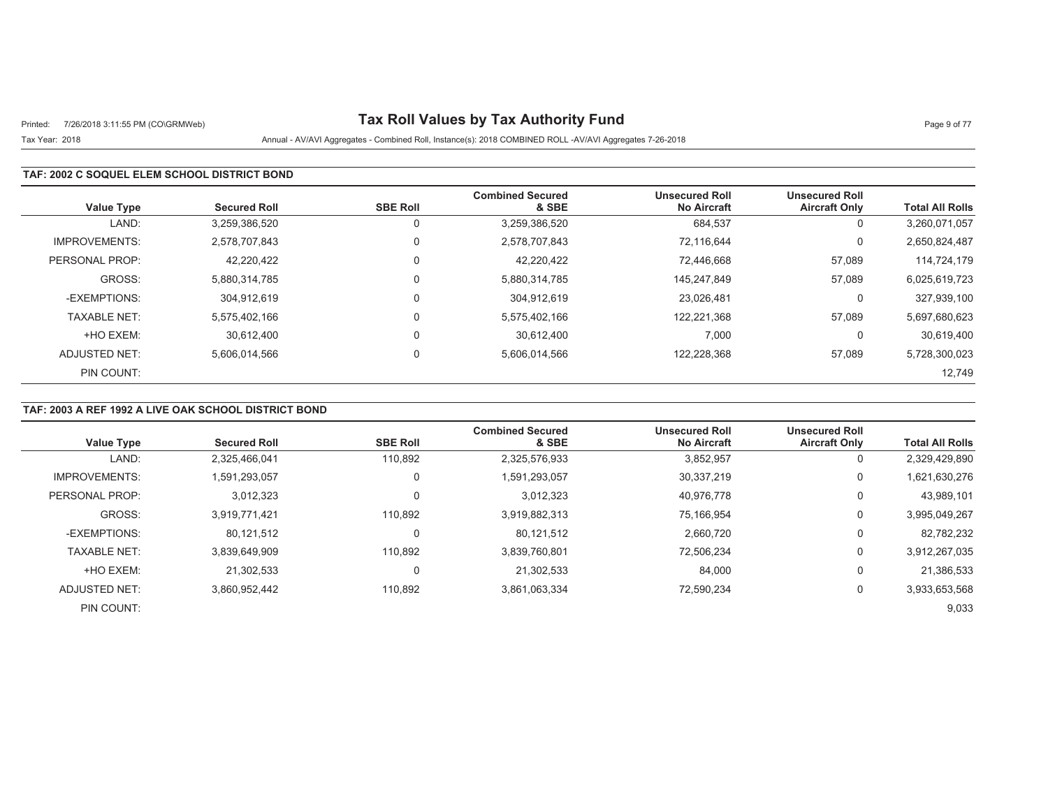# Tax Roll Values by Tax Authority Fund

Tax Year: 2018

Annual - AV/AVI Aggregates - Combined Roll, Instance(s): 2018 COMBINED ROLL -AV/AVI Aggregates 7-26-2018

## TAF: 2002 C SOQUEL ELEM SCHOOL DISTRICT BOND

| Value Type | Secured Roll | SBE Roll | Combined Secured & SBE | Unsecured Roll No Aircraft | Unsecured Roll Aircraft Only | Total All Rolls |
|---|---|---|---|---|---|---|
| LAND: | 3,259,386,520 | 0 | 3,259,386,520 | 684,537 | 0 | 3,260,071,057 |
| IMPROVEMENTS: | 2,578,707,843 | 0 | 2,578,707,843 | 72,116,644 | 0 | 2,650,824,487 |
| PERSONAL PROP: | 42,220,422 | 0 | 42,220,422 | 72,446,668 | 57,089 | 114,724,179 |
| GROSS: | 5,880,314,785 | 0 | 5,880,314,785 | 145,247,849 | 57,089 | 6,025,619,723 |
| -EXEMPTIONS: | 304,912,619 | 0 | 304,912,619 | 23,026,481 | 0 | 327,939,100 |
| TAXABLE NET: | 5,575,402,166 | 0 | 5,575,402,166 | 122,221,368 | 57,089 | 5,697,680,623 |
| +HO EXEM: | 30,612,400 | 0 | 30,612,400 | 7,000 | 0 | 30,619,400 |
| ADJUSTED NET: | 5,606,014,566 | 0 | 5,606,014,566 | 122,228,368 | 57,089 | 5,728,300,023 |
| PIN COUNT: | | | | | | 12,749 |

## TAF: 2003 A REF 1992 A LIVE OAK SCHOOL DISTRICT BOND

| Value Type | Secured Roll | SBE Roll | Combined Secured & SBE | Unsecured Roll No Aircraft | Unsecured Roll Aircraft Only | Total All Rolls |
|---|---|---|---|---|---|---|
| LAND: | 2,325,466,041 | 110,892 | 2,325,576,933 | 3,852,957 | 0 | 2,329,429,890 |
| IMPROVEMENTS: | 1,591,293,057 | 0 | 1,591,293,057 | 30,337,219 | 0 | 1,621,630,276 |
| PERSONAL PROP: | 3,012,323 | 0 | 3,012,323 | 40,976,778 | 0 | 43,989,101 |
| GROSS: | 3,919,771,421 | 110,892 | 3,919,882,313 | 75,166,954 | 0 | 3,995,049,267 |
| -EXEMPTIONS: | 80,121,512 | 0 | 80,121,512 | 2,660,720 | 0 | 82,782,232 |
| TAXABLE NET: | 3,839,649,909 | 110,892 | 3,839,760,801 | 72,506,234 | 0 | 3,912,267,035 |
| +HO EXEM: | 21,302,533 | 0 | 21,302,533 | 84,000 | 0 | 21,386,533 |
| ADJUSTED NET: | 3,860,952,442 | 110,892 | 3,861,063,334 | 72,590,234 | 0 | 3,933,653,568 |
| PIN COUNT: | | | | | | 9,033 |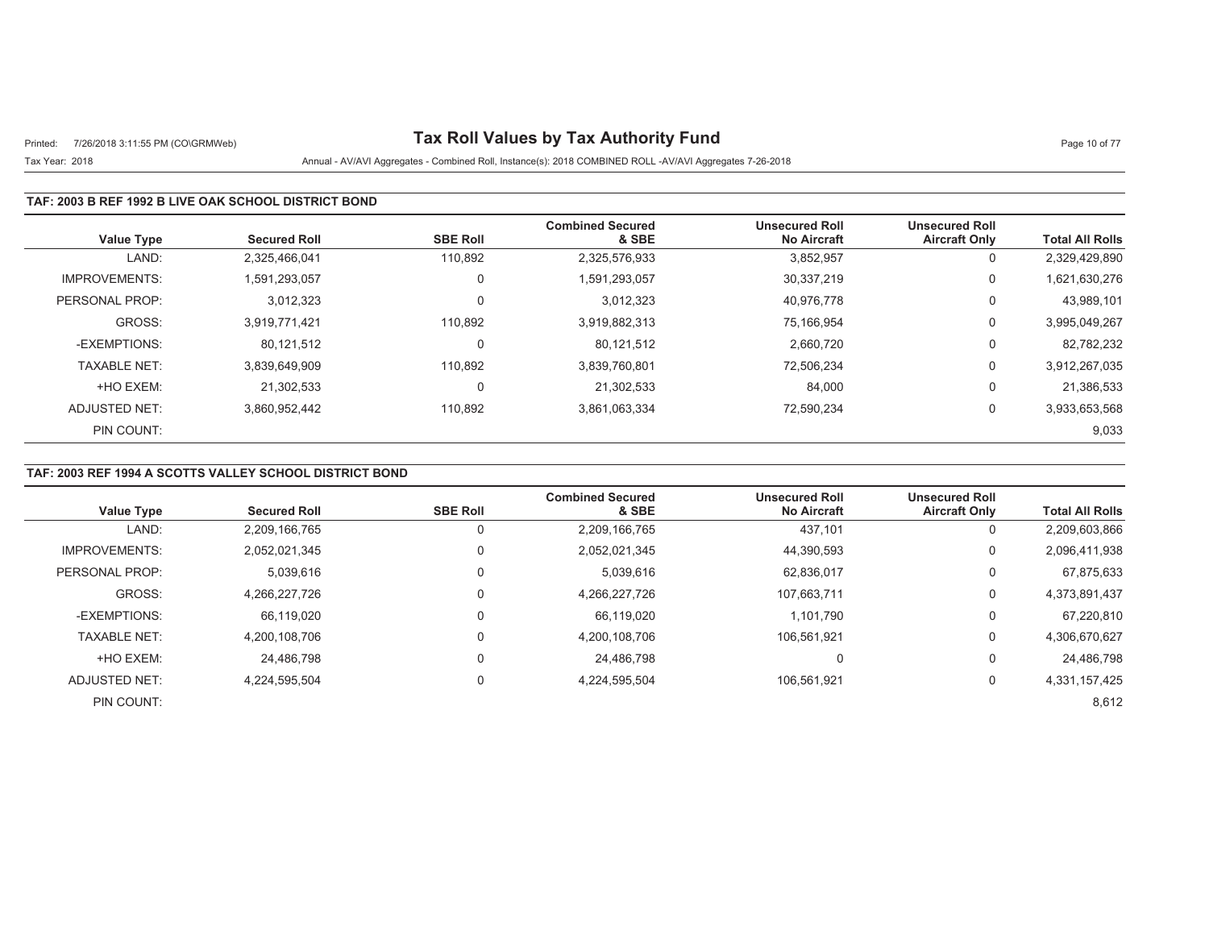# Tax Roll Values by Tax Authority Fund

Tax Year: 2018

Annual - AV/AVI Aggregates - Combined Roll, Instance(s): 2018 COMBINED ROLL -AV/AVI Aggregates 7-26-2018

### TAF: 2003 B REF 1992 B LIVE OAK SCHOOL DISTRICT BOND

| Value Type | Secured Roll | SBE Roll | Combined Secured & SBE | Unsecured Roll No Aircraft | Unsecured Roll Aircraft Only | Total All Rolls |
|---|---|---|---|---|---|---|
| LAND: | 2,325,466,041 | 110,892 | 2,325,576,933 | 3,852,957 | 0 | 2,329,429,890 |
| IMPROVEMENTS: | 1,591,293,057 | 0 | 1,591,293,057 | 30,337,219 | 0 | 1,621,630,276 |
| PERSONAL PROP: | 3,012,323 | 0 | 3,012,323 | 40,976,778 | 0 | 43,989,101 |
| GROSS: | 3,919,771,421 | 110,892 | 3,919,882,313 | 75,166,954 | 0 | 3,995,049,267 |
| -EXEMPTIONS: | 80,121,512 | 0 | 80,121,512 | 2,660,720 | 0 | 82,782,232 |
| TAXABLE NET: | 3,839,649,909 | 110,892 | 3,839,760,801 | 72,506,234 | 0 | 3,912,267,035 |
| +HO EXEM: | 21,302,533 | 0 | 21,302,533 | 84,000 | 0 | 21,386,533 |
| ADJUSTED NET: | 3,860,952,442 | 110,892 | 3,861,063,334 | 72,590,234 | 0 | 3,933,653,568 |
| PIN COUNT: | | | | | | 9,033 |

### TAF: 2003 REF 1994 A SCOTTS VALLEY SCHOOL DISTRICT BOND

| Value Type | Secured Roll | SBE Roll | Combined Secured & SBE | Unsecured Roll No Aircraft | Unsecured Roll Aircraft Only | Total All Rolls |
|---|---|---|---|---|---|---|
| LAND: | 2,209,166,765 | 0 | 2,209,166,765 | 437,101 | 0 | 2,209,603,866 |
| IMPROVEMENTS: | 2,052,021,345 | 0 | 2,052,021,345 | 44,390,593 | 0 | 2,096,411,938 |
| PERSONAL PROP: | 5,039,616 | 0 | 5,039,616 | 62,836,017 | 0 | 67,875,633 |
| GROSS: | 4,266,227,726 | 0 | 4,266,227,726 | 107,663,711 | 0 | 4,373,891,437 |
| -EXEMPTIONS: | 66,119,020 | 0 | 66,119,020 | 1,101,790 | 0 | 67,220,810 |
| TAXABLE NET: | 4,200,108,706 | 0 | 4,200,108,706 | 106,561,921 | 0 | 4,306,670,627 |
| +HO EXEM: | 24,486,798 | 0 | 24,486,798 | 0 | 0 | 24,486,798 |
| ADJUSTED NET: | 4,224,595,504 | 0 | 4,224,595,504 | 106,561,921 | 0 | 4,331,157,425 |
| PIN COUNT: | | | | | | 8,612 |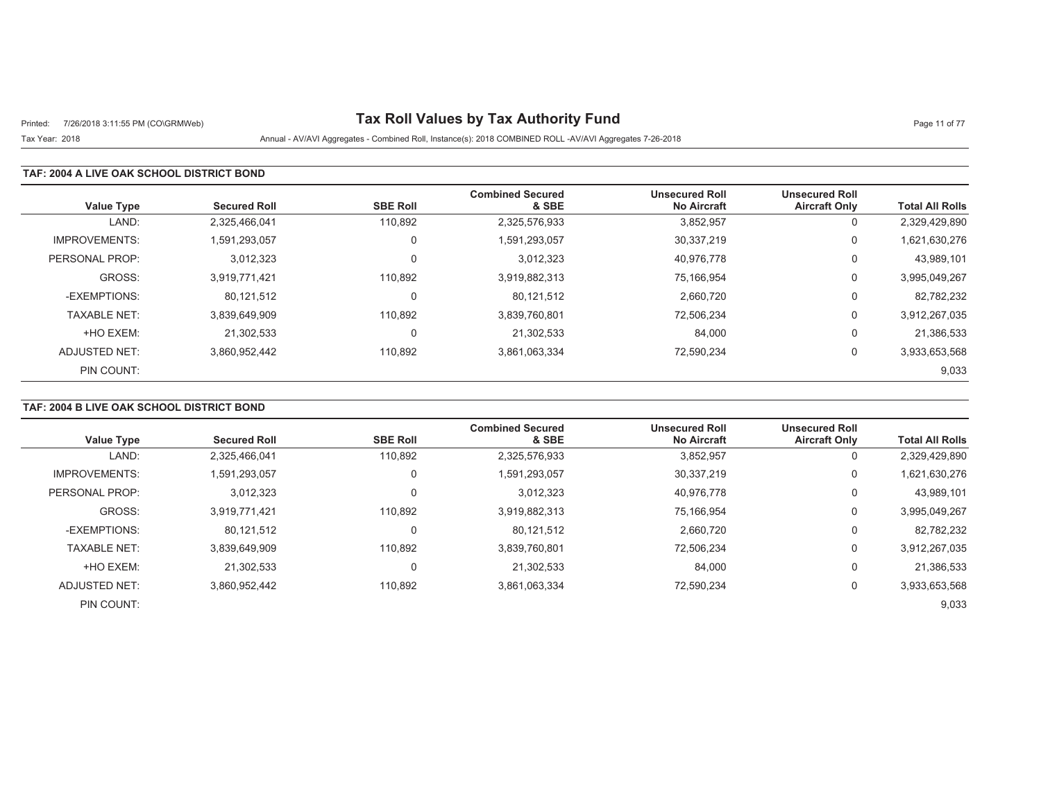# Tax Roll Values by Tax Authority Fund

Tax Year: 2018

Annual - AV/AVI Aggregates - Combined Roll, Instance(s): 2018 COMBINED ROLL -AV/AVI Aggregates 7-26-2018

## TAF: 2004 A LIVE OAK SCHOOL DISTRICT BOND

| Value Type | Secured Roll | SBE Roll | Combined Secured & SBE | Unsecured Roll No Aircraft | Unsecured Roll Aircraft Only | Total All Rolls |
|---|---|---|---|---|---|---|
| LAND: | 2,325,466,041 | 110,892 | 2,325,576,933 | 3,852,957 | 0 | 2,329,429,890 |
| IMPROVEMENTS: | 1,591,293,057 | 0 | 1,591,293,057 | 30,337,219 | 0 | 1,621,630,276 |
| PERSONAL PROP: | 3,012,323 | 0 | 3,012,323 | 40,976,778 | 0 | 43,989,101 |
| GROSS: | 3,919,771,421 | 110,892 | 3,919,882,313 | 75,166,954 | 0 | 3,995,049,267 |
| -EXEMPTIONS: | 80,121,512 | 0 | 80,121,512 | 2,660,720 | 0 | 82,782,232 |
| TAXABLE NET: | 3,839,649,909 | 110,892 | 3,839,760,801 | 72,506,234 | 0 | 3,912,267,035 |
| +HO EXEM: | 21,302,533 | 0 | 21,302,533 | 84,000 | 0 | 21,386,533 |
| ADJUSTED NET: | 3,860,952,442 | 110,892 | 3,861,063,334 | 72,590,234 | 0 | 3,933,653,568 |
| PIN COUNT: | | | | | | 9,033 |

## TAF: 2004 B LIVE OAK SCHOOL DISTRICT BOND

| Value Type | Secured Roll | SBE Roll | Combined Secured & SBE | Unsecured Roll No Aircraft | Unsecured Roll Aircraft Only | Total All Rolls |
|---|---|---|---|---|---|---|
| LAND: | 2,325,466,041 | 110,892 | 2,325,576,933 | 3,852,957 | 0 | 2,329,429,890 |
| IMPROVEMENTS: | 1,591,293,057 | 0 | 1,591,293,057 | 30,337,219 | 0 | 1,621,630,276 |
| PERSONAL PROP: | 3,012,323 | 0 | 3,012,323 | 40,976,778 | 0 | 43,989,101 |
| GROSS: | 3,919,771,421 | 110,892 | 3,919,882,313 | 75,166,954 | 0 | 3,995,049,267 |
| -EXEMPTIONS: | 80,121,512 | 0 | 80,121,512 | 2,660,720 | 0 | 82,782,232 |
| TAXABLE NET: | 3,839,649,909 | 110,892 | 3,839,760,801 | 72,506,234 | 0 | 3,912,267,035 |
| +HO EXEM: | 21,302,533 | 0 | 21,302,533 | 84,000 | 0 | 21,386,533 |
| ADJUSTED NET: | 3,860,952,442 | 110,892 | 3,861,063,334 | 72,590,234 | 0 | 3,933,653,568 |
| PIN COUNT: | | | | | | 9,033 |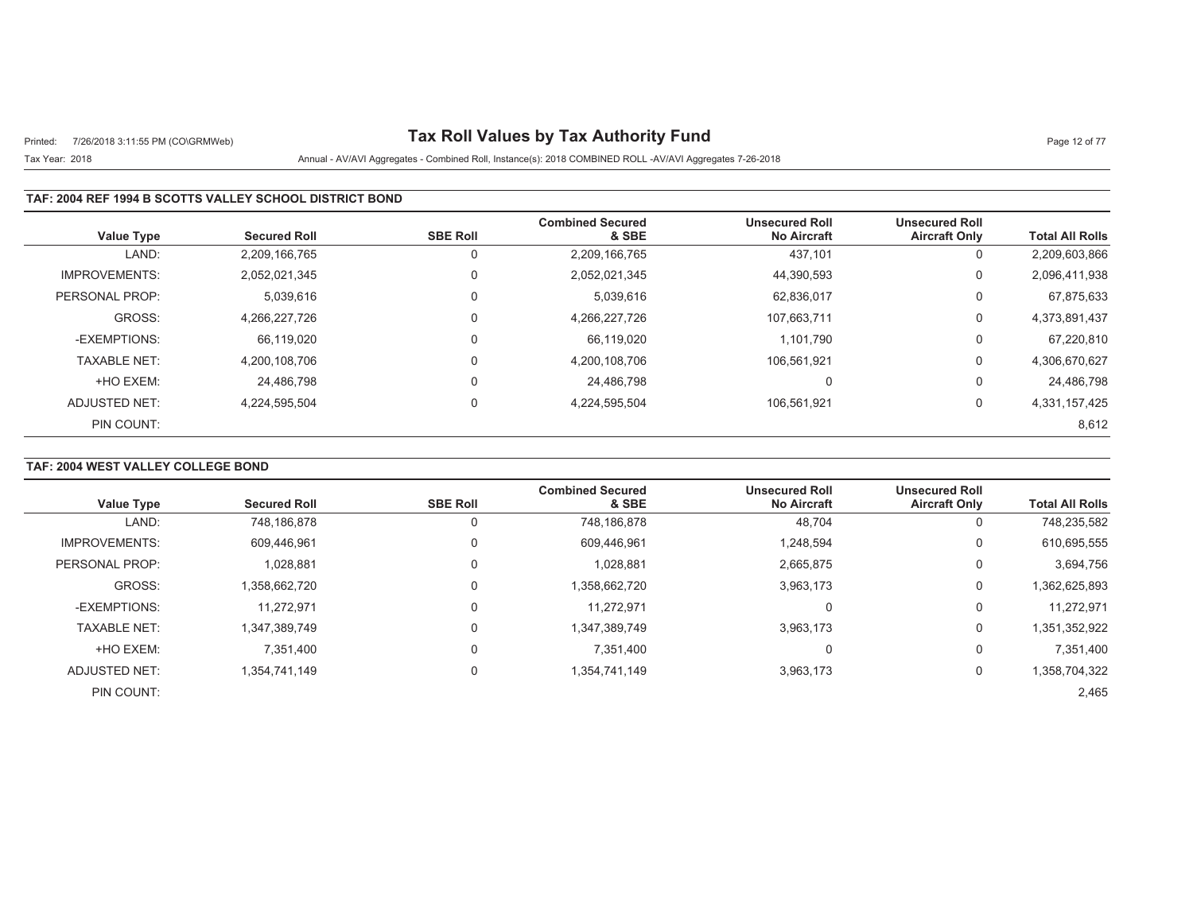# Tax Roll Values by Tax Authority Fund

Tax Year: 2018

Annual - AV/AVI Aggregates - Combined Roll, Instance(s): 2018 COMBINED ROLL -AV/AVI Aggregates 7-26-2018

## TAF: 2004 REF 1994 B SCOTTS VALLEY SCHOOL DISTRICT BOND

| Value Type | Secured Roll | SBE Roll | Combined Secured & SBE | Unsecured Roll No Aircraft | Unsecured Roll Aircraft Only | Total All Rolls |
|---|---|---|---|---|---|---|
| LAND: | 2,209,166,765 | 0 | 2,209,166,765 | 437,101 | 0 | 2,209,603,866 |
| IMPROVEMENTS: | 2,052,021,345 | 0 | 2,052,021,345 | 44,390,593 | 0 | 2,096,411,938 |
| PERSONAL PROP: | 5,039,616 | 0 | 5,039,616 | 62,836,017 | 0 | 67,875,633 |
| GROSS: | 4,266,227,726 | 0 | 4,266,227,726 | 107,663,711 | 0 | 4,373,891,437 |
| -EXEMPTIONS: | 66,119,020 | 0 | 66,119,020 | 1,101,790 | 0 | 67,220,810 |
| TAXABLE NET: | 4,200,108,706 | 0 | 4,200,108,706 | 106,561,921 | 0 | 4,306,670,627 |
| +HO EXEM: | 24,486,798 | 0 | 24,486,798 | 0 | 0 | 24,486,798 |
| ADJUSTED NET: | 4,224,595,504 | 0 | 4,224,595,504 | 106,561,921 | 0 | 4,331,157,425 |
| PIN COUNT: | | | | | | 8,612 |

## TAF: 2004 WEST VALLEY COLLEGE BOND

| Value Type | Secured Roll | SBE Roll | Combined Secured & SBE | Unsecured Roll No Aircraft | Unsecured Roll Aircraft Only | Total All Rolls |
|---|---|---|---|---|---|---|
| LAND: | 748,186,878 | 0 | 748,186,878 | 48,704 | 0 | 748,235,582 |
| IMPROVEMENTS: | 609,446,961 | 0 | 609,446,961 | 1,248,594 | 0 | 610,695,555 |
| PERSONAL PROP: | 1,028,881 | 0 | 1,028,881 | 2,665,875 | 0 | 3,694,756 |
| GROSS: | 1,358,662,720 | 0 | 1,358,662,720 | 3,963,173 | 0 | 1,362,625,893 |
| -EXEMPTIONS: | 11,272,971 | 0 | 11,272,971 | 0 | 0 | 11,272,971 |
| TAXABLE NET: | 1,347,389,749 | 0 | 1,347,389,749 | 3,963,173 | 0 | 1,351,352,922 |
| +HO EXEM: | 7,351,400 | 0 | 7,351,400 | 0 | 0 | 7,351,400 |
| ADJUSTED NET: | 1,354,741,149 | 0 | 1,354,741,149 | 3,963,173 | 0 | 1,358,704,322 |
| PIN COUNT: | | | | | | 2,465 |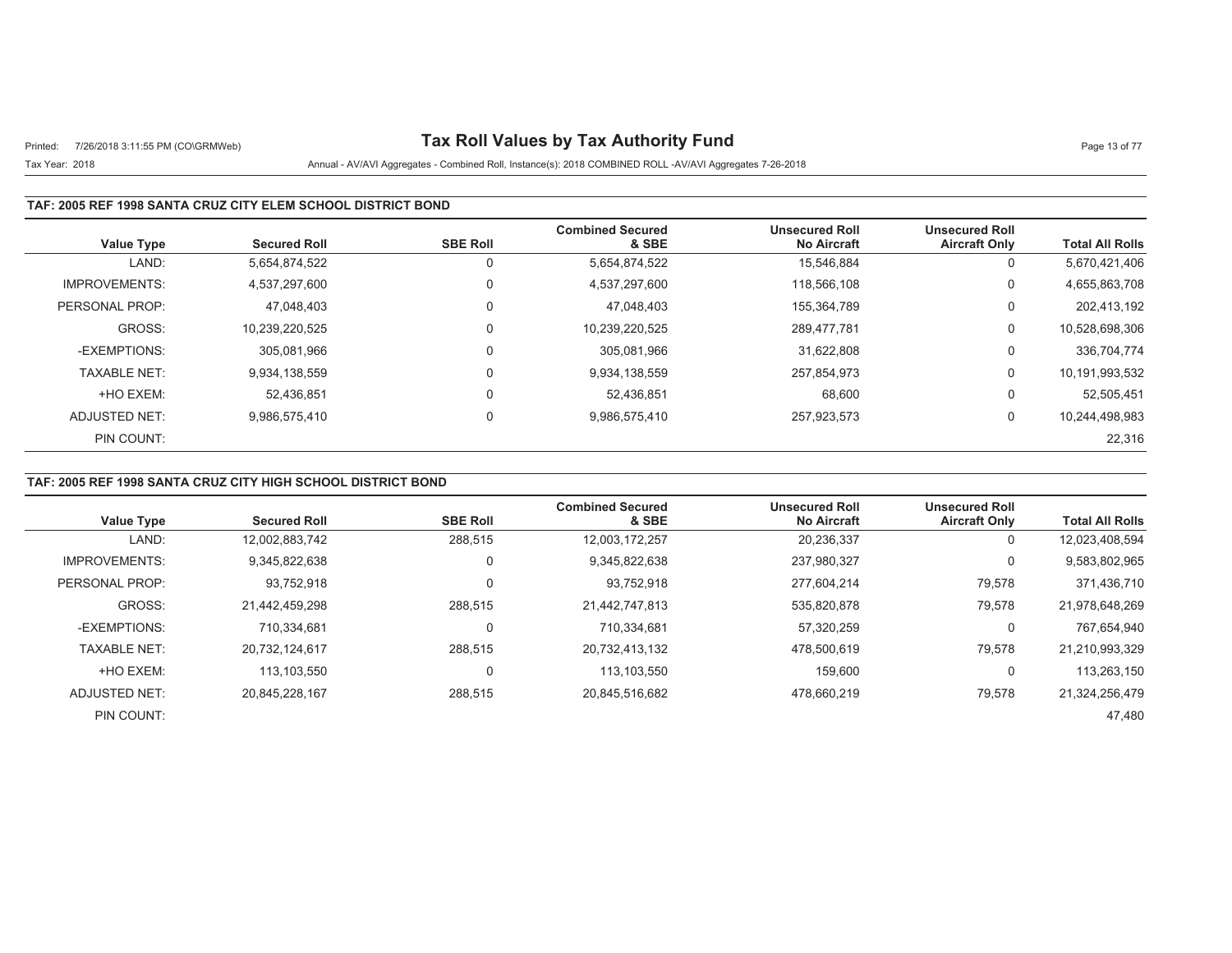# Tax Roll Values by Tax Authority Fund

Printed: 7/26/2018 3:11:55 PM (CO\GRMWeb)

Tax Year: 2018

Annual - AV/AVI Aggregates - Combined Roll, Instance(s): 2018 COMBINED ROLL -AV/AVI Aggregates 7-26-2018

### TAF: 2005 REF 1998 SANTA CRUZ CITY ELEM SCHOOL DISTRICT BOND

| Value Type | Secured Roll | SBE Roll | Combined Secured & SBE | Unsecured Roll No Aircraft | Unsecured Roll Aircraft Only | Total All Rolls |
|---|---|---|---|---|---|---|
| LAND: | 5,654,874,522 | 0 | 5,654,874,522 | 15,546,884 | 0 | 5,670,421,406 |
| IMPROVEMENTS: | 4,537,297,600 | 0 | 4,537,297,600 | 118,566,108 | 0 | 4,655,863,708 |
| PERSONAL PROP: | 47,048,403 | 0 | 47,048,403 | 155,364,789 | 0 | 202,413,192 |
| GROSS: | 10,239,220,525 | 0 | 10,239,220,525 | 289,477,781 | 0 | 10,528,698,306 |
| -EXEMPTIONS: | 305,081,966 | 0 | 305,081,966 | 31,622,808 | 0 | 336,704,774 |
| TAXABLE NET: | 9,934,138,559 | 0 | 9,934,138,559 | 257,854,973 | 0 | 10,191,993,532 |
| +HO EXEM: | 52,436,851 | 0 | 52,436,851 | 68,600 | 0 | 52,505,451 |
| ADJUSTED NET: | 9,986,575,410 | 0 | 9,986,575,410 | 257,923,573 | 0 | 10,244,498,983 |
| PIN COUNT: | | | | | | 22,316 |

### TAF: 2005 REF 1998 SANTA CRUZ CITY HIGH SCHOOL DISTRICT BOND

| Value Type | Secured Roll | SBE Roll | Combined Secured & SBE | Unsecured Roll No Aircraft | Unsecured Roll Aircraft Only | Total All Rolls |
|---|---|---|---|---|---|---|
| LAND: | 12,002,883,742 | 288,515 | 12,003,172,257 | 20,236,337 | 0 | 12,023,408,594 |
| IMPROVEMENTS: | 9,345,822,638 | 0 | 9,345,822,638 | 237,980,327 | 0 | 9,583,802,965 |
| PERSONAL PROP: | 93,752,918 | 0 | 93,752,918 | 277,604,214 | 79,578 | 371,436,710 |
| GROSS: | 21,442,459,298 | 288,515 | 21,442,747,813 | 535,820,878 | 79,578 | 21,978,648,269 |
| -EXEMPTIONS: | 710,334,681 | 0 | 710,334,681 | 57,320,259 | 0 | 767,654,940 |
| TAXABLE NET: | 20,732,124,617 | 288,515 | 20,732,413,132 | 478,500,619 | 79,578 | 21,210,993,329 |
| +HO EXEM: | 113,103,550 | 0 | 113,103,550 | 159,600 | 0 | 113,263,150 |
| ADJUSTED NET: | 20,845,228,167 | 288,515 | 20,845,516,682 | 478,660,219 | 79,578 | 21,324,256,479 |
| PIN COUNT: | | | | | | 47,480 |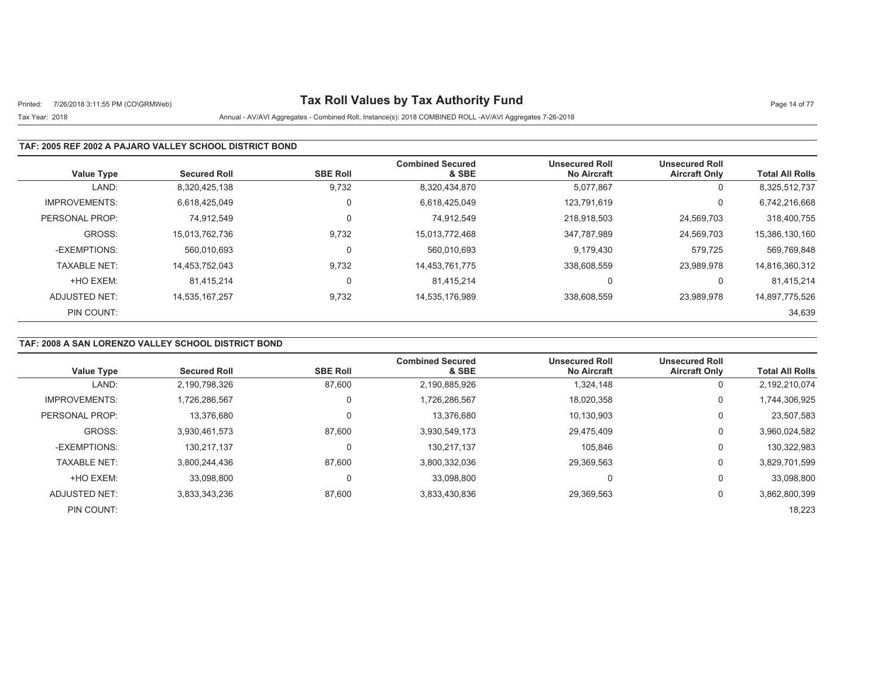# Tax Roll Values by Tax Authority Fund

Printed: 7/26/2018 3:11:55 PM (CO\GRMWeb)

Tax Year: 2018

Annual - AV/AVI Aggregates - Combined Roll, Instance(s): 2018 COMBINED ROLL -AV/AVI Aggregates 7-26-2018

**TAF: 2005 REF 2002 A PAJARO VALLEY SCHOOL DISTRICT BOND**

| Value Type | Secured Roll | SBE Roll | Combined Secured & SBE | Unsecured Roll No Aircraft | Unsecured Roll Aircraft Only | Total All Rolls |
|---|---|---|---|---|---|---|
| LAND: | 8,320,425,138 | 9,732 | 8,320,434,870 | 5,077,867 | 0 | 8,325,512,737 |
| IMPROVEMENTS: | 6,618,425,049 | 0 | 6,618,425,049 | 123,791,619 | 0 | 6,742,216,668 |
| PERSONAL PROP: | 74,912,549 | 0 | 74,912,549 | 218,918,503 | 24,569,703 | 318,400,755 |
| GROSS: | 15,013,762,736 | 9,732 | 15,013,772,468 | 347,787,989 | 24,569,703 | 15,386,130,160 |
| -EXEMPTIONS: | 560,010,693 | 0 | 560,010,693 | 9,179,430 | 579,725 | 569,769,848 |
| TAXABLE NET: | 14,453,752,043 | 9,732 | 14,453,761,775 | 338,608,559 | 23,989,978 | 14,816,360,312 |
| +HO EXEM: | 81,415,214 | 0 | 81,415,214 | 0 | 0 | 81,415,214 |
| ADJUSTED NET: | 14,535,167,257 | 9,732 | 14,535,176,989 | 338,608,559 | 23,989,978 | 14,897,775,526 |
| PIN COUNT: | | | | | | 34,639 |

**TAF: 2008 A SAN LORENZO VALLEY SCHOOL DISTRICT BOND**

| Value Type | Secured Roll | SBE Roll | Combined Secured & SBE | Unsecured Roll No Aircraft | Unsecured Roll Aircraft Only | Total All Rolls |
|---|---|---|---|---|---|---|
| LAND: | 2,190,798,326 | 87,600 | 2,190,885,926 | 1,324,148 | 0 | 2,192,210,074 |
| IMPROVEMENTS: | 1,726,286,567 | 0 | 1,726,286,567 | 18,020,358 | 0 | 1,744,306,925 |
| PERSONAL PROP: | 13,376,680 | 0 | 13,376,680 | 10,130,903 | 0 | 23,507,583 |
| GROSS: | 3,930,461,573 | 87,600 | 3,930,549,173 | 29,475,409 | 0 | 3,960,024,582 |
| -EXEMPTIONS: | 130,217,137 | 0 | 130,217,137 | 105,846 | 0 | 130,322,983 |
| TAXABLE NET: | 3,800,244,436 | 87,600 | 3,800,332,036 | 29,369,563 | 0 | 3,829,701,599 |
| +HO EXEM: | 33,098,800 | 0 | 33,098,800 | 0 | 0 | 33,098,800 |
| ADJUSTED NET: | 3,833,343,236 | 87,600 | 3,833,430,836 | 29,369,563 | 0 | 3,862,800,399 |
| PIN COUNT: | | | | | | 18,223 |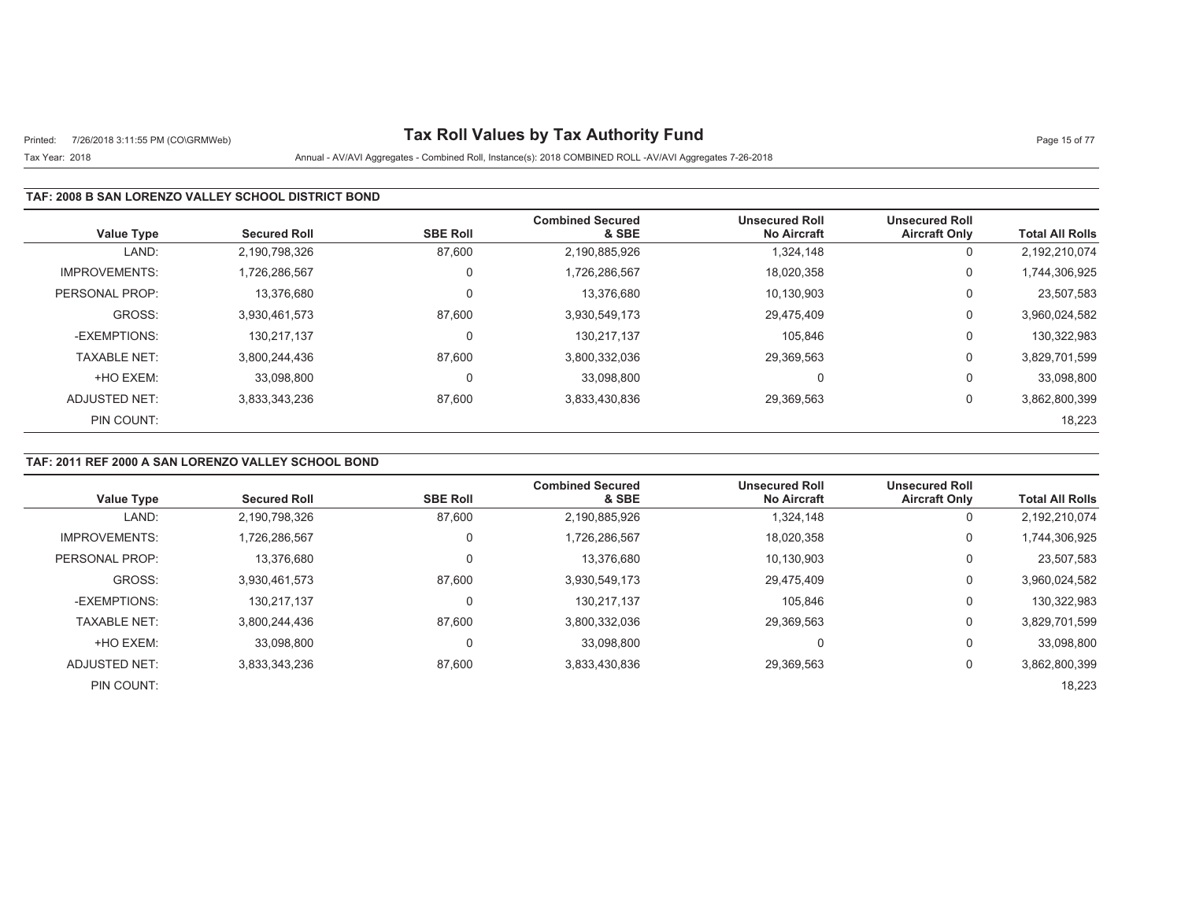# Tax Roll Values by Tax Authority Fund

Tax Year: 2018

Annual - AV/AVI Aggregates - Combined Roll, Instance(s): 2018 COMBINED ROLL -AV/AVI Aggregates 7-26-2018

### TAF: 2008 B SAN LORENZO VALLEY SCHOOL DISTRICT BOND

| Value Type | Secured Roll | SBE Roll | Combined Secured & SBE | Unsecured Roll No Aircraft | Unsecured Roll Aircraft Only | Total All Rolls |
|---|---|---|---|---|---|---|
| LAND: | 2,190,798,326 | 87,600 | 2,190,885,926 | 1,324,148 | 0 | 2,192,210,074 |
| IMPROVEMENTS: | 1,726,286,567 | 0 | 1,726,286,567 | 18,020,358 | 0 | 1,744,306,925 |
| PERSONAL PROP: | 13,376,680 | 0 | 13,376,680 | 10,130,903 | 0 | 23,507,583 |
| GROSS: | 3,930,461,573 | 87,600 | 3,930,549,173 | 29,475,409 | 0 | 3,960,024,582 |
| -EXEMPTIONS: | 130,217,137 | 0 | 130,217,137 | 105,846 | 0 | 130,322,983 |
| TAXABLE NET: | 3,800,244,436 | 87,600 | 3,800,332,036 | 29,369,563 | 0 | 3,829,701,599 |
| +HO EXEM: | 33,098,800 | 0 | 33,098,800 | 0 | 0 | 33,098,800 |
| ADJUSTED NET: | 3,833,343,236 | 87,600 | 3,833,430,836 | 29,369,563 | 0 | 3,862,800,399 |
| PIN COUNT: | | | | | | 18,223 |

### TAF: 2011 REF 2000 A SAN LORENZO VALLEY SCHOOL BOND

| Value Type | Secured Roll | SBE Roll | Combined Secured & SBE | Unsecured Roll No Aircraft | Unsecured Roll Aircraft Only | Total All Rolls |
|---|---|---|---|---|---|---|
| LAND: | 2,190,798,326 | 87,600 | 2,190,885,926 | 1,324,148 | 0 | 2,192,210,074 |
| IMPROVEMENTS: | 1,726,286,567 | 0 | 1,726,286,567 | 18,020,358 | 0 | 1,744,306,925 |
| PERSONAL PROP: | 13,376,680 | 0 | 13,376,680 | 10,130,903 | 0 | 23,507,583 |
| GROSS: | 3,930,461,573 | 87,600 | 3,930,549,173 | 29,475,409 | 0 | 3,960,024,582 |
| -EXEMPTIONS: | 130,217,137 | 0 | 130,217,137 | 105,846 | 0 | 130,322,983 |
| TAXABLE NET: | 3,800,244,436 | 87,600 | 3,800,332,036 | 29,369,563 | 0 | 3,829,701,599 |
| +HO EXEM: | 33,098,800 | 0 | 33,098,800 | 0 | 0 | 33,098,800 |
| ADJUSTED NET: | 3,833,343,236 | 87,600 | 3,833,430,836 | 29,369,563 | 0 | 3,862,800,399 |
| PIN COUNT: | | | | | | 18,223 |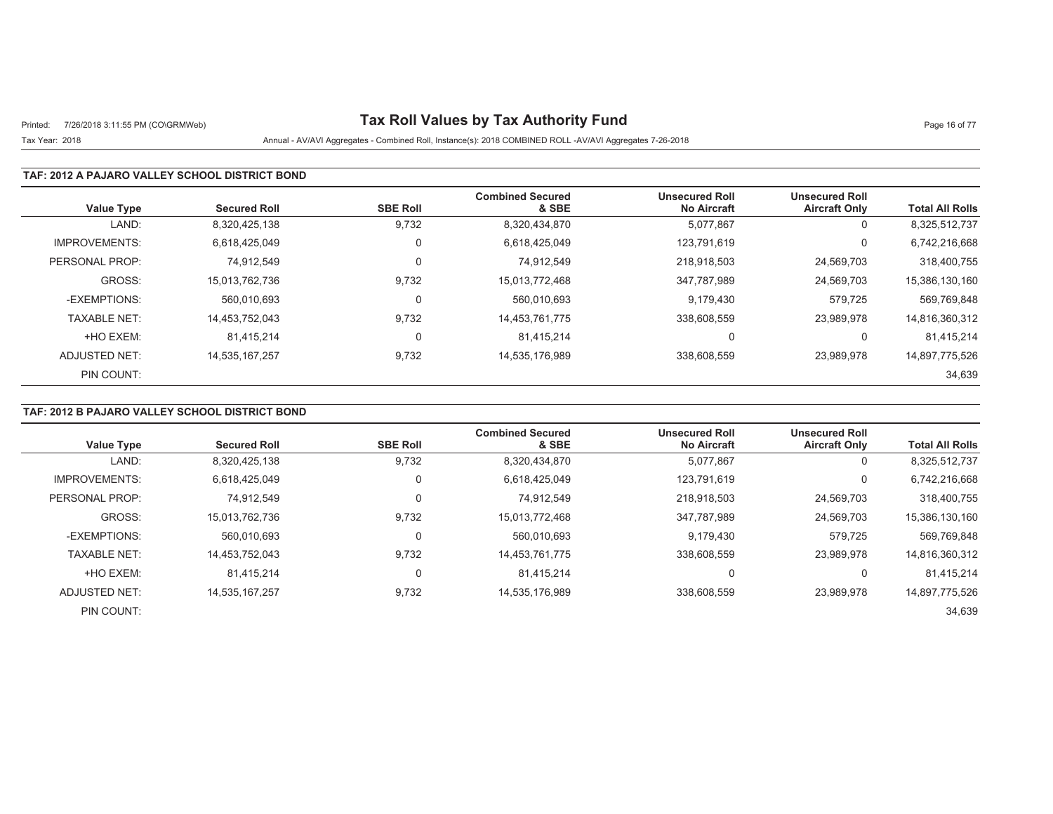# Tax Roll Values by Tax Authority Fund

Tax Year: 2018

Annual - AV/AVI Aggregates - Combined Roll, Instance(s): 2018 COMBINED ROLL -AV/AVI Aggregates 7-26-2018

### TAF: 2012 A PAJARO VALLEY SCHOOL DISTRICT BOND

| Value Type | Secured Roll | SBE Roll | Combined Secured & SBE | Unsecured Roll No Aircraft | Unsecured Roll Aircraft Only | Total All Rolls |
|---|---|---|---|---|---|---|
| LAND: | 8,320,425,138 | 9,732 | 8,320,434,870 | 5,077,867 | 0 | 8,325,512,737 |
| IMPROVEMENTS: | 6,618,425,049 | 0 | 6,618,425,049 | 123,791,619 | 0 | 6,742,216,668 |
| PERSONAL PROP: | 74,912,549 | 0 | 74,912,549 | 218,918,503 | 24,569,703 | 318,400,755 |
| GROSS: | 15,013,762,736 | 9,732 | 15,013,772,468 | 347,787,989 | 24,569,703 | 15,386,130,160 |
| -EXEMPTIONS: | 560,010,693 | 0 | 560,010,693 | 9,179,430 | 579,725 | 569,769,848 |
| TAXABLE NET: | 14,453,752,043 | 9,732 | 14,453,761,775 | 338,608,559 | 23,989,978 | 14,816,360,312 |
| +HO EXEM: | 81,415,214 | 0 | 81,415,214 | 0 | 0 | 81,415,214 |
| ADJUSTED NET: | 14,535,167,257 | 9,732 | 14,535,176,989 | 338,608,559 | 23,989,978 | 14,897,775,526 |
| PIN COUNT: | | | | | | 34,639 |

### TAF: 2012 B PAJARO VALLEY SCHOOL DISTRICT BOND

| Value Type | Secured Roll | SBE Roll | Combined Secured & SBE | Unsecured Roll No Aircraft | Unsecured Roll Aircraft Only | Total All Rolls |
|---|---|---|---|---|---|---|
| LAND: | 8,320,425,138 | 9,732 | 8,320,434,870 | 5,077,867 | 0 | 8,325,512,737 |
| IMPROVEMENTS: | 6,618,425,049 | 0 | 6,618,425,049 | 123,791,619 | 0 | 6,742,216,668 |
| PERSONAL PROP: | 74,912,549 | 0 | 74,912,549 | 218,918,503 | 24,569,703 | 318,400,755 |
| GROSS: | 15,013,762,736 | 9,732 | 15,013,772,468 | 347,787,989 | 24,569,703 | 15,386,130,160 |
| -EXEMPTIONS: | 560,010,693 | 0 | 560,010,693 | 9,179,430 | 579,725 | 569,769,848 |
| TAXABLE NET: | 14,453,752,043 | 9,732 | 14,453,761,775 | 338,608,559 | 23,989,978 | 14,816,360,312 |
| +HO EXEM: | 81,415,214 | 0 | 81,415,214 | 0 | 0 | 81,415,214 |
| ADJUSTED NET: | 14,535,167,257 | 9,732 | 14,535,176,989 | 338,608,559 | 23,989,978 | 14,897,775,526 |
| PIN COUNT: | | | | | | 34,639 |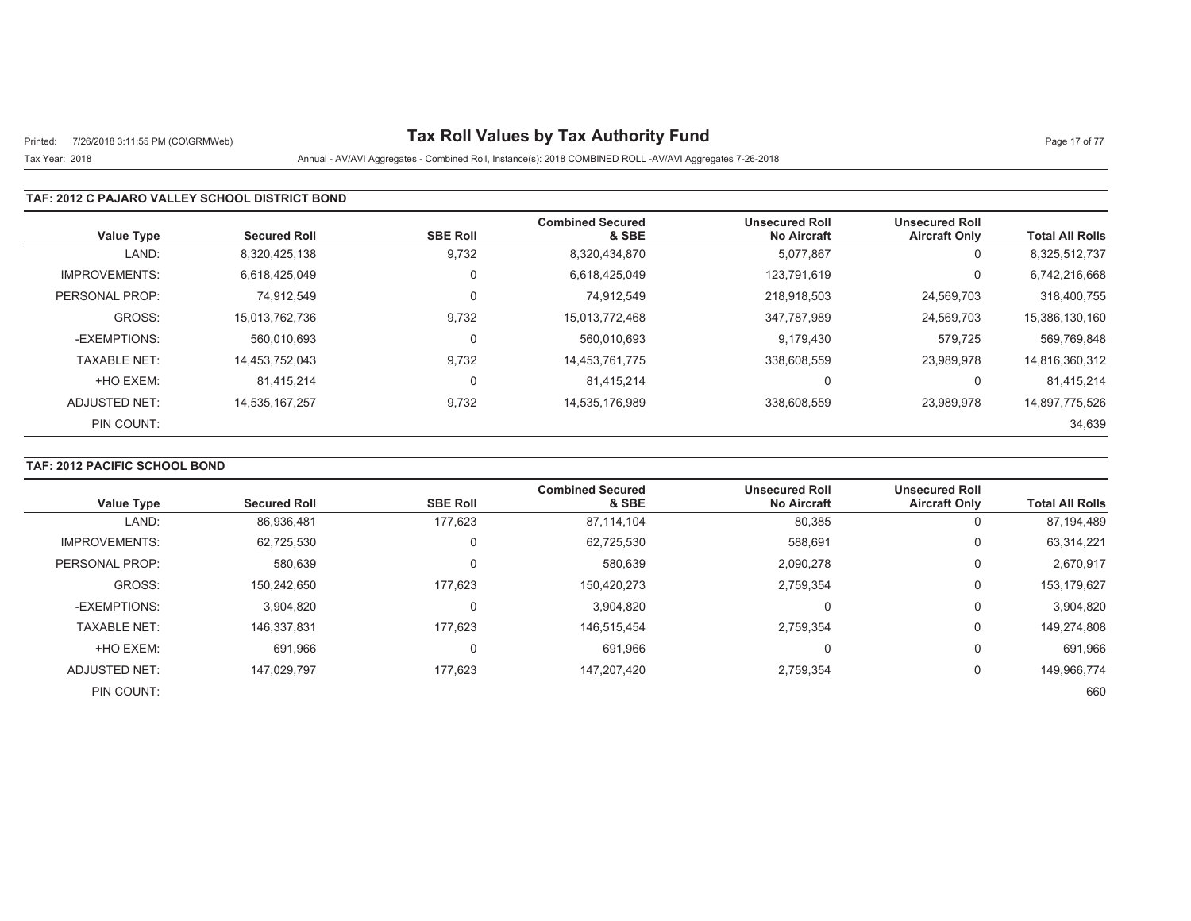# Tax Roll Values by Tax Authority Fund

Printed: 7/26/2018 3:11:55 PM (CO\GRMWeb)

Tax Year: 2018

Annual - AV/AVI Aggregates - Combined Roll, Instance(s): 2018 COMBINED ROLL -AV/AVI Aggregates 7-26-2018

## TAF: 2012 C PAJARO VALLEY SCHOOL DISTRICT BOND

| Value Type | Secured Roll | SBE Roll | Combined Secured & SBE | Unsecured Roll No Aircraft | Unsecured Roll Aircraft Only | Total All Rolls |
|---|---|---|---|---|---|---|
| LAND: | 8,320,425,138 | 9,732 | 8,320,434,870 | 5,077,867 | 0 | 8,325,512,737 |
| IMPROVEMENTS: | 6,618,425,049 | 0 | 6,618,425,049 | 123,791,619 | 0 | 6,742,216,668 |
| PERSONAL PROP: | 74,912,549 | 0 | 74,912,549 | 218,918,503 | 24,569,703 | 318,400,755 |
| GROSS: | 15,013,762,736 | 9,732 | 15,013,772,468 | 347,787,989 | 24,569,703 | 15,386,130,160 |
| -EXEMPTIONS: | 560,010,693 | 0 | 560,010,693 | 9,179,430 | 579,725 | 569,769,848 |
| TAXABLE NET: | 14,453,752,043 | 9,732 | 14,453,761,775 | 338,608,559 | 23,989,978 | 14,816,360,312 |
| +HO EXEM: | 81,415,214 | 0 | 81,415,214 | 0 | 0 | 81,415,214 |
| ADJUSTED NET: | 14,535,167,257 | 9,732 | 14,535,176,989 | 338,608,559 | 23,989,978 | 14,897,775,526 |
| PIN COUNT: | | | | | | 34,639 |

## TAF: 2012 PACIFIC SCHOOL BOND

| Value Type | Secured Roll | SBE Roll | Combined Secured & SBE | Unsecured Roll No Aircraft | Unsecured Roll Aircraft Only | Total All Rolls |
|---|---|---|---|---|---|---|
| LAND: | 86,936,481 | 177,623 | 87,114,104 | 80,385 | 0 | 87,194,489 |
| IMPROVEMENTS: | 62,725,530 | 0 | 62,725,530 | 588,691 | 0 | 63,314,221 |
| PERSONAL PROP: | 580,639 | 0 | 580,639 | 2,090,278 | 0 | 2,670,917 |
| GROSS: | 150,242,650 | 177,623 | 150,420,273 | 2,759,354 | 0 | 153,179,627 |
| -EXEMPTIONS: | 3,904,820 | 0 | 3,904,820 | 0 | 0 | 3,904,820 |
| TAXABLE NET: | 146,337,831 | 177,623 | 146,515,454 | 2,759,354 | 0 | 149,274,808 |
| +HO EXEM: | 691,966 | 0 | 691,966 | 0 | 0 | 691,966 |
| ADJUSTED NET: | 147,029,797 | 177,623 | 147,207,420 | 2,759,354 | 0 | 149,966,774 |
| PIN COUNT: | | | | | | 660 |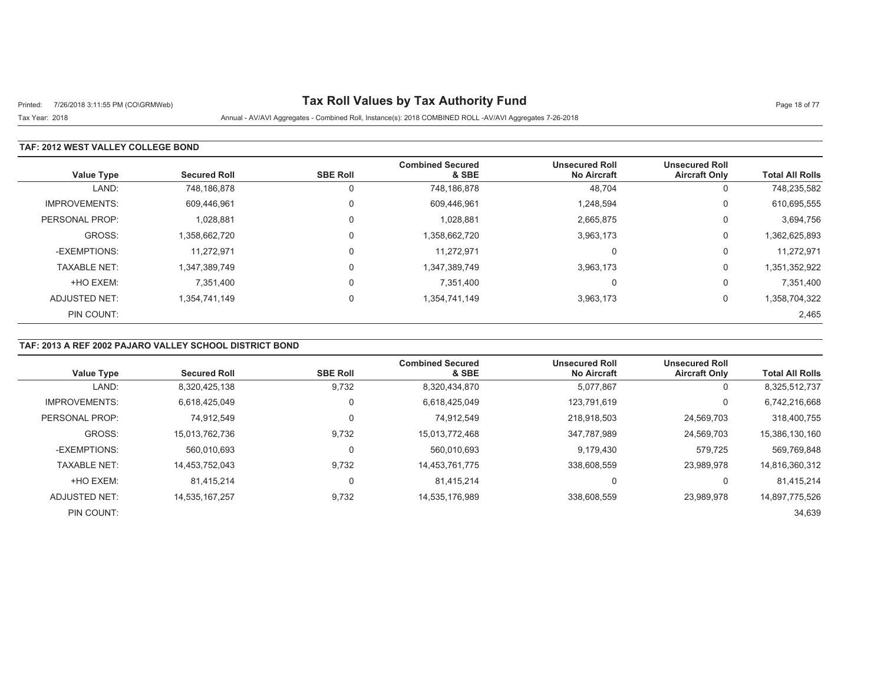# Tax Roll Values by Tax Authority Fund

Tax Year: 2018

Annual - AV/AVI Aggregates - Combined Roll, Instance(s): 2018 COMBINED ROLL -AV/AVI Aggregates 7-26-2018

## TAF: 2012 WEST VALLEY COLLEGE BOND

| Value Type | Secured Roll | SBE Roll | Combined Secured & SBE | Unsecured Roll No Aircraft | Unsecured Roll Aircraft Only | Total All Rolls |
|---|---|---|---|---|---|---|
| LAND: | 748,186,878 | 0 | 748,186,878 | 48,704 | 0 | 748,235,582 |
| IMPROVEMENTS: | 609,446,961 | 0 | 609,446,961 | 1,248,594 | 0 | 610,695,555 |
| PERSONAL PROP: | 1,028,881 | 0 | 1,028,881 | 2,665,875 | 0 | 3,694,756 |
| GROSS: | 1,358,662,720 | 0 | 1,358,662,720 | 3,963,173 | 0 | 1,362,625,893 |
| -EXEMPTIONS: | 11,272,971 | 0 | 11,272,971 | 0 | 0 | 11,272,971 |
| TAXABLE NET: | 1,347,389,749 | 0 | 1,347,389,749 | 3,963,173 | 0 | 1,351,352,922 |
| +HO EXEM: | 7,351,400 | 0 | 7,351,400 | 0 | 0 | 7,351,400 |
| ADJUSTED NET: | 1,354,741,149 | 0 | 1,354,741,149 | 3,963,173 | 0 | 1,358,704,322 |
| PIN COUNT: | | | | | | 2,465 |

## TAF: 2013 A REF 2002 PAJARO VALLEY SCHOOL DISTRICT BOND

| Value Type | Secured Roll | SBE Roll | Combined Secured & SBE | Unsecured Roll No Aircraft | Unsecured Roll Aircraft Only | Total All Rolls |
|---|---|---|---|---|---|---|
| LAND: | 8,320,425,138 | 9,732 | 8,320,434,870 | 5,077,867 | 0 | 8,325,512,737 |
| IMPROVEMENTS: | 6,618,425,049 | 0 | 6,618,425,049 | 123,791,619 | 0 | 6,742,216,668 |
| PERSONAL PROP: | 74,912,549 | 0 | 74,912,549 | 218,918,503 | 24,569,703 | 318,400,755 |
| GROSS: | 15,013,762,736 | 9,732 | 15,013,772,468 | 347,787,989 | 24,569,703 | 15,386,130,160 |
| -EXEMPTIONS: | 560,010,693 | 0 | 560,010,693 | 9,179,430 | 579,725 | 569,769,848 |
| TAXABLE NET: | 14,453,752,043 | 9,732 | 14,453,761,775 | 338,608,559 | 23,989,978 | 14,816,360,312 |
| +HO EXEM: | 81,415,214 | 0 | 81,415,214 | 0 | 0 | 81,415,214 |
| ADJUSTED NET: | 14,535,167,257 | 9,732 | 14,535,176,989 | 338,608,559 | 23,989,978 | 14,897,775,526 |
| PIN COUNT: | | | | | | 34,639 |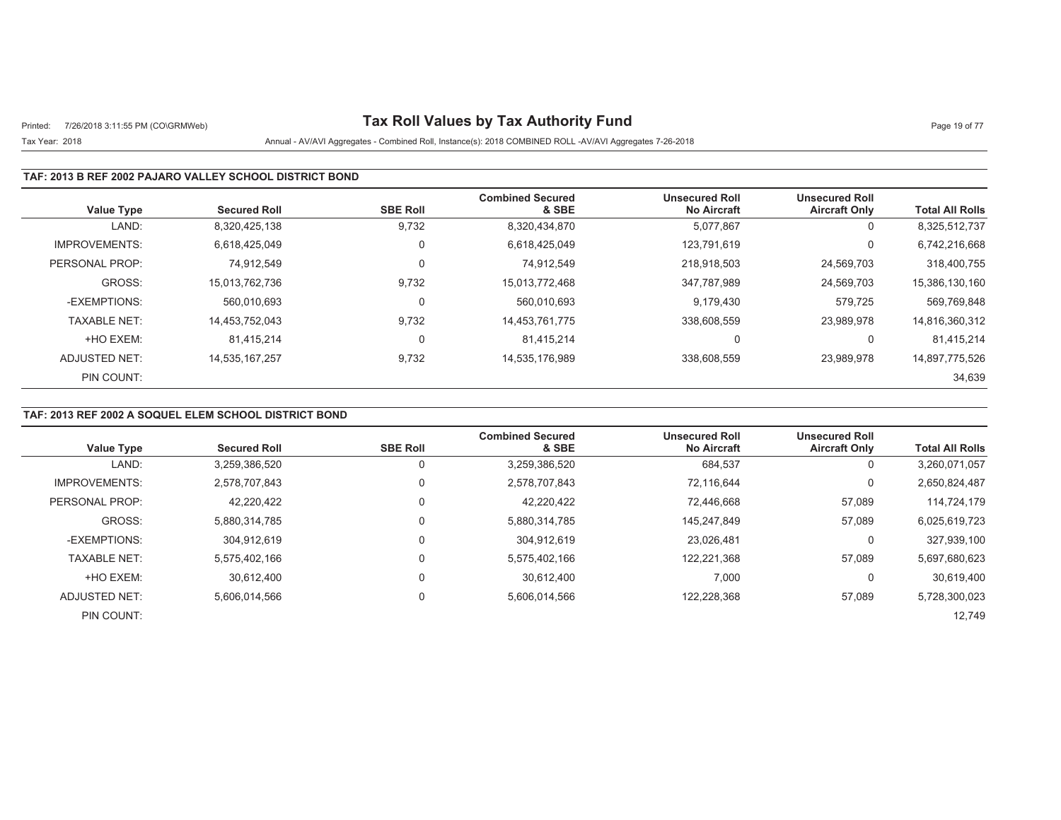# Tax Roll Values by Tax Authority Fund

Printed: 7/26/2018 3:11:55 PM (CO\GRMWeb)

Tax Year: 2018

Annual - AV/AVI Aggregates - Combined Roll, Instance(s): 2018 COMBINED ROLL -AV/AVI Aggregates 7-26-2018

### TAF: 2013 B REF 2002 PAJARO VALLEY SCHOOL DISTRICT BOND

| Value Type | Secured Roll | SBE Roll | Combined Secured & SBE | Unsecured Roll No Aircraft | Unsecured Roll Aircraft Only | Total All Rolls |
|---|---|---|---|---|---|---|
| LAND: | 8,320,425,138 | 9,732 | 8,320,434,870 | 5,077,867 | 0 | 8,325,512,737 |
| IMPROVEMENTS: | 6,618,425,049 | 0 | 6,618,425,049 | 123,791,619 | 0 | 6,742,216,668 |
| PERSONAL PROP: | 74,912,549 | 0 | 74,912,549 | 218,918,503 | 24,569,703 | 318,400,755 |
| GROSS: | 15,013,762,736 | 9,732 | 15,013,772,468 | 347,787,989 | 24,569,703 | 15,386,130,160 |
| -EXEMPTIONS: | 560,010,693 | 0 | 560,010,693 | 9,179,430 | 579,725 | 569,769,848 |
| TAXABLE NET: | 14,453,752,043 | 9,732 | 14,453,761,775 | 338,608,559 | 23,989,978 | 14,816,360,312 |
| +HO EXEM: | 81,415,214 | 0 | 81,415,214 | 0 | 0 | 81,415,214 |
| ADJUSTED NET: | 14,535,167,257 | 9,732 | 14,535,176,989 | 338,608,559 | 23,989,978 | 14,897,775,526 |
| PIN COUNT: | | | | | | 34,639 |

### TAF: 2013 REF 2002 A SOQUEL ELEM SCHOOL DISTRICT BOND

| Value Type | Secured Roll | SBE Roll | Combined Secured & SBE | Unsecured Roll No Aircraft | Unsecured Roll Aircraft Only | Total All Rolls |
|---|---|---|---|---|---|---|
| LAND: | 3,259,386,520 | 0 | 3,259,386,520 | 684,537 | 0 | 3,260,071,057 |
| IMPROVEMENTS: | 2,578,707,843 | 0 | 2,578,707,843 | 72,116,644 | 0 | 2,650,824,487 |
| PERSONAL PROP: | 42,220,422 | 0 | 42,220,422 | 72,446,668 | 57,089 | 114,724,179 |
| GROSS: | 5,880,314,785 | 0 | 5,880,314,785 | 145,247,849 | 57,089 | 6,025,619,723 |
| -EXEMPTIONS: | 304,912,619 | 0 | 304,912,619 | 23,026,481 | 0 | 327,939,100 |
| TAXABLE NET: | 5,575,402,166 | 0 | 5,575,402,166 | 122,221,368 | 57,089 | 5,697,680,623 |
| +HO EXEM: | 30,612,400 | 0 | 30,612,400 | 7,000 | 0 | 30,619,400 |
| ADJUSTED NET: | 5,606,014,566 | 0 | 5,606,014,566 | 122,228,368 | 57,089 | 5,728,300,023 |
| PIN COUNT: | | | | | | 12,749 |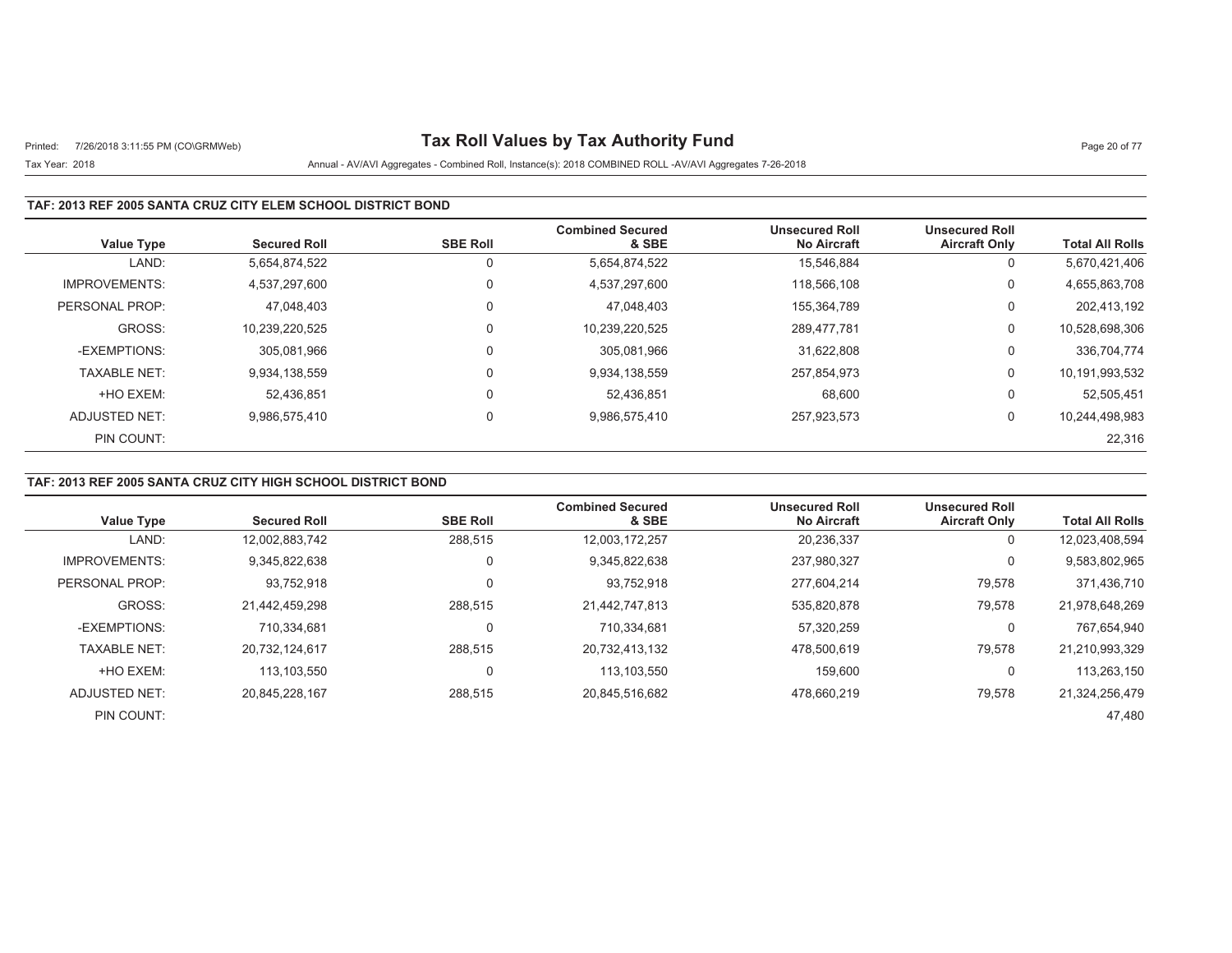# Tax Roll Values by Tax Authority Fund

Printed: 7/26/2018 3:11:55 PM (CO\GRMWeb)

Tax Year: 2018

Annual - AV/AVI Aggregates - Combined Roll, Instance(s): 2018 COMBINED ROLL -AV/AVI Aggregates 7-26-2018

## TAF: 2013 REF 2005 SANTA CRUZ CITY ELEM SCHOOL DISTRICT BOND

| Value Type | Secured Roll | SBE Roll | Combined Secured & SBE | Unsecured Roll No Aircraft | Unsecured Roll Aircraft Only | Total All Rolls |
|---|---|---|---|---|---|---|
| LAND: | 5,654,874,522 | 0 | 5,654,874,522 | 15,546,884 | 0 | 5,670,421,406 |
| IMPROVEMENTS: | 4,537,297,600 | 0 | 4,537,297,600 | 118,566,108 | 0 | 4,655,863,708 |
| PERSONAL PROP: | 47,048,403 | 0 | 47,048,403 | 155,364,789 | 0 | 202,413,192 |
| GROSS: | 10,239,220,525 | 0 | 10,239,220,525 | 289,477,781 | 0 | 10,528,698,306 |
| -EXEMPTIONS: | 305,081,966 | 0 | 305,081,966 | 31,622,808 | 0 | 336,704,774 |
| TAXABLE NET: | 9,934,138,559 | 0 | 9,934,138,559 | 257,854,973 | 0 | 10,191,993,532 |
| +HO EXEM: | 52,436,851 | 0 | 52,436,851 | 68,600 | 0 | 52,505,451 |
| ADJUSTED NET: | 9,986,575,410 | 0 | 9,986,575,410 | 257,923,573 | 0 | 10,244,498,983 |
| PIN COUNT: | | | | | | 22,316 |

## TAF: 2013 REF 2005 SANTA CRUZ CITY HIGH SCHOOL DISTRICT BOND

| Value Type | Secured Roll | SBE Roll | Combined Secured & SBE | Unsecured Roll No Aircraft | Unsecured Roll Aircraft Only | Total All Rolls |
|---|---|---|---|---|---|---|
| LAND: | 12,002,883,742 | 288,515 | 12,003,172,257 | 20,236,337 | 0 | 12,023,408,594 |
| IMPROVEMENTS: | 9,345,822,638 | 0 | 9,345,822,638 | 237,980,327 | 0 | 9,583,802,965 |
| PERSONAL PROP: | 93,752,918 | 0 | 93,752,918 | 277,604,214 | 79,578 | 371,436,710 |
| GROSS: | 21,442,459,298 | 288,515 | 21,442,747,813 | 535,820,878 | 79,578 | 21,978,648,269 |
| -EXEMPTIONS: | 710,334,681 | 0 | 710,334,681 | 57,320,259 | 0 | 767,654,940 |
| TAXABLE NET: | 20,732,124,617 | 288,515 | 20,732,413,132 | 478,500,619 | 79,578 | 21,210,993,329 |
| +HO EXEM: | 113,103,550 | 0 | 113,103,550 | 159,600 | 0 | 113,263,150 |
| ADJUSTED NET: | 20,845,228,167 | 288,515 | 20,845,516,682 | 478,660,219 | 79,578 | 21,324,256,479 |
| PIN COUNT: | | | | | | 47,480 |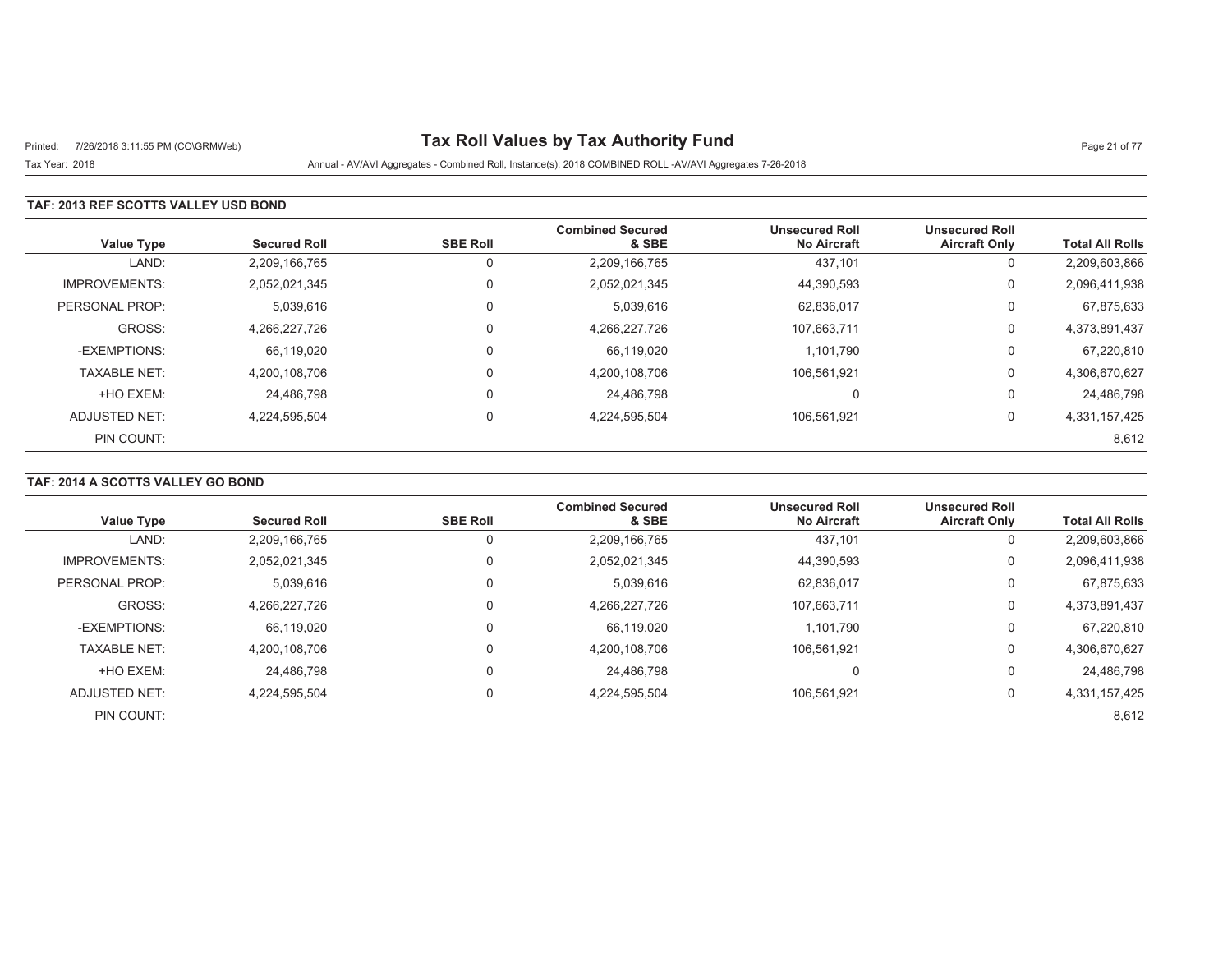# Tax Roll Values by Tax Authority Fund

Printed: 7/26/2018 3:11:55 PM (CO\GRMWeb)

Tax Year: 2018

Annual - AV/AVI Aggregates - Combined Roll, Instance(s): 2018 COMBINED ROLL -AV/AVI Aggregates 7-26-2018

## TAF: 2013 REF SCOTTS VALLEY USD BOND

| Value Type | Secured Roll | SBE Roll | Combined Secured & SBE | Unsecured Roll No Aircraft | Unsecured Roll Aircraft Only | Total All Rolls |
|---|---|---|---|---|---|---|
| LAND: | 2,209,166,765 | 0 | 2,209,166,765 | 437,101 | 0 | 2,209,603,866 |
| IMPROVEMENTS: | 2,052,021,345 | 0 | 2,052,021,345 | 44,390,593 | 0 | 2,096,411,938 |
| PERSONAL PROP: | 5,039,616 | 0 | 5,039,616 | 62,836,017 | 0 | 67,875,633 |
| GROSS: | 4,266,227,726 | 0 | 4,266,227,726 | 107,663,711 | 0 | 4,373,891,437 |
| -EXEMPTIONS: | 66,119,020 | 0 | 66,119,020 | 1,101,790 | 0 | 67,220,810 |
| TAXABLE NET: | 4,200,108,706 | 0 | 4,200,108,706 | 106,561,921 | 0 | 4,306,670,627 |
| +HO EXEM: | 24,486,798 | 0 | 24,486,798 | 0 | 0 | 24,486,798 |
| ADJUSTED NET: | 4,224,595,504 | 0 | 4,224,595,504 | 106,561,921 | 0 | 4,331,157,425 |
| PIN COUNT: | | | | | | 8,612 |

## TAF: 2014 A SCOTTS VALLEY GO BOND

| Value Type | Secured Roll | SBE Roll | Combined Secured & SBE | Unsecured Roll No Aircraft | Unsecured Roll Aircraft Only | Total All Rolls |
|---|---|---|---|---|---|---|
| LAND: | 2,209,166,765 | 0 | 2,209,166,765 | 437,101 | 0 | 2,209,603,866 |
| IMPROVEMENTS: | 2,052,021,345 | 0 | 2,052,021,345 | 44,390,593 | 0 | 2,096,411,938 |
| PERSONAL PROP: | 5,039,616 | 0 | 5,039,616 | 62,836,017 | 0 | 67,875,633 |
| GROSS: | 4,266,227,726 | 0 | 4,266,227,726 | 107,663,711 | 0 | 4,373,891,437 |
| -EXEMPTIONS: | 66,119,020 | 0 | 66,119,020 | 1,101,790 | 0 | 67,220,810 |
| TAXABLE NET: | 4,200,108,706 | 0 | 4,200,108,706 | 106,561,921 | 0 | 4,306,670,627 |
| +HO EXEM: | 24,486,798 | 0 | 24,486,798 | 0 | 0 | 24,486,798 |
| ADJUSTED NET: | 4,224,595,504 | 0 | 4,224,595,504 | 106,561,921 | 0 | 4,331,157,425 |
| PIN COUNT: | | | | | | 8,612 |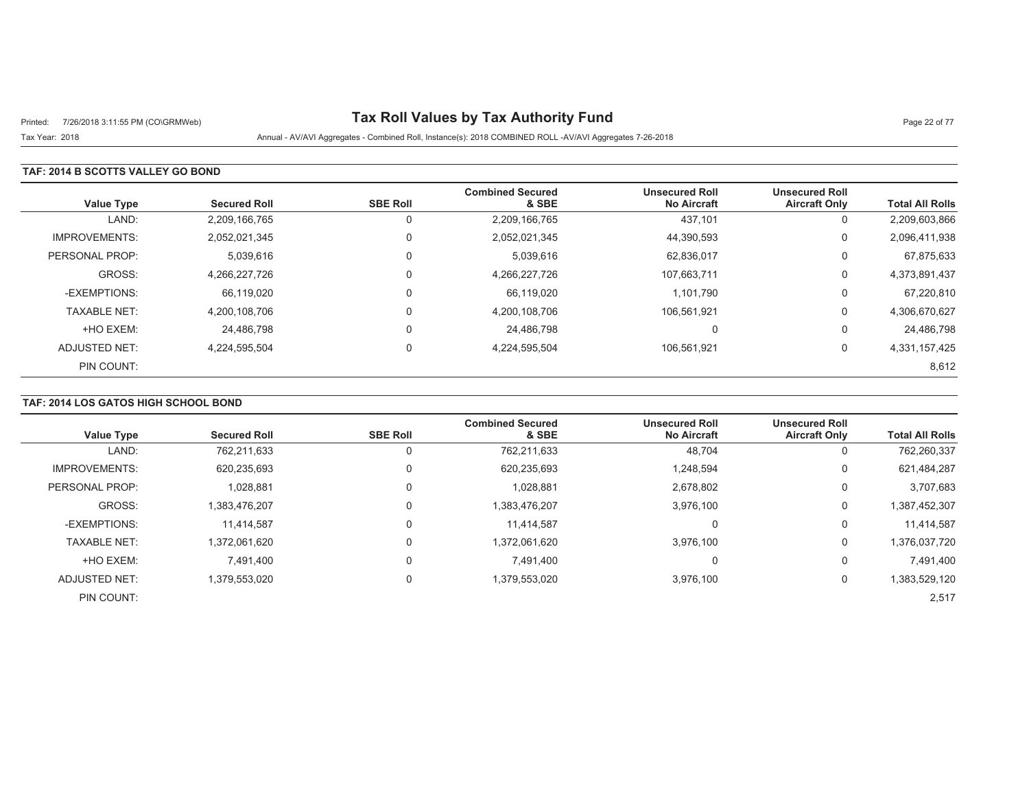# Tax Roll Values by Tax Authority Fund

Tax Year: 2018

Annual - AV/AVI Aggregates - Combined Roll, Instance(s): 2018 COMBINED ROLL -AV/AVI Aggregates 7-26-2018

## TAF: 2014 B SCOTTS VALLEY GO BOND

| Value Type | Secured Roll | SBE Roll | Combined Secured & SBE | Unsecured Roll No Aircraft | Unsecured Roll Aircraft Only | Total All Rolls |
|---|---|---|---|---|---|---|
| LAND: | 2,209,166,765 | 0 | 2,209,166,765 | 437,101 | 0 | 2,209,603,866 |
| IMPROVEMENTS: | 2,052,021,345 | 0 | 2,052,021,345 | 44,390,593 | 0 | 2,096,411,938 |
| PERSONAL PROP: | 5,039,616 | 0 | 5,039,616 | 62,836,017 | 0 | 67,875,633 |
| GROSS: | 4,266,227,726 | 0 | 4,266,227,726 | 107,663,711 | 0 | 4,373,891,437 |
| -EXEMPTIONS: | 66,119,020 | 0 | 66,119,020 | 1,101,790 | 0 | 67,220,810 |
| TAXABLE NET: | 4,200,108,706 | 0 | 4,200,108,706 | 106,561,921 | 0 | 4,306,670,627 |
| +HO EXEM: | 24,486,798 | 0 | 24,486,798 | 0 | 0 | 24,486,798 |
| ADJUSTED NET: | 4,224,595,504 | 0 | 4,224,595,504 | 106,561,921 | 0 | 4,331,157,425 |
| PIN COUNT: | | | | | | 8,612 |

## TAF: 2014 LOS GATOS HIGH SCHOOL BOND

| Value Type | Secured Roll | SBE Roll | Combined Secured & SBE | Unsecured Roll No Aircraft | Unsecured Roll Aircraft Only | Total All Rolls |
|---|---|---|---|---|---|---|
| LAND: | 762,211,633 | 0 | 762,211,633 | 48,704 | 0 | 762,260,337 |
| IMPROVEMENTS: | 620,235,693 | 0 | 620,235,693 | 1,248,594 | 0 | 621,484,287 |
| PERSONAL PROP: | 1,028,881 | 0 | 1,028,881 | 2,678,802 | 0 | 3,707,683 |
| GROSS: | 1,383,476,207 | 0 | 1,383,476,207 | 3,976,100 | 0 | 1,387,452,307 |
| -EXEMPTIONS: | 11,414,587 | 0 | 11,414,587 | 0 | 0 | 11,414,587 |
| TAXABLE NET: | 1,372,061,620 | 0 | 1,372,061,620 | 3,976,100 | 0 | 1,376,037,720 |
| +HO EXEM: | 7,491,400 | 0 | 7,491,400 | 0 | 0 | 7,491,400 |
| ADJUSTED NET: | 1,379,553,020 | 0 | 1,379,553,020 | 3,976,100 | 0 | 1,383,529,120 |
| PIN COUNT: | | | | | | 2,517 |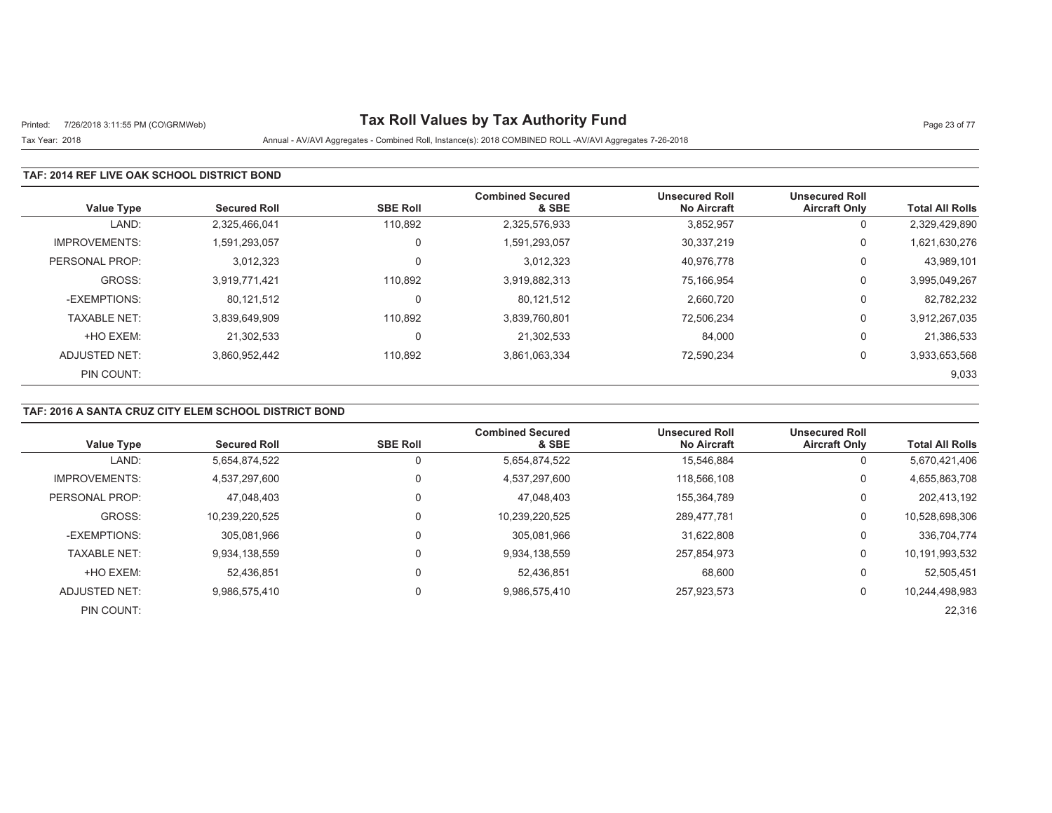# Tax Roll Values by Tax Authority Fund

Tax Year: 2018

Annual - AV/AVI Aggregates - Combined Roll, Instance(s): 2018 COMBINED ROLL -AV/AVI Aggregates 7-26-2018

## TAF: 2014 REF LIVE OAK SCHOOL DISTRICT BOND

| Value Type | Secured Roll | SBE Roll | Combined Secured & SBE | Unsecured Roll No Aircraft | Unsecured Roll Aircraft Only | Total All Rolls |
|---|---|---|---|---|---|---|
| LAND: | 2,325,466,041 | 110,892 | 2,325,576,933 | 3,852,957 | 0 | 2,329,429,890 |
| IMPROVEMENTS: | 1,591,293,057 | 0 | 1,591,293,057 | 30,337,219 | 0 | 1,621,630,276 |
| PERSONAL PROP: | 3,012,323 | 0 | 3,012,323 | 40,976,778 | 0 | 43,989,101 |
| GROSS: | 3,919,771,421 | 110,892 | 3,919,882,313 | 75,166,954 | 0 | 3,995,049,267 |
| -EXEMPTIONS: | 80,121,512 | 0 | 80,121,512 | 2,660,720 | 0 | 82,782,232 |
| TAXABLE NET: | 3,839,649,909 | 110,892 | 3,839,760,801 | 72,506,234 | 0 | 3,912,267,035 |
| +HO EXEM: | 21,302,533 | 0 | 21,302,533 | 84,000 | 0 | 21,386,533 |
| ADJUSTED NET: | 3,860,952,442 | 110,892 | 3,861,063,334 | 72,590,234 | 0 | 3,933,653,568 |
| PIN COUNT: | | | | | | 9,033 |

## TAF: 2016 A SANTA CRUZ CITY ELEM SCHOOL DISTRICT BOND

| Value Type | Secured Roll | SBE Roll | Combined Secured & SBE | Unsecured Roll No Aircraft | Unsecured Roll Aircraft Only | Total All Rolls |
|---|---|---|---|---|---|---|
| LAND: | 5,654,874,522 | 0 | 5,654,874,522 | 15,546,884 | 0 | 5,670,421,406 |
| IMPROVEMENTS: | 4,537,297,600 | 0 | 4,537,297,600 | 118,566,108 | 0 | 4,655,863,708 |
| PERSONAL PROP: | 47,048,403 | 0 | 47,048,403 | 155,364,789 | 0 | 202,413,192 |
| GROSS: | 10,239,220,525 | 0 | 10,239,220,525 | 289,477,781 | 0 | 10,528,698,306 |
| -EXEMPTIONS: | 305,081,966 | 0 | 305,081,966 | 31,622,808 | 0 | 336,704,774 |
| TAXABLE NET: | 9,934,138,559 | 0 | 9,934,138,559 | 257,854,973 | 0 | 10,191,993,532 |
| +HO EXEM: | 52,436,851 | 0 | 52,436,851 | 68,600 | 0 | 52,505,451 |
| ADJUSTED NET: | 9,986,575,410 | 0 | 9,986,575,410 | 257,923,573 | 0 | 10,244,498,983 |
| PIN COUNT: | | | | | | 22,316 |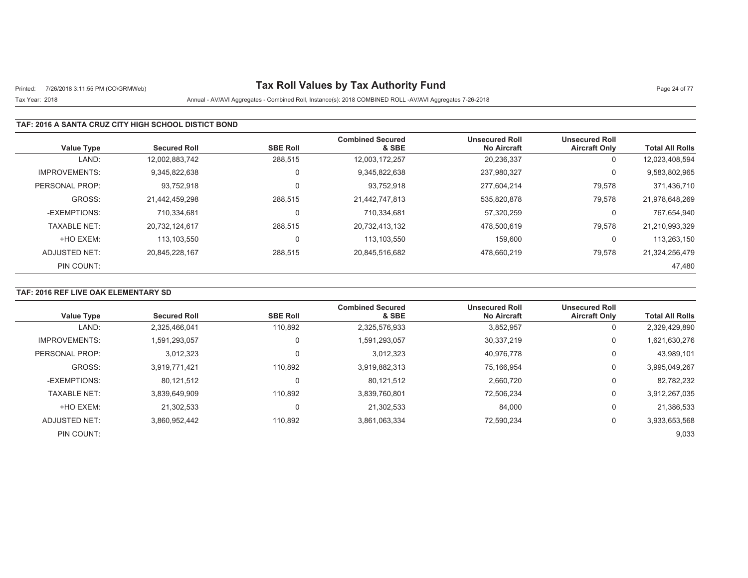# Tax Roll Values by Tax Authority Fund

Tax Year: 2018

Annual - AV/AVI Aggregates - Combined Roll, Instance(s): 2018 COMBINED ROLL -AV/AVI Aggregates 7-26-2018

## TAF: 2016 A SANTA CRUZ CITY HIGH SCHOOL DISTICT BOND

| Value Type | Secured Roll | SBE Roll | Combined Secured & SBE | Unsecured Roll No Aircraft | Unsecured Roll Aircraft Only | Total All Rolls |
|---|---|---|---|---|---|---|
| LAND: | 12,002,883,742 | 288,515 | 12,003,172,257 | 20,236,337 | 0 | 12,023,408,594 |
| IMPROVEMENTS: | 9,345,822,638 | 0 | 9,345,822,638 | 237,980,327 | 0 | 9,583,802,965 |
| PERSONAL PROP: | 93,752,918 | 0 | 93,752,918 | 277,604,214 | 79,578 | 371,436,710 |
| GROSS: | 21,442,459,298 | 288,515 | 21,442,747,813 | 535,820,878 | 79,578 | 21,978,648,269 |
| -EXEMPTIONS: | 710,334,681 | 0 | 710,334,681 | 57,320,259 | 0 | 767,654,940 |
| TAXABLE NET: | 20,732,124,617 | 288,515 | 20,732,413,132 | 478,500,619 | 79,578 | 21,210,993,329 |
| +HO EXEM: | 113,103,550 | 0 | 113,103,550 | 159,600 | 0 | 113,263,150 |
| ADJUSTED NET: | 20,845,228,167 | 288,515 | 20,845,516,682 | 478,660,219 | 79,578 | 21,324,256,479 |
| PIN COUNT: | | | | | | 47,480 |

## TAF: 2016 REF LIVE OAK ELEMENTARY SD

| Value Type | Secured Roll | SBE Roll | Combined Secured & SBE | Unsecured Roll No Aircraft | Unsecured Roll Aircraft Only | Total All Rolls |
|---|---|---|---|---|---|---|
| LAND: | 2,325,466,041 | 110,892 | 2,325,576,933 | 3,852,957 | 0 | 2,329,429,890 |
| IMPROVEMENTS: | 1,591,293,057 | 0 | 1,591,293,057 | 30,337,219 | 0 | 1,621,630,276 |
| PERSONAL PROP: | 3,012,323 | 0 | 3,012,323 | 40,976,778 | 0 | 43,989,101 |
| GROSS: | 3,919,771,421 | 110,892 | 3,919,882,313 | 75,166,954 | 0 | 3,995,049,267 |
| -EXEMPTIONS: | 80,121,512 | 0 | 80,121,512 | 2,660,720 | 0 | 82,782,232 |
| TAXABLE NET: | 3,839,649,909 | 110,892 | 3,839,760,801 | 72,506,234 | 0 | 3,912,267,035 |
| +HO EXEM: | 21,302,533 | 0 | 21,302,533 | 84,000 | 0 | 21,386,533 |
| ADJUSTED NET: | 3,860,952,442 | 110,892 | 3,861,063,334 | 72,590,234 | 0 | 3,933,653,568 |
| PIN COUNT: | | | | | | 9,033 |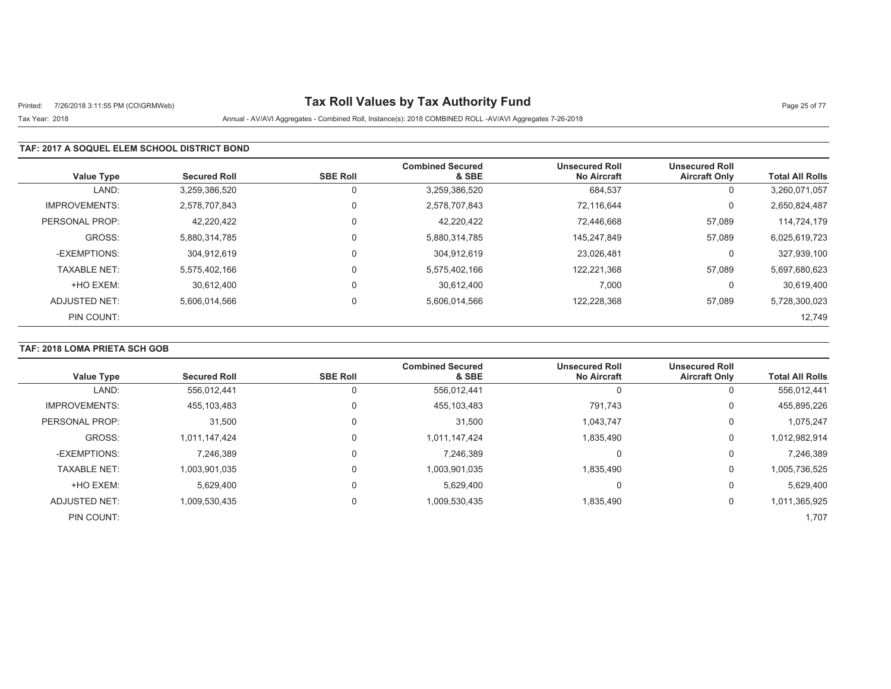## TAF: 2017 A SOQUEL ELEM SCHOOL DISTRICT BOND

| Value Type | Secured Roll | SBE Roll | Combined Secured & SBE | Unsecured Roll No Aircraft | Unsecured Roll Aircraft Only | Total All Rolls |
|---|---|---|---|---|---|---|
| LAND: | 3,259,386,520 | 0 | 3,259,386,520 | 684,537 | 0 | 3,260,071,057 |
| IMPROVEMENTS: | 2,578,707,843 | 0 | 2,578,707,843 | 72,116,644 | 0 | 2,650,824,487 |
| PERSONAL PROP: | 42,220,422 | 0 | 42,220,422 | 72,446,668 | 57,089 | 114,724,179 |
| GROSS: | 5,880,314,785 | 0 | 5,880,314,785 | 145,247,849 | 57,089 | 6,025,619,723 |
| -EXEMPTIONS: | 304,912,619 | 0 | 304,912,619 | 23,026,481 | 0 | 327,939,100 |
| TAXABLE NET: | 5,575,402,166 | 0 | 5,575,402,166 | 122,221,368 | 57,089 | 5,697,680,623 |
| +HO EXEM: | 30,612,400 | 0 | 30,612,400 | 7,000 | 0 | 30,619,400 |
| ADJUSTED NET: | 5,606,014,566 | 0 | 5,606,014,566 | 122,228,368 | 57,089 | 5,728,300,023 |
| PIN COUNT: | | | | | | 12,749 |

## TAF: 2018 LOMA PRIETA SCH GOB

| Value Type | Secured Roll | SBE Roll | Combined Secured & SBE | Unsecured Roll No Aircraft | Unsecured Roll Aircraft Only | Total All Rolls |
|---|---|---|---|---|---|---|
| LAND: | 556,012,441 | 0 | 556,012,441 | 0 | 0 | 556,012,441 |
| IMPROVEMENTS: | 455,103,483 | 0 | 455,103,483 | 791,743 | 0 | 455,895,226 |
| PERSONAL PROP: | 31,500 | 0 | 31,500 | 1,043,747 | 0 | 1,075,247 |
| GROSS: | 1,011,147,424 | 0 | 1,011,147,424 | 1,835,490 | 0 | 1,012,982,914 |
| -EXEMPTIONS: | 7,246,389 | 0 | 7,246,389 | 0 | 0 | 7,246,389 |
| TAXABLE NET: | 1,003,901,035 | 0 | 1,003,901,035 | 1,835,490 | 0 | 1,005,736,525 |
| +HO EXEM: | 5,629,400 | 0 | 5,629,400 | 0 | 0 | 5,629,400 |
| ADJUSTED NET: | 1,009,530,435 | 0 | 1,009,530,435 | 1,835,490 | 0 | 1,011,365,925 |
| PIN COUNT: | | | | | | 1,707 |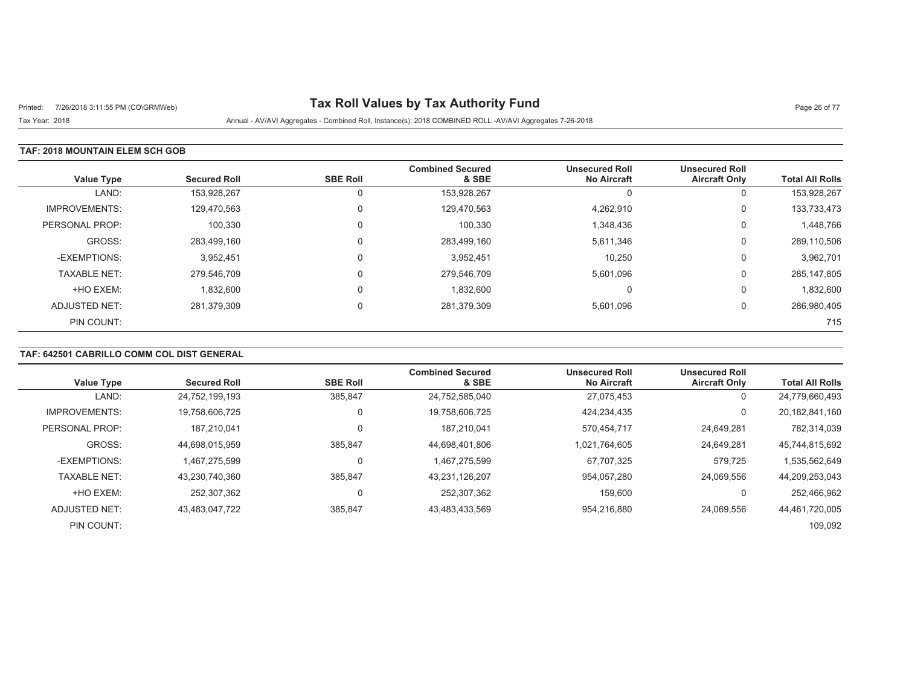# Tax Roll Values by Tax Authority Fund

Tax Year: 2018

Annual - AV/AVI Aggregates - Combined Roll, Instance(s): 2018 COMBINED ROLL -AV/AVI Aggregates 7-26-2018

### TAF: 2018 MOUNTAIN ELEM SCH GOB

| Value Type | Secured Roll | SBE Roll | Combined Secured & SBE | Unsecured Roll No Aircraft | Unsecured Roll Aircraft Only | Total All Rolls |
|---|---|---|---|---|---|---|
| LAND: | 153,928,267 | 0 | 153,928,267 | 0 | 0 | 153,928,267 |
| IMPROVEMENTS: | 129,470,563 | 0 | 129,470,563 | 4,262,910 | 0 | 133,733,473 |
| PERSONAL PROP: | 100,330 | 0 | 100,330 | 1,348,436 | 0 | 1,448,766 |
| GROSS: | 283,499,160 | 0 | 283,499,160 | 5,611,346 | 0 | 289,110,506 |
| -EXEMPTIONS: | 3,952,451 | 0 | 3,952,451 | 10,250 | 0 | 3,962,701 |
| TAXABLE NET: | 279,546,709 | 0 | 279,546,709 | 5,601,096 | 0 | 285,147,805 |
| +HO EXEM: | 1,832,600 | 0 | 1,832,600 | 0 | 0 | 1,832,600 |
| ADJUSTED NET: | 281,379,309 | 0 | 281,379,309 | 5,601,096 | 0 | 286,980,405 |
| PIN COUNT: | | | | | | 715 |

### TAF: 642501 CABRILLO COMM COL DIST GENERAL

| Value Type | Secured Roll | SBE Roll | Combined Secured & SBE | Unsecured Roll No Aircraft | Unsecured Roll Aircraft Only | Total All Rolls |
|---|---|---|---|---|---|---|
| LAND: | 24,752,199,193 | 385,847 | 24,752,585,040 | 27,075,453 | 0 | 24,779,660,493 |
| IMPROVEMENTS: | 19,758,606,725 | 0 | 19,758,606,725 | 424,234,435 | 0 | 20,182,841,160 |
| PERSONAL PROP: | 187,210,041 | 0 | 187,210,041 | 570,454,717 | 24,649,281 | 782,314,039 |
| GROSS: | 44,698,015,959 | 385,847 | 44,698,401,806 | 1,021,764,605 | 24,649,281 | 45,744,815,692 |
| -EXEMPTIONS: | 1,467,275,599 | 0 | 1,467,275,599 | 67,707,325 | 579,725 | 1,535,562,649 |
| TAXABLE NET: | 43,230,740,360 | 385,847 | 43,231,126,207 | 954,057,280 | 24,069,556 | 44,209,253,043 |
| +HO EXEM: | 252,307,362 | 0 | 252,307,362 | 159,600 | 0 | 252,466,962 |
| ADJUSTED NET: | 43,483,047,722 | 385,847 | 43,483,433,569 | 954,216,880 | 24,069,556 | 44,461,720,005 |
| PIN COUNT: | | | | | | 109,092 |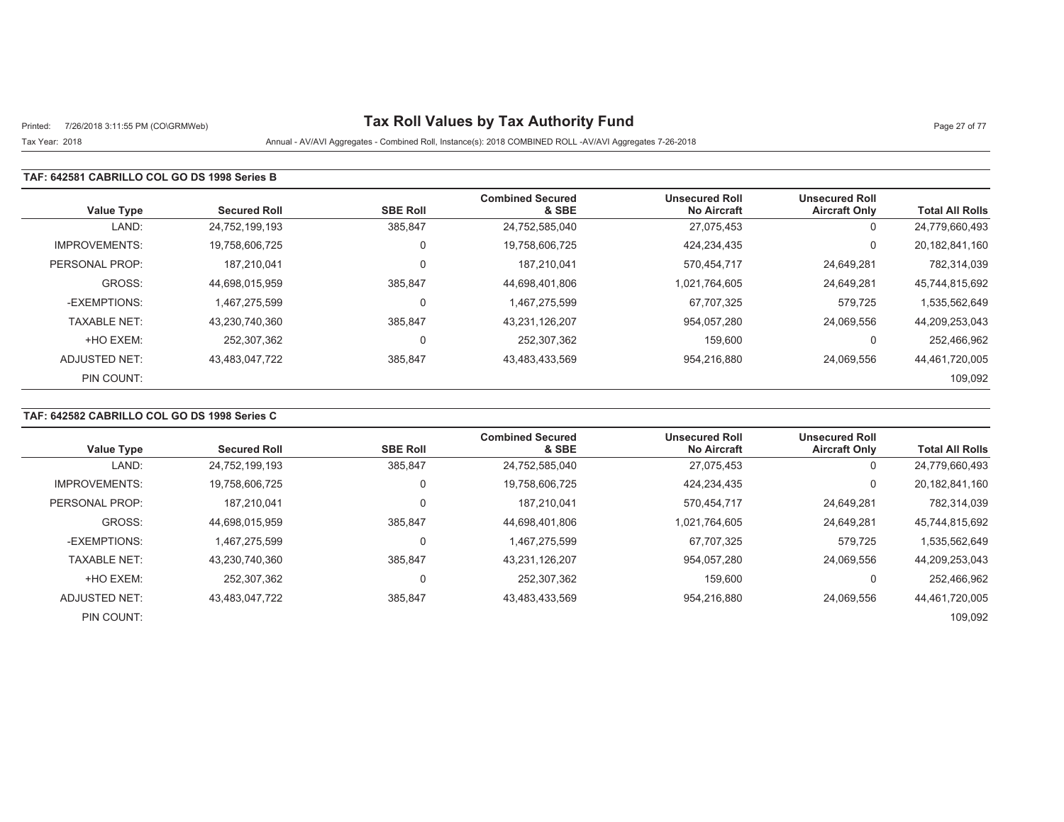# Tax Roll Values by Tax Authority Fund

Printed: 7/26/2018 3:11:55 PM (CO\GRMWeb)

Tax Year: 2018

Annual - AV/AVI Aggregates - Combined Roll, Instance(s): 2018 COMBINED ROLL -AV/AVI Aggregates 7-26-2018

## TAF: 642581 CABRILLO COL GO DS 1998 Series B

| Value Type | Secured Roll | SBE Roll | Combined Secured & SBE | Unsecured Roll No Aircraft | Unsecured Roll Aircraft Only | Total All Rolls |
|---|---|---|---|---|---|---|
| LAND: | 24,752,199,193 | 385,847 | 24,752,585,040 | 27,075,453 | 0 | 24,779,660,493 |
| IMPROVEMENTS: | 19,758,606,725 | 0 | 19,758,606,725 | 424,234,435 | 0 | 20,182,841,160 |
| PERSONAL PROP: | 187,210,041 | 0 | 187,210,041 | 570,454,717 | 24,649,281 | 782,314,039 |
| GROSS: | 44,698,015,959 | 385,847 | 44,698,401,806 | 1,021,764,605 | 24,649,281 | 45,744,815,692 |
| -EXEMPTIONS: | 1,467,275,599 | 0 | 1,467,275,599 | 67,707,325 | 579,725 | 1,535,562,649 |
| TAXABLE NET: | 43,230,740,360 | 385,847 | 43,231,126,207 | 954,057,280 | 24,069,556 | 44,209,253,043 |
| +HO EXEM: | 252,307,362 | 0 | 252,307,362 | 159,600 | 0 | 252,466,962 |
| ADJUSTED NET: | 43,483,047,722 | 385,847 | 43,483,433,569 | 954,216,880 | 24,069,556 | 44,461,720,005 |
| PIN COUNT: | | | | | | 109,092 |

## TAF: 642582 CABRILLO COL GO DS 1998 Series C

| Value Type | Secured Roll | SBE Roll | Combined Secured & SBE | Unsecured Roll No Aircraft | Unsecured Roll Aircraft Only | Total All Rolls |
|---|---|---|---|---|---|---|
| LAND: | 24,752,199,193 | 385,847 | 24,752,585,040 | 27,075,453 | 0 | 24,779,660,493 |
| IMPROVEMENTS: | 19,758,606,725 | 0 | 19,758,606,725 | 424,234,435 | 0 | 20,182,841,160 |
| PERSONAL PROP: | 187,210,041 | 0 | 187,210,041 | 570,454,717 | 24,649,281 | 782,314,039 |
| GROSS: | 44,698,015,959 | 385,847 | 44,698,401,806 | 1,021,764,605 | 24,649,281 | 45,744,815,692 |
| -EXEMPTIONS: | 1,467,275,599 | 0 | 1,467,275,599 | 67,707,325 | 579,725 | 1,535,562,649 |
| TAXABLE NET: | 43,230,740,360 | 385,847 | 43,231,126,207 | 954,057,280 | 24,069,556 | 44,209,253,043 |
| +HO EXEM: | 252,307,362 | 0 | 252,307,362 | 159,600 | 0 | 252,466,962 |
| ADJUSTED NET: | 43,483,047,722 | 385,847 | 43,483,433,569 | 954,216,880 | 24,069,556 | 44,461,720,005 |
| PIN COUNT: | | | | | | 109,092 |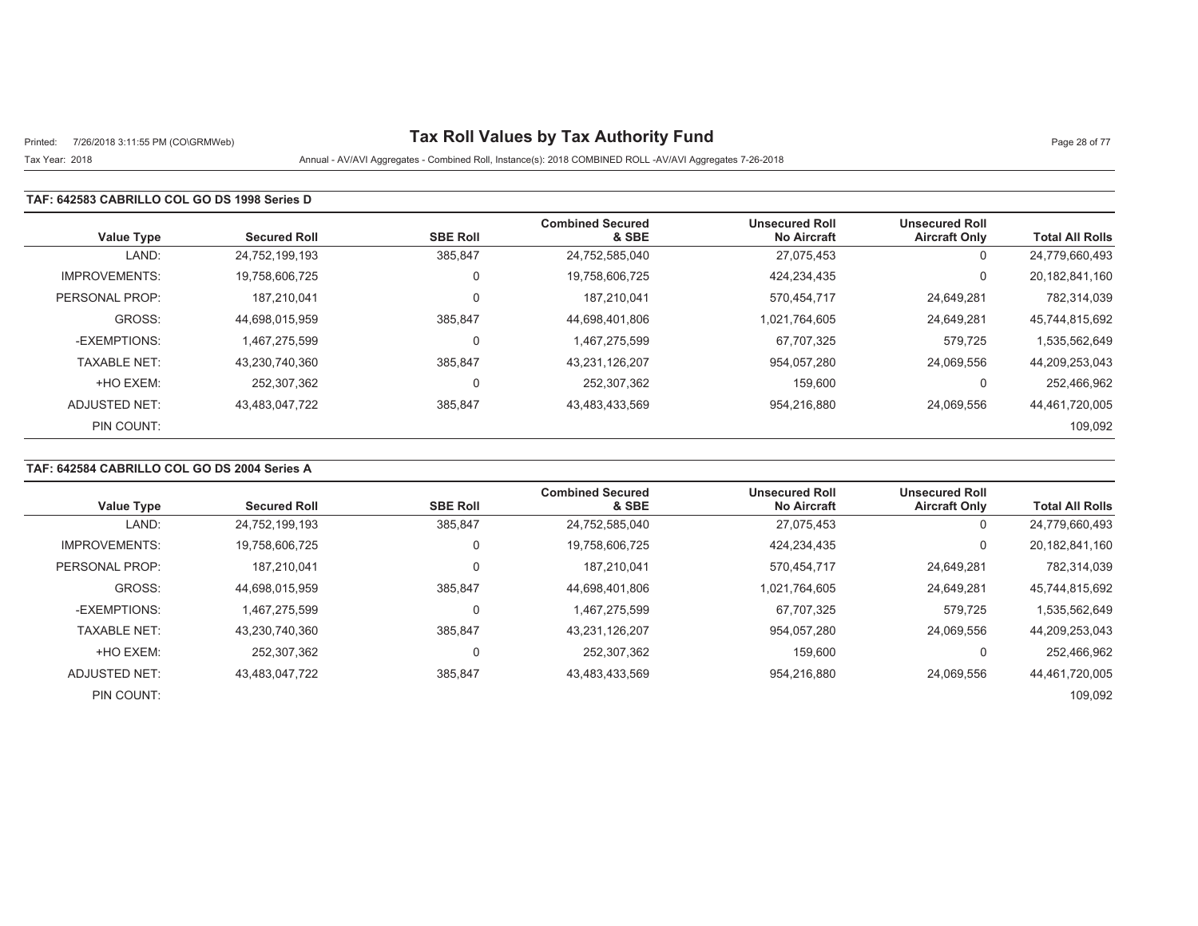# Tax Roll Values by Tax Authority Fund

Tax Year: 2018

Annual - AV/AVI Aggregates - Combined Roll, Instance(s): 2018 COMBINED ROLL -AV/AVI Aggregates 7-26-2018

## TAF: 642583 CABRILLO COL GO DS 1998 Series D

| Value Type | Secured Roll | SBE Roll | Combined Secured & SBE | Unsecured Roll No Aircraft | Unsecured Roll Aircraft Only | Total All Rolls |
|---|---|---|---|---|---|---|
| LAND: | 24,752,199,193 | 385,847 | 24,752,585,040 | 27,075,453 | 0 | 24,779,660,493 |
| IMPROVEMENTS: | 19,758,606,725 | 0 | 19,758,606,725 | 424,234,435 | 0 | 20,182,841,160 |
| PERSONAL PROP: | 187,210,041 | 0 | 187,210,041 | 570,454,717 | 24,649,281 | 782,314,039 |
| GROSS: | 44,698,015,959 | 385,847 | 44,698,401,806 | 1,021,764,605 | 24,649,281 | 45,744,815,692 |
| -EXEMPTIONS: | 1,467,275,599 | 0 | 1,467,275,599 | 67,707,325 | 579,725 | 1,535,562,649 |
| TAXABLE NET: | 43,230,740,360 | 385,847 | 43,231,126,207 | 954,057,280 | 24,069,556 | 44,209,253,043 |
| +HO EXEM: | 252,307,362 | 0 | 252,307,362 | 159,600 | 0 | 252,466,962 |
| ADJUSTED NET: | 43,483,047,722 | 385,847 | 43,483,433,569 | 954,216,880 | 24,069,556 | 44,461,720,005 |
| PIN COUNT: | | | | | | 109,092 |

## TAF: 642584 CABRILLO COL GO DS 2004 Series A

| Value Type | Secured Roll | SBE Roll | Combined Secured & SBE | Unsecured Roll No Aircraft | Unsecured Roll Aircraft Only | Total All Rolls |
|---|---|---|---|---|---|---|
| LAND: | 24,752,199,193 | 385,847 | 24,752,585,040 | 27,075,453 | 0 | 24,779,660,493 |
| IMPROVEMENTS: | 19,758,606,725 | 0 | 19,758,606,725 | 424,234,435 | 0 | 20,182,841,160 |
| PERSONAL PROP: | 187,210,041 | 0 | 187,210,041 | 570,454,717 | 24,649,281 | 782,314,039 |
| GROSS: | 44,698,015,959 | 385,847 | 44,698,401,806 | 1,021,764,605 | 24,649,281 | 45,744,815,692 |
| -EXEMPTIONS: | 1,467,275,599 | 0 | 1,467,275,599 | 67,707,325 | 579,725 | 1,535,562,649 |
| TAXABLE NET: | 43,230,740,360 | 385,847 | 43,231,126,207 | 954,057,280 | 24,069,556 | 44,209,253,043 |
| +HO EXEM: | 252,307,362 | 0 | 252,307,362 | 159,600 | 0 | 252,466,962 |
| ADJUSTED NET: | 43,483,047,722 | 385,847 | 43,483,433,569 | 954,216,880 | 24,069,556 | 44,461,720,005 |
| PIN COUNT: | | | | | | 109,092 |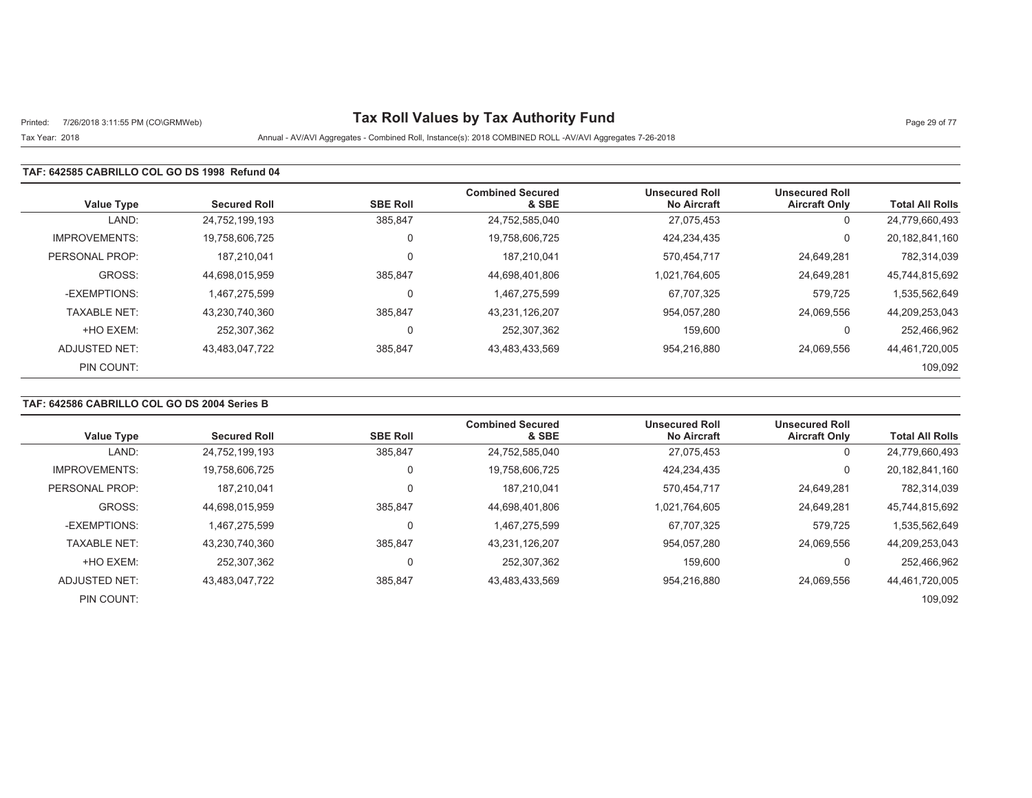# Tax Roll Values by Tax Authority Fund

Printed: 7/26/2018 3:11:55 PM (CO\GRMWeb)

Tax Year: 2018

Annual - AV/AVI Aggregates - Combined Roll, Instance(s): 2018 COMBINED ROLL -AV/AVI Aggregates 7-26-2018

### TAF: 642585 CABRILLO COL GO DS 1998 Refund 04

| Value Type | Secured Roll | SBE Roll | Combined Secured & SBE | Unsecured Roll No Aircraft | Unsecured Roll Aircraft Only | Total All Rolls |
|---|---|---|---|---|---|---|
| LAND: | 24,752,199,193 | 385,847 | 24,752,585,040 | 27,075,453 | 0 | 24,779,660,493 |
| IMPROVEMENTS: | 19,758,606,725 | 0 | 19,758,606,725 | 424,234,435 | 0 | 20,182,841,160 |
| PERSONAL PROP: | 187,210,041 | 0 | 187,210,041 | 570,454,717 | 24,649,281 | 782,314,039 |
| GROSS: | 44,698,015,959 | 385,847 | 44,698,401,806 | 1,021,764,605 | 24,649,281 | 45,744,815,692 |
| -EXEMPTIONS: | 1,467,275,599 | 0 | 1,467,275,599 | 67,707,325 | 579,725 | 1,535,562,649 |
| TAXABLE NET: | 43,230,740,360 | 385,847 | 43,231,126,207 | 954,057,280 | 24,069,556 | 44,209,253,043 |
| +HO EXEM: | 252,307,362 | 0 | 252,307,362 | 159,600 | 0 | 252,466,962 |
| ADJUSTED NET: | 43,483,047,722 | 385,847 | 43,483,433,569 | 954,216,880 | 24,069,556 | 44,461,720,005 |
| PIN COUNT: | | | | | | 109,092 |

### TAF: 642586 CABRILLO COL GO DS 2004 Series B

| Value Type | Secured Roll | SBE Roll | Combined Secured & SBE | Unsecured Roll No Aircraft | Unsecured Roll Aircraft Only | Total All Rolls |
|---|---|---|---|---|---|---|
| LAND: | 24,752,199,193 | 385,847 | 24,752,585,040 | 27,075,453 | 0 | 24,779,660,493 |
| IMPROVEMENTS: | 19,758,606,725 | 0 | 19,758,606,725 | 424,234,435 | 0 | 20,182,841,160 |
| PERSONAL PROP: | 187,210,041 | 0 | 187,210,041 | 570,454,717 | 24,649,281 | 782,314,039 |
| GROSS: | 44,698,015,959 | 385,847 | 44,698,401,806 | 1,021,764,605 | 24,649,281 | 45,744,815,692 |
| -EXEMPTIONS: | 1,467,275,599 | 0 | 1,467,275,599 | 67,707,325 | 579,725 | 1,535,562,649 |
| TAXABLE NET: | 43,230,740,360 | 385,847 | 43,231,126,207 | 954,057,280 | 24,069,556 | 44,209,253,043 |
| +HO EXEM: | 252,307,362 | 0 | 252,307,362 | 159,600 | 0 | 252,466,962 |
| ADJUSTED NET: | 43,483,047,722 | 385,847 | 43,483,433,569 | 954,216,880 | 24,069,556 | 44,461,720,005 |
| PIN COUNT: | | | | | | 109,092 |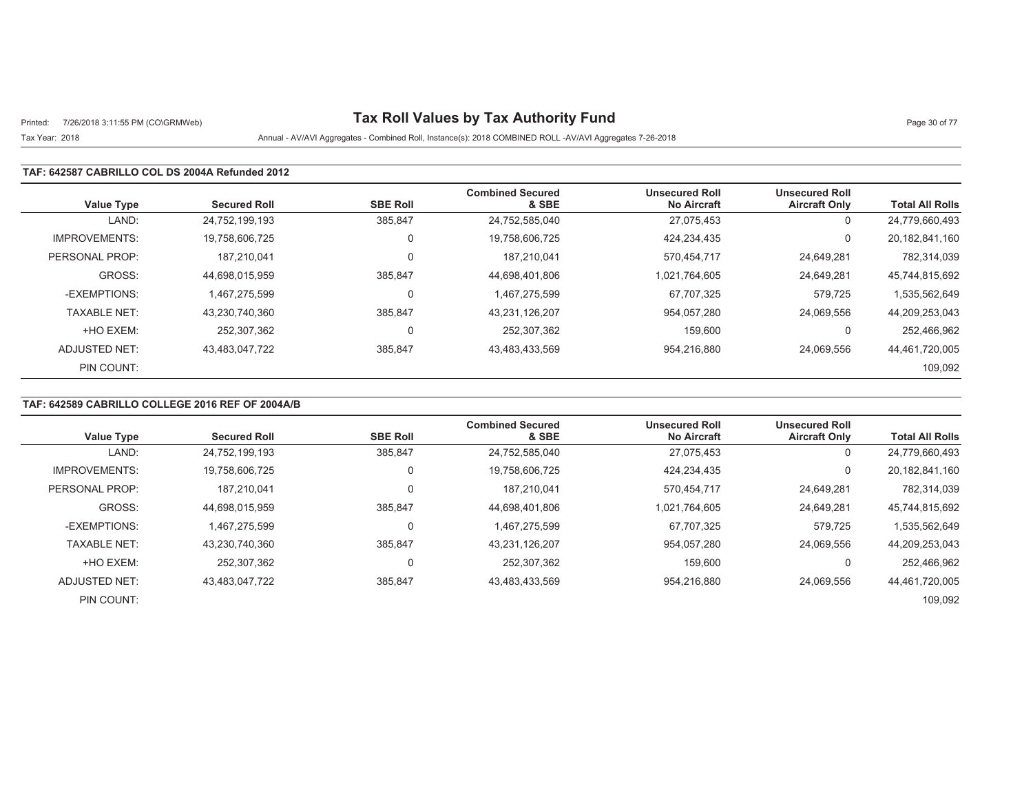# Tax Roll Values by Tax Authority Fund

Printed: 7/26/2018 3:11:55 PM (CO\GRMWeb)

Tax Year: 2018

Annual - AV/AVI Aggregates - Combined Roll, Instance(s): 2018 COMBINED ROLL -AV/AVI Aggregates 7-26-2018

## TAF: 642587 CABRILLO COL DS 2004A Refunded 2012

| Value Type | Secured Roll | SBE Roll | Combined Secured & SBE | Unsecured Roll No Aircraft | Unsecured Roll Aircraft Only | Total All Rolls |
|---|---|---|---|---|---|---|
| LAND: | 24,752,199,193 | 385,847 | 24,752,585,040 | 27,075,453 | 0 | 24,779,660,493 |
| IMPROVEMENTS: | 19,758,606,725 | 0 | 19,758,606,725 | 424,234,435 | 0 | 20,182,841,160 |
| PERSONAL PROP: | 187,210,041 | 0 | 187,210,041 | 570,454,717 | 24,649,281 | 782,314,039 |
| GROSS: | 44,698,015,959 | 385,847 | 44,698,401,806 | 1,021,764,605 | 24,649,281 | 45,744,815,692 |
| -EXEMPTIONS: | 1,467,275,599 | 0 | 1,467,275,599 | 67,707,325 | 579,725 | 1,535,562,649 |
| TAXABLE NET: | 43,230,740,360 | 385,847 | 43,231,126,207 | 954,057,280 | 24,069,556 | 44,209,253,043 |
| +HO EXEM: | 252,307,362 | 0 | 252,307,362 | 159,600 | 0 | 252,466,962 |
| ADJUSTED NET: | 43,483,047,722 | 385,847 | 43,483,433,569 | 954,216,880 | 24,069,556 | 44,461,720,005 |
| PIN COUNT: | | | | | | 109,092 |

## TAF: 642589 CABRILLO COLLEGE 2016 REF OF 2004A/B

| Value Type | Secured Roll | SBE Roll | Combined Secured & SBE | Unsecured Roll No Aircraft | Unsecured Roll Aircraft Only | Total All Rolls |
|---|---|---|---|---|---|---|
| LAND: | 24,752,199,193 | 385,847 | 24,752,585,040 | 27,075,453 | 0 | 24,779,660,493 |
| IMPROVEMENTS: | 19,758,606,725 | 0 | 19,758,606,725 | 424,234,435 | 0 | 20,182,841,160 |
| PERSONAL PROP: | 187,210,041 | 0 | 187,210,041 | 570,454,717 | 24,649,281 | 782,314,039 |
| GROSS: | 44,698,015,959 | 385,847 | 44,698,401,806 | 1,021,764,605 | 24,649,281 | 45,744,815,692 |
| -EXEMPTIONS: | 1,467,275,599 | 0 | 1,467,275,599 | 67,707,325 | 579,725 | 1,535,562,649 |
| TAXABLE NET: | 43,230,740,360 | 385,847 | 43,231,126,207 | 954,057,280 | 24,069,556 | 44,209,253,043 |
| +HO EXEM: | 252,307,362 | 0 | 252,307,362 | 159,600 | 0 | 252,466,962 |
| ADJUSTED NET: | 43,483,047,722 | 385,847 | 43,483,433,569 | 954,216,880 | 24,069,556 | 44,461,720,005 |
| PIN COUNT: | | | | | | 109,092 |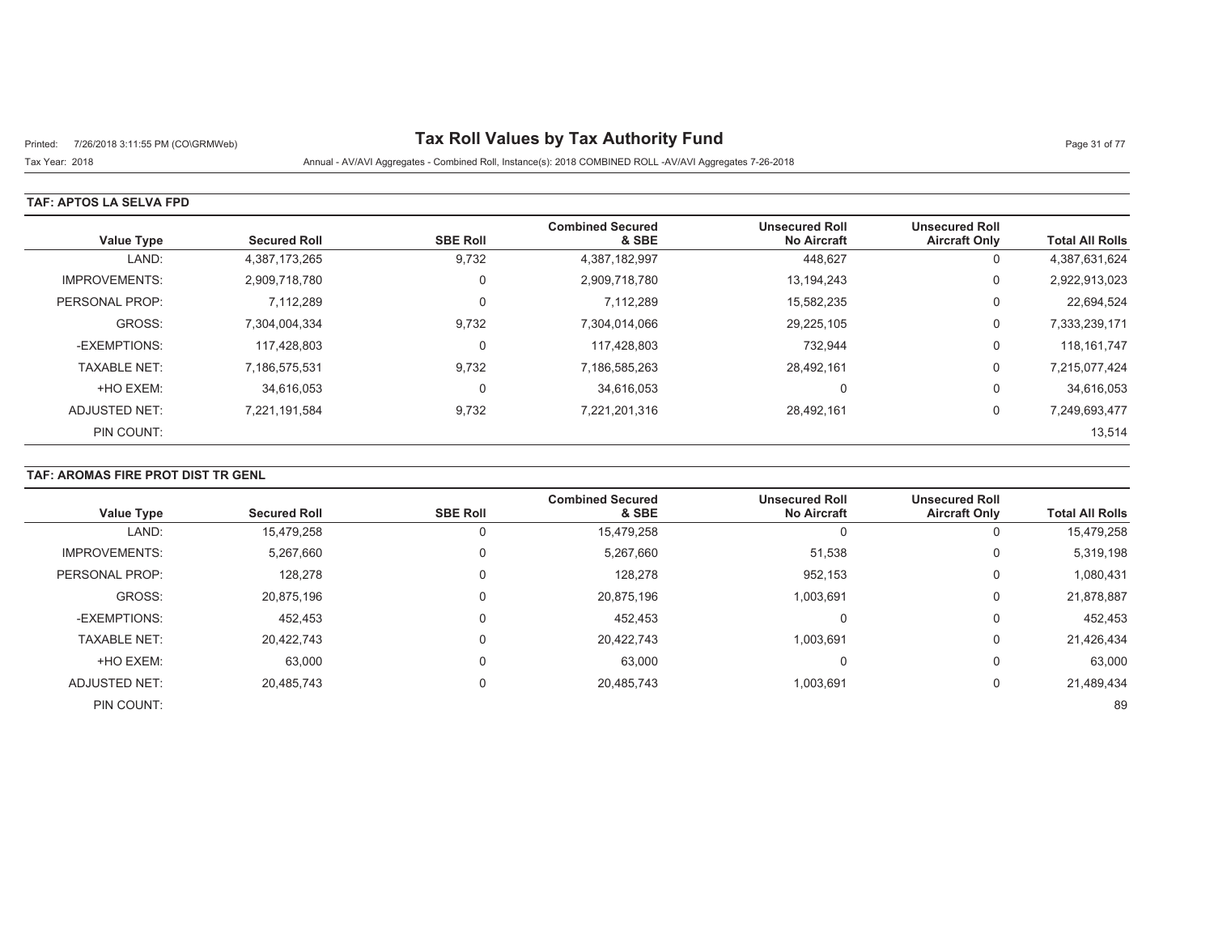# Tax Roll Values by Tax Authority Fund

Printed: 7/26/2018 3:11:55 PM (CO\GRMWeb)

Tax Year: 2018

Annual - AV/AVI Aggregates - Combined Roll, Instance(s): 2018 COMBINED ROLL -AV/AVI Aggregates 7-26-2018

## TAF: APTOS LA SELVA FPD

| Value Type | Secured Roll | SBE Roll | Combined Secured & SBE | Unsecured Roll No Aircraft | Unsecured Roll Aircraft Only | Total All Rolls |
|---|---|---|---|---|---|---|
| LAND: | 4,387,173,265 | 9,732 | 4,387,182,997 | 448,627 | 0 | 4,387,631,624 |
| IMPROVEMENTS: | 2,909,718,780 | 0 | 2,909,718,780 | 13,194,243 | 0 | 2,922,913,023 |
| PERSONAL PROP: | 7,112,289 | 0 | 7,112,289 | 15,582,235 | 0 | 22,694,524 |
| GROSS: | 7,304,004,334 | 9,732 | 7,304,014,066 | 29,225,105 | 0 | 7,333,239,171 |
| -EXEMPTIONS: | 117,428,803 | 0 | 117,428,803 | 732,944 | 0 | 118,161,747 |
| TAXABLE NET: | 7,186,575,531 | 9,732 | 7,186,585,263 | 28,492,161 | 0 | 7,215,077,424 |
| +HO EXEM: | 34,616,053 | 0 | 34,616,053 | 0 | 0 | 34,616,053 |
| ADJUSTED NET: | 7,221,191,584 | 9,732 | 7,221,201,316 | 28,492,161 | 0 | 7,249,693,477 |
| PIN COUNT: | | | | | | 13,514 |

## TAF: AROMAS FIRE PROT DIST TR GENL

| Value Type | Secured Roll | SBE Roll | Combined Secured & SBE | Unsecured Roll No Aircraft | Unsecured Roll Aircraft Only | Total All Rolls |
|---|---|---|---|---|---|---|
| LAND: | 15,479,258 | 0 | 15,479,258 | 0 | 0 | 15,479,258 |
| IMPROVEMENTS: | 5,267,660 | 0 | 5,267,660 | 51,538 | 0 | 5,319,198 |
| PERSONAL PROP: | 128,278 | 0 | 128,278 | 952,153 | 0 | 1,080,431 |
| GROSS: | 20,875,196 | 0 | 20,875,196 | 1,003,691 | 0 | 21,878,887 |
| -EXEMPTIONS: | 452,453 | 0 | 452,453 | 0 | 0 | 452,453 |
| TAXABLE NET: | 20,422,743 | 0 | 20,422,743 | 1,003,691 | 0 | 21,426,434 |
| +HO EXEM: | 63,000 | 0 | 63,000 | 0 | 0 | 63,000 |
| ADJUSTED NET: | 20,485,743 | 0 | 20,485,743 | 1,003,691 | 0 | 21,489,434 |
| PIN COUNT: | | | | | | 89 |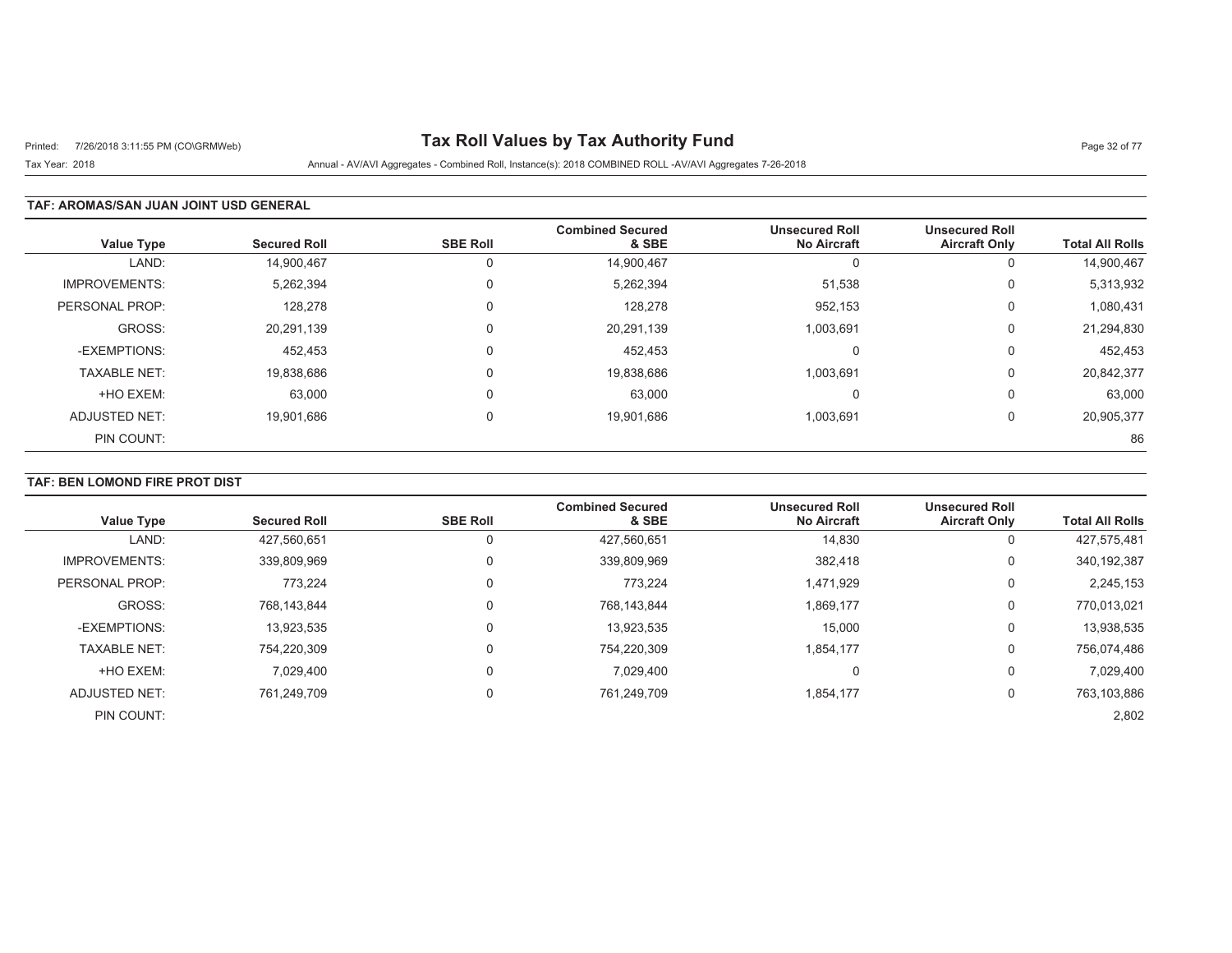# Tax Roll Values by Tax Authority Fund

Tax Year: 2018

Annual - AV/AVI Aggregates - Combined Roll, Instance(s): 2018 COMBINED ROLL -AV/AVI Aggregates 7-26-2018

## TAF: AROMAS/SAN JUAN JOINT USD GENERAL

| Value Type | Secured Roll | SBE Roll | Combined Secured & SBE | Unsecured Roll No Aircraft | Unsecured Roll Aircraft Only | Total All Rolls |
|---|---|---|---|---|---|---|
| LAND: | 14,900,467 | 0 | 14,900,467 | 0 | 0 | 14,900,467 |
| IMPROVEMENTS: | 5,262,394 | 0 | 5,262,394 | 51,538 | 0 | 5,313,932 |
| PERSONAL PROP: | 128,278 | 0 | 128,278 | 952,153 | 0 | 1,080,431 |
| GROSS: | 20,291,139 | 0 | 20,291,139 | 1,003,691 | 0 | 21,294,830 |
| -EXEMPTIONS: | 452,453 | 0 | 452,453 | 0 | 0 | 452,453 |
| TAXABLE NET: | 19,838,686 | 0 | 19,838,686 | 1,003,691 | 0 | 20,842,377 |
| +HO EXEM: | 63,000 | 0 | 63,000 | 0 | 0 | 63,000 |
| ADJUSTED NET: | 19,901,686 | 0 | 19,901,686 | 1,003,691 | 0 | 20,905,377 |
| PIN COUNT: | | | | | | 86 |

## TAF: BEN LOMOND FIRE PROT DIST

| Value Type | Secured Roll | SBE Roll | Combined Secured & SBE | Unsecured Roll No Aircraft | Unsecured Roll Aircraft Only | Total All Rolls |
|---|---|---|---|---|---|---|
| LAND: | 427,560,651 | 0 | 427,560,651 | 14,830 | 0 | 427,575,481 |
| IMPROVEMENTS: | 339,809,969 | 0 | 339,809,969 | 382,418 | 0 | 340,192,387 |
| PERSONAL PROP: | 773,224 | 0 | 773,224 | 1,471,929 | 0 | 2,245,153 |
| GROSS: | 768,143,844 | 0 | 768,143,844 | 1,869,177 | 0 | 770,013,021 |
| -EXEMPTIONS: | 13,923,535 | 0 | 13,923,535 | 15,000 | 0 | 13,938,535 |
| TAXABLE NET: | 754,220,309 | 0 | 754,220,309 | 1,854,177 | 0 | 756,074,486 |
| +HO EXEM: | 7,029,400 | 0 | 7,029,400 | 0 | 0 | 7,029,400 |
| ADJUSTED NET: | 761,249,709 | 0 | 761,249,709 | 1,854,177 | 0 | 763,103,886 |
| PIN COUNT: | | | | | | 2,802 |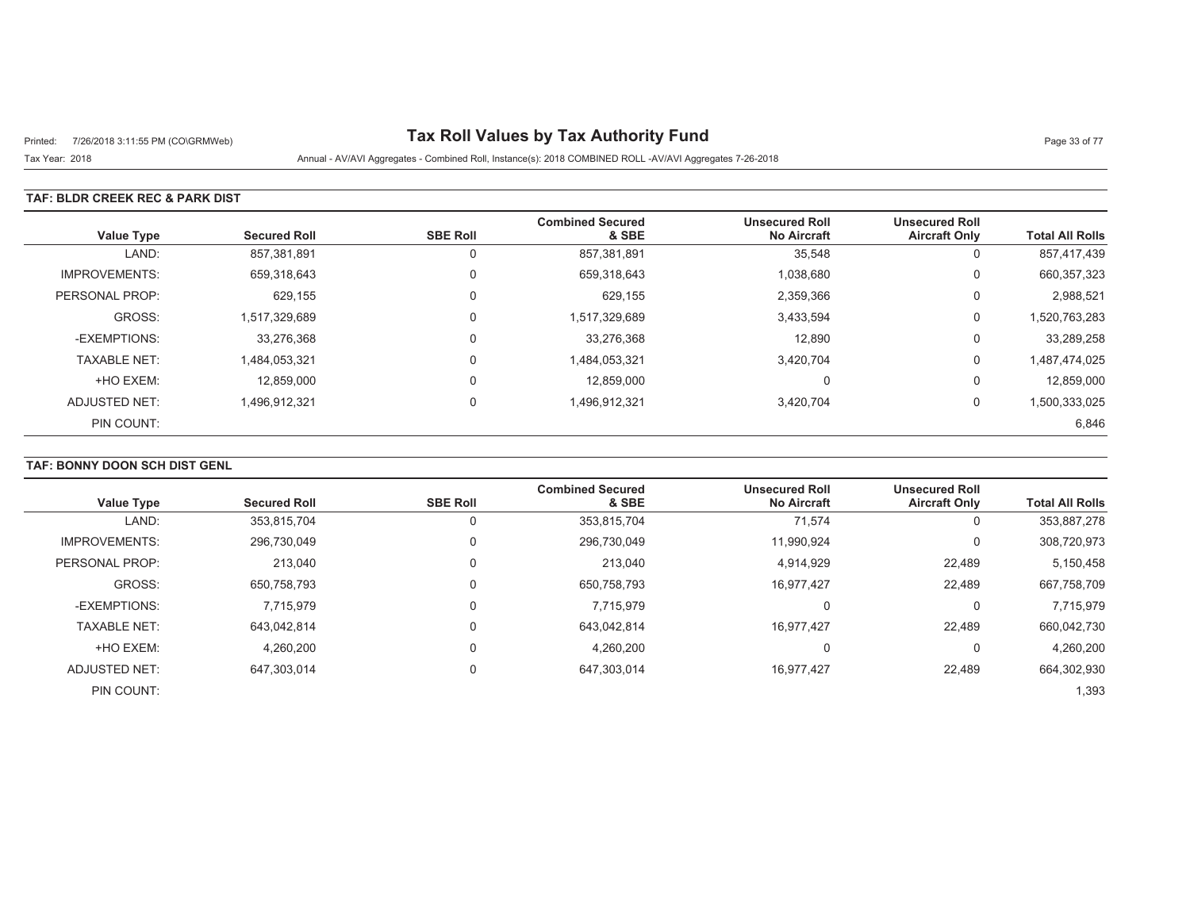# Tax Roll Values by Tax Authority Fund

Tax Year: 2018

Annual - AV/AVI Aggregates - Combined Roll, Instance(s): 2018 COMBINED ROLL -AV/AVI Aggregates 7-26-2018

## TAF: BLDR CREEK REC & PARK DIST

| Value Type | Secured Roll | SBE Roll | Combined Secured & SBE | Unsecured Roll No Aircraft | Unsecured Roll Aircraft Only | Total All Rolls |
|---|---|---|---|---|---|---|
| LAND: | 857,381,891 | 0 | 857,381,891 | 35,548 | 0 | 857,417,439 |
| IMPROVEMENTS: | 659,318,643 | 0 | 659,318,643 | 1,038,680 | 0 | 660,357,323 |
| PERSONAL PROP: | 629,155 | 0 | 629,155 | 2,359,366 | 0 | 2,988,521 |
| GROSS: | 1,517,329,689 | 0 | 1,517,329,689 | 3,433,594 | 0 | 1,520,763,283 |
| -EXEMPTIONS: | 33,276,368 | 0 | 33,276,368 | 12,890 | 0 | 33,289,258 |
| TAXABLE NET: | 1,484,053,321 | 0 | 1,484,053,321 | 3,420,704 | 0 | 1,487,474,025 |
| +HO EXEM: | 12,859,000 | 0 | 12,859,000 | 0 | 0 | 12,859,000 |
| ADJUSTED NET: | 1,496,912,321 | 0 | 1,496,912,321 | 3,420,704 | 0 | 1,500,333,025 |
| PIN COUNT: | | | | | | 6,846 |

## TAF: BONNY DOON SCH DIST GENL

| Value Type | Secured Roll | SBE Roll | Combined Secured & SBE | Unsecured Roll No Aircraft | Unsecured Roll Aircraft Only | Total All Rolls |
|---|---|---|---|---|---|---|
| LAND: | 353,815,704 | 0 | 353,815,704 | 71,574 | 0 | 353,887,278 |
| IMPROVEMENTS: | 296,730,049 | 0 | 296,730,049 | 11,990,924 | 0 | 308,720,973 |
| PERSONAL PROP: | 213,040 | 0 | 213,040 | 4,914,929 | 22,489 | 5,150,458 |
| GROSS: | 650,758,793 | 0 | 650,758,793 | 16,977,427 | 22,489 | 667,758,709 |
| -EXEMPTIONS: | 7,715,979 | 0 | 7,715,979 | 0 | 0 | 7,715,979 |
| TAXABLE NET: | 643,042,814 | 0 | 643,042,814 | 16,977,427 | 22,489 | 660,042,730 |
| +HO EXEM: | 4,260,200 | 0 | 4,260,200 | 0 | 0 | 4,260,200 |
| ADJUSTED NET: | 647,303,014 | 0 | 647,303,014 | 16,977,427 | 22,489 | 664,302,930 |
| PIN COUNT: | | | | | | 1,393 |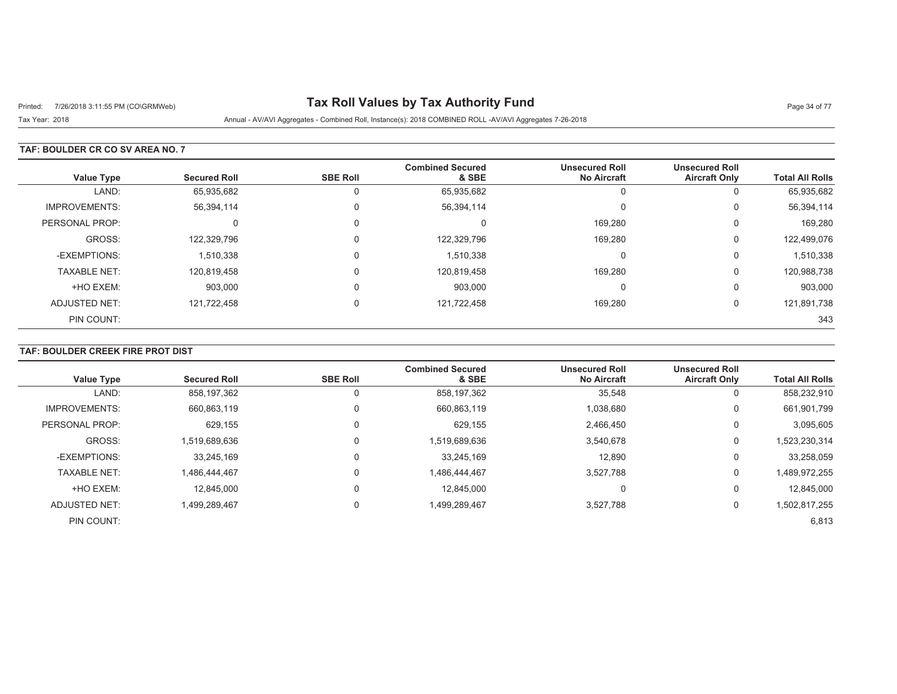# Tax Roll Values by Tax Authority Fund

Tax Year: 2018

Annual - AV/AVI Aggregates - Combined Roll, Instance(s): 2018 COMBINED ROLL -AV/AVI Aggregates 7-26-2018

## TAF: BOULDER CR CO SV AREA NO. 7

| Value Type | Secured Roll | SBE Roll | Combined Secured & SBE | Unsecured Roll No Aircraft | Unsecured Roll Aircraft Only | Total All Rolls |
|---|---|---|---|---|---|---|
| LAND: | 65,935,682 | 0 | 65,935,682 | 0 | 0 | 65,935,682 |
| IMPROVEMENTS: | 56,394,114 | 0 | 56,394,114 | 0 | 0 | 56,394,114 |
| PERSONAL PROP: | 0 | 0 | 0 | 169,280 | 0 | 169,280 |
| GROSS: | 122,329,796 | 0 | 122,329,796 | 169,280 | 0 | 122,499,076 |
| -EXEMPTIONS: | 1,510,338 | 0 | 1,510,338 | 0 | 0 | 1,510,338 |
| TAXABLE NET: | 120,819,458 | 0 | 120,819,458 | 169,280 | 0 | 120,988,738 |
| +HO EXEM: | 903,000 | 0 | 903,000 | 0 | 0 | 903,000 |
| ADJUSTED NET: | 121,722,458 | 0 | 121,722,458 | 169,280 | 0 | 121,891,738 |
| PIN COUNT: | | | | | | 343 |

## TAF: BOULDER CREEK FIRE PROT DIST

| Value Type | Secured Roll | SBE Roll | Combined Secured & SBE | Unsecured Roll No Aircraft | Unsecured Roll Aircraft Only | Total All Rolls |
|---|---|---|---|---|---|---|
| LAND: | 858,197,362 | 0 | 858,197,362 | 35,548 | 0 | 858,232,910 |
| IMPROVEMENTS: | 660,863,119 | 0 | 660,863,119 | 1,038,680 | 0 | 661,901,799 |
| PERSONAL PROP: | 629,155 | 0 | 629,155 | 2,466,450 | 0 | 3,095,605 |
| GROSS: | 1,519,689,636 | 0 | 1,519,689,636 | 3,540,678 | 0 | 1,523,230,314 |
| -EXEMPTIONS: | 33,245,169 | 0 | 33,245,169 | 12,890 | 0 | 33,258,059 |
| TAXABLE NET: | 1,486,444,467 | 0 | 1,486,444,467 | 3,527,788 | 0 | 1,489,972,255 |
| +HO EXEM: | 12,845,000 | 0 | 12,845,000 | 0 | 0 | 12,845,000 |
| ADJUSTED NET: | 1,499,289,467 | 0 | 1,499,289,467 | 3,527,788 | 0 | 1,502,817,255 |
| PIN COUNT: | | | | | | 6,813 |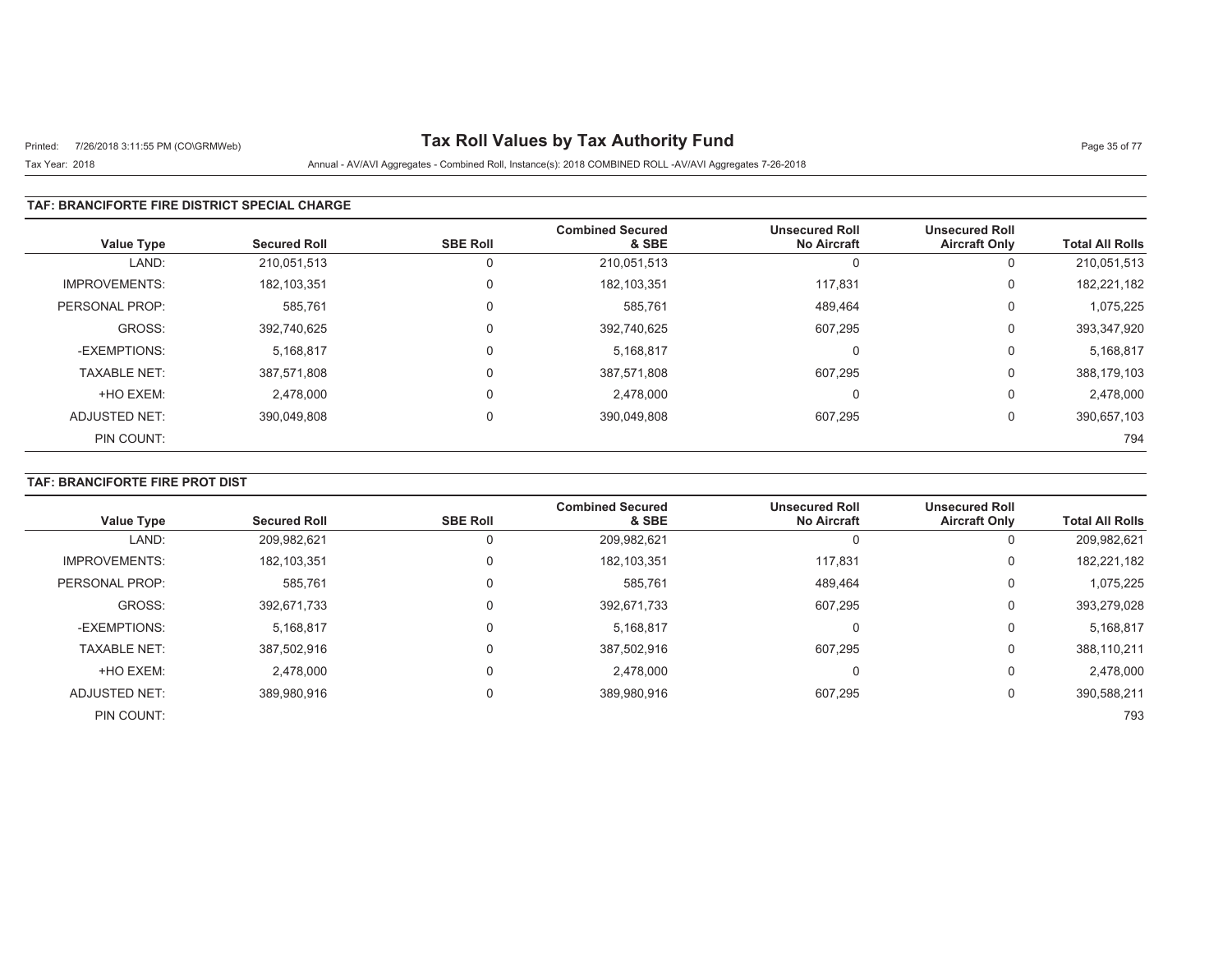# Tax Roll Values by Tax Authority Fund

Tax Year: 2018

Annual - AV/AVI Aggregates - Combined Roll, Instance(s): 2018 COMBINED ROLL -AV/AVI Aggregates 7-26-2018

## TAF: BRANCIFORTE FIRE DISTRICT SPECIAL CHARGE

| Value Type | Secured Roll | SBE Roll | Combined Secured & SBE | Unsecured Roll No Aircraft | Unsecured Roll Aircraft Only | Total All Rolls |
|---|---|---|---|---|---|---|
| LAND: | 210,051,513 | 0 | 210,051,513 | 0 | 0 | 210,051,513 |
| IMPROVEMENTS: | 182,103,351 | 0 | 182,103,351 | 117,831 | 0 | 182,221,182 |
| PERSONAL PROP: | 585,761 | 0 | 585,761 | 489,464 | 0 | 1,075,225 |
| GROSS: | 392,740,625 | 0 | 392,740,625 | 607,295 | 0 | 393,347,920 |
| -EXEMPTIONS: | 5,168,817 | 0 | 5,168,817 | 0 | 0 | 5,168,817 |
| TAXABLE NET: | 387,571,808 | 0 | 387,571,808 | 607,295 | 0 | 388,179,103 |
| +HO EXEM: | 2,478,000 | 0 | 2,478,000 | 0 | 0 | 2,478,000 |
| ADJUSTED NET: | 390,049,808 | 0 | 390,049,808 | 607,295 | 0 | 390,657,103 |
| PIN COUNT: | | | | | | 794 |

## TAF: BRANCIFORTE FIRE PROT DIST

| Value Type | Secured Roll | SBE Roll | Combined Secured & SBE | Unsecured Roll No Aircraft | Unsecured Roll Aircraft Only | Total All Rolls |
|---|---|---|---|---|---|---|
| LAND: | 209,982,621 | 0 | 209,982,621 | 0 | 0 | 209,982,621 |
| IMPROVEMENTS: | 182,103,351 | 0 | 182,103,351 | 117,831 | 0 | 182,221,182 |
| PERSONAL PROP: | 585,761 | 0 | 585,761 | 489,464 | 0 | 1,075,225 |
| GROSS: | 392,671,733 | 0 | 392,671,733 | 607,295 | 0 | 393,279,028 |
| -EXEMPTIONS: | 5,168,817 | 0 | 5,168,817 | 0 | 0 | 5,168,817 |
| TAXABLE NET: | 387,502,916 | 0 | 387,502,916 | 607,295 | 0 | 388,110,211 |
| +HO EXEM: | 2,478,000 | 0 | 2,478,000 | 0 | 0 | 2,478,000 |
| ADJUSTED NET: | 389,980,916 | 0 | 389,980,916 | 607,295 | 0 | 390,588,211 |
| PIN COUNT: | | | | | | 793 |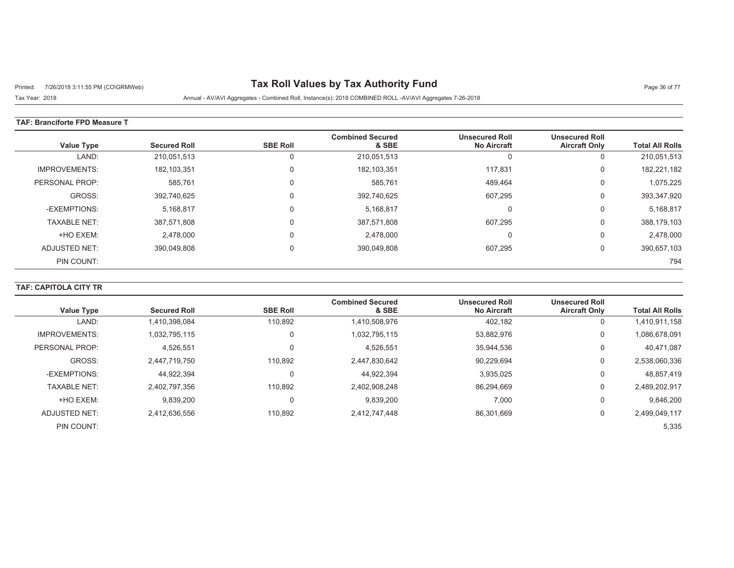# Tax Roll Values by Tax Authority Fund

Tax Year: 2018

Annual - AV/AVI Aggregates - Combined Roll, Instance(s): 2018 COMBINED ROLL -AV/AVI Aggregates 7-26-2018

**TAF: Branciforte FPD Measure T**

| Value Type | Secured Roll | SBE Roll | Combined Secured & SBE | Unsecured Roll No Aircraft | Unsecured Roll Aircraft Only | Total All Rolls |
|---|---|---|---|---|---|---|
| LAND: | 210,051,513 | 0 | 210,051,513 | 0 | 0 | 210,051,513 |
| IMPROVEMENTS: | 182,103,351 | 0 | 182,103,351 | 117,831 | 0 | 182,221,182 |
| PERSONAL PROP: | 585,761 | 0 | 585,761 | 489,464 | 0 | 1,075,225 |
| GROSS: | 392,740,625 | 0 | 392,740,625 | 607,295 | 0 | 393,347,920 |
| -EXEMPTIONS: | 5,168,817 | 0 | 5,168,817 | 0 | 0 | 5,168,817 |
| TAXABLE NET: | 387,571,808 | 0 | 387,571,808 | 607,295 | 0 | 388,179,103 |
| +HO EXEM: | 2,478,000 | 0 | 2,478,000 | 0 | 0 | 2,478,000 |
| ADJUSTED NET: | 390,049,808 | 0 | 390,049,808 | 607,295 | 0 | 390,657,103 |
| PIN COUNT: | | | | | | 794 |

**TAF: CAPITOLA CITY TR**

| Value Type | Secured Roll | SBE Roll | Combined Secured & SBE | Unsecured Roll No Aircraft | Unsecured Roll Aircraft Only | Total All Rolls |
|---|---|---|---|---|---|---|
| LAND: | 1,410,398,084 | 110,892 | 1,410,508,976 | 402,182 | 0 | 1,410,911,158 |
| IMPROVEMENTS: | 1,032,795,115 | 0 | 1,032,795,115 | 53,882,976 | 0 | 1,086,678,091 |
| PERSONAL PROP: | 4,526,551 | 0 | 4,526,551 | 35,944,536 | 0 | 40,471,087 |
| GROSS: | 2,447,719,750 | 110,892 | 2,447,830,642 | 90,229,694 | 0 | 2,538,060,336 |
| -EXEMPTIONS: | 44,922,394 | 0 | 44,922,394 | 3,935,025 | 0 | 48,857,419 |
| TAXABLE NET: | 2,402,797,356 | 110,892 | 2,402,908,248 | 86,294,669 | 0 | 2,489,202,917 |
| +HO EXEM: | 9,839,200 | 0 | 9,839,200 | 7,000 | 0 | 9,846,200 |
| ADJUSTED NET: | 2,412,636,556 | 110,892 | 2,412,747,448 | 86,301,669 | 0 | 2,499,049,117 |
| PIN COUNT: | | | | | | 5,335 |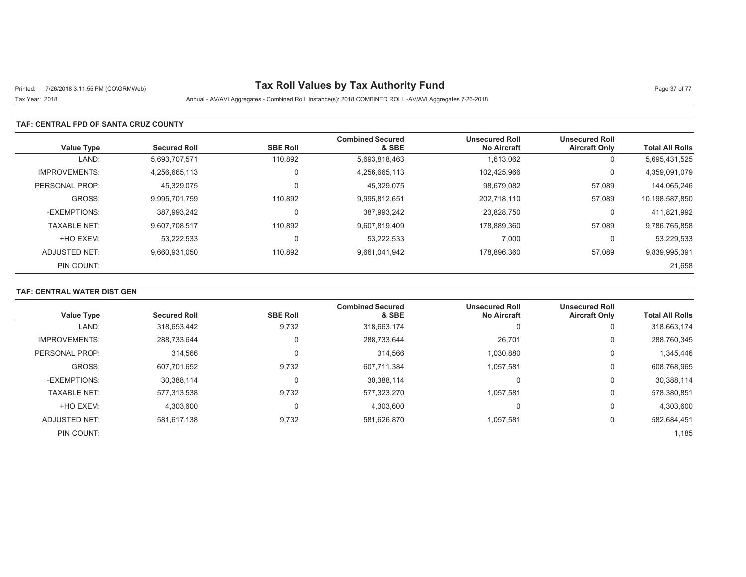# Tax Roll Values by Tax Authority Fund

Printed: 7/26/2018 3:11:55 PM (CO\GRMWeb)

Tax Year: 2018

Annual - AV/AVI Aggregates - Combined Roll, Instance(s): 2018 COMBINED ROLL -AV/AVI Aggregates 7-26-2018

## TAF: CENTRAL FPD OF SANTA CRUZ COUNTY

| Value Type | Secured Roll | SBE Roll | Combined Secured & SBE | Unsecured Roll No Aircraft | Unsecured Roll Aircraft Only | Total All Rolls |
|---|---|---|---|---|---|---|
| LAND: | 5,693,707,571 | 110,892 | 5,693,818,463 | 1,613,062 | 0 | 5,695,431,525 |
| IMPROVEMENTS: | 4,256,665,113 | 0 | 4,256,665,113 | 102,425,966 | 0 | 4,359,091,079 |
| PERSONAL PROP: | 45,329,075 | 0 | 45,329,075 | 98,679,082 | 57,089 | 144,065,246 |
| GROSS: | 9,995,701,759 | 110,892 | 9,995,812,651 | 202,718,110 | 57,089 | 10,198,587,850 |
| -EXEMPTIONS: | 387,993,242 | 0 | 387,993,242 | 23,828,750 | 0 | 411,821,992 |
| TAXABLE NET: | 9,607,708,517 | 110,892 | 9,607,819,409 | 178,889,360 | 57,089 | 9,786,765,858 |
| +HO EXEM: | 53,222,533 | 0 | 53,222,533 | 7,000 | 0 | 53,229,533 |
| ADJUSTED NET: | 9,660,931,050 | 110,892 | 9,661,041,942 | 178,896,360 | 57,089 | 9,839,995,391 |
| PIN COUNT: | | | | | | 21,658 |

## TAF: CENTRAL WATER DIST GEN

| Value Type | Secured Roll | SBE Roll | Combined Secured & SBE | Unsecured Roll No Aircraft | Unsecured Roll Aircraft Only | Total All Rolls |
|---|---|---|---|---|---|---|
| LAND: | 318,653,442 | 9,732 | 318,663,174 | 0 | 0 | 318,663,174 |
| IMPROVEMENTS: | 288,733,644 | 0 | 288,733,644 | 26,701 | 0 | 288,760,345 |
| PERSONAL PROP: | 314,566 | 0 | 314,566 | 1,030,880 | 0 | 1,345,446 |
| GROSS: | 607,701,652 | 9,732 | 607,711,384 | 1,057,581 | 0 | 608,768,965 |
| -EXEMPTIONS: | 30,388,114 | 0 | 30,388,114 | 0 | 0 | 30,388,114 |
| TAXABLE NET: | 577,313,538 | 9,732 | 577,323,270 | 1,057,581 | 0 | 578,380,851 |
| +HO EXEM: | 4,303,600 | 0 | 4,303,600 | 0 | 0 | 4,303,600 |
| ADJUSTED NET: | 581,617,138 | 9,732 | 581,626,870 | 1,057,581 | 0 | 582,684,451 |
| PIN COUNT: | | | | | | 1,185 |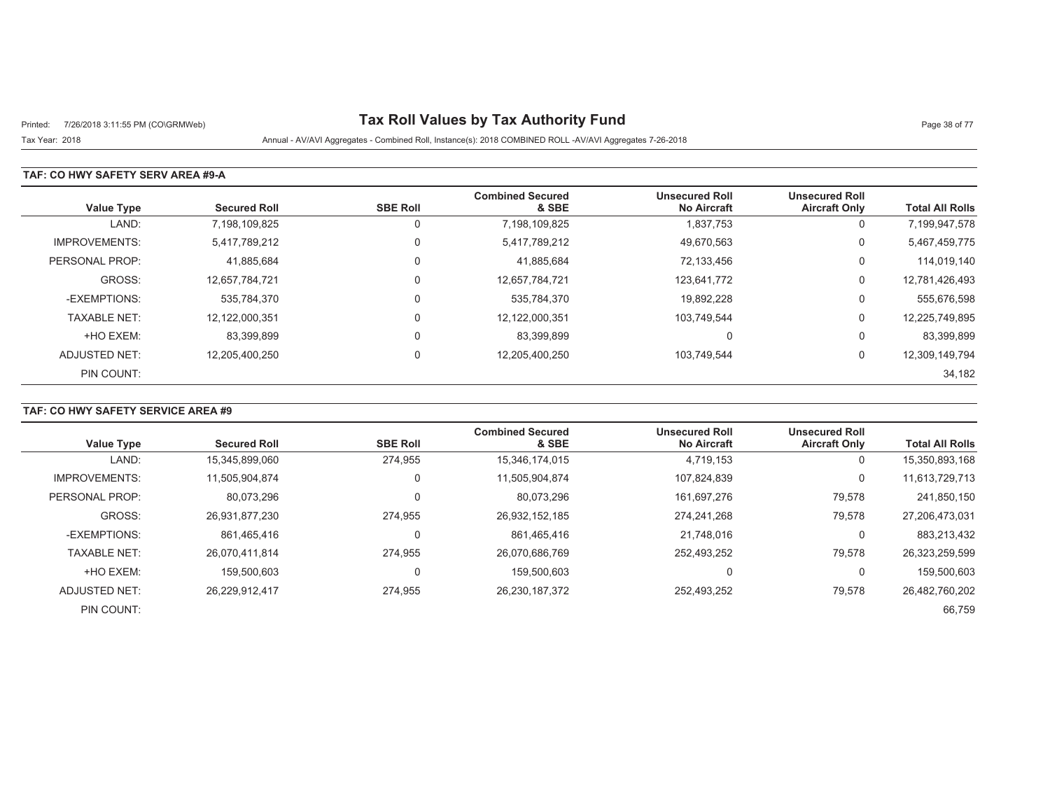# Tax Roll Values by Tax Authority Fund

Tax Year: 2018

Annual - AV/AVI Aggregates - Combined Roll, Instance(s): 2018 COMBINED ROLL -AV/AVI Aggregates 7-26-2018

## TAF: CO HWY SAFETY SERV AREA #9-A

| Value Type | Secured Roll | SBE Roll | Combined Secured & SBE | Unsecured Roll No Aircraft | Unsecured Roll Aircraft Only | Total All Rolls |
|---|---|---|---|---|---|---|
| LAND: | 7,198,109,825 | 0 | 7,198,109,825 | 1,837,753 | 0 | 7,199,947,578 |
| IMPROVEMENTS: | 5,417,789,212 | 0 | 5,417,789,212 | 49,670,563 | 0 | 5,467,459,775 |
| PERSONAL PROP: | 41,885,684 | 0 | 41,885,684 | 72,133,456 | 0 | 114,019,140 |
| GROSS: | 12,657,784,721 | 0 | 12,657,784,721 | 123,641,772 | 0 | 12,781,426,493 |
| -EXEMPTIONS: | 535,784,370 | 0 | 535,784,370 | 19,892,228 | 0 | 555,676,598 |
| TAXABLE NET: | 12,122,000,351 | 0 | 12,122,000,351 | 103,749,544 | 0 | 12,225,749,895 |
| +HO EXEM: | 83,399,899 | 0 | 83,399,899 | 0 | 0 | 83,399,899 |
| ADJUSTED NET: | 12,205,400,250 | 0 | 12,205,400,250 | 103,749,544 | 0 | 12,309,149,794 |
| PIN COUNT: | | | | | | 34,182 |

## TAF: CO HWY SAFETY SERVICE AREA #9

| Value Type | Secured Roll | SBE Roll | Combined Secured & SBE | Unsecured Roll No Aircraft | Unsecured Roll Aircraft Only | Total All Rolls |
|---|---|---|---|---|---|---|
| LAND: | 15,345,899,060 | 274,955 | 15,346,174,015 | 4,719,153 | 0 | 15,350,893,168 |
| IMPROVEMENTS: | 11,505,904,874 | 0 | 11,505,904,874 | 107,824,839 | 0 | 11,613,729,713 |
| PERSONAL PROP: | 80,073,296 | 0 | 80,073,296 | 161,697,276 | 79,578 | 241,850,150 |
| GROSS: | 26,931,877,230 | 274,955 | 26,932,152,185 | 274,241,268 | 79,578 | 27,206,473,031 |
| -EXEMPTIONS: | 861,465,416 | 0 | 861,465,416 | 21,748,016 | 0 | 883,213,432 |
| TAXABLE NET: | 26,070,411,814 | 274,955 | 26,070,686,769 | 252,493,252 | 79,578 | 26,323,259,599 |
| +HO EXEM: | 159,500,603 | 0 | 159,500,603 | 0 | 0 | 159,500,603 |
| ADJUSTED NET: | 26,229,912,417 | 274,955 | 26,230,187,372 | 252,493,252 | 79,578 | 26,482,760,202 |
| PIN COUNT: | | | | | | 66,759 |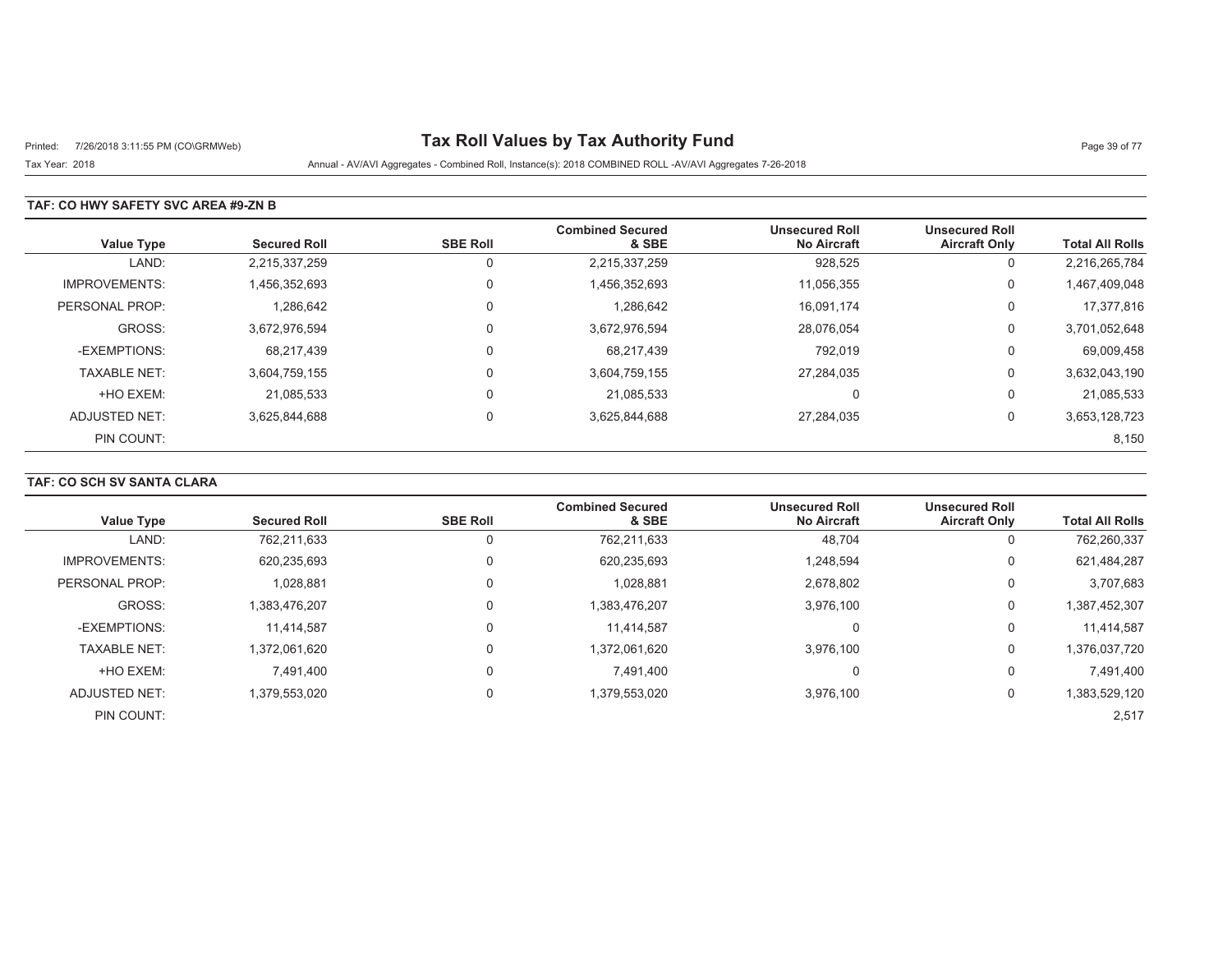# Tax Roll Values by Tax Authority Fund

Printed: 7/26/2018 3:11:55 PM (CO\GRMWeb)

Tax Year: 2018

Annual - AV/AVI Aggregates - Combined Roll, Instance(s): 2018 COMBINED ROLL -AV/AVI Aggregates 7-26-2018

## TAF: CO HWY SAFETY SVC AREA #9-ZN B

| Value Type | Secured Roll | SBE Roll | Combined Secured & SBE | Unsecured Roll No Aircraft | Unsecured Roll Aircraft Only | Total All Rolls |
|---|---|---|---|---|---|---|
| LAND: | 2,215,337,259 | 0 | 2,215,337,259 | 928,525 | 0 | 2,216,265,784 |
| IMPROVEMENTS: | 1,456,352,693 | 0 | 1,456,352,693 | 11,056,355 | 0 | 1,467,409,048 |
| PERSONAL PROP: | 1,286,642 | 0 | 1,286,642 | 16,091,174 | 0 | 17,377,816 |
| GROSS: | 3,672,976,594 | 0 | 3,672,976,594 | 28,076,054 | 0 | 3,701,052,648 |
| -EXEMPTIONS: | 68,217,439 | 0 | 68,217,439 | 792,019 | 0 | 69,009,458 |
| TAXABLE NET: | 3,604,759,155 | 0 | 3,604,759,155 | 27,284,035 | 0 | 3,632,043,190 |
| +HO EXEM: | 21,085,533 | 0 | 21,085,533 | 0 | 0 | 21,085,533 |
| ADJUSTED NET: | 3,625,844,688 | 0 | 3,625,844,688 | 27,284,035 | 0 | 3,653,128,723 |
| PIN COUNT: | | | | | | 8,150 |

## TAF: CO SCH SV SANTA CLARA

| Value Type | Secured Roll | SBE Roll | Combined Secured & SBE | Unsecured Roll No Aircraft | Unsecured Roll Aircraft Only | Total All Rolls |
|---|---|---|---|---|---|---|
| LAND: | 762,211,633 | 0 | 762,211,633 | 48,704 | 0 | 762,260,337 |
| IMPROVEMENTS: | 620,235,693 | 0 | 620,235,693 | 1,248,594 | 0 | 621,484,287 |
| PERSONAL PROP: | 1,028,881 | 0 | 1,028,881 | 2,678,802 | 0 | 3,707,683 |
| GROSS: | 1,383,476,207 | 0 | 1,383,476,207 | 3,976,100 | 0 | 1,387,452,307 |
| -EXEMPTIONS: | 11,414,587 | 0 | 11,414,587 | 0 | 0 | 11,414,587 |
| TAXABLE NET: | 1,372,061,620 | 0 | 1,372,061,620 | 3,976,100 | 0 | 1,376,037,720 |
| +HO EXEM: | 7,491,400 | 0 | 7,491,400 | 0 | 0 | 7,491,400 |
| ADJUSTED NET: | 1,379,553,020 | 0 | 1,379,553,020 | 3,976,100 | 0 | 1,383,529,120 |
| PIN COUNT: | | | | | | 2,517 |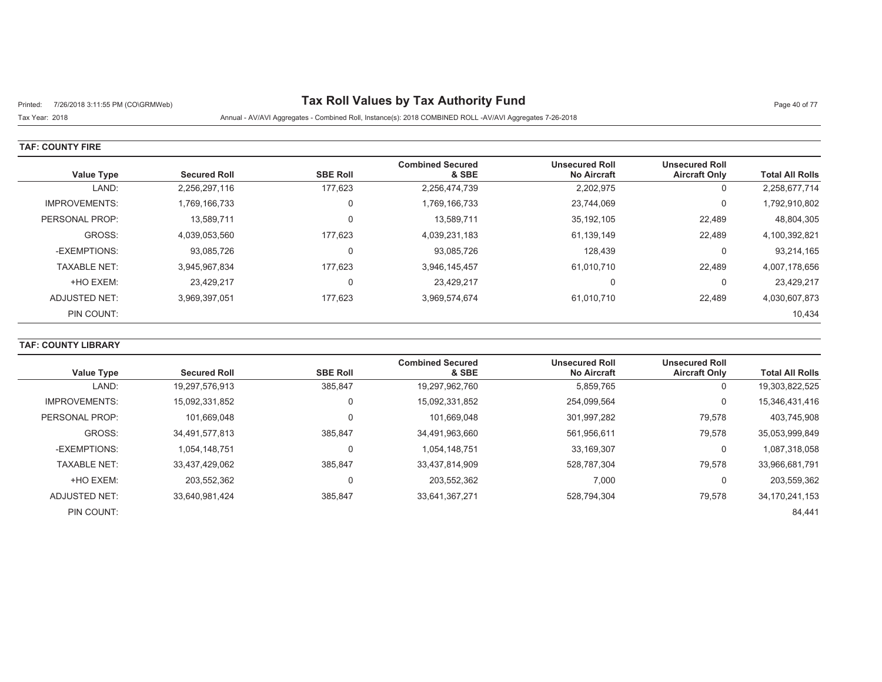# Tax Roll Values by Tax Authority Fund

Printed: 7/26/2018 3:11:55 PM (CO\GRMWeb)

Tax Year: 2018

Annual - AV/AVI Aggregates - Combined Roll, Instance(s): 2018 COMBINED ROLL -AV/AVI Aggregates 7-26-2018

## TAF: COUNTY FIRE

| Value Type | Secured Roll | SBE Roll | Combined Secured & SBE | Unsecured Roll No Aircraft | Unsecured Roll Aircraft Only | Total All Rolls |
|---|---|---|---|---|---|---|
| LAND: | 2,256,297,116 | 177,623 | 2,256,474,739 | 2,202,975 | 0 | 2,258,677,714 |
| IMPROVEMENTS: | 1,769,166,733 | 0 | 1,769,166,733 | 23,744,069 | 0 | 1,792,910,802 |
| PERSONAL PROP: | 13,589,711 | 0 | 13,589,711 | 35,192,105 | 22,489 | 48,804,305 |
| GROSS: | 4,039,053,560 | 177,623 | 4,039,231,183 | 61,139,149 | 22,489 | 4,100,392,821 |
| -EXEMPTIONS: | 93,085,726 | 0 | 93,085,726 | 128,439 | 0 | 93,214,165 |
| TAXABLE NET: | 3,945,967,834 | 177,623 | 3,946,145,457 | 61,010,710 | 22,489 | 4,007,178,656 |
| +HO EXEM: | 23,429,217 | 0 | 23,429,217 | 0 | 0 | 23,429,217 |
| ADJUSTED NET: | 3,969,397,051 | 177,623 | 3,969,574,674 | 61,010,710 | 22,489 | 4,030,607,873 |
| PIN COUNT: | | | | | | 10,434 |

## TAF: COUNTY LIBRARY

| Value Type | Secured Roll | SBE Roll | Combined Secured & SBE | Unsecured Roll No Aircraft | Unsecured Roll Aircraft Only | Total All Rolls |
|---|---|---|---|---|---|---|
| LAND: | 19,297,576,913 | 385,847 | 19,297,962,760 | 5,859,765 | 0 | 19,303,822,525 |
| IMPROVEMENTS: | 15,092,331,852 | 0 | 15,092,331,852 | 254,099,564 | 0 | 15,346,431,416 |
| PERSONAL PROP: | 101,669,048 | 0 | 101,669,048 | 301,997,282 | 79,578 | 403,745,908 |
| GROSS: | 34,491,577,813 | 385,847 | 34,491,963,660 | 561,956,611 | 79,578 | 35,053,999,849 |
| -EXEMPTIONS: | 1,054,148,751 | 0 | 1,054,148,751 | 33,169,307 | 0 | 1,087,318,058 |
| TAXABLE NET: | 33,437,429,062 | 385,847 | 33,437,814,909 | 528,787,304 | 79,578 | 33,966,681,791 |
| +HO EXEM: | 203,552,362 | 0 | 203,552,362 | 7,000 | 0 | 203,559,362 |
| ADJUSTED NET: | 33,640,981,424 | 385,847 | 33,641,367,271 | 528,794,304 | 79,578 | 34,170,241,153 |
| PIN COUNT: | | | | | | 84,441 |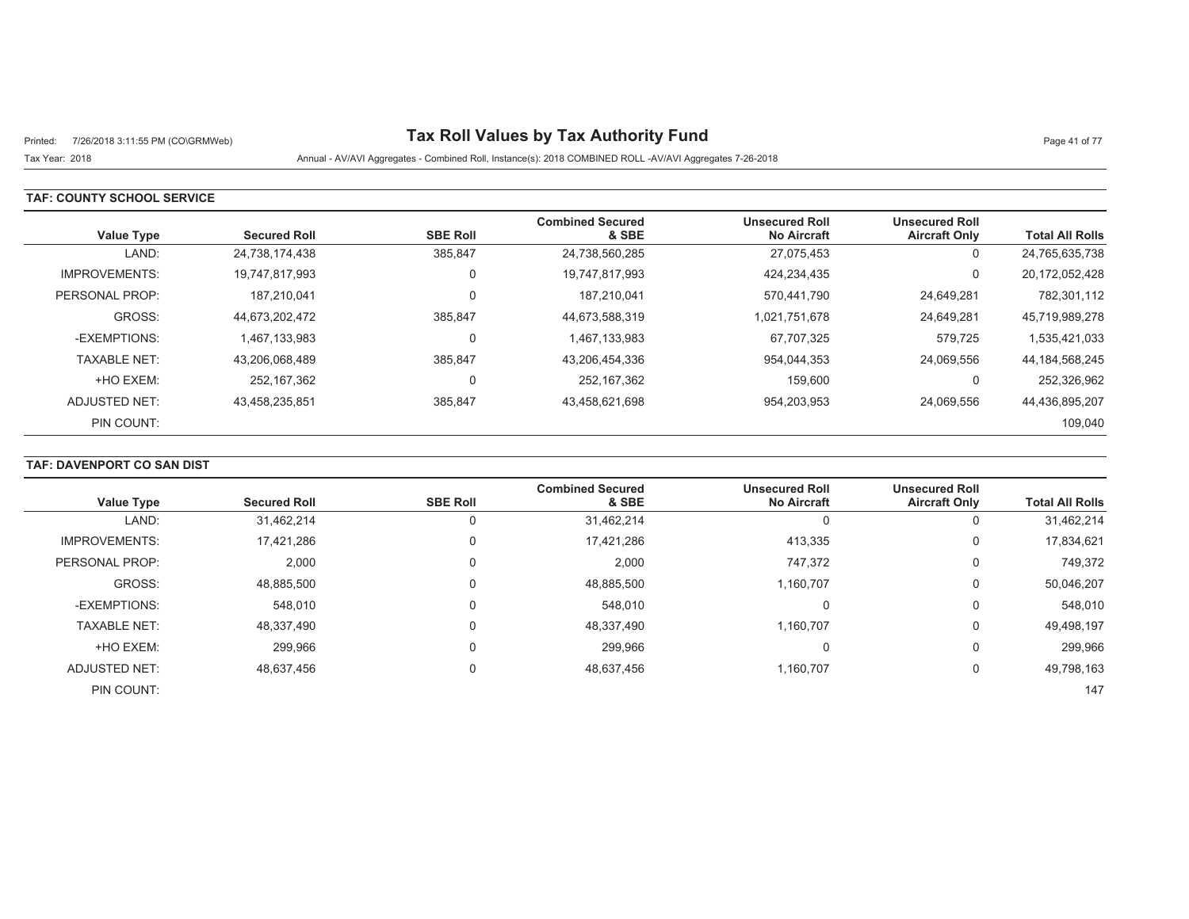# Tax Roll Values by Tax Authority Fund

Printed: 7/26/2018 3:11:55 PM (CO\GRMWeb)

Tax Year: 2018

Annual - AV/AVI Aggregates - Combined Roll, Instance(s): 2018 COMBINED ROLL -AV/AVI Aggregates 7-26-2018

## TAF: COUNTY SCHOOL SERVICE

| Value Type | Secured Roll | SBE Roll | Combined Secured & SBE | Unsecured Roll No Aircraft | Unsecured Roll Aircraft Only | Total All Rolls |
|---|---|---|---|---|---|---|
| LAND: | 24,738,174,438 | 385,847 | 24,738,560,285 | 27,075,453 | 0 | 24,765,635,738 |
| IMPROVEMENTS: | 19,747,817,993 | 0 | 19,747,817,993 | 424,234,435 | 0 | 20,172,052,428 |
| PERSONAL PROP: | 187,210,041 | 0 | 187,210,041 | 570,441,790 | 24,649,281 | 782,301,112 |
| GROSS: | 44,673,202,472 | 385,847 | 44,673,588,319 | 1,021,751,678 | 24,649,281 | 45,719,989,278 |
| -EXEMPTIONS: | 1,467,133,983 | 0 | 1,467,133,983 | 67,707,325 | 579,725 | 1,535,421,033 |
| TAXABLE NET: | 43,206,068,489 | 385,847 | 43,206,454,336 | 954,044,353 | 24,069,556 | 44,184,568,245 |
| +HO EXEM: | 252,167,362 | 0 | 252,167,362 | 159,600 | 0 | 252,326,962 |
| ADJUSTED NET: | 43,458,235,851 | 385,847 | 43,458,621,698 | 954,203,953 | 24,069,556 | 44,436,895,207 |
| PIN COUNT: | | | | | | 109,040 |

## TAF: DAVENPORT CO SAN DIST

| Value Type | Secured Roll | SBE Roll | Combined Secured & SBE | Unsecured Roll No Aircraft | Unsecured Roll Aircraft Only | Total All Rolls |
|---|---|---|---|---|---|---|
| LAND: | 31,462,214 | 0 | 31,462,214 | 0 | 0 | 31,462,214 |
| IMPROVEMENTS: | 17,421,286 | 0 | 17,421,286 | 413,335 | 0 | 17,834,621 |
| PERSONAL PROP: | 2,000 | 0 | 2,000 | 747,372 | 0 | 749,372 |
| GROSS: | 48,885,500 | 0 | 48,885,500 | 1,160,707 | 0 | 50,046,207 |
| -EXEMPTIONS: | 548,010 | 0 | 548,010 | 0 | 0 | 548,010 |
| TAXABLE NET: | 48,337,490 | 0 | 48,337,490 | 1,160,707 | 0 | 49,498,197 |
| +HO EXEM: | 299,966 | 0 | 299,966 | 0 | 0 | 299,966 |
| ADJUSTED NET: | 48,637,456 | 0 | 48,637,456 | 1,160,707 | 0 | 49,798,163 |
| PIN COUNT: | | | | | | 147 |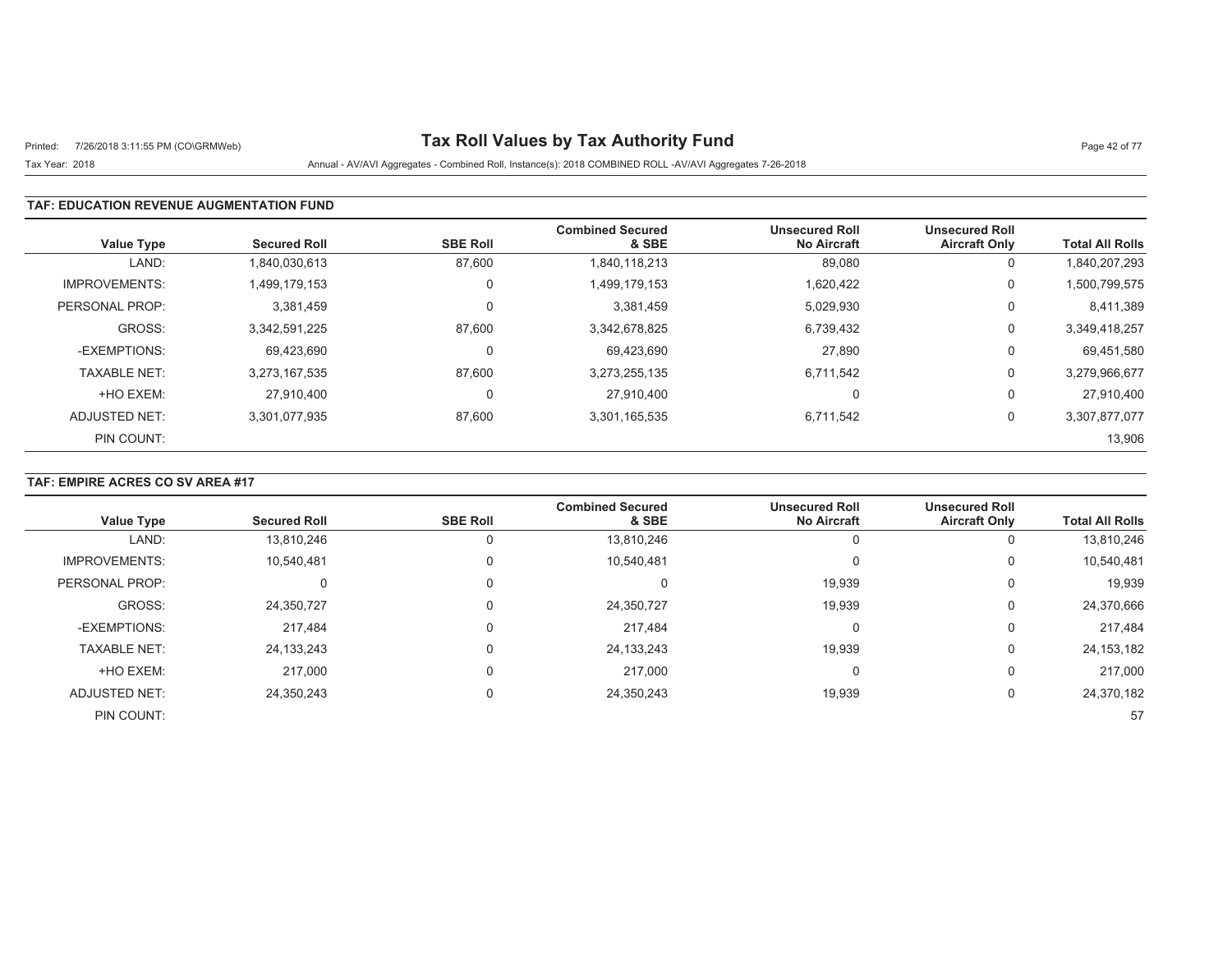# Tax Roll Values by Tax Authority Fund

Printed: 7/26/2018 3:11:55 PM (CO\GRMWeb)

Tax Year: 2018

Annual - AV/AVI Aggregates - Combined Roll, Instance(s): 2018 COMBINED ROLL -AV/AVI Aggregates 7-26-2018

## TAF: EDUCATION REVENUE AUGMENTATION FUND

| Value Type | Secured Roll | SBE Roll | Combined Secured & SBE | Unsecured Roll No Aircraft | Unsecured Roll Aircraft Only | Total All Rolls |
|---|---|---|---|---|---|---|
| LAND: | 1,840,030,613 | 87,600 | 1,840,118,213 | 89,080 | 0 | 1,840,207,293 |
| IMPROVEMENTS: | 1,499,179,153 | 0 | 1,499,179,153 | 1,620,422 | 0 | 1,500,799,575 |
| PERSONAL PROP: | 3,381,459 | 0 | 3,381,459 | 5,029,930 | 0 | 8,411,389 |
| GROSS: | 3,342,591,225 | 87,600 | 3,342,678,825 | 6,739,432 | 0 | 3,349,418,257 |
| -EXEMPTIONS: | 69,423,690 | 0 | 69,423,690 | 27,890 | 0 | 69,451,580 |
| TAXABLE NET: | 3,273,167,535 | 87,600 | 3,273,255,135 | 6,711,542 | 0 | 3,279,966,677 |
| +HO EXEM: | 27,910,400 | 0 | 27,910,400 | 0 | 0 | 27,910,400 |
| ADJUSTED NET: | 3,301,077,935 | 87,600 | 3,301,165,535 | 6,711,542 | 0 | 3,307,877,077 |
| PIN COUNT: | | | | | | 13,906 |

## TAF: EMPIRE ACRES CO SV AREA #17

| Value Type | Secured Roll | SBE Roll | Combined Secured & SBE | Unsecured Roll No Aircraft | Unsecured Roll Aircraft Only | Total All Rolls |
|---|---|---|---|---|---|---|
| LAND: | 13,810,246 | 0 | 13,810,246 | 0 | 0 | 13,810,246 |
| IMPROVEMENTS: | 10,540,481 | 0 | 10,540,481 | 0 | 0 | 10,540,481 |
| PERSONAL PROP: | 0 | 0 | 0 | 19,939 | 0 | 19,939 |
| GROSS: | 24,350,727 | 0 | 24,350,727 | 19,939 | 0 | 24,370,666 |
| -EXEMPTIONS: | 217,484 | 0 | 217,484 | 0 | 0 | 217,484 |
| TAXABLE NET: | 24,133,243 | 0 | 24,133,243 | 19,939 | 0 | 24,153,182 |
| +HO EXEM: | 217,000 | 0 | 217,000 | 0 | 0 | 217,000 |
| ADJUSTED NET: | 24,350,243 | 0 | 24,350,243 | 19,939 | 0 | 24,370,182 |
| PIN COUNT: | | | | | | 57 |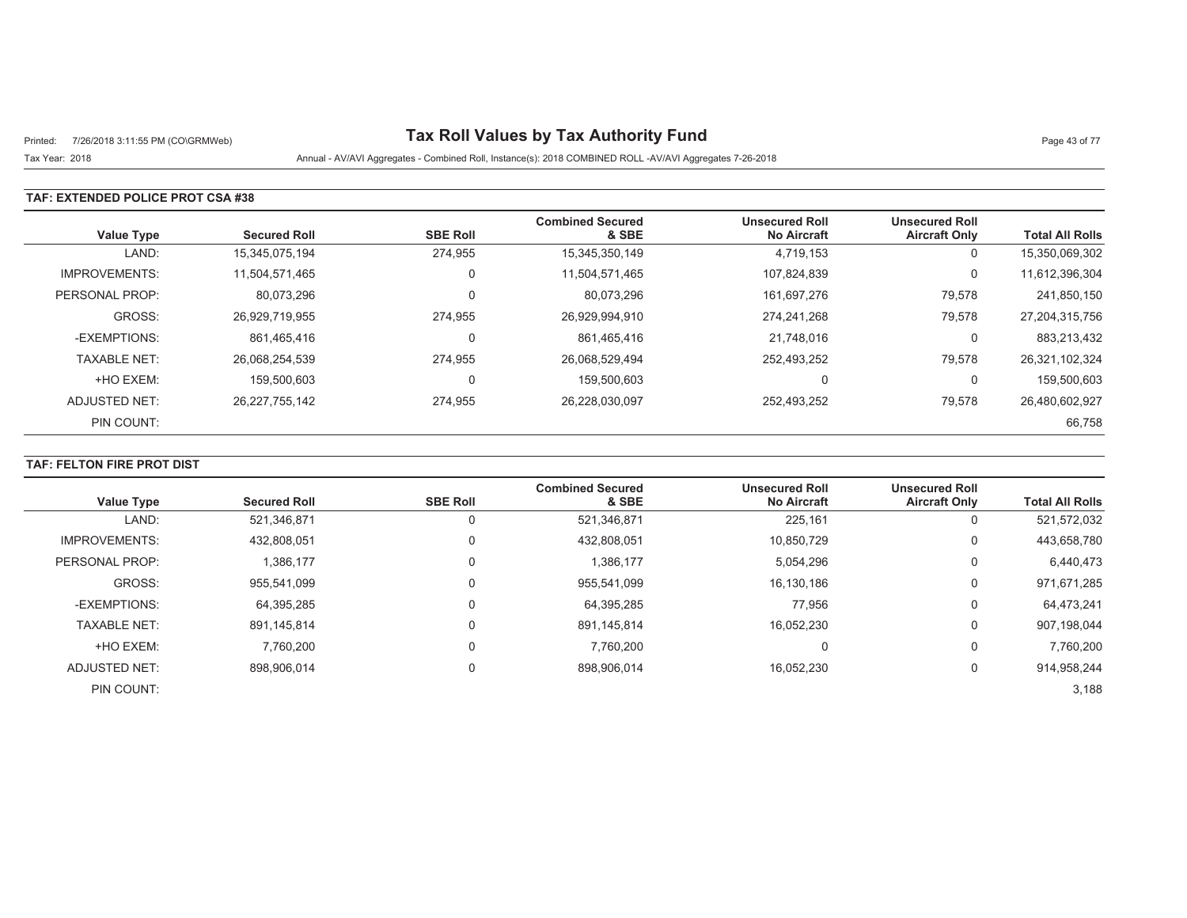# Tax Roll Values by Tax Authority Fund

Tax Year: 2018

Annual - AV/AVI Aggregates - Combined Roll, Instance(s): 2018 COMBINED ROLL -AV/AVI Aggregates 7-26-2018

## TAF: EXTENDED POLICE PROT CSA #38

| Value Type | Secured Roll | SBE Roll | Combined Secured & SBE | Unsecured Roll No Aircraft | Unsecured Roll Aircraft Only | Total All Rolls |
|---|---|---|---|---|---|---|
| LAND: | 15,345,075,194 | 274,955 | 15,345,350,149 | 4,719,153 | 0 | 15,350,069,302 |
| IMPROVEMENTS: | 11,504,571,465 | 0 | 11,504,571,465 | 107,824,839 | 0 | 11,612,396,304 |
| PERSONAL PROP: | 80,073,296 | 0 | 80,073,296 | 161,697,276 | 79,578 | 241,850,150 |
| GROSS: | 26,929,719,955 | 274,955 | 26,929,994,910 | 274,241,268 | 79,578 | 27,204,315,756 |
| -EXEMPTIONS: | 861,465,416 | 0 | 861,465,416 | 21,748,016 | 0 | 883,213,432 |
| TAXABLE NET: | 26,068,254,539 | 274,955 | 26,068,529,494 | 252,493,252 | 79,578 | 26,321,102,324 |
| +HO EXEM: | 159,500,603 | 0 | 159,500,603 | 0 | 0 | 159,500,603 |
| ADJUSTED NET: | 26,227,755,142 | 274,955 | 26,228,030,097 | 252,493,252 | 79,578 | 26,480,602,927 |
| PIN COUNT: | | | | | | 66,758 |

## TAF: FELTON FIRE PROT DIST

| Value Type | Secured Roll | SBE Roll | Combined Secured & SBE | Unsecured Roll No Aircraft | Unsecured Roll Aircraft Only | Total All Rolls |
|---|---|---|---|---|---|---|
| LAND: | 521,346,871 | 0 | 521,346,871 | 225,161 | 0 | 521,572,032 |
| IMPROVEMENTS: | 432,808,051 | 0 | 432,808,051 | 10,850,729 | 0 | 443,658,780 |
| PERSONAL PROP: | 1,386,177 | 0 | 1,386,177 | 5,054,296 | 0 | 6,440,473 |
| GROSS: | 955,541,099 | 0 | 955,541,099 | 16,130,186 | 0 | 971,671,285 |
| -EXEMPTIONS: | 64,395,285 | 0 | 64,395,285 | 77,956 | 0 | 64,473,241 |
| TAXABLE NET: | 891,145,814 | 0 | 891,145,814 | 16,052,230 | 0 | 907,198,044 |
| +HO EXEM: | 7,760,200 | 0 | 7,760,200 | 0 | 0 | 7,760,200 |
| ADJUSTED NET: | 898,906,014 | 0 | 898,906,014 | 16,052,230 | 0 | 914,958,244 |
| PIN COUNT: | | | | | | 3,188 |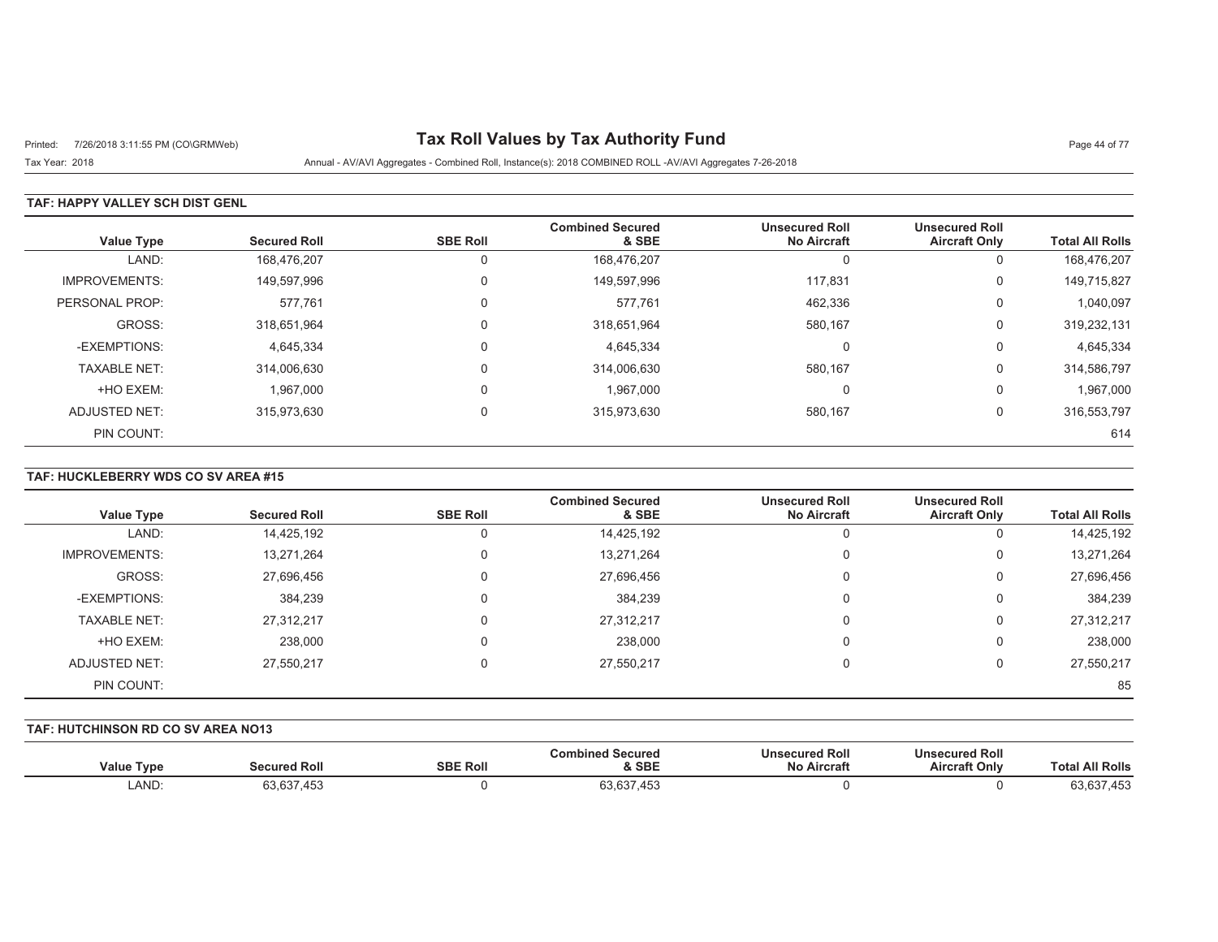# Tax Roll Values by Tax Authority Fund

Printed: 7/26/2018 3:11:55 PM (CO\GRMWeb)

Tax Year: 2018

Annual - AV/AVI Aggregates - Combined Roll, Instance(s): 2018 COMBINED ROLL -AV/AVI Aggregates 7-26-2018

## TAF: HAPPY VALLEY SCH DIST GENL

| Value Type | Secured Roll | SBE Roll | Combined Secured & SBE | Unsecured Roll No Aircraft | Unsecured Roll Aircraft Only | Total All Rolls |
|---|---|---|---|---|---|---|
| LAND: | 168,476,207 | 0 | 168,476,207 | 0 | 0 | 168,476,207 |
| IMPROVEMENTS: | 149,597,996 | 0 | 149,597,996 | 117,831 | 0 | 149,715,827 |
| PERSONAL PROP: | 577,761 | 0 | 577,761 | 462,336 | 0 | 1,040,097 |
| GROSS: | 318,651,964 | 0 | 318,651,964 | 580,167 | 0 | 319,232,131 |
| -EXEMPTIONS: | 4,645,334 | 0 | 4,645,334 | 0 | 0 | 4,645,334 |
| TAXABLE NET: | 314,006,630 | 0 | 314,006,630 | 580,167 | 0 | 314,586,797 |
| +HO EXEM: | 1,967,000 | 0 | 1,967,000 | 0 | 0 | 1,967,000 |
| ADJUSTED NET: | 315,973,630 | 0 | 315,973,630 | 580,167 | 0 | 316,553,797 |
| PIN COUNT: | | | | | | 614 |

## TAF: HUCKLEBERRY WDS CO SV AREA #15

| Value Type | Secured Roll | SBE Roll | Combined Secured & SBE | Unsecured Roll No Aircraft | Unsecured Roll Aircraft Only | Total All Rolls |
|---|---|---|---|---|---|---|
| LAND: | 14,425,192 | 0 | 14,425,192 | 0 | 0 | 14,425,192 |
| IMPROVEMENTS: | 13,271,264 | 0 | 13,271,264 | 0 | 0 | 13,271,264 |
| GROSS: | 27,696,456 | 0 | 27,696,456 | 0 | 0 | 27,696,456 |
| -EXEMPTIONS: | 384,239 | 0 | 384,239 | 0 | 0 | 384,239 |
| TAXABLE NET: | 27,312,217 | 0 | 27,312,217 | 0 | 0 | 27,312,217 |
| +HO EXEM: | 238,000 | 0 | 238,000 | 0 | 0 | 238,000 |
| ADJUSTED NET: | 27,550,217 | 0 | 27,550,217 | 0 | 0 | 27,550,217 |
| PIN COUNT: | | | | | | 85 |

## TAF: HUTCHINSON RD CO SV AREA NO13

| Value Type | Secured Roll | SBE Roll | Combined Secured & SBE | Unsecured Roll No Aircraft | Unsecured Roll Aircraft Only | Total All Rolls |
|---|---|---|---|---|---|---|
| LAND: | 63,637,453 | 0 | 63,637,453 | 0 | 0 | 63,637,453 |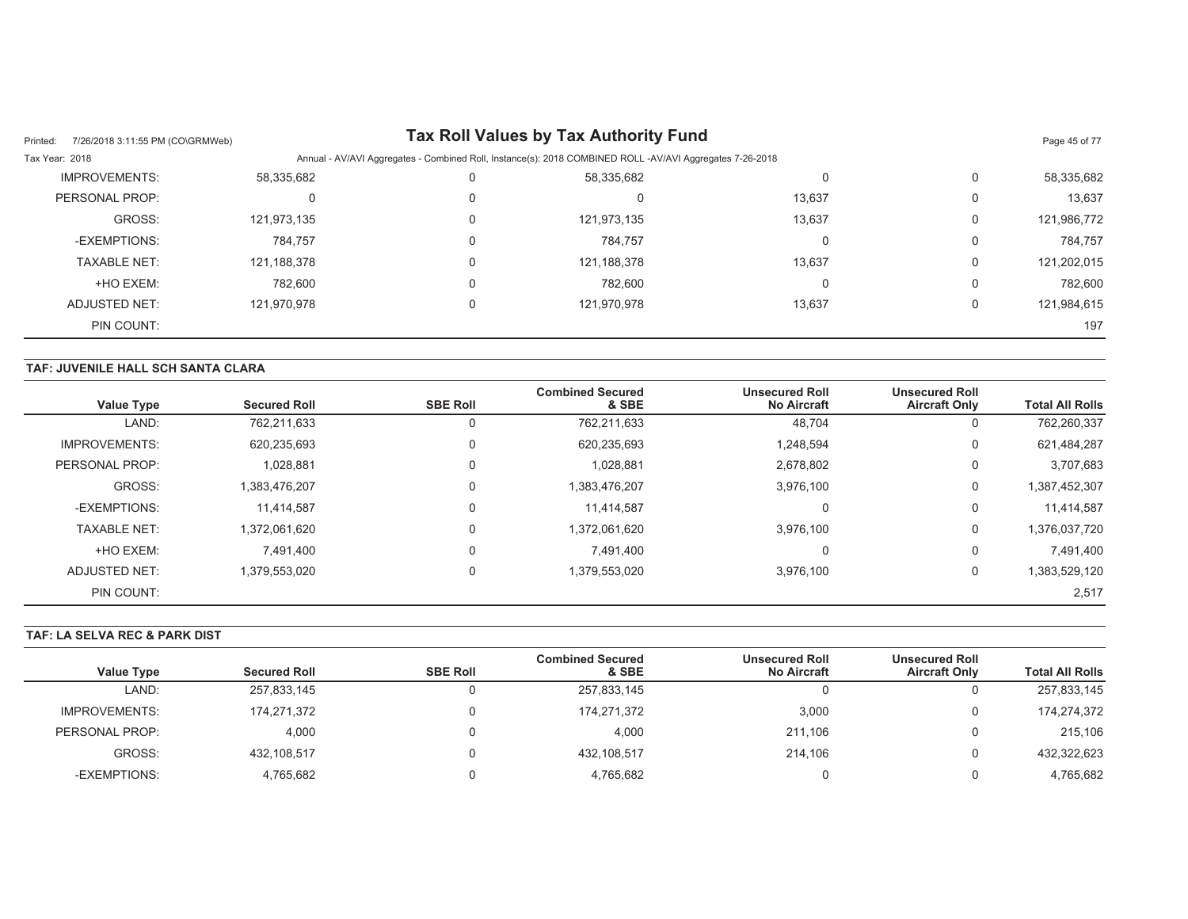| Value Type | Secured Roll | SBE Roll | Combined Secured & SBE | Unsecured Roll No Aircraft | Unsecured Roll Aircraft Only | Total All Rolls |
|---|---|---|---|---|---|---|
| IMPROVEMENTS: | 58,335,682 | 0 | 58,335,682 | 0 | 0 | 58,335,682 |
| PERSONAL PROP: | 0 | 0 | 0 | 13,637 | 0 | 13,637 |
| GROSS: | 121,973,135 | 0 | 121,973,135 | 13,637 | 0 | 121,986,772 |
| -EXEMPTIONS: | 784,757 | 0 | 784,757 | 0 | 0 | 784,757 |
| TAXABLE NET: | 121,188,378 | 0 | 121,188,378 | 13,637 | 0 | 121,202,015 |
| +HO EXEM: | 782,600 | 0 | 782,600 | 0 | 0 | 782,600 |
| ADJUSTED NET: | 121,970,978 | 0 | 121,970,978 | 13,637 | 0 | 121,984,615 |
| PIN COUNT: | | | | | | 197 |

## TAF: JUVENILE HALL SCH SANTA CLARA

| Value Type | Secured Roll | SBE Roll | Combined Secured & SBE | Unsecured Roll No Aircraft | Unsecured Roll Aircraft Only | Total All Rolls |
|---|---|---|---|---|---|---|
| LAND: | 762,211,633 | 0 | 762,211,633 | 48,704 | 0 | 762,260,337 |
| IMPROVEMENTS: | 620,235,693 | 0 | 620,235,693 | 1,248,594 | 0 | 621,484,287 |
| PERSONAL PROP: | 1,028,881 | 0 | 1,028,881 | 2,678,802 | 0 | 3,707,683 |
| GROSS: | 1,383,476,207 | 0 | 1,383,476,207 | 3,976,100 | 0 | 1,387,452,307 |
| -EXEMPTIONS: | 11,414,587 | 0 | 11,414,587 | 0 | 0 | 11,414,587 |
| TAXABLE NET: | 1,372,061,620 | 0 | 1,372,061,620 | 3,976,100 | 0 | 1,376,037,720 |
| +HO EXEM: | 7,491,400 | 0 | 7,491,400 | 0 | 0 | 7,491,400 |
| ADJUSTED NET: | 1,379,553,020 | 0 | 1,379,553,020 | 3,976,100 | 0 | 1,383,529,120 |
| PIN COUNT: | | | | | | 2,517 |

## TAF: LA SELVA REC & PARK DIST

| Value Type | Secured Roll | SBE Roll | Combined Secured & SBE | Unsecured Roll No Aircraft | Unsecured Roll Aircraft Only | Total All Rolls |
|---|---|---|---|---|---|---|
| LAND: | 257,833,145 | 0 | 257,833,145 | 0 | 0 | 257,833,145 |
| IMPROVEMENTS: | 174,271,372 | 0 | 174,271,372 | 3,000 | 0 | 174,274,372 |
| PERSONAL PROP: | 4,000 | 0 | 4,000 | 211,106 | 0 | 215,106 |
| GROSS: | 432,108,517 | 0 | 432,108,517 | 214,106 | 0 | 432,322,623 |
| -EXEMPTIONS: | 4,765,682 | 0 | 4,765,682 | 0 | 0 | 4,765,682 |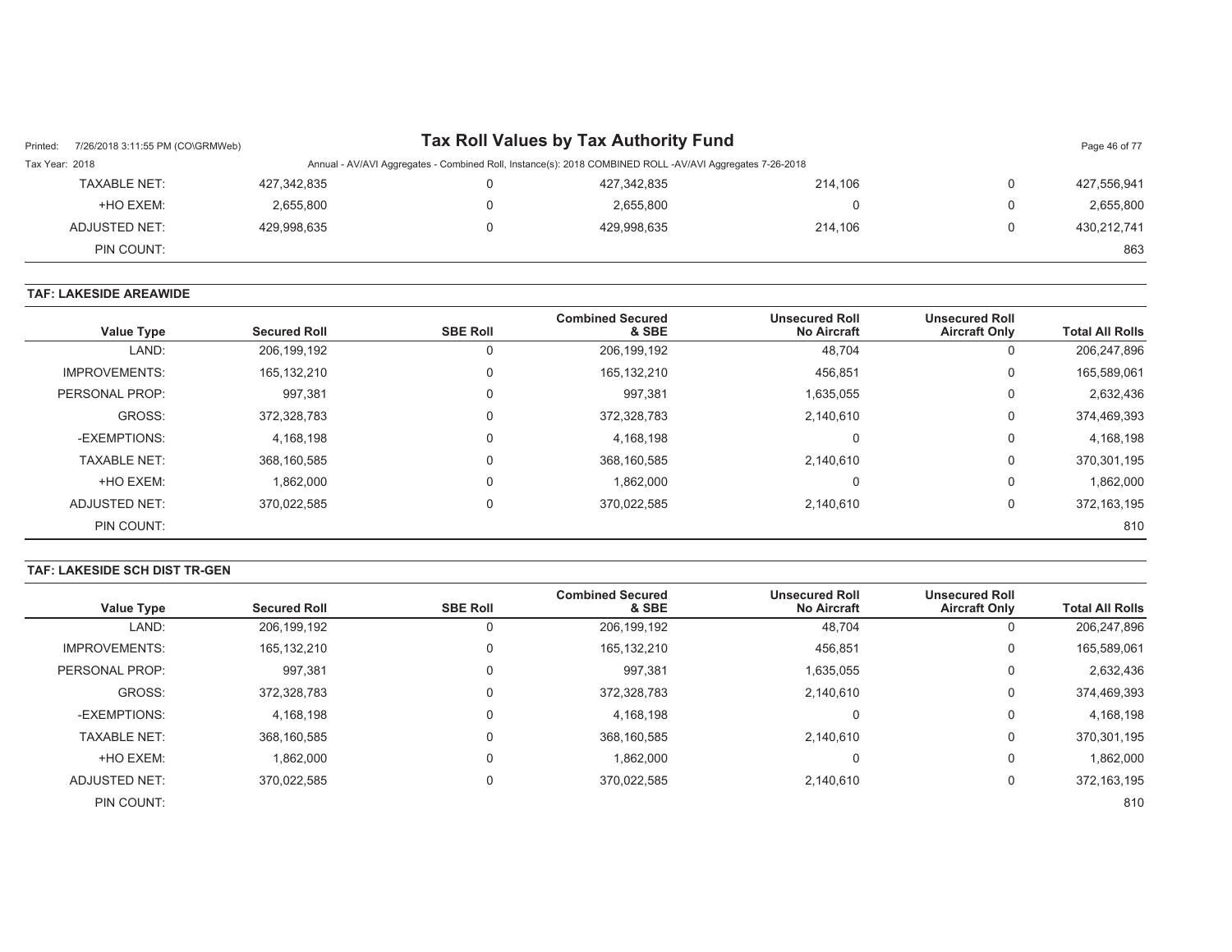| TAXABLE NET: | 427,342,835 | 0 | 427,342,835 | 214,106 | 0 | 427,556,941 |
|---|---|---|---|---|---|---|
| +HO EXEM: | 2,655,800 | 0 | 2,655,800 | 0 | 0 | 2,655,800 |
| ADJUSTED NET: | 429,998,635 | 0 | 429,998,635 | 214,106 | 0 | 430,212,741 |
| PIN COUNT: | | | | | | 863 |

**TAF: LAKESIDE AREAWIDE**

| Value Type | Secured Roll | SBE Roll | Combined Secured & SBE | Unsecured Roll No Aircraft | Unsecured Roll Aircraft Only | Total All Rolls |
|---|---|---|---|---|---|---|
| LAND: | 206,199,192 | 0 | 206,199,192 | 48,704 | 0 | 206,247,896 |
| IMPROVEMENTS: | 165,132,210 | 0 | 165,132,210 | 456,851 | 0 | 165,589,061 |
| PERSONAL PROP: | 997,381 | 0 | 997,381 | 1,635,055 | 0 | 2,632,436 |
| GROSS: | 372,328,783 | 0 | 372,328,783 | 2,140,610 | 0 | 374,469,393 |
| -EXEMPTIONS: | 4,168,198 | 0 | 4,168,198 | 0 | 0 | 4,168,198 |
| TAXABLE NET: | 368,160,585 | 0 | 368,160,585 | 2,140,610 | 0 | 370,301,195 |
| +HO EXEM: | 1,862,000 | 0 | 1,862,000 | 0 | 0 | 1,862,000 |
| ADJUSTED NET: | 370,022,585 | 0 | 370,022,585 | 2,140,610 | 0 | 372,163,195 |
| PIN COUNT: | | | | | | 810 |

**TAF: LAKESIDE SCH DIST TR-GEN**

| Value Type | Secured Roll | SBE Roll | Combined Secured & SBE | Unsecured Roll No Aircraft | Unsecured Roll Aircraft Only | Total All Rolls |
|---|---|---|---|---|---|---|
| LAND: | 206,199,192 | 0 | 206,199,192 | 48,704 | 0 | 206,247,896 |
| IMPROVEMENTS: | 165,132,210 | 0 | 165,132,210 | 456,851 | 0 | 165,589,061 |
| PERSONAL PROP: | 997,381 | 0 | 997,381 | 1,635,055 | 0 | 2,632,436 |
| GROSS: | 372,328,783 | 0 | 372,328,783 | 2,140,610 | 0 | 374,469,393 |
| -EXEMPTIONS: | 4,168,198 | 0 | 4,168,198 | 0 | 0 | 4,168,198 |
| TAXABLE NET: | 368,160,585 | 0 | 368,160,585 | 2,140,610 | 0 | 370,301,195 |
| +HO EXEM: | 1,862,000 | 0 | 1,862,000 | 0 | 0 | 1,862,000 |
| ADJUSTED NET: | 370,022,585 | 0 | 370,022,585 | 2,140,610 | 0 | 372,163,195 |
| PIN COUNT: | | | | | | 810 |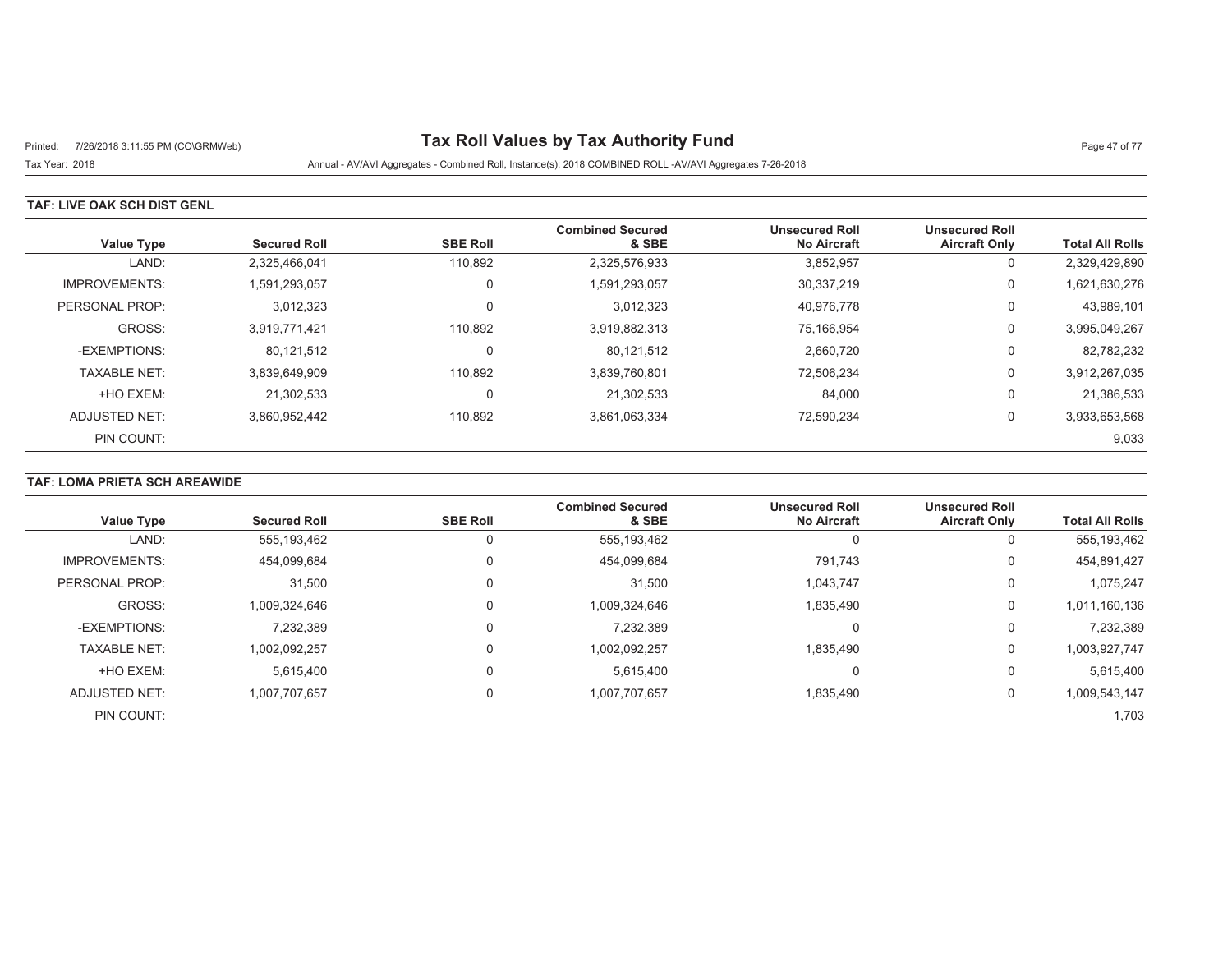# Tax Roll Values by Tax Authority Fund

Tax Year: 2018

Annual - AV/AVI Aggregates - Combined Roll, Instance(s): 2018 COMBINED ROLL -AV/AVI Aggregates 7-26-2018

## TAF: LIVE OAK SCH DIST GENL

| Value Type | Secured Roll | SBE Roll | Combined Secured & SBE | Unsecured Roll No Aircraft | Unsecured Roll Aircraft Only | Total All Rolls |
|---|---|---|---|---|---|---|
| LAND: | 2,325,466,041 | 110,892 | 2,325,576,933 | 3,852,957 | 0 | 2,329,429,890 |
| IMPROVEMENTS: | 1,591,293,057 | 0 | 1,591,293,057 | 30,337,219 | 0 | 1,621,630,276 |
| PERSONAL PROP: | 3,012,323 | 0 | 3,012,323 | 40,976,778 | 0 | 43,989,101 |
| GROSS: | 3,919,771,421 | 110,892 | 3,919,882,313 | 75,166,954 | 0 | 3,995,049,267 |
| -EXEMPTIONS: | 80,121,512 | 0 | 80,121,512 | 2,660,720 | 0 | 82,782,232 |
| TAXABLE NET: | 3,839,649,909 | 110,892 | 3,839,760,801 | 72,506,234 | 0 | 3,912,267,035 |
| +HO EXEM: | 21,302,533 | 0 | 21,302,533 | 84,000 | 0 | 21,386,533 |
| ADJUSTED NET: | 3,860,952,442 | 110,892 | 3,861,063,334 | 72,590,234 | 0 | 3,933,653,568 |
| PIN COUNT: | | | | | | 9,033 |

## TAF: LOMA PRIETA SCH AREAWIDE

| Value Type | Secured Roll | SBE Roll | Combined Secured & SBE | Unsecured Roll No Aircraft | Unsecured Roll Aircraft Only | Total All Rolls |
|---|---|---|---|---|---|---|
| LAND: | 555,193,462 | 0 | 555,193,462 | 0 | 0 | 555,193,462 |
| IMPROVEMENTS: | 454,099,684 | 0 | 454,099,684 | 791,743 | 0 | 454,891,427 |
| PERSONAL PROP: | 31,500 | 0 | 31,500 | 1,043,747 | 0 | 1,075,247 |
| GROSS: | 1,009,324,646 | 0 | 1,009,324,646 | 1,835,490 | 0 | 1,011,160,136 |
| -EXEMPTIONS: | 7,232,389 | 0 | 7,232,389 | 0 | 0 | 7,232,389 |
| TAXABLE NET: | 1,002,092,257 | 0 | 1,002,092,257 | 1,835,490 | 0 | 1,003,927,747 |
| +HO EXEM: | 5,615,400 | 0 | 5,615,400 | 0 | 0 | 5,615,400 |
| ADJUSTED NET: | 1,007,707,657 | 0 | 1,007,707,657 | 1,835,490 | 0 | 1,009,543,147 |
| PIN COUNT: | | | | | | 1,703 |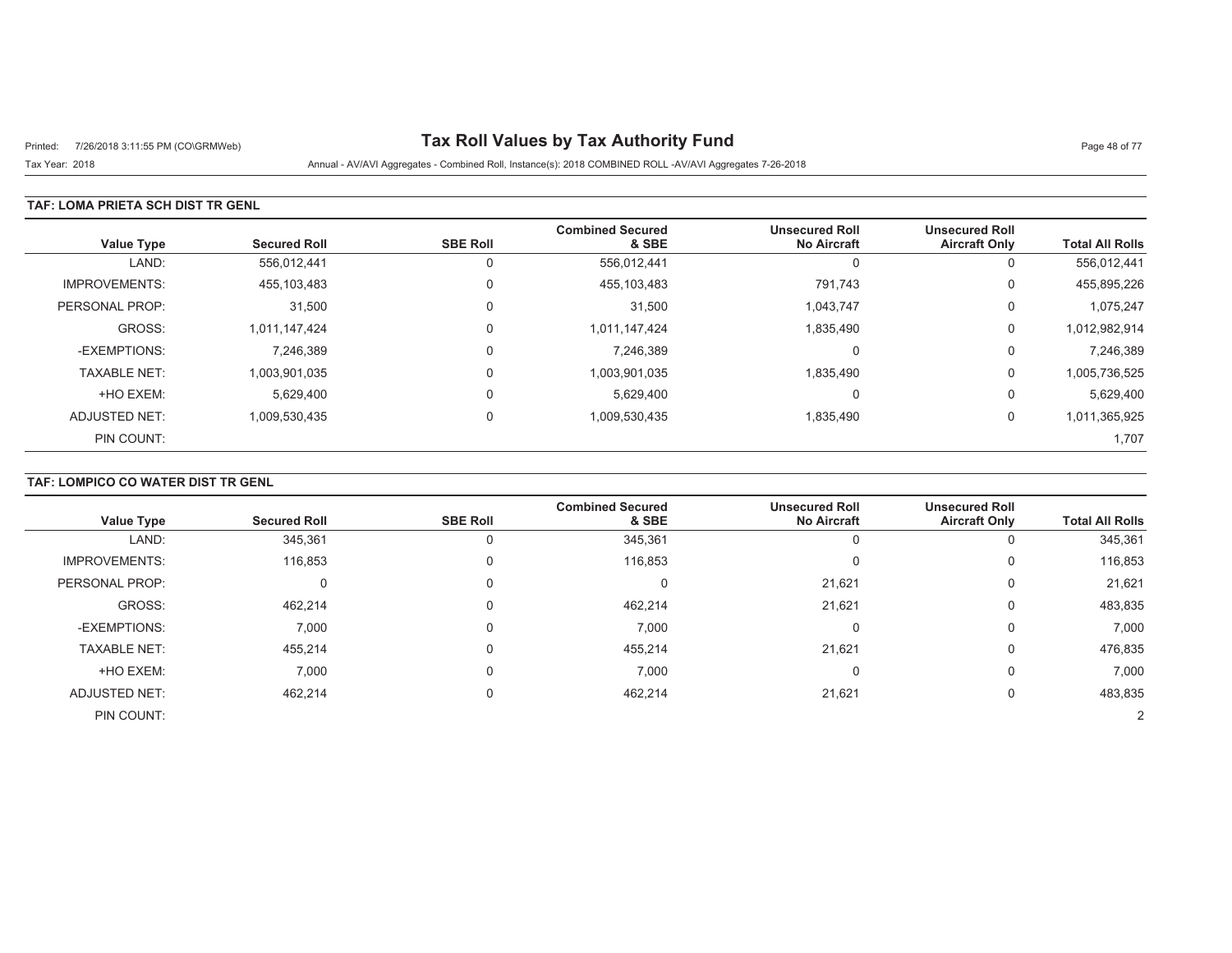# Tax Roll Values by Tax Authority Fund

Printed: 7/26/2018 3:11:55 PM (CO\GRMWeb)

Tax Year: 2018

Annual - AV/AVI Aggregates - Combined Roll, Instance(s): 2018 COMBINED ROLL -AV/AVI Aggregates 7-26-2018

## TAF: LOMA PRIETA SCH DIST TR GENL

| Value Type | Secured Roll | SBE Roll | Combined Secured & SBE | Unsecured Roll No Aircraft | Unsecured Roll Aircraft Only | Total All Rolls |
|---|---|---|---|---|---|---|
| LAND: | 556,012,441 | 0 | 556,012,441 | 0 | 0 | 556,012,441 |
| IMPROVEMENTS: | 455,103,483 | 0 | 455,103,483 | 791,743 | 0 | 455,895,226 |
| PERSONAL PROP: | 31,500 | 0 | 31,500 | 1,043,747 | 0 | 1,075,247 |
| GROSS: | 1,011,147,424 | 0 | 1,011,147,424 | 1,835,490 | 0 | 1,012,982,914 |
| -EXEMPTIONS: | 7,246,389 | 0 | 7,246,389 | 0 | 0 | 7,246,389 |
| TAXABLE NET: | 1,003,901,035 | 0 | 1,003,901,035 | 1,835,490 | 0 | 1,005,736,525 |
| +HO EXEM: | 5,629,400 | 0 | 5,629,400 | 0 | 0 | 5,629,400 |
| ADJUSTED NET: | 1,009,530,435 | 0 | 1,009,530,435 | 1,835,490 | 0 | 1,011,365,925 |
| PIN COUNT: | | | | | | 1,707 |

## TAF: LOMPICO CO WATER DIST TR GENL

| Value Type | Secured Roll | SBE Roll | Combined Secured & SBE | Unsecured Roll No Aircraft | Unsecured Roll Aircraft Only | Total All Rolls |
|---|---|---|---|---|---|---|
| LAND: | 345,361 | 0 | 345,361 | 0 | 0 | 345,361 |
| IMPROVEMENTS: | 116,853 | 0 | 116,853 | 0 | 0 | 116,853 |
| PERSONAL PROP: | 0 | 0 | 0 | 21,621 | 0 | 21,621 |
| GROSS: | 462,214 | 0 | 462,214 | 21,621 | 0 | 483,835 |
| -EXEMPTIONS: | 7,000 | 0 | 7,000 | 0 | 0 | 7,000 |
| TAXABLE NET: | 455,214 | 0 | 455,214 | 21,621 | 0 | 476,835 |
| +HO EXEM: | 7,000 | 0 | 7,000 | 0 | 0 | 7,000 |
| ADJUSTED NET: | 462,214 | 0 | 462,214 | 21,621 | 0 | 483,835 |
| PIN COUNT: | | | | | | 2 |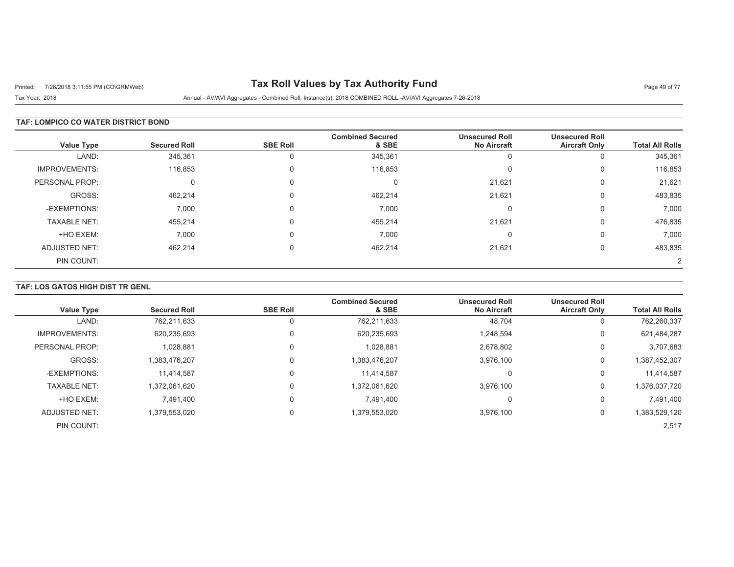# Tax Roll Values by Tax Authority Fund

Printed: 7/26/2018 3:11:55 PM (CO\GRMWeb)

Tax Year: 2018

Annual - AV/AVI Aggregates - Combined Roll, Instance(s): 2018 COMBINED ROLL -AV/AVI Aggregates 7-26-2018

## TAF: LOMPICO CO WATER DISTRICT BOND

| Value Type | Secured Roll | SBE Roll | Combined Secured & SBE | Unsecured Roll No Aircraft | Unsecured Roll Aircraft Only | Total All Rolls |
|---|---|---|---|---|---|---|
| LAND: | 345,361 | 0 | 345,361 | 0 | 0 | 345,361 |
| IMPROVEMENTS: | 116,853 | 0 | 116,853 | 0 | 0 | 116,853 |
| PERSONAL PROP: | 0 | 0 | 0 | 21,621 | 0 | 21,621 |
| GROSS: | 462,214 | 0 | 462,214 | 21,621 | 0 | 483,835 |
| -EXEMPTIONS: | 7,000 | 0 | 7,000 | 0 | 0 | 7,000 |
| TAXABLE NET: | 455,214 | 0 | 455,214 | 21,621 | 0 | 476,835 |
| +HO EXEM: | 7,000 | 0 | 7,000 | 0 | 0 | 7,000 |
| ADJUSTED NET: | 462,214 | 0 | 462,214 | 21,621 | 0 | 483,835 |
| PIN COUNT: | | | | | | 2 |

## TAF: LOS GATOS HIGH DIST TR GENL

| Value Type | Secured Roll | SBE Roll | Combined Secured & SBE | Unsecured Roll No Aircraft | Unsecured Roll Aircraft Only | Total All Rolls |
|---|---|---|---|---|---|---|
| LAND: | 762,211,633 | 0 | 762,211,633 | 48,704 | 0 | 762,260,337 |
| IMPROVEMENTS: | 620,235,693 | 0 | 620,235,693 | 1,248,594 | 0 | 621,484,287 |
| PERSONAL PROP: | 1,028,881 | 0 | 1,028,881 | 2,678,802 | 0 | 3,707,683 |
| GROSS: | 1,383,476,207 | 0 | 1,383,476,207 | 3,976,100 | 0 | 1,387,452,307 |
| -EXEMPTIONS: | 11,414,587 | 0 | 11,414,587 | 0 | 0 | 11,414,587 |
| TAXABLE NET: | 1,372,061,620 | 0 | 1,372,061,620 | 3,976,100 | 0 | 1,376,037,720 |
| +HO EXEM: | 7,491,400 | 0 | 7,491,400 | 0 | 0 | 7,491,400 |
| ADJUSTED NET: | 1,379,553,020 | 0 | 1,379,553,020 | 3,976,100 | 0 | 1,383,529,120 |
| PIN COUNT: | | | | | | 2,517 |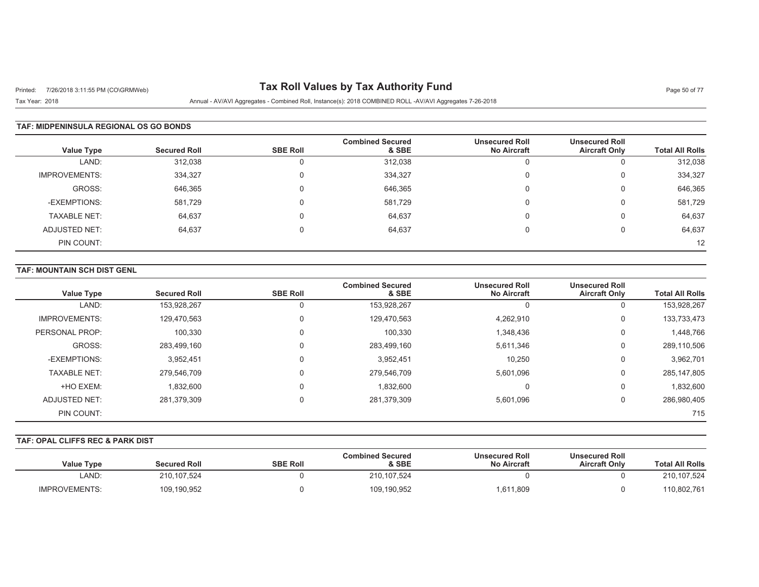# Tax Roll Values by Tax Authority Fund

Tax Year: 2018

Annual - AV/AVI Aggregates - Combined Roll, Instance(s): 2018 COMBINED ROLL -AV/AVI Aggregates 7-26-2018

## TAF: MIDPENINSULA REGIONAL OS GO BONDS

| Value Type | Secured Roll | SBE Roll | Combined Secured & SBE | Unsecured Roll No Aircraft | Unsecured Roll Aircraft Only | Total All Rolls |
|---|---|---|---|---|---|---|
| LAND: | 312,038 | 0 | 312,038 | 0 | 0 | 312,038 |
| IMPROVEMENTS: | 334,327 | 0 | 334,327 | 0 | 0 | 334,327 |
| GROSS: | 646,365 | 0 | 646,365 | 0 | 0 | 646,365 |
| -EXEMPTIONS: | 581,729 | 0 | 581,729 | 0 | 0 | 581,729 |
| TAXABLE NET: | 64,637 | 0 | 64,637 | 0 | 0 | 64,637 |
| ADJUSTED NET: | 64,637 | 0 | 64,637 | 0 | 0 | 64,637 |
| PIN COUNT: | | | | | | 12 |

## TAF: MOUNTAIN SCH DIST GENL

| Value Type | Secured Roll | SBE Roll | Combined Secured & SBE | Unsecured Roll No Aircraft | Unsecured Roll Aircraft Only | Total All Rolls |
|---|---|---|---|---|---|---|
| LAND: | 153,928,267 | 0 | 153,928,267 | 0 | 0 | 153,928,267 |
| IMPROVEMENTS: | 129,470,563 | 0 | 129,470,563 | 4,262,910 | 0 | 133,733,473 |
| PERSONAL PROP: | 100,330 | 0 | 100,330 | 1,348,436 | 0 | 1,448,766 |
| GROSS: | 283,499,160 | 0 | 283,499,160 | 5,611,346 | 0 | 289,110,506 |
| -EXEMPTIONS: | 3,952,451 | 0 | 3,952,451 | 10,250 | 0 | 3,962,701 |
| TAXABLE NET: | 279,546,709 | 0 | 279,546,709 | 5,601,096 | 0 | 285,147,805 |
| +HO EXEM: | 1,832,600 | 0 | 1,832,600 | 0 | 0 | 1,832,600 |
| ADJUSTED NET: | 281,379,309 | 0 | 281,379,309 | 5,601,096 | 0 | 286,980,405 |
| PIN COUNT: | | | | | | 715 |

## TAF: OPAL CLIFFS REC & PARK DIST

| Value Type | Secured Roll | SBE Roll | Combined Secured & SBE | Unsecured Roll No Aircraft | Unsecured Roll Aircraft Only | Total All Rolls |
|---|---|---|---|---|---|---|
| LAND: | 210,107,524 | 0 | 210,107,524 | 0 | 0 | 210,107,524 |
| IMPROVEMENTS: | 109,190,952 | 0 | 109,190,952 | 1,611,809 | 0 | 110,802,761 |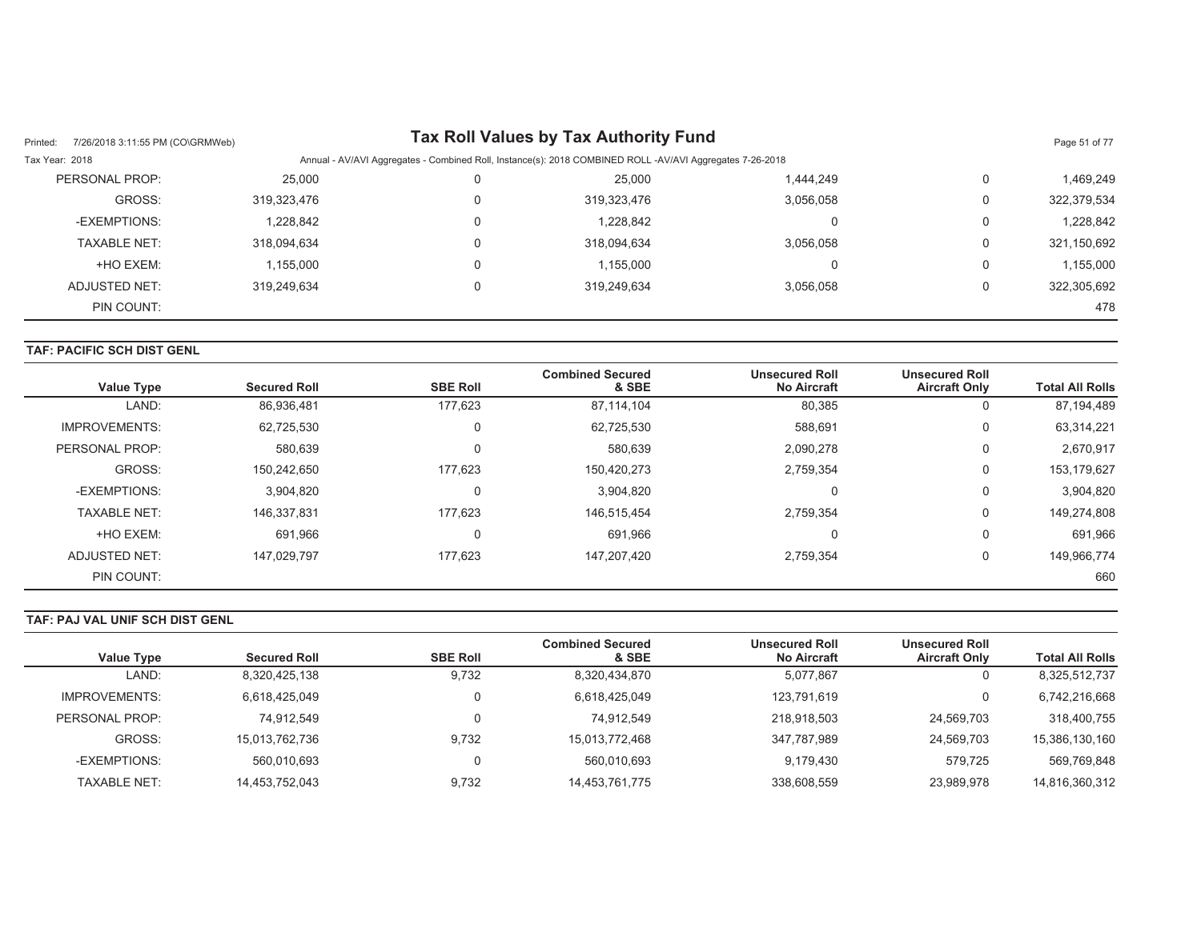| Value Type | Secured Roll | SBE Roll | Combined Secured & SBE | Unsecured Roll No Aircraft | Unsecured Roll Aircraft Only | Total All Rolls |
|---|---|---|---|---|---|---|
| PERSONAL PROP: | 25,000 | 0 | 25,000 | 1,444,249 | 0 | 1,469,249 |
| GROSS: | 319,323,476 | 0 | 319,323,476 | 3,056,058 | 0 | 322,379,534 |
| -EXEMPTIONS: | 1,228,842 | 0 | 1,228,842 | 0 | 0 | 1,228,842 |
| TAXABLE NET: | 318,094,634 | 0 | 318,094,634 | 3,056,058 | 0 | 321,150,692 |
| +HO EXEM: | 1,155,000 | 0 | 1,155,000 | 0 | 0 | 1,155,000 |
| ADJUSTED NET: | 319,249,634 | 0 | 319,249,634 | 3,056,058 | 0 | 322,305,692 |
| PIN COUNT: | | | | | | 478 |

**TAF: PACIFIC SCH DIST GENL**

| Value Type | Secured Roll | SBE Roll | Combined Secured & SBE | Unsecured Roll No Aircraft | Unsecured Roll Aircraft Only | Total All Rolls |
|---|---|---|---|---|---|---|
| LAND: | 86,936,481 | 177,623 | 87,114,104 | 80,385 | 0 | 87,194,489 |
| IMPROVEMENTS: | 62,725,530 | 0 | 62,725,530 | 588,691 | 0 | 63,314,221 |
| PERSONAL PROP: | 580,639 | 0 | 580,639 | 2,090,278 | 0 | 2,670,917 |
| GROSS: | 150,242,650 | 177,623 | 150,420,273 | 2,759,354 | 0 | 153,179,627 |
| -EXEMPTIONS: | 3,904,820 | 0 | 3,904,820 | 0 | 0 | 3,904,820 |
| TAXABLE NET: | 146,337,831 | 177,623 | 146,515,454 | 2,759,354 | 0 | 149,274,808 |
| +HO EXEM: | 691,966 | 0 | 691,966 | 0 | 0 | 691,966 |
| ADJUSTED NET: | 147,029,797 | 177,623 | 147,207,420 | 2,759,354 | 0 | 149,966,774 |
| PIN COUNT: | | | | | | 660 |

**TAF: PAJ VAL UNIF SCH DIST GENL**

| Value Type | Secured Roll | SBE Roll | Combined Secured & SBE | Unsecured Roll No Aircraft | Unsecured Roll Aircraft Only | Total All Rolls |
|---|---|---|---|---|---|---|
| LAND: | 8,320,425,138 | 9,732 | 8,320,434,870 | 5,077,867 | 0 | 8,325,512,737 |
| IMPROVEMENTS: | 6,618,425,049 | 0 | 6,618,425,049 | 123,791,619 | 0 | 6,742,216,668 |
| PERSONAL PROP: | 74,912,549 | 0 | 74,912,549 | 218,918,503 | 24,569,703 | 318,400,755 |
| GROSS: | 15,013,762,736 | 9,732 | 15,013,772,468 | 347,787,989 | 24,569,703 | 15,386,130,160 |
| -EXEMPTIONS: | 560,010,693 | 0 | 560,010,693 | 9,179,430 | 579,725 | 569,769,848 |
| TAXABLE NET: | 14,453,752,043 | 9,732 | 14,453,761,775 | 338,608,559 | 23,989,978 | 14,816,360,312 |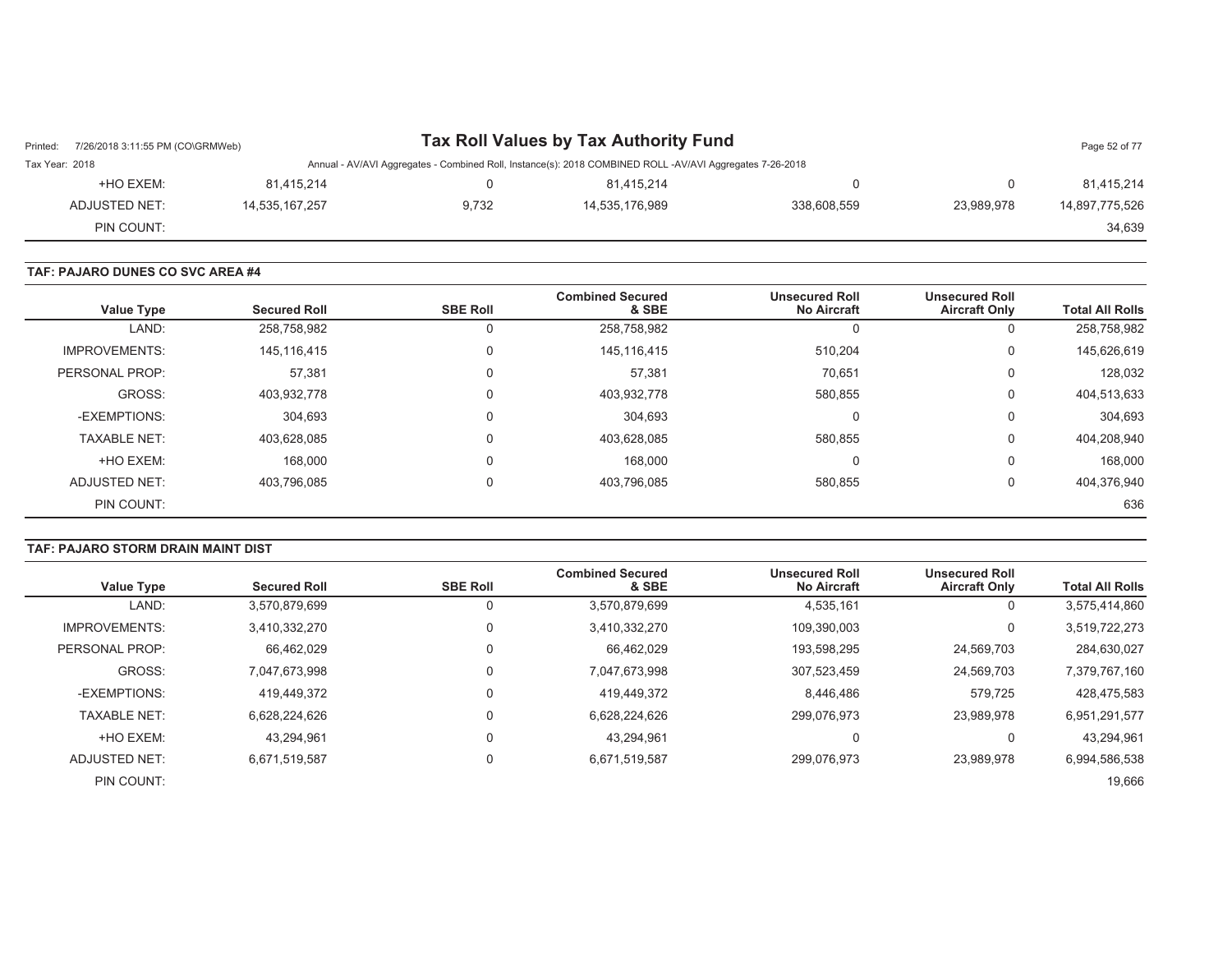| +HO EXEM: | 81,415,214 | 0 | 81,415,214 | 0 | 0 | 81,415,214 |
|---|---|---|---|---|---|---|
| ADJUSTED NET: | 14,535,167,257 | 9,732 | 14,535,176,989 | 338,608,559 | 23,989,978 | 14,897,775,526 |
| PIN COUNT: | | | | | | 34,639 |

**TAF: PAJARO DUNES CO SVC AREA #4**

| Value Type | Secured Roll | SBE Roll | Combined Secured & SBE | Unsecured Roll No Aircraft | Unsecured Roll Aircraft Only | Total All Rolls |
|---|---|---|---|---|---|---|
| LAND: | 258,758,982 | 0 | 258,758,982 | 0 | 0 | 258,758,982 |
| IMPROVEMENTS: | 145,116,415 | 0 | 145,116,415 | 510,204 | 0 | 145,626,619 |
| PERSONAL PROP: | 57,381 | 0 | 57,381 | 70,651 | 0 | 128,032 |
| GROSS: | 403,932,778 | 0 | 403,932,778 | 580,855 | 0 | 404,513,633 |
| -EXEMPTIONS: | 304,693 | 0 | 304,693 | 0 | 0 | 304,693 |
| TAXABLE NET: | 403,628,085 | 0 | 403,628,085 | 580,855 | 0 | 404,208,940 |
| +HO EXEM: | 168,000 | 0 | 168,000 | 0 | 0 | 168,000 |
| ADJUSTED NET: | 403,796,085 | 0 | 403,796,085 | 580,855 | 0 | 404,376,940 |
| PIN COUNT: | | | | | | 636 |

**TAF: PAJARO STORM DRAIN MAINT DIST**

| Value Type | Secured Roll | SBE Roll | Combined Secured & SBE | Unsecured Roll No Aircraft | Unsecured Roll Aircraft Only | Total All Rolls |
|---|---|---|---|---|---|---|
| LAND: | 3,570,879,699 | 0 | 3,570,879,699 | 4,535,161 | 0 | 3,575,414,860 |
| IMPROVEMENTS: | 3,410,332,270 | 0 | 3,410,332,270 | 109,390,003 | 0 | 3,519,722,273 |
| PERSONAL PROP: | 66,462,029 | 0 | 66,462,029 | 193,598,295 | 24,569,703 | 284,630,027 |
| GROSS: | 7,047,673,998 | 0 | 7,047,673,998 | 307,523,459 | 24,569,703 | 7,379,767,160 |
| -EXEMPTIONS: | 419,449,372 | 0 | 419,449,372 | 8,446,486 | 579,725 | 428,475,583 |
| TAXABLE NET: | 6,628,224,626 | 0 | 6,628,224,626 | 299,076,973 | 23,989,978 | 6,951,291,577 |
| +HO EXEM: | 43,294,961 | 0 | 43,294,961 | 0 | 0 | 43,294,961 |
| ADJUSTED NET: | 6,671,519,587 | 0 | 6,671,519,587 | 299,076,973 | 23,989,978 | 6,994,586,538 |
| PIN COUNT: | | | | | | 19,666 |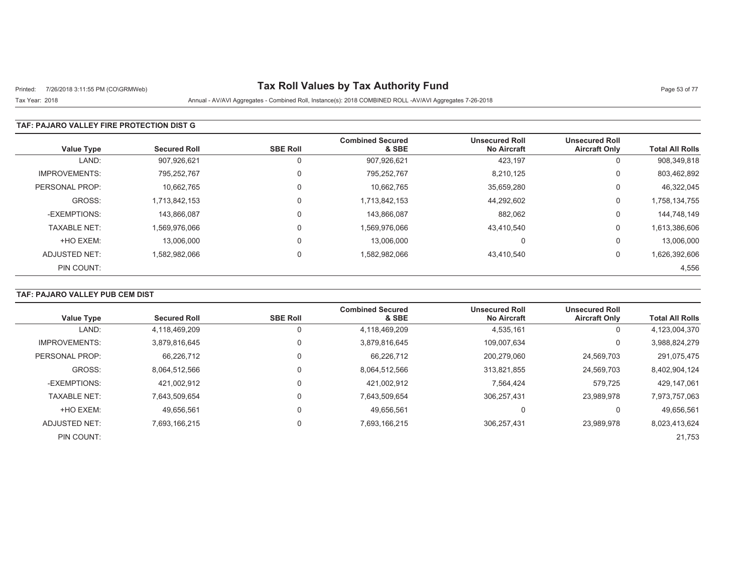# Tax Roll Values by Tax Authority Fund

Printed: 7/26/2018 3:11:55 PM (CO\GRMWeb)

Tax Year: 2018

Annual - AV/AVI Aggregates - Combined Roll, Instance(s): 2018 COMBINED ROLL -AV/AVI Aggregates 7-26-2018

## TAF: PAJARO VALLEY FIRE PROTECTION DIST G

| Value Type | Secured Roll | SBE Roll | Combined Secured & SBE | Unsecured Roll No Aircraft | Unsecured Roll Aircraft Only | Total All Rolls |
|---|---|---|---|---|---|---|
| LAND: | 907,926,621 | 0 | 907,926,621 | 423,197 | 0 | 908,349,818 |
| IMPROVEMENTS: | 795,252,767 | 0 | 795,252,767 | 8,210,125 | 0 | 803,462,892 |
| PERSONAL PROP: | 10,662,765 | 0 | 10,662,765 | 35,659,280 | 0 | 46,322,045 |
| GROSS: | 1,713,842,153 | 0 | 1,713,842,153 | 44,292,602 | 0 | 1,758,134,755 |
| -EXEMPTIONS: | 143,866,087 | 0 | 143,866,087 | 882,062 | 0 | 144,748,149 |
| TAXABLE NET: | 1,569,976,066 | 0 | 1,569,976,066 | 43,410,540 | 0 | 1,613,386,606 |
| +HO EXEM: | 13,006,000 | 0 | 13,006,000 | 0 | 0 | 13,006,000 |
| ADJUSTED NET: | 1,582,982,066 | 0 | 1,582,982,066 | 43,410,540 | 0 | 1,626,392,606 |
| PIN COUNT: | | | | | | 4,556 |

## TAF: PAJARO VALLEY PUB CEM DIST

| Value Type | Secured Roll | SBE Roll | Combined Secured & SBE | Unsecured Roll No Aircraft | Unsecured Roll Aircraft Only | Total All Rolls |
|---|---|---|---|---|---|---|
| LAND: | 4,118,469,209 | 0 | 4,118,469,209 | 4,535,161 | 0 | 4,123,004,370 |
| IMPROVEMENTS: | 3,879,816,645 | 0 | 3,879,816,645 | 109,007,634 | 0 | 3,988,824,279 |
| PERSONAL PROP: | 66,226,712 | 0 | 66,226,712 | 200,279,060 | 24,569,703 | 291,075,475 |
| GROSS: | 8,064,512,566 | 0 | 8,064,512,566 | 313,821,855 | 24,569,703 | 8,402,904,124 |
| -EXEMPTIONS: | 421,002,912 | 0 | 421,002,912 | 7,564,424 | 579,725 | 429,147,061 |
| TAXABLE NET: | 7,643,509,654 | 0 | 7,643,509,654 | 306,257,431 | 23,989,978 | 7,973,757,063 |
| +HO EXEM: | 49,656,561 | 0 | 49,656,561 | 0 | 0 | 49,656,561 |
| ADJUSTED NET: | 7,693,166,215 | 0 | 7,693,166,215 | 306,257,431 | 23,989,978 | 8,023,413,624 |
| PIN COUNT: | | | | | | 21,753 |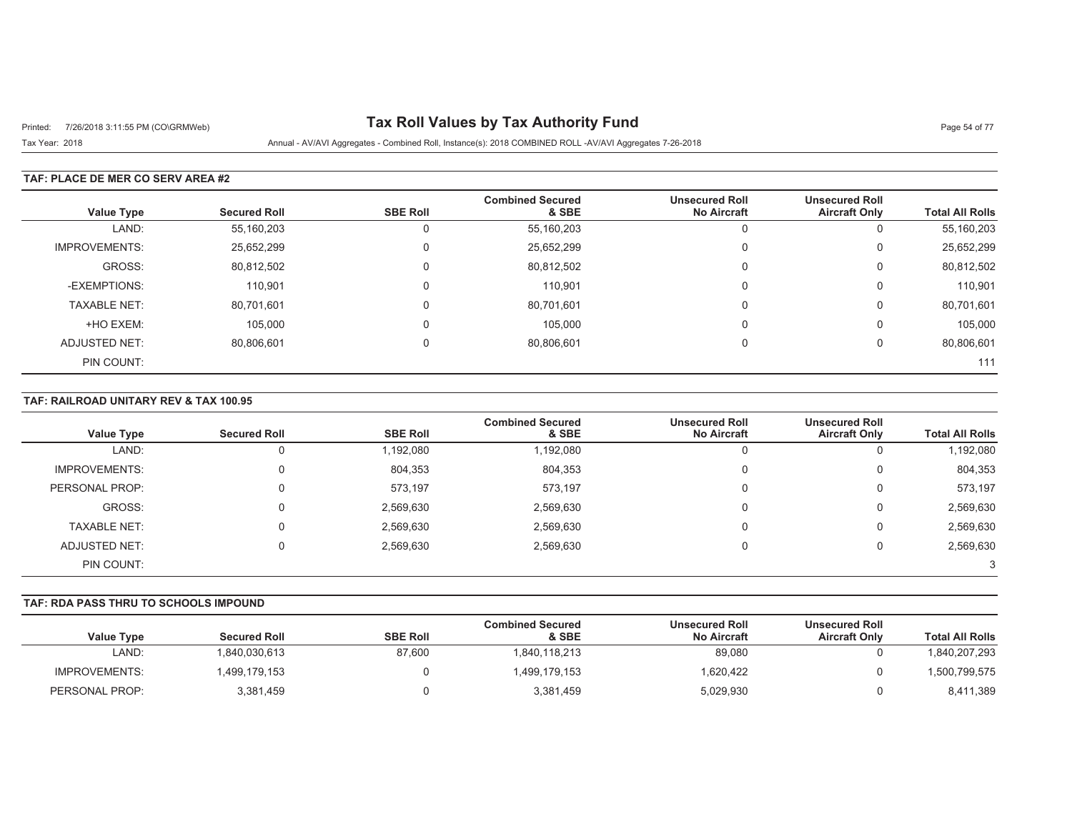# Tax Roll Values by Tax Authority Fund

Printed: 7/26/2018 3:11:55 PM (CO\GRMWeb)

Tax Year: 2018

Annual - AV/AVI Aggregates - Combined Roll, Instance(s): 2018 COMBINED ROLL -AV/AVI Aggregates 7-26-2018

## TAF: PLACE DE MER CO SERV AREA #2

| Value Type | Secured Roll | SBE Roll | Combined Secured & SBE | Unsecured Roll No Aircraft | Unsecured Roll Aircraft Only | Total All Rolls |
|---|---|---|---|---|---|---|
| LAND: | 55,160,203 | 0 | 55,160,203 | 0 | 0 | 55,160,203 |
| IMPROVEMENTS: | 25,652,299 | 0 | 25,652,299 | 0 | 0 | 25,652,299 |
| GROSS: | 80,812,502 | 0 | 80,812,502 | 0 | 0 | 80,812,502 |
| -EXEMPTIONS: | 110,901 | 0 | 110,901 | 0 | 0 | 110,901 |
| TAXABLE NET: | 80,701,601 | 0 | 80,701,601 | 0 | 0 | 80,701,601 |
| +HO EXEM: | 105,000 | 0 | 105,000 | 0 | 0 | 105,000 |
| ADJUSTED NET: | 80,806,601 | 0 | 80,806,601 | 0 | 0 | 80,806,601 |
| PIN COUNT: | | | | | | 111 |

## TAF: RAILROAD UNITARY REV & TAX 100.95

| Value Type | Secured Roll | SBE Roll | Combined Secured & SBE | Unsecured Roll No Aircraft | Unsecured Roll Aircraft Only | Total All Rolls |
|---|---|---|---|---|---|---|
| LAND: | 0 | 1,192,080 | 1,192,080 | 0 | 0 | 1,192,080 |
| IMPROVEMENTS: | 0 | 804,353 | 804,353 | 0 | 0 | 804,353 |
| PERSONAL PROP: | 0 | 573,197 | 573,197 | 0 | 0 | 573,197 |
| GROSS: | 0 | 2,569,630 | 2,569,630 | 0 | 0 | 2,569,630 |
| TAXABLE NET: | 0 | 2,569,630 | 2,569,630 | 0 | 0 | 2,569,630 |
| ADJUSTED NET: | 0 | 2,569,630 | 2,569,630 | 0 | 0 | 2,569,630 |
| PIN COUNT: | | | | | | 3 |

## TAF: RDA PASS THRU TO SCHOOLS IMPOUND

| Value Type | Secured Roll | SBE Roll | Combined Secured & SBE | Unsecured Roll No Aircraft | Unsecured Roll Aircraft Only | Total All Rolls |
|---|---|---|---|---|---|---|
| LAND: | 1,840,030,613 | 87,600 | 1,840,118,213 | 89,080 | 0 | 1,840,207,293 |
| IMPROVEMENTS: | 1,499,179,153 | 0 | 1,499,179,153 | 1,620,422 | 0 | 1,500,799,575 |
| PERSONAL PROP: | 3,381,459 | 0 | 3,381,459 | 5,029,930 | 0 | 8,411,389 |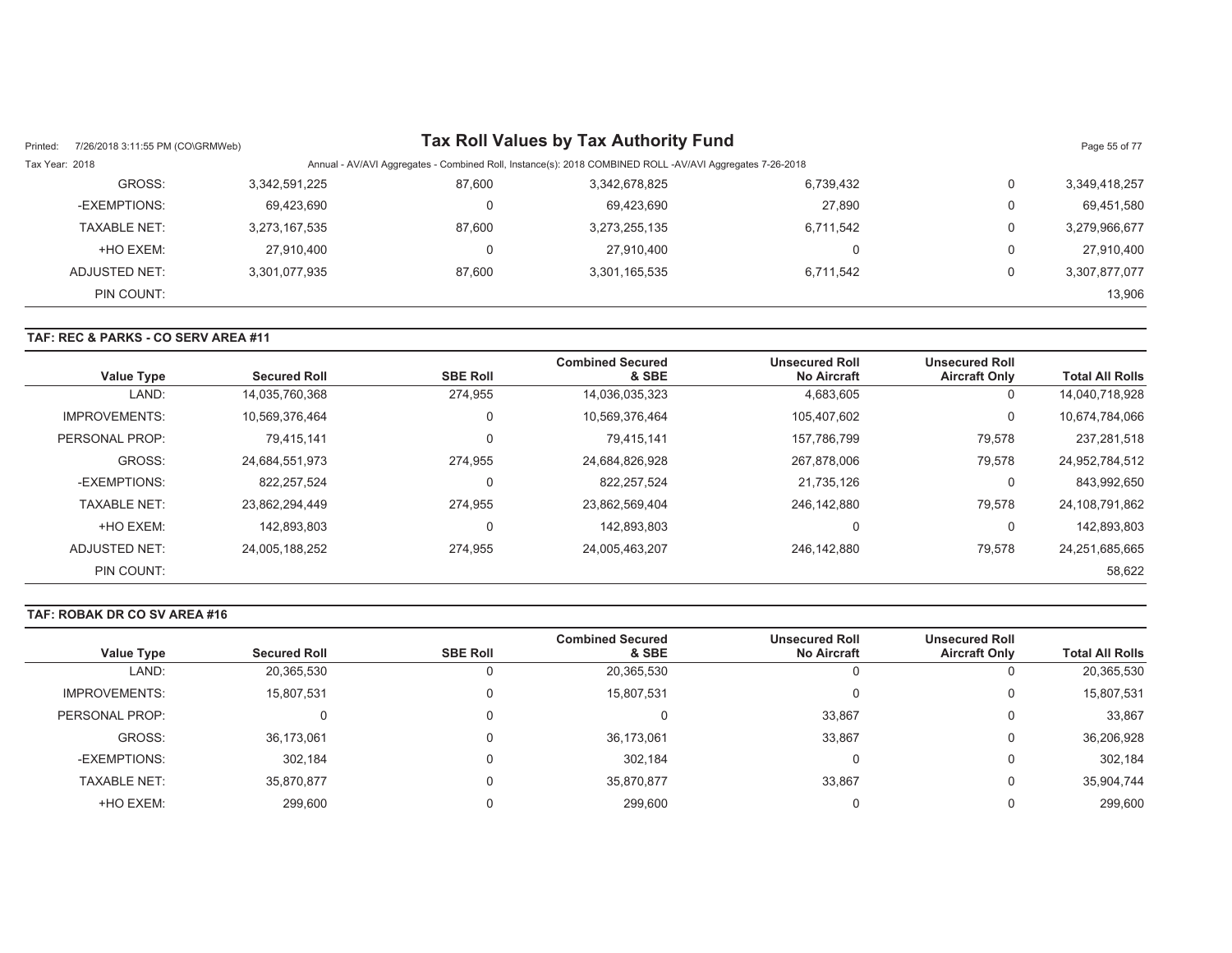# Tax Roll Values by Tax Authority Fund

Tax Year: 2018

Annual - AV/AVI Aggregates - Combined Roll, Instance(s): 2018 COMBINED ROLL -AV/AVI Aggregates 7-26-2018

| Value Type | Secured Roll | SBE Roll | Combined Secured & SBE | Unsecured Roll No Aircraft | Unsecured Roll Aircraft Only | Total All Rolls |
|---|---|---|---|---|---|---|
| GROSS: | 3,342,591,225 | 87,600 | 3,342,678,825 | 6,739,432 | 0 | 3,349,418,257 |
| -EXEMPTIONS: | 69,423,690 | 0 | 69,423,690 | 27,890 | 0 | 69,451,580 |
| TAXABLE NET: | 3,273,167,535 | 87,600 | 3,273,255,135 | 6,711,542 | 0 | 3,279,966,677 |
| +HO EXEM: | 27,910,400 | 0 | 27,910,400 | 0 | 0 | 27,910,400 |
| ADJUSTED NET: | 3,301,077,935 | 87,600 | 3,301,165,535 | 6,711,542 | 0 | 3,307,877,077 |
| PIN COUNT: | | | | | | 13,906 |

## TAF: REC & PARKS - CO SERV AREA #11

| Value Type | Secured Roll | SBE Roll | Combined Secured & SBE | Unsecured Roll No Aircraft | Unsecured Roll Aircraft Only | Total All Rolls |
|---|---|---|---|---|---|---|
| LAND: | 14,035,760,368 | 274,955 | 14,036,035,323 | 4,683,605 | 0 | 14,040,718,928 |
| IMPROVEMENTS: | 10,569,376,464 | 0 | 10,569,376,464 | 105,407,602 | 0 | 10,674,784,066 |
| PERSONAL PROP: | 79,415,141 | 0 | 79,415,141 | 157,786,799 | 79,578 | 237,281,518 |
| GROSS: | 24,684,551,973 | 274,955 | 24,684,826,928 | 267,878,006 | 79,578 | 24,952,784,512 |
| -EXEMPTIONS: | 822,257,524 | 0 | 822,257,524 | 21,735,126 | 0 | 843,992,650 |
| TAXABLE NET: | 23,862,294,449 | 274,955 | 23,862,569,404 | 246,142,880 | 79,578 | 24,108,791,862 |
| +HO EXEM: | 142,893,803 | 0 | 142,893,803 | 0 | 0 | 142,893,803 |
| ADJUSTED NET: | 24,005,188,252 | 274,955 | 24,005,463,207 | 246,142,880 | 79,578 | 24,251,685,665 |
| PIN COUNT: | | | | | | 58,622 |

## TAF: ROBAK DR CO SV AREA #16

| Value Type | Secured Roll | SBE Roll | Combined Secured & SBE | Unsecured Roll No Aircraft | Unsecured Roll Aircraft Only | Total All Rolls |
|---|---|---|---|---|---|---|
| LAND: | 20,365,530 | 0 | 20,365,530 | 0 | 0 | 20,365,530 |
| IMPROVEMENTS: | 15,807,531 | 0 | 15,807,531 | 0 | 0 | 15,807,531 |
| PERSONAL PROP: | 0 | 0 | 0 | 33,867 | 0 | 33,867 |
| GROSS: | 36,173,061 | 0 | 36,173,061 | 33,867 | 0 | 36,206,928 |
| -EXEMPTIONS: | 302,184 | 0 | 302,184 | 0 | 0 | 302,184 |
| TAXABLE NET: | 35,870,877 | 0 | 35,870,877 | 33,867 | 0 | 35,904,744 |
| +HO EXEM: | 299,600 | 0 | 299,600 | 0 | 0 | 299,600 |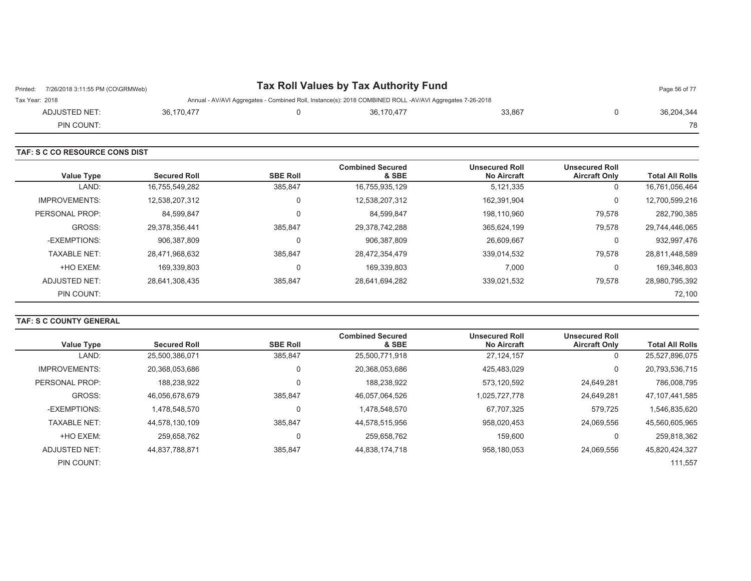| | | | | | | |
|---|---|---|---|---|---|---|
| ADJUSTED NET: | 36,170,477 | 0 | 36,170,477 | 33,867 | 0 | 36,204,344 |
| PIN COUNT: | | | | | | 78 |

**TAF: S C CO RESOURCE CONS DIST**

| Value Type | Secured Roll | SBE Roll | Combined Secured & SBE | Unsecured Roll No Aircraft | Unsecured Roll Aircraft Only | Total All Rolls |
|---|---|---|---|---|---|---|
| LAND: | 16,755,549,282 | 385,847 | 16,755,935,129 | 5,121,335 | 0 | 16,761,056,464 |
| IMPROVEMENTS: | 12,538,207,312 | 0 | 12,538,207,312 | 162,391,904 | 0 | 12,700,599,216 |
| PERSONAL PROP: | 84,599,847 | 0 | 84,599,847 | 198,110,960 | 79,578 | 282,790,385 |
| GROSS: | 29,378,356,441 | 385,847 | 29,378,742,288 | 365,624,199 | 79,578 | 29,744,446,065 |
| -EXEMPTIONS: | 906,387,809 | 0 | 906,387,809 | 26,609,667 | 0 | 932,997,476 |
| TAXABLE NET: | 28,471,968,632 | 385,847 | 28,472,354,479 | 339,014,532 | 79,578 | 28,811,448,589 |
| +HO EXEM: | 169,339,803 | 0 | 169,339,803 | 7,000 | 0 | 169,346,803 |
| ADJUSTED NET: | 28,641,308,435 | 385,847 | 28,641,694,282 | 339,021,532 | 79,578 | 28,980,795,392 |
| PIN COUNT: | | | | | | 72,100 |

**TAF: S C COUNTY GENERAL**

| Value Type | Secured Roll | SBE Roll | Combined Secured & SBE | Unsecured Roll No Aircraft | Unsecured Roll Aircraft Only | Total All Rolls |
|---|---|---|---|---|---|---|
| LAND: | 25,500,386,071 | 385,847 | 25,500,771,918 | 27,124,157 | 0 | 25,527,896,075 |
| IMPROVEMENTS: | 20,368,053,686 | 0 | 20,368,053,686 | 425,483,029 | 0 | 20,793,536,715 |
| PERSONAL PROP: | 188,238,922 | 0 | 188,238,922 | 573,120,592 | 24,649,281 | 786,008,795 |
| GROSS: | 46,056,678,679 | 385,847 | 46,057,064,526 | 1,025,727,778 | 24,649,281 | 47,107,441,585 |
| -EXEMPTIONS: | 1,478,548,570 | 0 | 1,478,548,570 | 67,707,325 | 579,725 | 1,546,835,620 |
| TAXABLE NET: | 44,578,130,109 | 385,847 | 44,578,515,956 | 958,020,453 | 24,069,556 | 45,560,605,965 |
| +HO EXEM: | 259,658,762 | 0 | 259,658,762 | 159,600 | 0 | 259,818,362 |
| ADJUSTED NET: | 44,837,788,871 | 385,847 | 44,838,174,718 | 958,180,053 | 24,069,556 | 45,820,424,327 |
| PIN COUNT: | | | | | | 111,557 |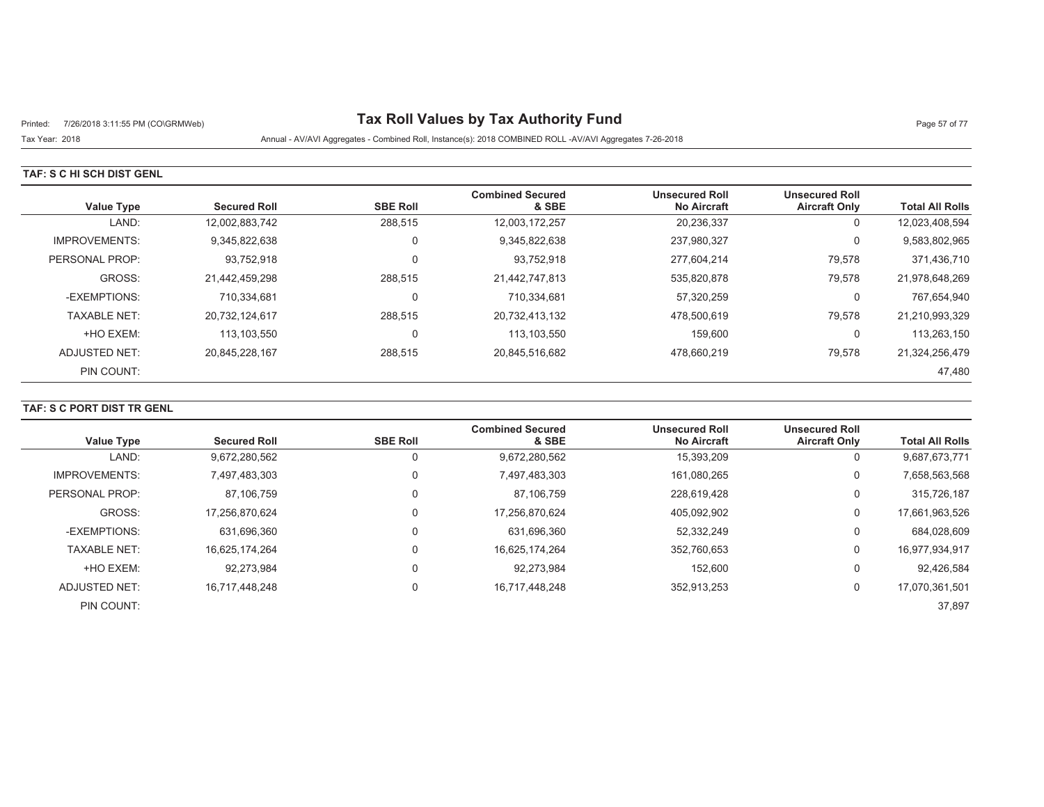# Tax Roll Values by Tax Authority Fund

Printed: 7/26/2018 3:11:55 PM (CO\GRMWeb)

Tax Year: 2018

Annual - AV/AVI Aggregates - Combined Roll, Instance(s): 2018 COMBINED ROLL -AV/AVI Aggregates 7-26-2018

## TAF: S C HI SCH DIST GENL

| Value Type | Secured Roll | SBE Roll | Combined Secured & SBE | Unsecured Roll No Aircraft | Unsecured Roll Aircraft Only | Total All Rolls |
|---|---|---|---|---|---|---|
| LAND: | 12,002,883,742 | 288,515 | 12,003,172,257 | 20,236,337 | 0 | 12,023,408,594 |
| IMPROVEMENTS: | 9,345,822,638 | 0 | 9,345,822,638 | 237,980,327 | 0 | 9,583,802,965 |
| PERSONAL PROP: | 93,752,918 | 0 | 93,752,918 | 277,604,214 | 79,578 | 371,436,710 |
| GROSS: | 21,442,459,298 | 288,515 | 21,442,747,813 | 535,820,878 | 79,578 | 21,978,648,269 |
| -EXEMPTIONS: | 710,334,681 | 0 | 710,334,681 | 57,320,259 | 0 | 767,654,940 |
| TAXABLE NET: | 20,732,124,617 | 288,515 | 20,732,413,132 | 478,500,619 | 79,578 | 21,210,993,329 |
| +HO EXEM: | 113,103,550 | 0 | 113,103,550 | 159,600 | 0 | 113,263,150 |
| ADJUSTED NET: | 20,845,228,167 | 288,515 | 20,845,516,682 | 478,660,219 | 79,578 | 21,324,256,479 |
| PIN COUNT: | | | | | | 47,480 |

## TAF: S C PORT DIST TR GENL

| Value Type | Secured Roll | SBE Roll | Combined Secured & SBE | Unsecured Roll No Aircraft | Unsecured Roll Aircraft Only | Total All Rolls |
|---|---|---|---|---|---|---|
| LAND: | 9,672,280,562 | 0 | 9,672,280,562 | 15,393,209 | 0 | 9,687,673,771 |
| IMPROVEMENTS: | 7,497,483,303 | 0 | 7,497,483,303 | 161,080,265 | 0 | 7,658,563,568 |
| PERSONAL PROP: | 87,106,759 | 0 | 87,106,759 | 228,619,428 | 0 | 315,726,187 |
| GROSS: | 17,256,870,624 | 0 | 17,256,870,624 | 405,092,902 | 0 | 17,661,963,526 |
| -EXEMPTIONS: | 631,696,360 | 0 | 631,696,360 | 52,332,249 | 0 | 684,028,609 |
| TAXABLE NET: | 16,625,174,264 | 0 | 16,625,174,264 | 352,760,653 | 0 | 16,977,934,917 |
| +HO EXEM: | 92,273,984 | 0 | 92,273,984 | 152,600 | 0 | 92,426,584 |
| ADJUSTED NET: | 16,717,448,248 | 0 | 16,717,448,248 | 352,913,253 | 0 | 17,070,361,501 |
| PIN COUNT: | | | | | | 37,897 |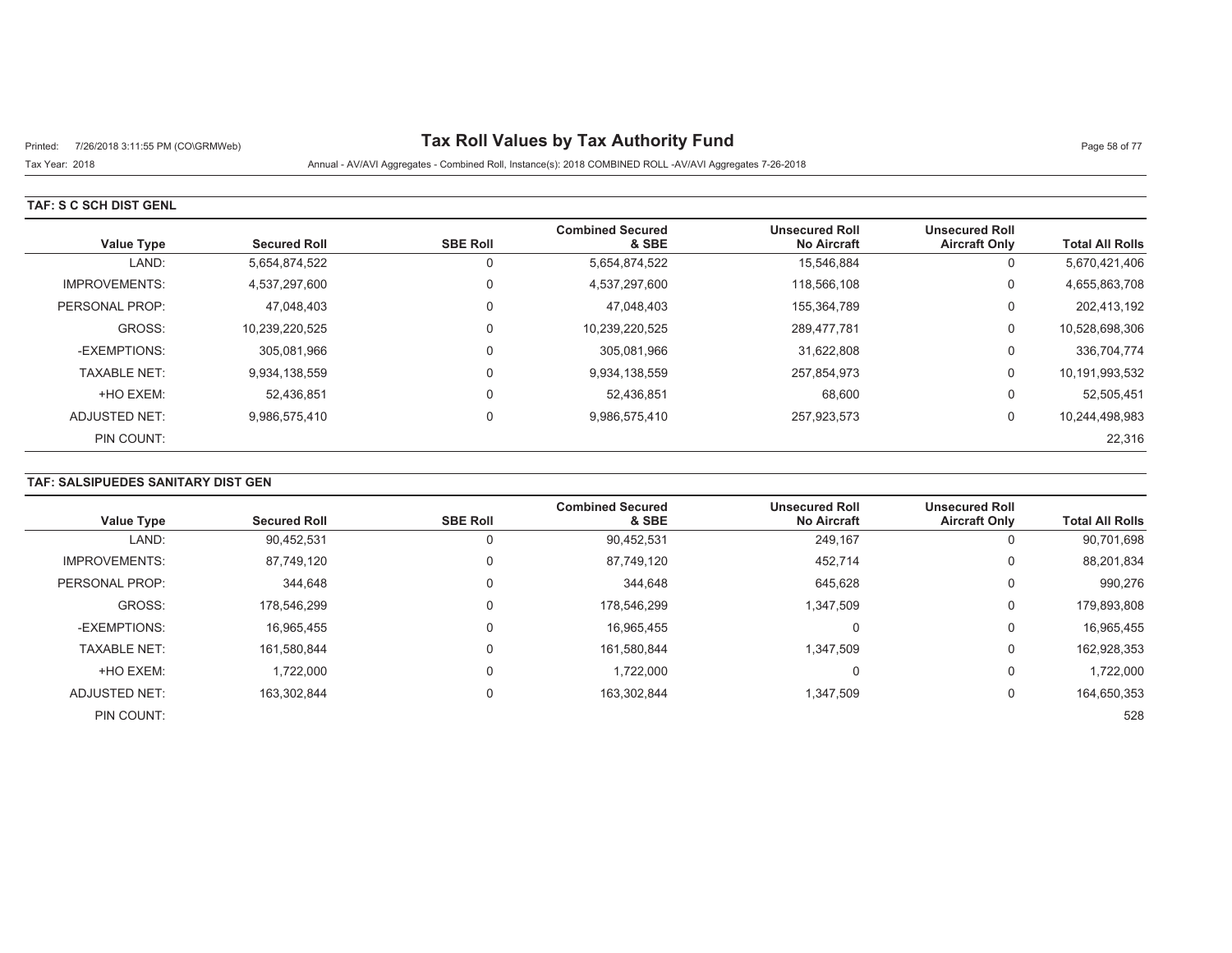# Tax Roll Values by Tax Authority Fund

Tax Year: 2018

Annual - AV/AVI Aggregates - Combined Roll, Instance(s): 2018 COMBINED ROLL -AV/AVI Aggregates 7-26-2018

## TAF: S C SCH DIST GENL

| Value Type | Secured Roll | SBE Roll | Combined Secured & SBE | Unsecured Roll No Aircraft | Unsecured Roll Aircraft Only | Total All Rolls |
|---|---|---|---|---|---|---|
| LAND: | 5,654,874,522 | 0 | 5,654,874,522 | 15,546,884 | 0 | 5,670,421,406 |
| IMPROVEMENTS: | 4,537,297,600 | 0 | 4,537,297,600 | 118,566,108 | 0 | 4,655,863,708 |
| PERSONAL PROP: | 47,048,403 | 0 | 47,048,403 | 155,364,789 | 0 | 202,413,192 |
| GROSS: | 10,239,220,525 | 0 | 10,239,220,525 | 289,477,781 | 0 | 10,528,698,306 |
| -EXEMPTIONS: | 305,081,966 | 0 | 305,081,966 | 31,622,808 | 0 | 336,704,774 |
| TAXABLE NET: | 9,934,138,559 | 0 | 9,934,138,559 | 257,854,973 | 0 | 10,191,993,532 |
| +HO EXEM: | 52,436,851 | 0 | 52,436,851 | 68,600 | 0 | 52,505,451 |
| ADJUSTED NET: | 9,986,575,410 | 0 | 9,986,575,410 | 257,923,573 | 0 | 10,244,498,983 |
| PIN COUNT: | | | | | | 22,316 |

## TAF: SALSIPUEDES SANITARY DIST GEN

| Value Type | Secured Roll | SBE Roll | Combined Secured & SBE | Unsecured Roll No Aircraft | Unsecured Roll Aircraft Only | Total All Rolls |
|---|---|---|---|---|---|---|
| LAND: | 90,452,531 | 0 | 90,452,531 | 249,167 | 0 | 90,701,698 |
| IMPROVEMENTS: | 87,749,120 | 0 | 87,749,120 | 452,714 | 0 | 88,201,834 |
| PERSONAL PROP: | 344,648 | 0 | 344,648 | 645,628 | 0 | 990,276 |
| GROSS: | 178,546,299 | 0 | 178,546,299 | 1,347,509 | 0 | 179,893,808 |
| -EXEMPTIONS: | 16,965,455 | 0 | 16,965,455 | 0 | 0 | 16,965,455 |
| TAXABLE NET: | 161,580,844 | 0 | 161,580,844 | 1,347,509 | 0 | 162,928,353 |
| +HO EXEM: | 1,722,000 | 0 | 1,722,000 | 0 | 0 | 1,722,000 |
| ADJUSTED NET: | 163,302,844 | 0 | 163,302,844 | 1,347,509 | 0 | 164,650,353 |
| PIN COUNT: | | | | | | 528 |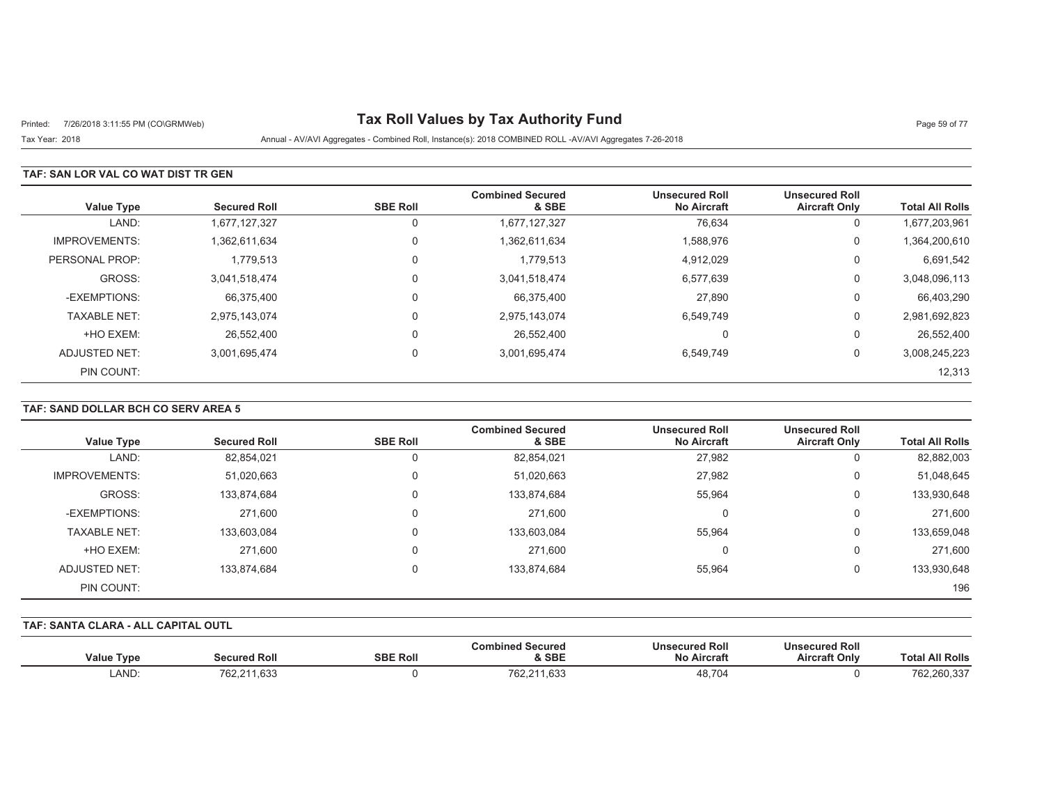# Tax Roll Values by Tax Authority Fund

Printed: 7/26/2018 3:11:55 PM (CO\GRMWeb)

Tax Year: 2018

Annual - AV/AVI Aggregates - Combined Roll, Instance(s): 2018 COMBINED ROLL -AV/AVI Aggregates 7-26-2018

## TAF: SAN LOR VAL CO WAT DIST TR GEN

| Value Type | Secured Roll | SBE Roll | Combined Secured & SBE | Unsecured Roll No Aircraft | Unsecured Roll Aircraft Only | Total All Rolls |
|---|---|---|---|---|---|---|
| LAND: | 1,677,127,327 | 0 | 1,677,127,327 | 76,634 | 0 | 1,677,203,961 |
| IMPROVEMENTS: | 1,362,611,634 | 0 | 1,362,611,634 | 1,588,976 | 0 | 1,364,200,610 |
| PERSONAL PROP: | 1,779,513 | 0 | 1,779,513 | 4,912,029 | 0 | 6,691,542 |
| GROSS: | 3,041,518,474 | 0 | 3,041,518,474 | 6,577,639 | 0 | 3,048,096,113 |
| -EXEMPTIONS: | 66,375,400 | 0 | 66,375,400 | 27,890 | 0 | 66,403,290 |
| TAXABLE NET: | 2,975,143,074 | 0 | 2,975,143,074 | 6,549,749 | 0 | 2,981,692,823 |
| +HO EXEM: | 26,552,400 | 0 | 26,552,400 | 0 | 0 | 26,552,400 |
| ADJUSTED NET: | 3,001,695,474 | 0 | 3,001,695,474 | 6,549,749 | 0 | 3,008,245,223 |
| PIN COUNT: | | | | | | 12,313 |

## TAF: SAND DOLLAR BCH CO SERV AREA 5

| Value Type | Secured Roll | SBE Roll | Combined Secured & SBE | Unsecured Roll No Aircraft | Unsecured Roll Aircraft Only | Total All Rolls |
|---|---|---|---|---|---|---|
| LAND: | 82,854,021 | 0 | 82,854,021 | 27,982 | 0 | 82,882,003 |
| IMPROVEMENTS: | 51,020,663 | 0 | 51,020,663 | 27,982 | 0 | 51,048,645 |
| GROSS: | 133,874,684 | 0 | 133,874,684 | 55,964 | 0 | 133,930,648 |
| -EXEMPTIONS: | 271,600 | 0 | 271,600 | 0 | 0 | 271,600 |
| TAXABLE NET: | 133,603,084 | 0 | 133,603,084 | 55,964 | 0 | 133,659,048 |
| +HO EXEM: | 271,600 | 0 | 271,600 | 0 | 0 | 271,600 |
| ADJUSTED NET: | 133,874,684 | 0 | 133,874,684 | 55,964 | 0 | 133,930,648 |
| PIN COUNT: | | | | | | 196 |

## TAF: SANTA CLARA - ALL CAPITAL OUTL

| Value Type | Secured Roll | SBE Roll | Combined Secured & SBE | Unsecured Roll No Aircraft | Unsecured Roll Aircraft Only | Total All Rolls |
|---|---|---|---|---|---|---|
| LAND: | 762,211,633 | 0 | 762,211,633 | 48,704 | 0 | 762,260,337 |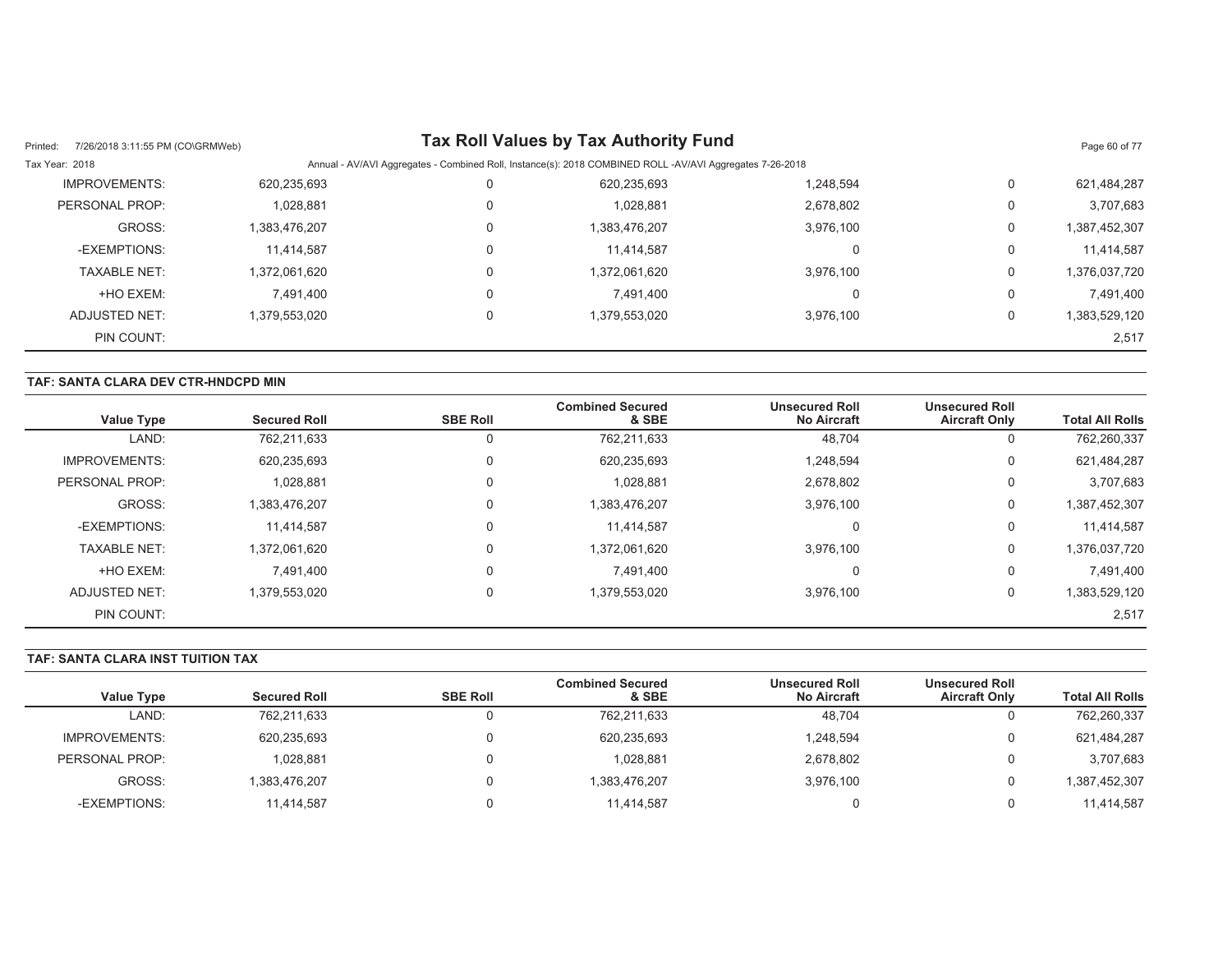| Value Type | Secured Roll | SBE Roll | Combined Secured & SBE | Unsecured Roll No Aircraft | Unsecured Roll Aircraft Only | Total All Rolls |
|---|---|---|---|---|---|---|
| IMPROVEMENTS: | 620,235,693 | 0 | 620,235,693 | 1,248,594 | 0 | 621,484,287 |
| PERSONAL PROP: | 1,028,881 | 0 | 1,028,881 | 2,678,802 | 0 | 3,707,683 |
| GROSS: | 1,383,476,207 | 0 | 1,383,476,207 | 3,976,100 | 0 | 1,387,452,307 |
| -EXEMPTIONS: | 11,414,587 | 0 | 11,414,587 | 0 | 0 | 11,414,587 |
| TAXABLE NET: | 1,372,061,620 | 0 | 1,372,061,620 | 3,976,100 | 0 | 1,376,037,720 |
| +HO EXEM: | 7,491,400 | 0 | 7,491,400 | 0 | 0 | 7,491,400 |
| ADJUSTED NET: | 1,379,553,020 | 0 | 1,379,553,020 | 3,976,100 | 0 | 1,383,529,120 |
| PIN COUNT: | | | | | | 2,517 |

**TAF: SANTA CLARA DEV CTR-HNDCPD MIN**

| Value Type | Secured Roll | SBE Roll | Combined Secured & SBE | Unsecured Roll No Aircraft | Unsecured Roll Aircraft Only | Total All Rolls |
|---|---|---|---|---|---|---|
| LAND: | 762,211,633 | 0 | 762,211,633 | 48,704 | 0 | 762,260,337 |
| IMPROVEMENTS: | 620,235,693 | 0 | 620,235,693 | 1,248,594 | 0 | 621,484,287 |
| PERSONAL PROP: | 1,028,881 | 0 | 1,028,881 | 2,678,802 | 0 | 3,707,683 |
| GROSS: | 1,383,476,207 | 0 | 1,383,476,207 | 3,976,100 | 0 | 1,387,452,307 |
| -EXEMPTIONS: | 11,414,587 | 0 | 11,414,587 | 0 | 0 | 11,414,587 |
| TAXABLE NET: | 1,372,061,620 | 0 | 1,372,061,620 | 3,976,100 | 0 | 1,376,037,720 |
| +HO EXEM: | 7,491,400 | 0 | 7,491,400 | 0 | 0 | 7,491,400 |
| ADJUSTED NET: | 1,379,553,020 | 0 | 1,379,553,020 | 3,976,100 | 0 | 1,383,529,120 |
| PIN COUNT: | | | | | | 2,517 |

**TAF: SANTA CLARA INST TUITION TAX**

| Value Type | Secured Roll | SBE Roll | Combined Secured & SBE | Unsecured Roll No Aircraft | Unsecured Roll Aircraft Only | Total All Rolls |
|---|---|---|---|---|---|---|
| LAND: | 762,211,633 | 0 | 762,211,633 | 48,704 | 0 | 762,260,337 |
| IMPROVEMENTS: | 620,235,693 | 0 | 620,235,693 | 1,248,594 | 0 | 621,484,287 |
| PERSONAL PROP: | 1,028,881 | 0 | 1,028,881 | 2,678,802 | 0 | 3,707,683 |
| GROSS: | 1,383,476,207 | 0 | 1,383,476,207 | 3,976,100 | 0 | 1,387,452,307 |
| -EXEMPTIONS: | 11,414,587 | 0 | 11,414,587 | 0 | 0 | 11,414,587 |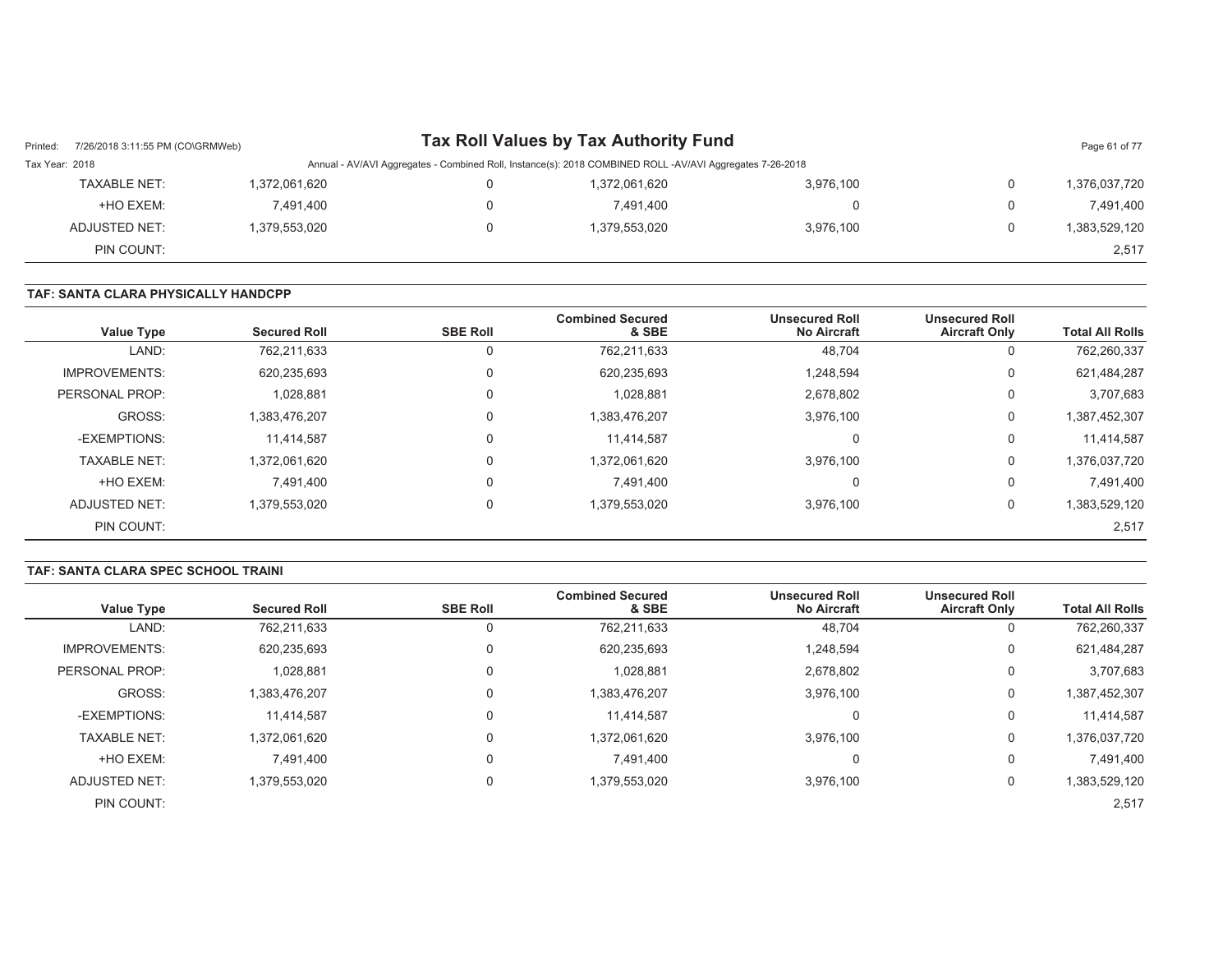| | | | | | |
|---|---|---|---|---|---|
| TAXABLE NET: | 1,372,061,620 | 0 | 1,372,061,620 | 3,976,100 | 0 | 1,376,037,720 |
| +HO EXEM: | 7,491,400 | 0 | 7,491,400 | 0 | 0 | 7,491,400 |
| ADJUSTED NET: | 1,379,553,020 | 0 | 1,379,553,020 | 3,976,100 | 0 | 1,383,529,120 |
| PIN COUNT: | | | | | | 2,517 |

## TAF: SANTA CLARA PHYSICALLY HANDCPP

| Value Type | Secured Roll | SBE Roll | Combined Secured & SBE | Unsecured Roll No Aircraft | Unsecured Roll Aircraft Only | Total All Rolls |
|---|---|---|---|---|---|---|
| LAND: | 762,211,633 | 0 | 762,211,633 | 48,704 | 0 | 762,260,337 |
| IMPROVEMENTS: | 620,235,693 | 0 | 620,235,693 | 1,248,594 | 0 | 621,484,287 |
| PERSONAL PROP: | 1,028,881 | 0 | 1,028,881 | 2,678,802 | 0 | 3,707,683 |
| GROSS: | 1,383,476,207 | 0 | 1,383,476,207 | 3,976,100 | 0 | 1,387,452,307 |
| -EXEMPTIONS: | 11,414,587 | 0 | 11,414,587 | 0 | 0 | 11,414,587 |
| TAXABLE NET: | 1,372,061,620 | 0 | 1,372,061,620 | 3,976,100 | 0 | 1,376,037,720 |
| +HO EXEM: | 7,491,400 | 0 | 7,491,400 | 0 | 0 | 7,491,400 |
| ADJUSTED NET: | 1,379,553,020 | 0 | 1,379,553,020 | 3,976,100 | 0 | 1,383,529,120 |
| PIN COUNT: | | | | | | 2,517 |

## TAF: SANTA CLARA SPEC SCHOOL TRAINI

| Value Type | Secured Roll | SBE Roll | Combined Secured & SBE | Unsecured Roll No Aircraft | Unsecured Roll Aircraft Only | Total All Rolls |
|---|---|---|---|---|---|---|
| LAND: | 762,211,633 | 0 | 762,211,633 | 48,704 | 0 | 762,260,337 |
| IMPROVEMENTS: | 620,235,693 | 0 | 620,235,693 | 1,248,594 | 0 | 621,484,287 |
| PERSONAL PROP: | 1,028,881 | 0 | 1,028,881 | 2,678,802 | 0 | 3,707,683 |
| GROSS: | 1,383,476,207 | 0 | 1,383,476,207 | 3,976,100 | 0 | 1,387,452,307 |
| -EXEMPTIONS: | 11,414,587 | 0 | 11,414,587 | 0 | 0 | 11,414,587 |
| TAXABLE NET: | 1,372,061,620 | 0 | 1,372,061,620 | 3,976,100 | 0 | 1,376,037,720 |
| +HO EXEM: | 7,491,400 | 0 | 7,491,400 | 0 | 0 | 7,491,400 |
| ADJUSTED NET: | 1,379,553,020 | 0 | 1,379,553,020 | 3,976,100 | 0 | 1,383,529,120 |
| PIN COUNT: | | | | | | 2,517 |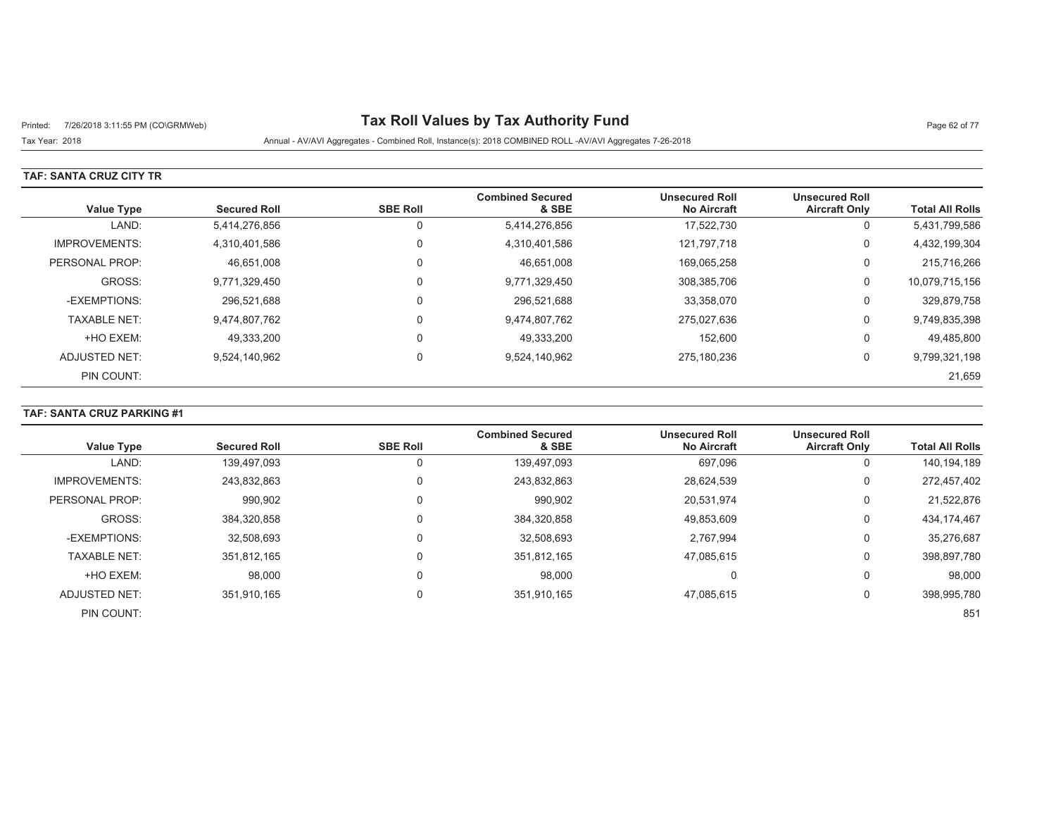# Tax Roll Values by Tax Authority Fund

Printed: 7/26/2018 3:11:55 PM (CO\GRMWeb)

Tax Year: 2018

Annual - AV/AVI Aggregates - Combined Roll, Instance(s): 2018 COMBINED ROLL -AV/AVI Aggregates 7-26-2018

**TAF: SANTA CRUZ CITY TR**

| Value Type | Secured Roll | SBE Roll | Combined Secured & SBE | Unsecured Roll No Aircraft | Unsecured Roll Aircraft Only | Total All Rolls |
|---|---|---|---|---|---|---|
| LAND: | 5,414,276,856 | 0 | 5,414,276,856 | 17,522,730 | 0 | 5,431,799,586 |
| IMPROVEMENTS: | 4,310,401,586 | 0 | 4,310,401,586 | 121,797,718 | 0 | 4,432,199,304 |
| PERSONAL PROP: | 46,651,008 | 0 | 46,651,008 | 169,065,258 | 0 | 215,716,266 |
| GROSS: | 9,771,329,450 | 0 | 9,771,329,450 | 308,385,706 | 0 | 10,079,715,156 |
| -EXEMPTIONS: | 296,521,688 | 0 | 296,521,688 | 33,358,070 | 0 | 329,879,758 |
| TAXABLE NET: | 9,474,807,762 | 0 | 9,474,807,762 | 275,027,636 | 0 | 9,749,835,398 |
| +HO EXEM: | 49,333,200 | 0 | 49,333,200 | 152,600 | 0 | 49,485,800 |
| ADJUSTED NET: | 9,524,140,962 | 0 | 9,524,140,962 | 275,180,236 | 0 | 9,799,321,198 |
| PIN COUNT: | | | | | | 21,659 |

**TAF: SANTA CRUZ PARKING #1**

| Value Type | Secured Roll | SBE Roll | Combined Secured & SBE | Unsecured Roll No Aircraft | Unsecured Roll Aircraft Only | Total All Rolls |
|---|---|---|---|---|---|---|
| LAND: | 139,497,093 | 0 | 139,497,093 | 697,096 | 0 | 140,194,189 |
| IMPROVEMENTS: | 243,832,863 | 0 | 243,832,863 | 28,624,539 | 0 | 272,457,402 |
| PERSONAL PROP: | 990,902 | 0 | 990,902 | 20,531,974 | 0 | 21,522,876 |
| GROSS: | 384,320,858 | 0 | 384,320,858 | 49,853,609 | 0 | 434,174,467 |
| -EXEMPTIONS: | 32,508,693 | 0 | 32,508,693 | 2,767,994 | 0 | 35,276,687 |
| TAXABLE NET: | 351,812,165 | 0 | 351,812,165 | 47,085,615 | 0 | 398,897,780 |
| +HO EXEM: | 98,000 | 0 | 98,000 | 0 | 0 | 98,000 |
| ADJUSTED NET: | 351,910,165 | 0 | 351,910,165 | 47,085,615 | 0 | 398,995,780 |
| PIN COUNT: | | | | | | 851 |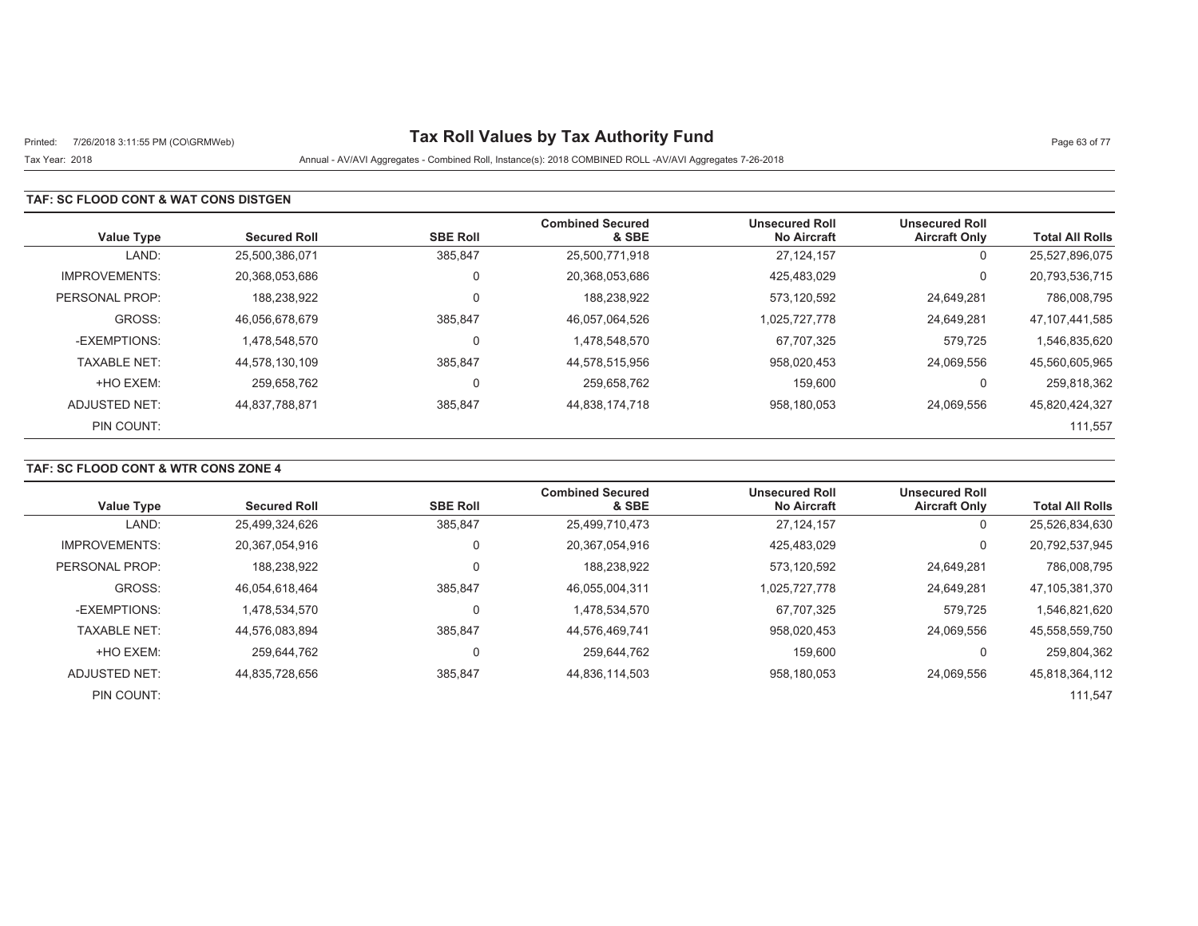# Tax Roll Values by Tax Authority Fund

Printed: 7/26/2018 3:11:55 PM (CO\GRMWeb)

Tax Year: 2018

Annual - AV/AVI Aggregates - Combined Roll, Instance(s): 2018 COMBINED ROLL -AV/AVI Aggregates 7-26-2018

## TAF: SC FLOOD CONT & WAT CONS DISTGEN

| Value Type | Secured Roll | SBE Roll | Combined Secured & SBE | Unsecured Roll No Aircraft | Unsecured Roll Aircraft Only | Total All Rolls |
|---|---|---|---|---|---|---|
| LAND: | 25,500,386,071 | 385,847 | 25,500,771,918 | 27,124,157 | 0 | 25,527,896,075 |
| IMPROVEMENTS: | 20,368,053,686 | 0 | 20,368,053,686 | 425,483,029 | 0 | 20,793,536,715 |
| PERSONAL PROP: | 188,238,922 | 0 | 188,238,922 | 573,120,592 | 24,649,281 | 786,008,795 |
| GROSS: | 46,056,678,679 | 385,847 | 46,057,064,526 | 1,025,727,778 | 24,649,281 | 47,107,441,585 |
| -EXEMPTIONS: | 1,478,548,570 | 0 | 1,478,548,570 | 67,707,325 | 579,725 | 1,546,835,620 |
| TAXABLE NET: | 44,578,130,109 | 385,847 | 44,578,515,956 | 958,020,453 | 24,069,556 | 45,560,605,965 |
| +HO EXEM: | 259,658,762 | 0 | 259,658,762 | 159,600 | 0 | 259,818,362 |
| ADJUSTED NET: | 44,837,788,871 | 385,847 | 44,838,174,718 | 958,180,053 | 24,069,556 | 45,820,424,327 |
| PIN COUNT: | | | | | | 111,557 |

## TAF: SC FLOOD CONT & WTR CONS ZONE 4

| Value Type | Secured Roll | SBE Roll | Combined Secured & SBE | Unsecured Roll No Aircraft | Unsecured Roll Aircraft Only | Total All Rolls |
|---|---|---|---|---|---|---|
| LAND: | 25,499,324,626 | 385,847 | 25,499,710,473 | 27,124,157 | 0 | 25,526,834,630 |
| IMPROVEMENTS: | 20,367,054,916 | 0 | 20,367,054,916 | 425,483,029 | 0 | 20,792,537,945 |
| PERSONAL PROP: | 188,238,922 | 0 | 188,238,922 | 573,120,592 | 24,649,281 | 786,008,795 |
| GROSS: | 46,054,618,464 | 385,847 | 46,055,004,311 | 1,025,727,778 | 24,649,281 | 47,105,381,370 |
| -EXEMPTIONS: | 1,478,534,570 | 0 | 1,478,534,570 | 67,707,325 | 579,725 | 1,546,821,620 |
| TAXABLE NET: | 44,576,083,894 | 385,847 | 44,576,469,741 | 958,020,453 | 24,069,556 | 45,558,559,750 |
| +HO EXEM: | 259,644,762 | 0 | 259,644,762 | 159,600 | 0 | 259,804,362 |
| ADJUSTED NET: | 44,835,728,656 | 385,847 | 44,836,114,503 | 958,180,053 | 24,069,556 | 45,818,364,112 |
| PIN COUNT: | | | | | | 111,547 |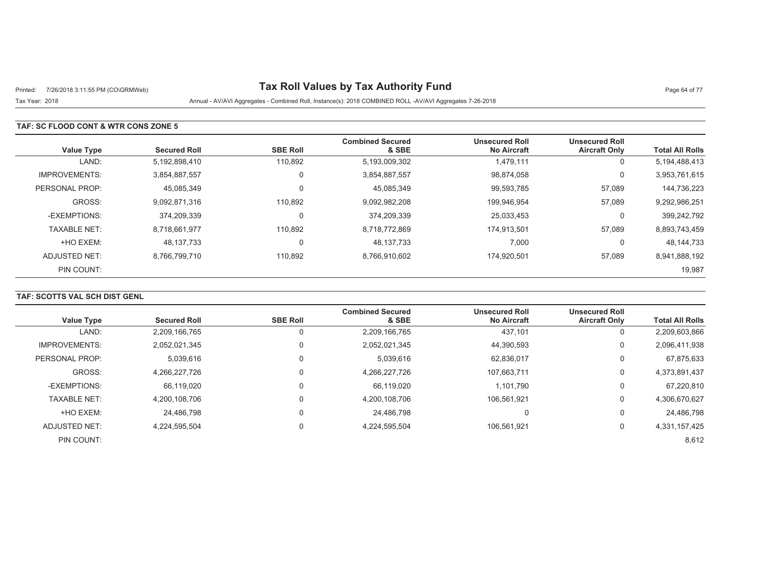# Tax Roll Values by Tax Authority Fund

Printed: 7/26/2018 3:11:55 PM (CO\GRMWeb)

Tax Year: 2018

Annual - AV/AVI Aggregates - Combined Roll, Instance(s): 2018 COMBINED ROLL -AV/AVI Aggregates 7-26-2018

## TAF: SC FLOOD CONT & WTR CONS ZONE 5

| Value Type | Secured Roll | SBE Roll | Combined Secured & SBE | Unsecured Roll No Aircraft | Unsecured Roll Aircraft Only | Total All Rolls |
|---|---|---|---|---|---|---|
| LAND: | 5,192,898,410 | 110,892 | 5,193,009,302 | 1,479,111 | 0 | 5,194,488,413 |
| IMPROVEMENTS: | 3,854,887,557 | 0 | 3,854,887,557 | 98,874,058 | 0 | 3,953,761,615 |
| PERSONAL PROP: | 45,085,349 | 0 | 45,085,349 | 99,593,785 | 57,089 | 144,736,223 |
| GROSS: | 9,092,871,316 | 110,892 | 9,092,982,208 | 199,946,954 | 57,089 | 9,292,986,251 |
| -EXEMPTIONS: | 374,209,339 | 0 | 374,209,339 | 25,033,453 | 0 | 399,242,792 |
| TAXABLE NET: | 8,718,661,977 | 110,892 | 8,718,772,869 | 174,913,501 | 57,089 | 8,893,743,459 |
| +HO EXEM: | 48,137,733 | 0 | 48,137,733 | 7,000 | 0 | 48,144,733 |
| ADJUSTED NET: | 8,766,799,710 | 110,892 | 8,766,910,602 | 174,920,501 | 57,089 | 8,941,888,192 |
| PIN COUNT: | | | | | | 19,987 |

## TAF: SCOTTS VAL SCH DIST GENL

| Value Type | Secured Roll | SBE Roll | Combined Secured & SBE | Unsecured Roll No Aircraft | Unsecured Roll Aircraft Only | Total All Rolls |
|---|---|---|---|---|---|---|
| LAND: | 2,209,166,765 | 0 | 2,209,166,765 | 437,101 | 0 | 2,209,603,866 |
| IMPROVEMENTS: | 2,052,021,345 | 0 | 2,052,021,345 | 44,390,593 | 0 | 2,096,411,938 |
| PERSONAL PROP: | 5,039,616 | 0 | 5,039,616 | 62,836,017 | 0 | 67,875,633 |
| GROSS: | 4,266,227,726 | 0 | 4,266,227,726 | 107,663,711 | 0 | 4,373,891,437 |
| -EXEMPTIONS: | 66,119,020 | 0 | 66,119,020 | 1,101,790 | 0 | 67,220,810 |
| TAXABLE NET: | 4,200,108,706 | 0 | 4,200,108,706 | 106,561,921 | 0 | 4,306,670,627 |
| +HO EXEM: | 24,486,798 | 0 | 24,486,798 | 0 | 0 | 24,486,798 |
| ADJUSTED NET: | 4,224,595,504 | 0 | 4,224,595,504 | 106,561,921 | 0 | 4,331,157,425 |
| PIN COUNT: | | | | | | 8,612 |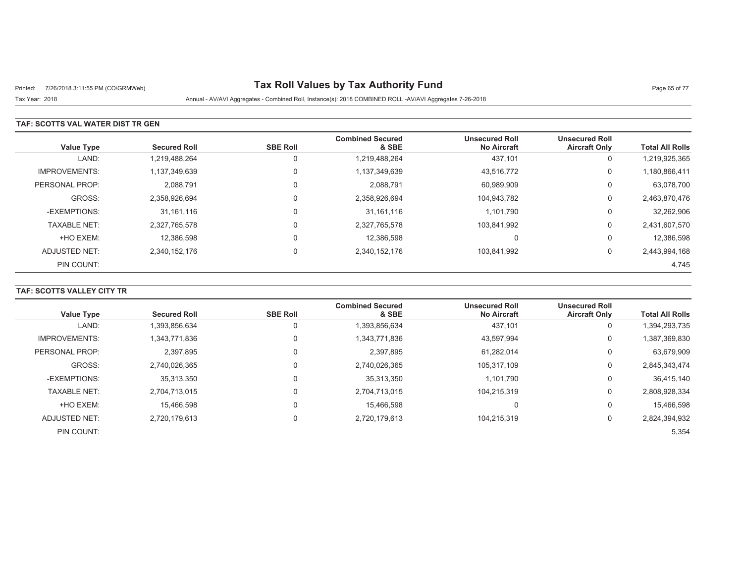# Tax Roll Values by Tax Authority Fund

Tax Year: 2018

Annual - AV/AVI Aggregates - Combined Roll, Instance(s): 2018 COMBINED ROLL -AV/AVI Aggregates 7-26-2018

**TAF: SCOTTS VAL WATER DIST TR GEN**

| Value Type | Secured Roll | SBE Roll | Combined Secured & SBE | Unsecured Roll No Aircraft | Unsecured Roll Aircraft Only | Total All Rolls |
|---|---|---|---|---|---|---|
| LAND: | 1,219,488,264 | 0 | 1,219,488,264 | 437,101 | 0 | 1,219,925,365 |
| IMPROVEMENTS: | 1,137,349,639 | 0 | 1,137,349,639 | 43,516,772 | 0 | 1,180,866,411 |
| PERSONAL PROP: | 2,088,791 | 0 | 2,088,791 | 60,989,909 | 0 | 63,078,700 |
| GROSS: | 2,358,926,694 | 0 | 2,358,926,694 | 104,943,782 | 0 | 2,463,870,476 |
| -EXEMPTIONS: | 31,161,116 | 0 | 31,161,116 | 1,101,790 | 0 | 32,262,906 |
| TAXABLE NET: | 2,327,765,578 | 0 | 2,327,765,578 | 103,841,992 | 0 | 2,431,607,570 |
| +HO EXEM: | 12,386,598 | 0 | 12,386,598 | 0 | 0 | 12,386,598 |
| ADJUSTED NET: | 2,340,152,176 | 0 | 2,340,152,176 | 103,841,992 | 0 | 2,443,994,168 |
| PIN COUNT: | | | | | | 4,745 |

**TAF: SCOTTS VALLEY CITY TR**

| Value Type | Secured Roll | SBE Roll | Combined Secured & SBE | Unsecured Roll No Aircraft | Unsecured Roll Aircraft Only | Total All Rolls |
|---|---|---|---|---|---|---|
| LAND: | 1,393,856,634 | 0 | 1,393,856,634 | 437,101 | 0 | 1,394,293,735 |
| IMPROVEMENTS: | 1,343,771,836 | 0 | 1,343,771,836 | 43,597,994 | 0 | 1,387,369,830 |
| PERSONAL PROP: | 2,397,895 | 0 | 2,397,895 | 61,282,014 | 0 | 63,679,909 |
| GROSS: | 2,740,026,365 | 0 | 2,740,026,365 | 105,317,109 | 0 | 2,845,343,474 |
| -EXEMPTIONS: | 35,313,350 | 0 | 35,313,350 | 1,101,790 | 0 | 36,415,140 |
| TAXABLE NET: | 2,704,713,015 | 0 | 2,704,713,015 | 104,215,319 | 0 | 2,808,928,334 |
| +HO EXEM: | 15,466,598 | 0 | 15,466,598 | 0 | 0 | 15,466,598 |
| ADJUSTED NET: | 2,720,179,613 | 0 | 2,720,179,613 | 104,215,319 | 0 | 2,824,394,932 |
| PIN COUNT: | | | | | | 5,354 |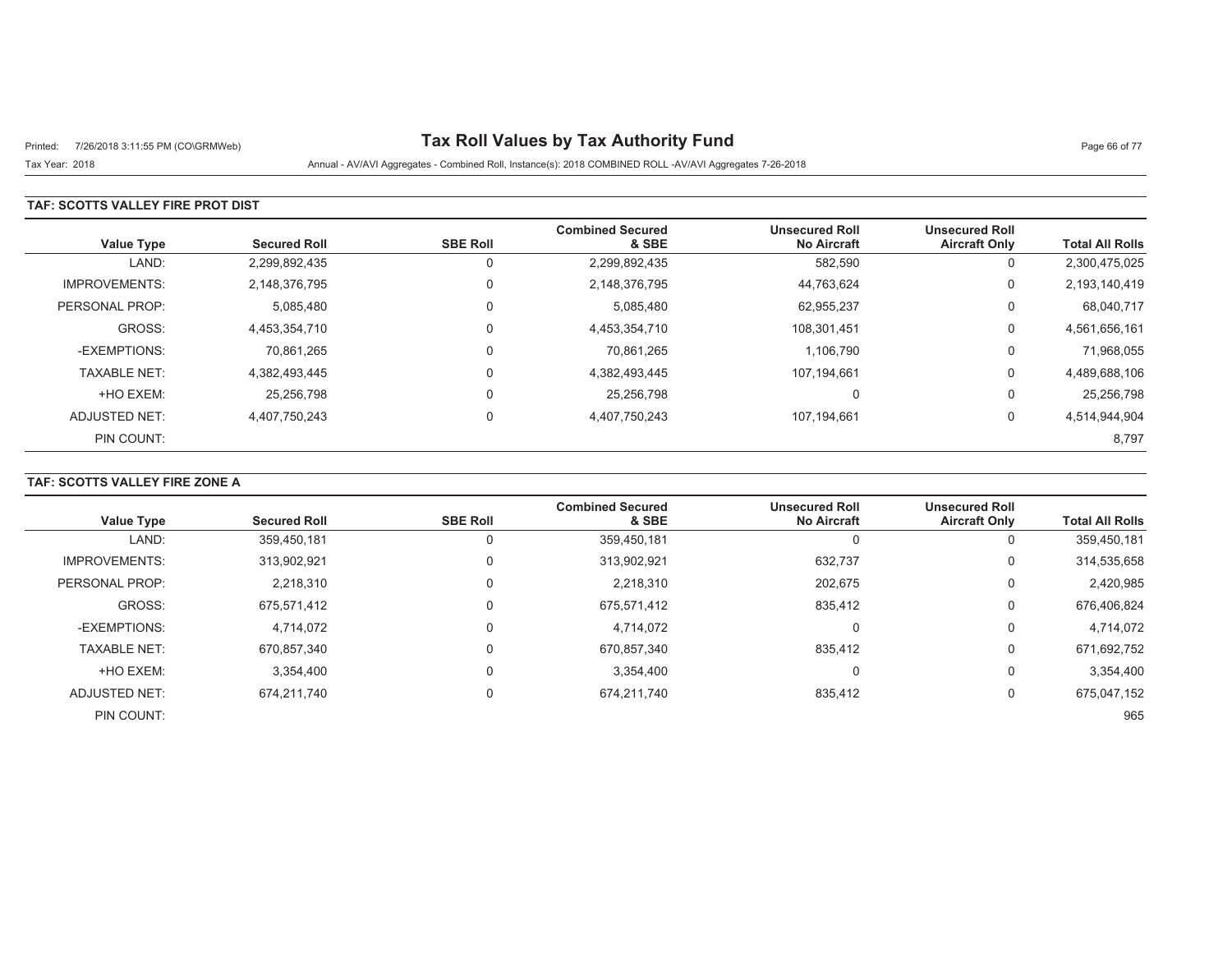# Tax Roll Values by Tax Authority Fund

Printed: 7/26/2018 3:11:55 PM (CO\GRMWeb)

Tax Year: 2018

Annual - AV/AVI Aggregates - Combined Roll, Instance(s): 2018 COMBINED ROLL -AV/AVI Aggregates 7-26-2018

## TAF: SCOTTS VALLEY FIRE PROT DIST

| Value Type | Secured Roll | SBE Roll | Combined Secured & SBE | Unsecured Roll No Aircraft | Unsecured Roll Aircraft Only | Total All Rolls |
|---|---|---|---|---|---|---|
| LAND: | 2,299,892,435 | 0 | 2,299,892,435 | 582,590 | 0 | 2,300,475,025 |
| IMPROVEMENTS: | 2,148,376,795 | 0 | 2,148,376,795 | 44,763,624 | 0 | 2,193,140,419 |
| PERSONAL PROP: | 5,085,480 | 0 | 5,085,480 | 62,955,237 | 0 | 68,040,717 |
| GROSS: | 4,453,354,710 | 0 | 4,453,354,710 | 108,301,451 | 0 | 4,561,656,161 |
| -EXEMPTIONS: | 70,861,265 | 0 | 70,861,265 | 1,106,790 | 0 | 71,968,055 |
| TAXABLE NET: | 4,382,493,445 | 0 | 4,382,493,445 | 107,194,661 | 0 | 4,489,688,106 |
| +HO EXEM: | 25,256,798 | 0 | 25,256,798 | 0 | 0 | 25,256,798 |
| ADJUSTED NET: | 4,407,750,243 | 0 | 4,407,750,243 | 107,194,661 | 0 | 4,514,944,904 |
| PIN COUNT: | | | | | | 8,797 |

## TAF: SCOTTS VALLEY FIRE ZONE A

| Value Type | Secured Roll | SBE Roll | Combined Secured & SBE | Unsecured Roll No Aircraft | Unsecured Roll Aircraft Only | Total All Rolls |
|---|---|---|---|---|---|---|
| LAND: | 359,450,181 | 0 | 359,450,181 | 0 | 0 | 359,450,181 |
| IMPROVEMENTS: | 313,902,921 | 0 | 313,902,921 | 632,737 | 0 | 314,535,658 |
| PERSONAL PROP: | 2,218,310 | 0 | 2,218,310 | 202,675 | 0 | 2,420,985 |
| GROSS: | 675,571,412 | 0 | 675,571,412 | 835,412 | 0 | 676,406,824 |
| -EXEMPTIONS: | 4,714,072 | 0 | 4,714,072 | 0 | 0 | 4,714,072 |
| TAXABLE NET: | 670,857,340 | 0 | 670,857,340 | 835,412 | 0 | 671,692,752 |
| +HO EXEM: | 3,354,400 | 0 | 3,354,400 | 0 | 0 | 3,354,400 |
| ADJUSTED NET: | 674,211,740 | 0 | 674,211,740 | 835,412 | 0 | 675,047,152 |
| PIN COUNT: | | | | | | 965 |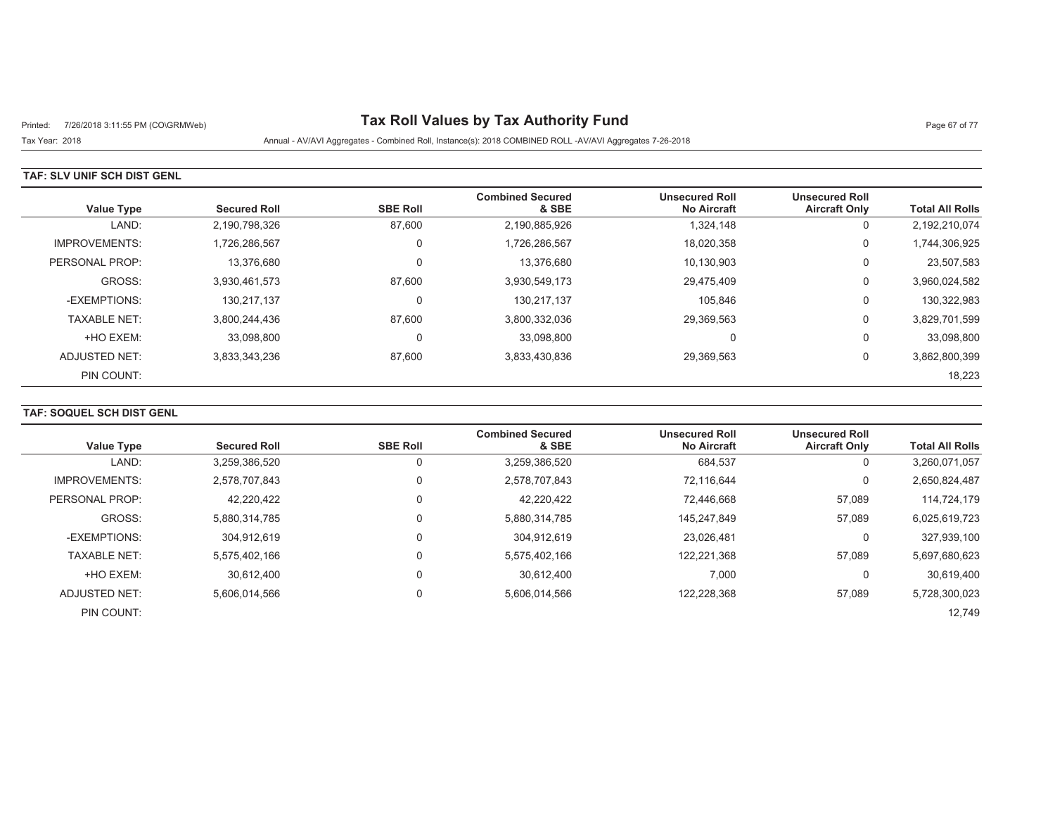# Tax Roll Values by Tax Authority Fund

Printed: 7/26/2018 3:11:55 PM (CO\GRMWeb)

Tax Year: 2018

Annual - AV/AVI Aggregates - Combined Roll, Instance(s): 2018 COMBINED ROLL -AV/AVI Aggregates 7-26-2018

## TAF: SLV UNIF SCH DIST GENL

| Value Type | Secured Roll | SBE Roll | Combined Secured & SBE | Unsecured Roll No Aircraft | Unsecured Roll Aircraft Only | Total All Rolls |
|---|---|---|---|---|---|---|
| LAND: | 2,190,798,326 | 87,600 | 2,190,885,926 | 1,324,148 | 0 | 2,192,210,074 |
| IMPROVEMENTS: | 1,726,286,567 | 0 | 1,726,286,567 | 18,020,358 | 0 | 1,744,306,925 |
| PERSONAL PROP: | 13,376,680 | 0 | 13,376,680 | 10,130,903 | 0 | 23,507,583 |
| GROSS: | 3,930,461,573 | 87,600 | 3,930,549,173 | 29,475,409 | 0 | 3,960,024,582 |
| -EXEMPTIONS: | 130,217,137 | 0 | 130,217,137 | 105,846 | 0 | 130,322,983 |
| TAXABLE NET: | 3,800,244,436 | 87,600 | 3,800,332,036 | 29,369,563 | 0 | 3,829,701,599 |
| +HO EXEM: | 33,098,800 | 0 | 33,098,800 | 0 | 0 | 33,098,800 |
| ADJUSTED NET: | 3,833,343,236 | 87,600 | 3,833,430,836 | 29,369,563 | 0 | 3,862,800,399 |
| PIN COUNT: | | | | | | 18,223 |

## TAF: SOQUEL SCH DIST GENL

| Value Type | Secured Roll | SBE Roll | Combined Secured & SBE | Unsecured Roll No Aircraft | Unsecured Roll Aircraft Only | Total All Rolls |
|---|---|---|---|---|---|---|
| LAND: | 3,259,386,520 | 0 | 3,259,386,520 | 684,537 | 0 | 3,260,071,057 |
| IMPROVEMENTS: | 2,578,707,843 | 0 | 2,578,707,843 | 72,116,644 | 0 | 2,650,824,487 |
| PERSONAL PROP: | 42,220,422 | 0 | 42,220,422 | 72,446,668 | 57,089 | 114,724,179 |
| GROSS: | 5,880,314,785 | 0 | 5,880,314,785 | 145,247,849 | 57,089 | 6,025,619,723 |
| -EXEMPTIONS: | 304,912,619 | 0 | 304,912,619 | 23,026,481 | 0 | 327,939,100 |
| TAXABLE NET: | 5,575,402,166 | 0 | 5,575,402,166 | 122,221,368 | 57,089 | 5,697,680,623 |
| +HO EXEM: | 30,612,400 | 0 | 30,612,400 | 7,000 | 0 | 30,619,400 |
| ADJUSTED NET: | 5,606,014,566 | 0 | 5,606,014,566 | 122,228,368 | 57,089 | 5,728,300,023 |
| PIN COUNT: | | | | | | 12,749 |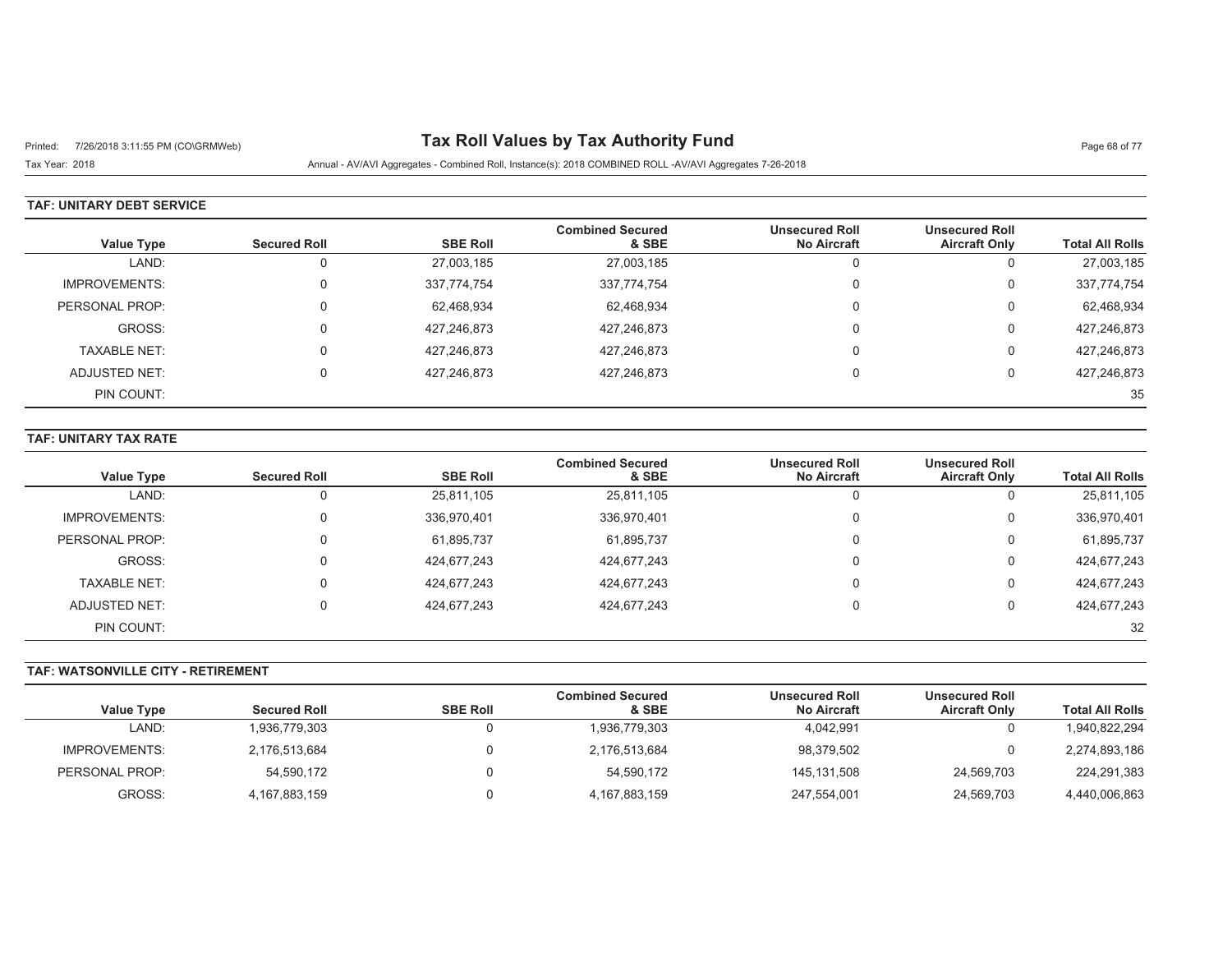# Tax Roll Values by Tax Authority Fund

Tax Year: 2018

Annual - AV/AVI Aggregates - Combined Roll, Instance(s): 2018 COMBINED ROLL -AV/AVI Aggregates 7-26-2018

**TAF: UNITARY DEBT SERVICE**

| Value Type | Secured Roll | SBE Roll | Combined Secured & SBE | Unsecured Roll No Aircraft | Unsecured Roll Aircraft Only | Total All Rolls |
|---|---|---|---|---|---|---|
| LAND: | 0 | 27,003,185 | 27,003,185 | 0 | 0 | 27,003,185 |
| IMPROVEMENTS: | 0 | 337,774,754 | 337,774,754 | 0 | 0 | 337,774,754 |
| PERSONAL PROP: | 0 | 62,468,934 | 62,468,934 | 0 | 0 | 62,468,934 |
| GROSS: | 0 | 427,246,873 | 427,246,873 | 0 | 0 | 427,246,873 |
| TAXABLE NET: | 0 | 427,246,873 | 427,246,873 | 0 | 0 | 427,246,873 |
| ADJUSTED NET: | 0 | 427,246,873 | 427,246,873 | 0 | 0 | 427,246,873 |
| PIN COUNT: | | | | | | 35 |

**TAF: UNITARY TAX RATE**

| Value Type | Secured Roll | SBE Roll | Combined Secured & SBE | Unsecured Roll No Aircraft | Unsecured Roll Aircraft Only | Total All Rolls |
|---|---|---|---|---|---|---|
| LAND: | 0 | 25,811,105 | 25,811,105 | 0 | 0 | 25,811,105 |
| IMPROVEMENTS: | 0 | 336,970,401 | 336,970,401 | 0 | 0 | 336,970,401 |
| PERSONAL PROP: | 0 | 61,895,737 | 61,895,737 | 0 | 0 | 61,895,737 |
| GROSS: | 0 | 424,677,243 | 424,677,243 | 0 | 0 | 424,677,243 |
| TAXABLE NET: | 0 | 424,677,243 | 424,677,243 | 0 | 0 | 424,677,243 |
| ADJUSTED NET: | 0 | 424,677,243 | 424,677,243 | 0 | 0 | 424,677,243 |
| PIN COUNT: | | | | | | 32 |

**TAF: WATSONVILLE CITY - RETIREMENT**

| Value Type | Secured Roll | SBE Roll | Combined Secured & SBE | Unsecured Roll No Aircraft | Unsecured Roll Aircraft Only | Total All Rolls |
|---|---|---|---|---|---|---|
| LAND: | 1,936,779,303 | 0 | 1,936,779,303 | 4,042,991 | 0 | 1,940,822,294 |
| IMPROVEMENTS: | 2,176,513,684 | 0 | 2,176,513,684 | 98,379,502 | 0 | 2,274,893,186 |
| PERSONAL PROP: | 54,590,172 | 0 | 54,590,172 | 145,131,508 | 24,569,703 | 224,291,383 |
| GROSS: | 4,167,883,159 | 0 | 4,167,883,159 | 247,554,001 | 24,569,703 | 4,440,006,863 |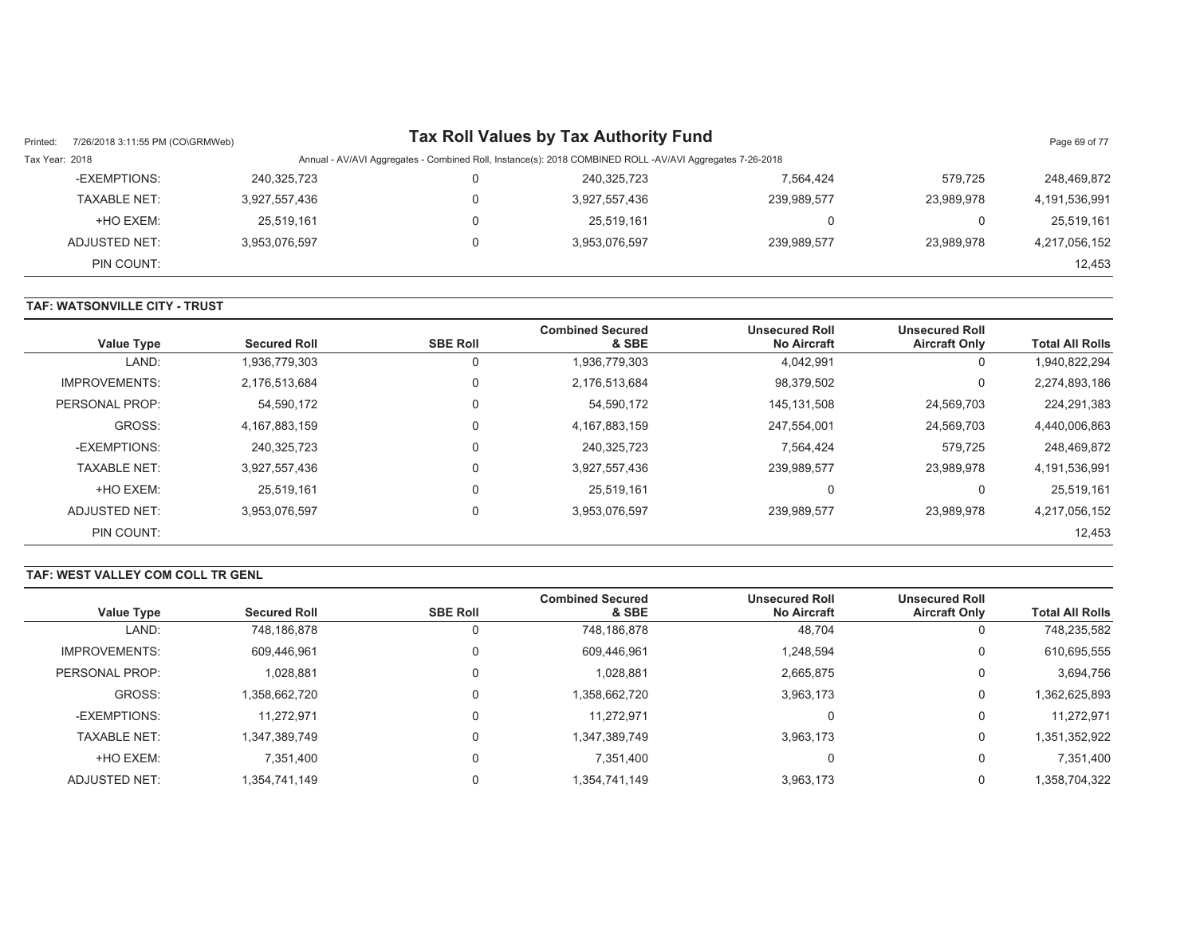| Value Type | Secured Roll | SBE Roll | Combined Secured & SBE | Unsecured Roll No Aircraft | Unsecured Roll Aircraft Only | Total All Rolls |
|---|---|---|---|---|---|---|
| -EXEMPTIONS: | 240,325,723 | 0 | 240,325,723 | 7,564,424 | 579,725 | 248,469,872 |
| TAXABLE NET: | 3,927,557,436 | 0 | 3,927,557,436 | 239,989,577 | 23,989,978 | 4,191,536,991 |
| +HO EXEM: | 25,519,161 | 0 | 25,519,161 | 0 | 0 | 25,519,161 |
| ADJUSTED NET: | 3,953,076,597 | 0 | 3,953,076,597 | 239,989,577 | 23,989,978 | 4,217,056,152 |
| PIN COUNT: | | | | | | 12,453 |

**TAF: WATSONVILLE CITY - TRUST**

| Value Type | Secured Roll | SBE Roll | Combined Secured & SBE | Unsecured Roll No Aircraft | Unsecured Roll Aircraft Only | Total All Rolls |
|---|---|---|---|---|---|---|
| LAND: | 1,936,779,303 | 0 | 1,936,779,303 | 4,042,991 | 0 | 1,940,822,294 |
| IMPROVEMENTS: | 2,176,513,684 | 0 | 2,176,513,684 | 98,379,502 | 0 | 2,274,893,186 |
| PERSONAL PROP: | 54,590,172 | 0 | 54,590,172 | 145,131,508 | 24,569,703 | 224,291,383 |
| GROSS: | 4,167,883,159 | 0 | 4,167,883,159 | 247,554,001 | 24,569,703 | 4,440,006,863 |
| -EXEMPTIONS: | 240,325,723 | 0 | 240,325,723 | 7,564,424 | 579,725 | 248,469,872 |
| TAXABLE NET: | 3,927,557,436 | 0 | 3,927,557,436 | 239,989,577 | 23,989,978 | 4,191,536,991 |
| +HO EXEM: | 25,519,161 | 0 | 25,519,161 | 0 | 0 | 25,519,161 |
| ADJUSTED NET: | 3,953,076,597 | 0 | 3,953,076,597 | 239,989,577 | 23,989,978 | 4,217,056,152 |
| PIN COUNT: | | | | | | 12,453 |

**TAF: WEST VALLEY COM COLL TR GENL**

| Value Type | Secured Roll | SBE Roll | Combined Secured & SBE | Unsecured Roll No Aircraft | Unsecured Roll Aircraft Only | Total All Rolls |
|---|---|---|---|---|---|---|
| LAND: | 748,186,878 | 0 | 748,186,878 | 48,704 | 0 | 748,235,582 |
| IMPROVEMENTS: | 609,446,961 | 0 | 609,446,961 | 1,248,594 | 0 | 610,695,555 |
| PERSONAL PROP: | 1,028,881 | 0 | 1,028,881 | 2,665,875 | 0 | 3,694,756 |
| GROSS: | 1,358,662,720 | 0 | 1,358,662,720 | 3,963,173 | 0 | 1,362,625,893 |
| -EXEMPTIONS: | 11,272,971 | 0 | 11,272,971 | 0 | 0 | 11,272,971 |
| TAXABLE NET: | 1,347,389,749 | 0 | 1,347,389,749 | 3,963,173 | 0 | 1,351,352,922 |
| +HO EXEM: | 7,351,400 | 0 | 7,351,400 | 0 | 0 | 7,351,400 |
| ADJUSTED NET: | 1,354,741,149 | 0 | 1,354,741,149 | 3,963,173 | 0 | 1,358,704,322 |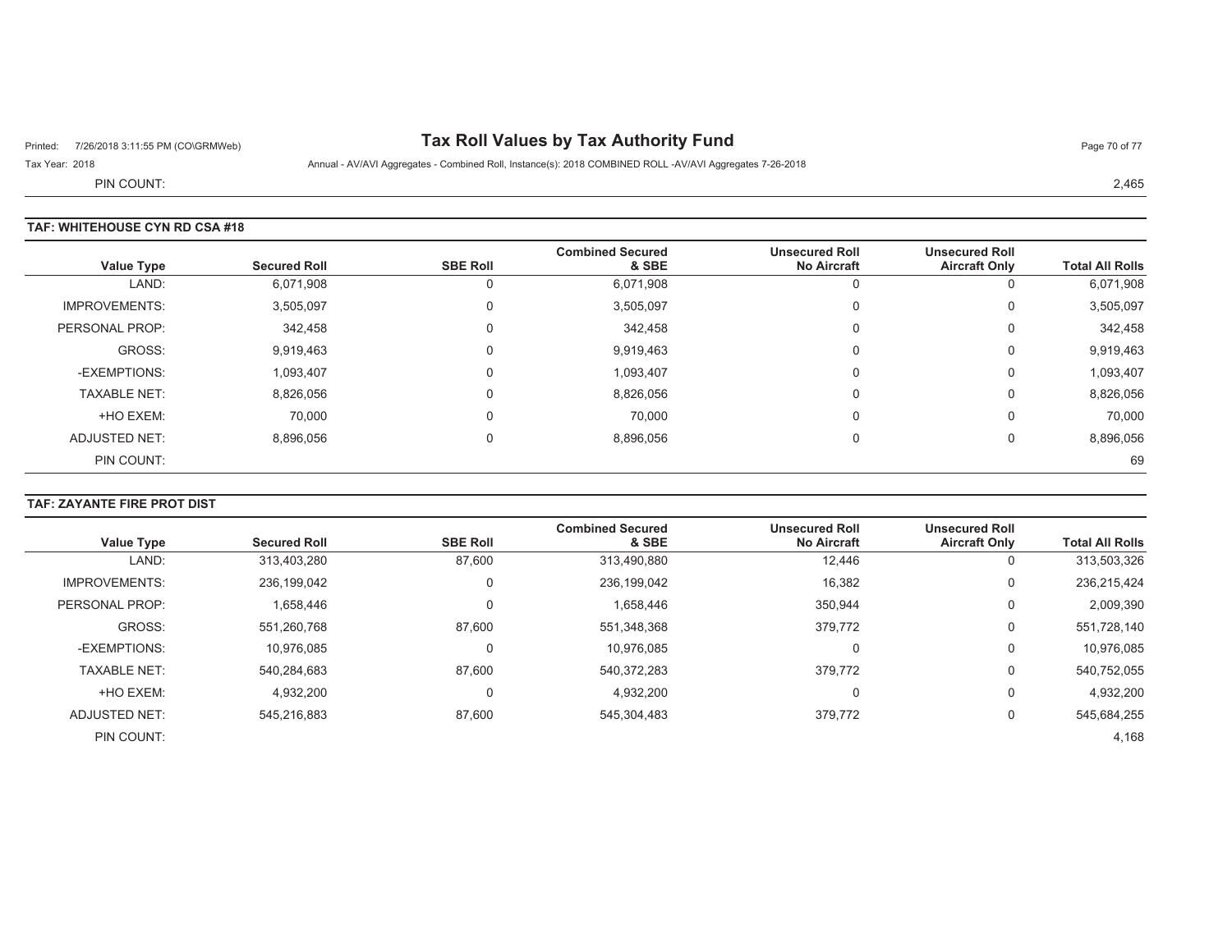# Tax Roll Values by Tax Authority Fund

Tax Year: 2018

Annual - AV/AVI Aggregates - Combined Roll, Instance(s): 2018 COMBINED ROLL -AV/AVI Aggregates 7-26-2018

PIN COUNT: 2,465

## TAF: WHITEHOUSE CYN RD CSA #18

| Value Type | Secured Roll | SBE Roll | Combined Secured & SBE | Unsecured Roll No Aircraft | Unsecured Roll Aircraft Only | Total All Rolls |
|---|---|---|---|---|---|---|
| LAND: | 6,071,908 | 0 | 6,071,908 | 0 | 0 | 6,071,908 |
| IMPROVEMENTS: | 3,505,097 | 0 | 3,505,097 | 0 | 0 | 3,505,097 |
| PERSONAL PROP: | 342,458 | 0 | 342,458 | 0 | 0 | 342,458 |
| GROSS: | 9,919,463 | 0 | 9,919,463 | 0 | 0 | 9,919,463 |
| -EXEMPTIONS: | 1,093,407 | 0 | 1,093,407 | 0 | 0 | 1,093,407 |
| TAXABLE NET: | 8,826,056 | 0 | 8,826,056 | 0 | 0 | 8,826,056 |
| +HO EXEM: | 70,000 | 0 | 70,000 | 0 | 0 | 70,000 |
| ADJUSTED NET: | 8,896,056 | 0 | 8,896,056 | 0 | 0 | 8,896,056 |
| PIN COUNT: | | | | | | 69 |

## TAF: ZAYANTE FIRE PROT DIST

| Value Type | Secured Roll | SBE Roll | Combined Secured & SBE | Unsecured Roll No Aircraft | Unsecured Roll Aircraft Only | Total All Rolls |
|---|---|---|---|---|---|---|
| LAND: | 313,403,280 | 87,600 | 313,490,880 | 12,446 | 0 | 313,503,326 |
| IMPROVEMENTS: | 236,199,042 | 0 | 236,199,042 | 16,382 | 0 | 236,215,424 |
| PERSONAL PROP: | 1,658,446 | 0 | 1,658,446 | 350,944 | 0 | 2,009,390 |
| GROSS: | 551,260,768 | 87,600 | 551,348,368 | 379,772 | 0 | 551,728,140 |
| -EXEMPTIONS: | 10,976,085 | 0 | 10,976,085 | 0 | 0 | 10,976,085 |
| TAXABLE NET: | 540,284,683 | 87,600 | 540,372,283 | 379,772 | 0 | 540,752,055 |
| +HO EXEM: | 4,932,200 | 0 | 4,932,200 | 0 | 0 | 4,932,200 |
| ADJUSTED NET: | 545,216,883 | 87,600 | 545,304,483 | 379,772 | 0 | 545,684,255 |
| PIN COUNT: | | | | | | 4,168 |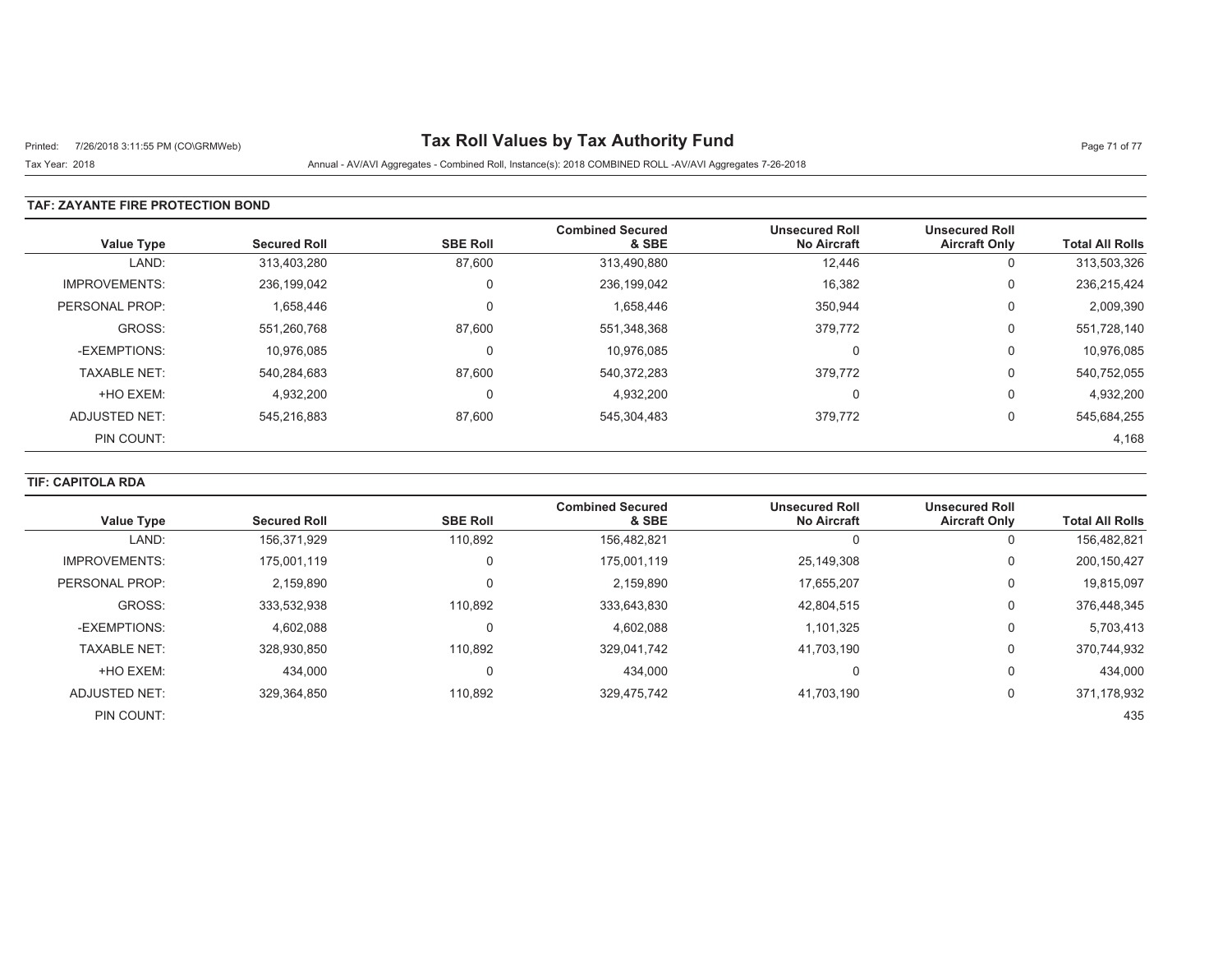# Tax Roll Values by Tax Authority Fund

Tax Year: 2018

Annual - AV/AVI Aggregates - Combined Roll, Instance(s): 2018 COMBINED ROLL -AV/AVI Aggregates 7-26-2018

## TAF: ZAYANTE FIRE PROTECTION BOND

| Value Type | Secured Roll | SBE Roll | Combined Secured & SBE | Unsecured Roll No Aircraft | Unsecured Roll Aircraft Only | Total All Rolls |
|---|---|---|---|---|---|---|
| LAND: | 313,403,280 | 87,600 | 313,490,880 | 12,446 | 0 | 313,503,326 |
| IMPROVEMENTS: | 236,199,042 | 0 | 236,199,042 | 16,382 | 0 | 236,215,424 |
| PERSONAL PROP: | 1,658,446 | 0 | 1,658,446 | 350,944 | 0 | 2,009,390 |
| GROSS: | 551,260,768 | 87,600 | 551,348,368 | 379,772 | 0 | 551,728,140 |
| -EXEMPTIONS: | 10,976,085 | 0 | 10,976,085 | 0 | 0 | 10,976,085 |
| TAXABLE NET: | 540,284,683 | 87,600 | 540,372,283 | 379,772 | 0 | 540,752,055 |
| +HO EXEM: | 4,932,200 | 0 | 4,932,200 | 0 | 0 | 4,932,200 |
| ADJUSTED NET: | 545,216,883 | 87,600 | 545,304,483 | 379,772 | 0 | 545,684,255 |
| PIN COUNT: | | | | | | 4,168 |

## TIF: CAPITOLA RDA

| Value Type | Secured Roll | SBE Roll | Combined Secured & SBE | Unsecured Roll No Aircraft | Unsecured Roll Aircraft Only | Total All Rolls |
|---|---|---|---|---|---|---|
| LAND: | 156,371,929 | 110,892 | 156,482,821 | 0 | 0 | 156,482,821 |
| IMPROVEMENTS: | 175,001,119 | 0 | 175,001,119 | 25,149,308 | 0 | 200,150,427 |
| PERSONAL PROP: | 2,159,890 | 0 | 2,159,890 | 17,655,207 | 0 | 19,815,097 |
| GROSS: | 333,532,938 | 110,892 | 333,643,830 | 42,804,515 | 0 | 376,448,345 |
| -EXEMPTIONS: | 4,602,088 | 0 | 4,602,088 | 1,101,325 | 0 | 5,703,413 |
| TAXABLE NET: | 328,930,850 | 110,892 | 329,041,742 | 41,703,190 | 0 | 370,744,932 |
| +HO EXEM: | 434,000 | 0 | 434,000 | 0 | 0 | 434,000 |
| ADJUSTED NET: | 329,364,850 | 110,892 | 329,475,742 | 41,703,190 | 0 | 371,178,932 |
| PIN COUNT: | | | | | | 435 |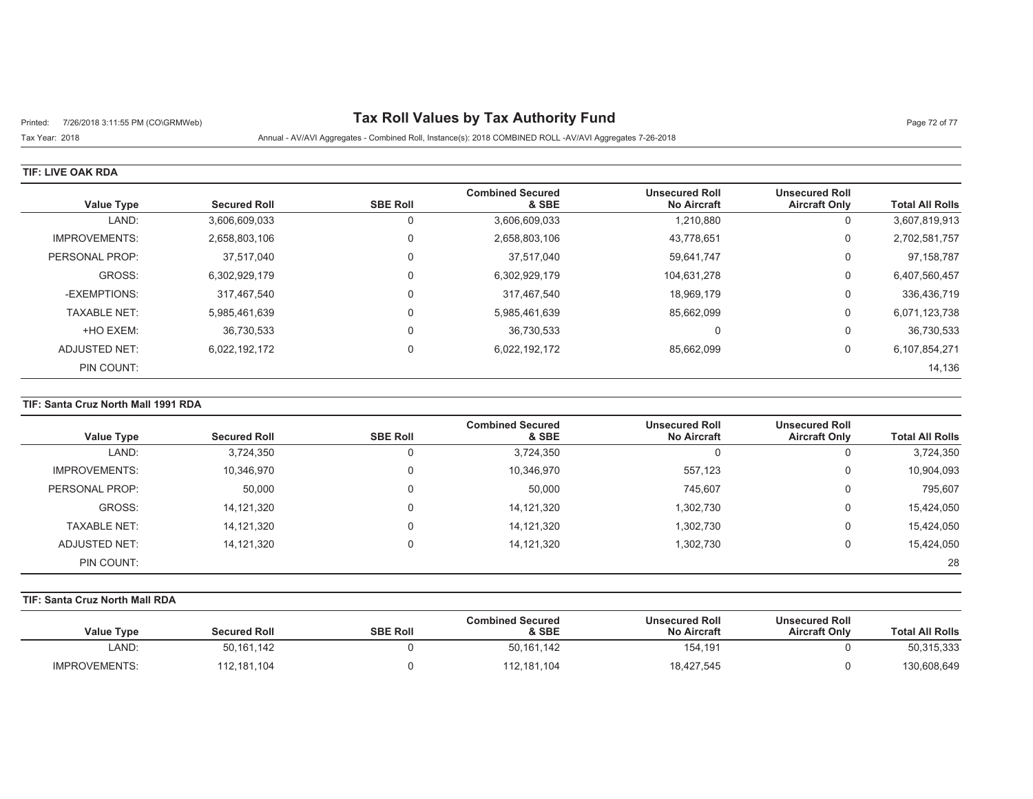# Tax Roll Values by Tax Authority Fund

Tax Year: 2018

Annual - AV/AVI Aggregates - Combined Roll, Instance(s): 2018 COMBINED ROLL -AV/AVI Aggregates 7-26-2018

## TIF: LIVE OAK RDA

| Value Type | Secured Roll | SBE Roll | Combined Secured & SBE | Unsecured Roll No Aircraft | Unsecured Roll Aircraft Only | Total All Rolls |
|---|---|---|---|---|---|---|
| LAND: | 3,606,609,033 | 0 | 3,606,609,033 | 1,210,880 | 0 | 3,607,819,913 |
| IMPROVEMENTS: | 2,658,803,106 | 0 | 2,658,803,106 | 43,778,651 | 0 | 2,702,581,757 |
| PERSONAL PROP: | 37,517,040 | 0 | 37,517,040 | 59,641,747 | 0 | 97,158,787 |
| GROSS: | 6,302,929,179 | 0 | 6,302,929,179 | 104,631,278 | 0 | 6,407,560,457 |
| -EXEMPTIONS: | 317,467,540 | 0 | 317,467,540 | 18,969,179 | 0 | 336,436,719 |
| TAXABLE NET: | 5,985,461,639 | 0 | 5,985,461,639 | 85,662,099 | 0 | 6,071,123,738 |
| +HO EXEM: | 36,730,533 | 0 | 36,730,533 | 0 | 0 | 36,730,533 |
| ADJUSTED NET: | 6,022,192,172 | 0 | 6,022,192,172 | 85,662,099 | 0 | 6,107,854,271 |
| PIN COUNT: | | | | | | 14,136 |

## TIF: Santa Cruz North Mall 1991 RDA

| Value Type | Secured Roll | SBE Roll | Combined Secured & SBE | Unsecured Roll No Aircraft | Unsecured Roll Aircraft Only | Total All Rolls |
|---|---|---|---|---|---|---|
| LAND: | 3,724,350 | 0 | 3,724,350 | 0 | 0 | 3,724,350 |
| IMPROVEMENTS: | 10,346,970 | 0 | 10,346,970 | 557,123 | 0 | 10,904,093 |
| PERSONAL PROP: | 50,000 | 0 | 50,000 | 745,607 | 0 | 795,607 |
| GROSS: | 14,121,320 | 0 | 14,121,320 | 1,302,730 | 0 | 15,424,050 |
| TAXABLE NET: | 14,121,320 | 0 | 14,121,320 | 1,302,730 | 0 | 15,424,050 |
| ADJUSTED NET: | 14,121,320 | 0 | 14,121,320 | 1,302,730 | 0 | 15,424,050 |
| PIN COUNT: | | | | | | 28 |

## TIF: Santa Cruz North Mall RDA

| Value Type | Secured Roll | SBE Roll | Combined Secured & SBE | Unsecured Roll No Aircraft | Unsecured Roll Aircraft Only | Total All Rolls |
|---|---|---|---|---|---|---|
| LAND: | 50,161,142 | 0 | 50,161,142 | 154,191 | 0 | 50,315,333 |
| IMPROVEMENTS: | 112,181,104 | 0 | 112,181,104 | 18,427,545 | 0 | 130,608,649 |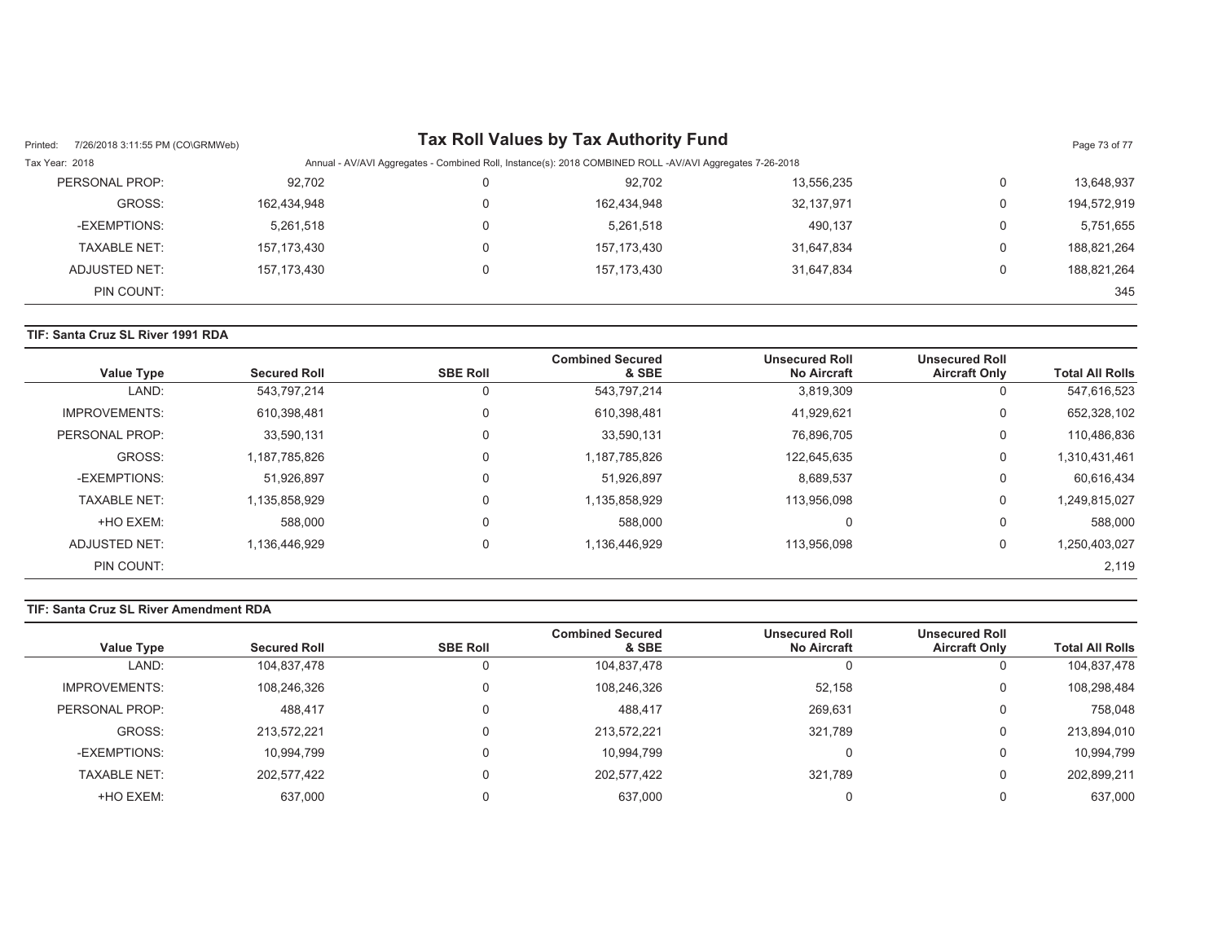| PERSONAL PROP: | 92,702 | 0 | 92,702 | 13,556,235 | 0 | 13,648,937 |
|---|---|---|---|---|---|---|
| GROSS: | 162,434,948 | 0 | 162,434,948 | 32,137,971 | 0 | 194,572,919 |
| -EXEMPTIONS: | 5,261,518 | 0 | 5,261,518 | 490,137 | 0 | 5,751,655 |
| TAXABLE NET: | 157,173,430 | 0 | 157,173,430 | 31,647,834 | 0 | 188,821,264 |
| ADJUSTED NET: | 157,173,430 | 0 | 157,173,430 | 31,647,834 | 0 | 188,821,264 |
| PIN COUNT: | | | | | | 345 |

**TIF: Santa Cruz SL River 1991 RDA**

| Value Type | Secured Roll | SBE Roll | Combined Secured & SBE | Unsecured Roll No Aircraft | Unsecured Roll Aircraft Only | Total All Rolls |
|---|---|---|---|---|---|---|
| LAND: | 543,797,214 | 0 | 543,797,214 | 3,819,309 | 0 | 547,616,523 |
| IMPROVEMENTS: | 610,398,481 | 0 | 610,398,481 | 41,929,621 | 0 | 652,328,102 |
| PERSONAL PROP: | 33,590,131 | 0 | 33,590,131 | 76,896,705 | 0 | 110,486,836 |
| GROSS: | 1,187,785,826 | 0 | 1,187,785,826 | 122,645,635 | 0 | 1,310,431,461 |
| -EXEMPTIONS: | 51,926,897 | 0 | 51,926,897 | 8,689,537 | 0 | 60,616,434 |
| TAXABLE NET: | 1,135,858,929 | 0 | 1,135,858,929 | 113,956,098 | 0 | 1,249,815,027 |
| +HO EXEM: | 588,000 | 0 | 588,000 | 0 | 0 | 588,000 |
| ADJUSTED NET: | 1,136,446,929 | 0 | 1,136,446,929 | 113,956,098 | 0 | 1,250,403,027 |
| PIN COUNT: | | | | | | 2,119 |

**TIF: Santa Cruz SL River Amendment RDA**

| Value Type | Secured Roll | SBE Roll | Combined Secured & SBE | Unsecured Roll No Aircraft | Unsecured Roll Aircraft Only | Total All Rolls |
|---|---|---|---|---|---|---|
| LAND: | 104,837,478 | 0 | 104,837,478 | 0 | 0 | 104,837,478 |
| IMPROVEMENTS: | 108,246,326 | 0 | 108,246,326 | 52,158 | 0 | 108,298,484 |
| PERSONAL PROP: | 488,417 | 0 | 488,417 | 269,631 | 0 | 758,048 |
| GROSS: | 213,572,221 | 0 | 213,572,221 | 321,789 | 0 | 213,894,010 |
| -EXEMPTIONS: | 10,994,799 | 0 | 10,994,799 | 0 | 0 | 10,994,799 |
| TAXABLE NET: | 202,577,422 | 0 | 202,577,422 | 321,789 | 0 | 202,899,211 |
| +HO EXEM: | 637,000 | 0 | 637,000 | 0 | 0 | 637,000 |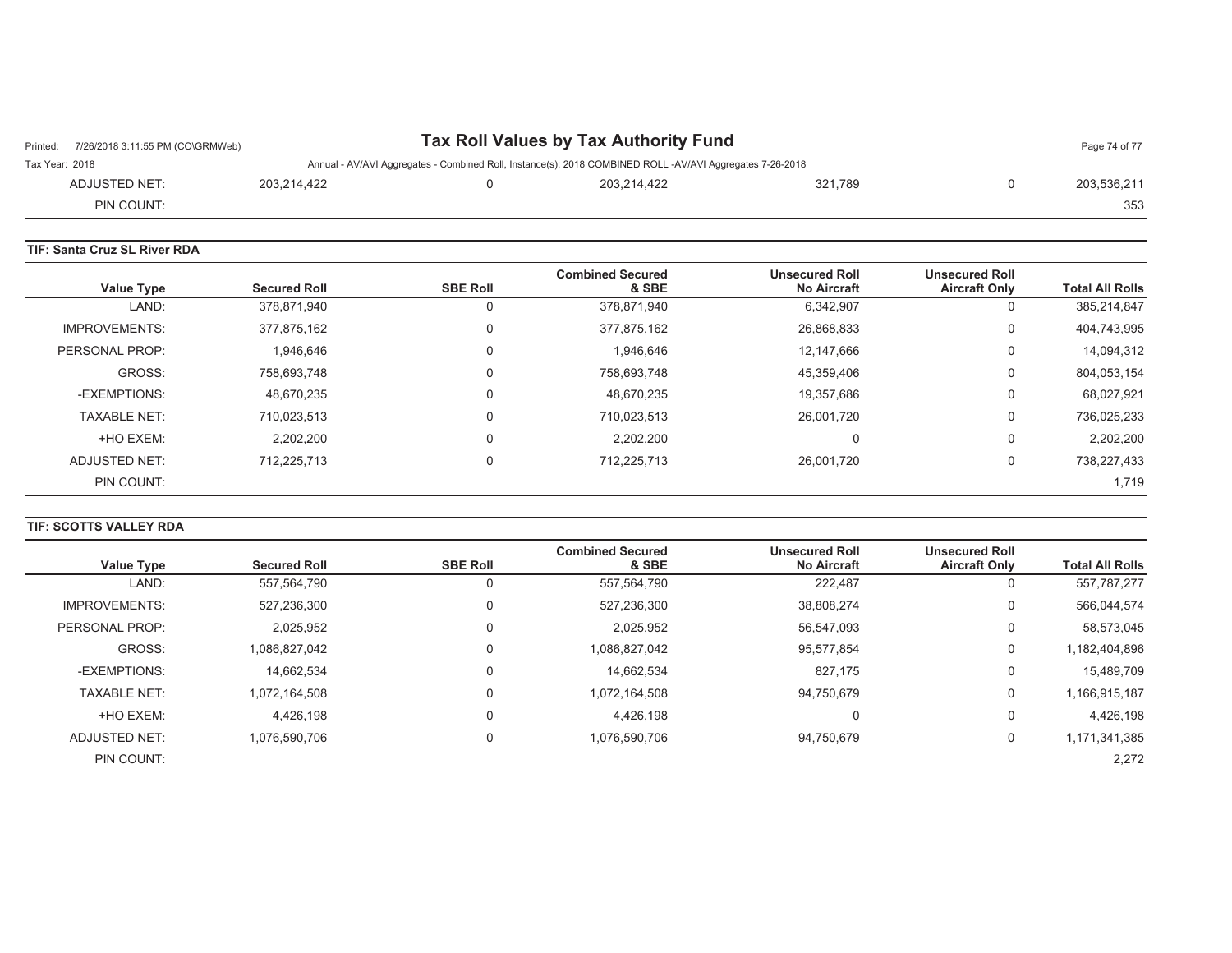| Value Type | Secured Roll | SBE Roll | Combined Secured & SBE | Unsecured Roll No Aircraft | Unsecured Roll Aircraft Only | Total All Rolls |
|---|---|---|---|---|---|---|
| ADJUSTED NET: | 203,214,422 | 0 | 203,214,422 | 321,789 | 0 | 203,536,211 |
| PIN COUNT: | | | | | | 353 |

**TIF: Santa Cruz SL River RDA**

| Value Type | Secured Roll | SBE Roll | Combined Secured & SBE | Unsecured Roll No Aircraft | Unsecured Roll Aircraft Only | Total All Rolls |
|---|---|---|---|---|---|---|
| LAND: | 378,871,940 | 0 | 378,871,940 | 6,342,907 | 0 | 385,214,847 |
| IMPROVEMENTS: | 377,875,162 | 0 | 377,875,162 | 26,868,833 | 0 | 404,743,995 |
| PERSONAL PROP: | 1,946,646 | 0 | 1,946,646 | 12,147,666 | 0 | 14,094,312 |
| GROSS: | 758,693,748 | 0 | 758,693,748 | 45,359,406 | 0 | 804,053,154 |
| -EXEMPTIONS: | 48,670,235 | 0 | 48,670,235 | 19,357,686 | 0 | 68,027,921 |
| TAXABLE NET: | 710,023,513 | 0 | 710,023,513 | 26,001,720 | 0 | 736,025,233 |
| +HO EXEM: | 2,202,200 | 0 | 2,202,200 | 0 | 0 | 2,202,200 |
| ADJUSTED NET: | 712,225,713 | 0 | 712,225,713 | 26,001,720 | 0 | 738,227,433 |
| PIN COUNT: | | | | | | 1,719 |

**TIF: SCOTTS VALLEY RDA**

| Value Type | Secured Roll | SBE Roll | Combined Secured & SBE | Unsecured Roll No Aircraft | Unsecured Roll Aircraft Only | Total All Rolls |
|---|---|---|---|---|---|---|
| LAND: | 557,564,790 | 0 | 557,564,790 | 222,487 | 0 | 557,787,277 |
| IMPROVEMENTS: | 527,236,300 | 0 | 527,236,300 | 38,808,274 | 0 | 566,044,574 |
| PERSONAL PROP: | 2,025,952 | 0 | 2,025,952 | 56,547,093 | 0 | 58,573,045 |
| GROSS: | 1,086,827,042 | 0 | 1,086,827,042 | 95,577,854 | 0 | 1,182,404,896 |
| -EXEMPTIONS: | 14,662,534 | 0 | 14,662,534 | 827,175 | 0 | 15,489,709 |
| TAXABLE NET: | 1,072,164,508 | 0 | 1,072,164,508 | 94,750,679 | 0 | 1,166,915,187 |
| +HO EXEM: | 4,426,198 | 0 | 4,426,198 | 0 | 0 | 4,426,198 |
| ADJUSTED NET: | 1,076,590,706 | 0 | 1,076,590,706 | 94,750,679 | 0 | 1,171,341,385 |
| PIN COUNT: | | | | | | 2,272 |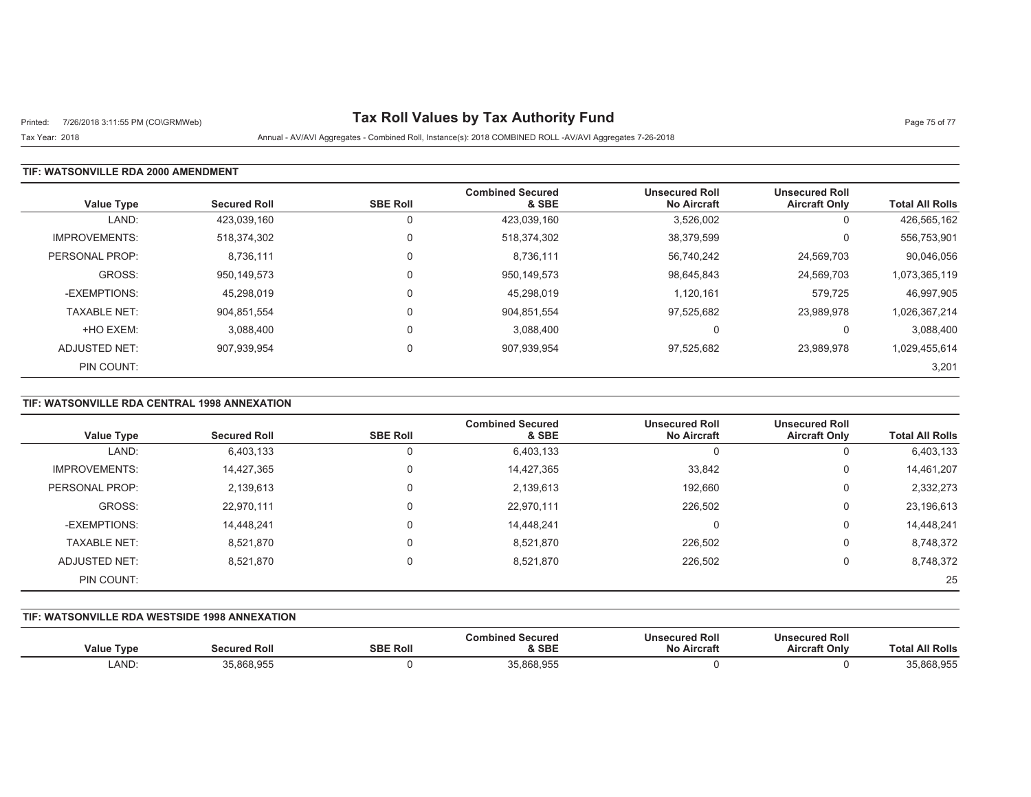# Tax Roll Values by Tax Authority Fund

Tax Year: 2018

Annual - AV/AVI Aggregates - Combined Roll, Instance(s): 2018 COMBINED ROLL -AV/AVI Aggregates 7-26-2018

## TIF: WATSONVILLE RDA 2000 AMENDMENT

| Value Type | Secured Roll | SBE Roll | Combined Secured & SBE | Unsecured Roll No Aircraft | Unsecured Roll Aircraft Only | Total All Rolls |
|---|---|---|---|---|---|---|
| LAND: | 423,039,160 | 0 | 423,039,160 | 3,526,002 | 0 | 426,565,162 |
| IMPROVEMENTS: | 518,374,302 | 0 | 518,374,302 | 38,379,599 | 0 | 556,753,901 |
| PERSONAL PROP: | 8,736,111 | 0 | 8,736,111 | 56,740,242 | 24,569,703 | 90,046,056 |
| GROSS: | 950,149,573 | 0 | 950,149,573 | 98,645,843 | 24,569,703 | 1,073,365,119 |
| -EXEMPTIONS: | 45,298,019 | 0 | 45,298,019 | 1,120,161 | 579,725 | 46,997,905 |
| TAXABLE NET: | 904,851,554 | 0 | 904,851,554 | 97,525,682 | 23,989,978 | 1,026,367,214 |
| +HO EXEM: | 3,088,400 | 0 | 3,088,400 | 0 | 0 | 3,088,400 |
| ADJUSTED NET: | 907,939,954 | 0 | 907,939,954 | 97,525,682 | 23,989,978 | 1,029,455,614 |
| PIN COUNT: | | | | | | 3,201 |

## TIF: WATSONVILLE RDA CENTRAL 1998 ANNEXATION

| Value Type | Secured Roll | SBE Roll | Combined Secured & SBE | Unsecured Roll No Aircraft | Unsecured Roll Aircraft Only | Total All Rolls |
|---|---|---|---|---|---|---|
| LAND: | 6,403,133 | 0 | 6,403,133 | 0 | 0 | 6,403,133 |
| IMPROVEMENTS: | 14,427,365 | 0 | 14,427,365 | 33,842 | 0 | 14,461,207 |
| PERSONAL PROP: | 2,139,613 | 0 | 2,139,613 | 192,660 | 0 | 2,332,273 |
| GROSS: | 22,970,111 | 0 | 22,970,111 | 226,502 | 0 | 23,196,613 |
| -EXEMPTIONS: | 14,448,241 | 0 | 14,448,241 | 0 | 0 | 14,448,241 |
| TAXABLE NET: | 8,521,870 | 0 | 8,521,870 | 226,502 | 0 | 8,748,372 |
| ADJUSTED NET: | 8,521,870 | 0 | 8,521,870 | 226,502 | 0 | 8,748,372 |
| PIN COUNT: | | | | | | 25 |

## TIF: WATSONVILLE RDA WESTSIDE 1998 ANNEXATION

| Value Type | Secured Roll | SBE Roll | Combined Secured & SBE | Unsecured Roll No Aircraft | Unsecured Roll Aircraft Only | Total All Rolls |
|---|---|---|---|---|---|---|
| LAND: | 35,868,955 | 0 | 35,868,955 | 0 | 0 | 35,868,955 |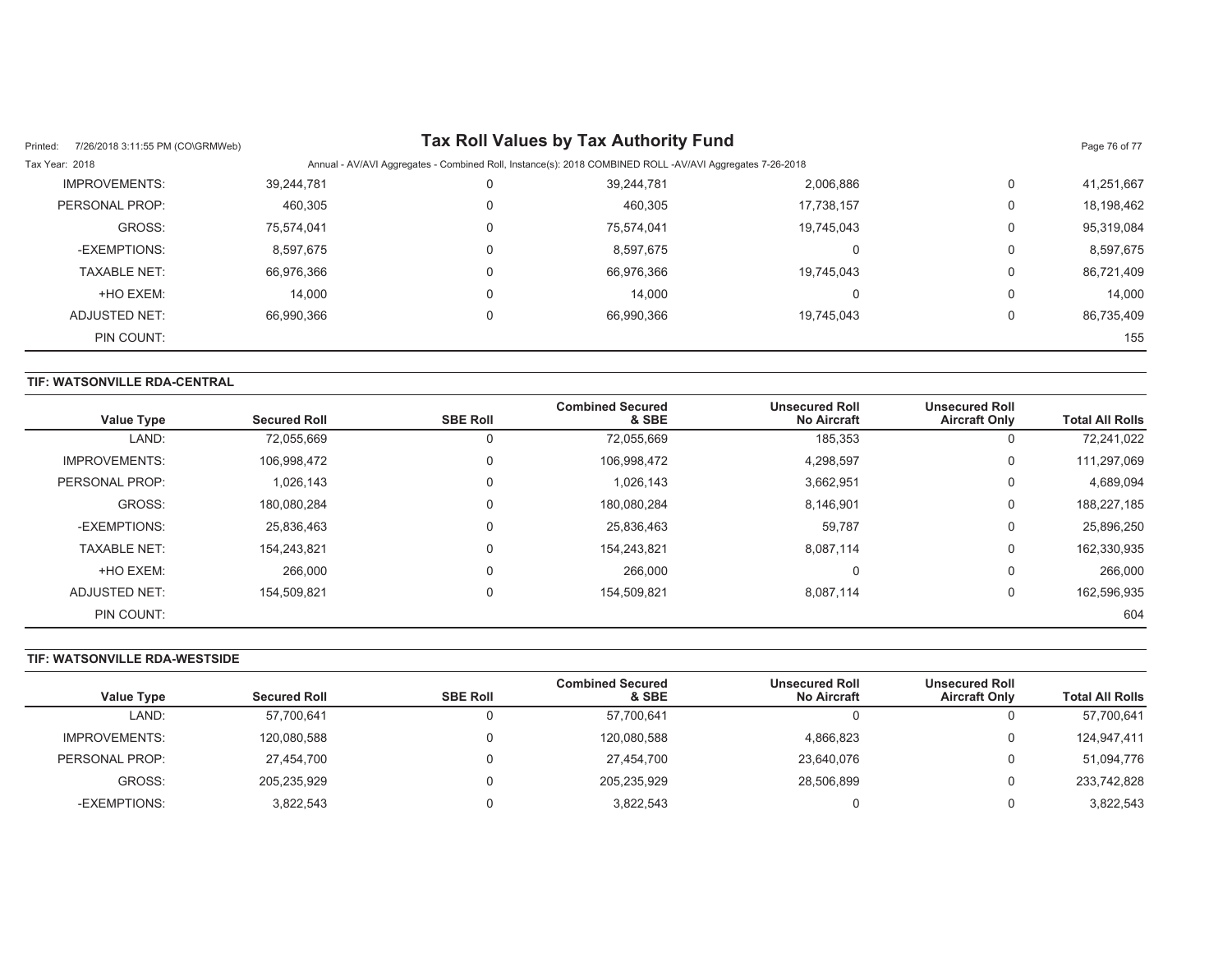| Value Type | Secured Roll | SBE Roll | Combined Secured & SBE | Unsecured Roll No Aircraft | Unsecured Roll Aircraft Only | Total All Rolls |
|---|---|---|---|---|---|---|
| IMPROVEMENTS: | 39,244,781 | 0 | 39,244,781 | 2,006,886 | 0 | 41,251,667 |
| PERSONAL PROP: | 460,305 | 0 | 460,305 | 17,738,157 | 0 | 18,198,462 |
| GROSS: | 75,574,041 | 0 | 75,574,041 | 19,745,043 | 0 | 95,319,084 |
| -EXEMPTIONS: | 8,597,675 | 0 | 8,597,675 | 0 | 0 | 8,597,675 |
| TAXABLE NET: | 66,976,366 | 0 | 66,976,366 | 19,745,043 | 0 | 86,721,409 |
| +HO EXEM: | 14,000 | 0 | 14,000 | 0 | 0 | 14,000 |
| ADJUSTED NET: | 66,990,366 | 0 | 66,990,366 | 19,745,043 | 0 | 86,735,409 |
| PIN COUNT: | | | | | | 155 |

**TIF: WATSONVILLE RDA-CENTRAL**

| Value Type | Secured Roll | SBE Roll | Combined Secured & SBE | Unsecured Roll No Aircraft | Unsecured Roll Aircraft Only | Total All Rolls |
|---|---|---|---|---|---|---|
| LAND: | 72,055,669 | 0 | 72,055,669 | 185,353 | 0 | 72,241,022 |
| IMPROVEMENTS: | 106,998,472 | 0 | 106,998,472 | 4,298,597 | 0 | 111,297,069 |
| PERSONAL PROP: | 1,026,143 | 0 | 1,026,143 | 3,662,951 | 0 | 4,689,094 |
| GROSS: | 180,080,284 | 0 | 180,080,284 | 8,146,901 | 0 | 188,227,185 |
| -EXEMPTIONS: | 25,836,463 | 0 | 25,836,463 | 59,787 | 0 | 25,896,250 |
| TAXABLE NET: | 154,243,821 | 0 | 154,243,821 | 8,087,114 | 0 | 162,330,935 |
| +HO EXEM: | 266,000 | 0 | 266,000 | 0 | 0 | 266,000 |
| ADJUSTED NET: | 154,509,821 | 0 | 154,509,821 | 8,087,114 | 0 | 162,596,935 |
| PIN COUNT: | | | | | | 604 |

**TIF: WATSONVILLE RDA-WESTSIDE**

| Value Type | Secured Roll | SBE Roll | Combined Secured & SBE | Unsecured Roll No Aircraft | Unsecured Roll Aircraft Only | Total All Rolls |
|---|---|---|---|---|---|---|
| LAND: | 57,700,641 | 0 | 57,700,641 | 0 | 0 | 57,700,641 |
| IMPROVEMENTS: | 120,080,588 | 0 | 120,080,588 | 4,866,823 | 0 | 124,947,411 |
| PERSONAL PROP: | 27,454,700 | 0 | 27,454,700 | 23,640,076 | 0 | 51,094,776 |
| GROSS: | 205,235,929 | 0 | 205,235,929 | 28,506,899 | 0 | 233,742,828 |
| -EXEMPTIONS: | 3,822,543 | 0 | 3,822,543 | 0 | 0 | 3,822,543 |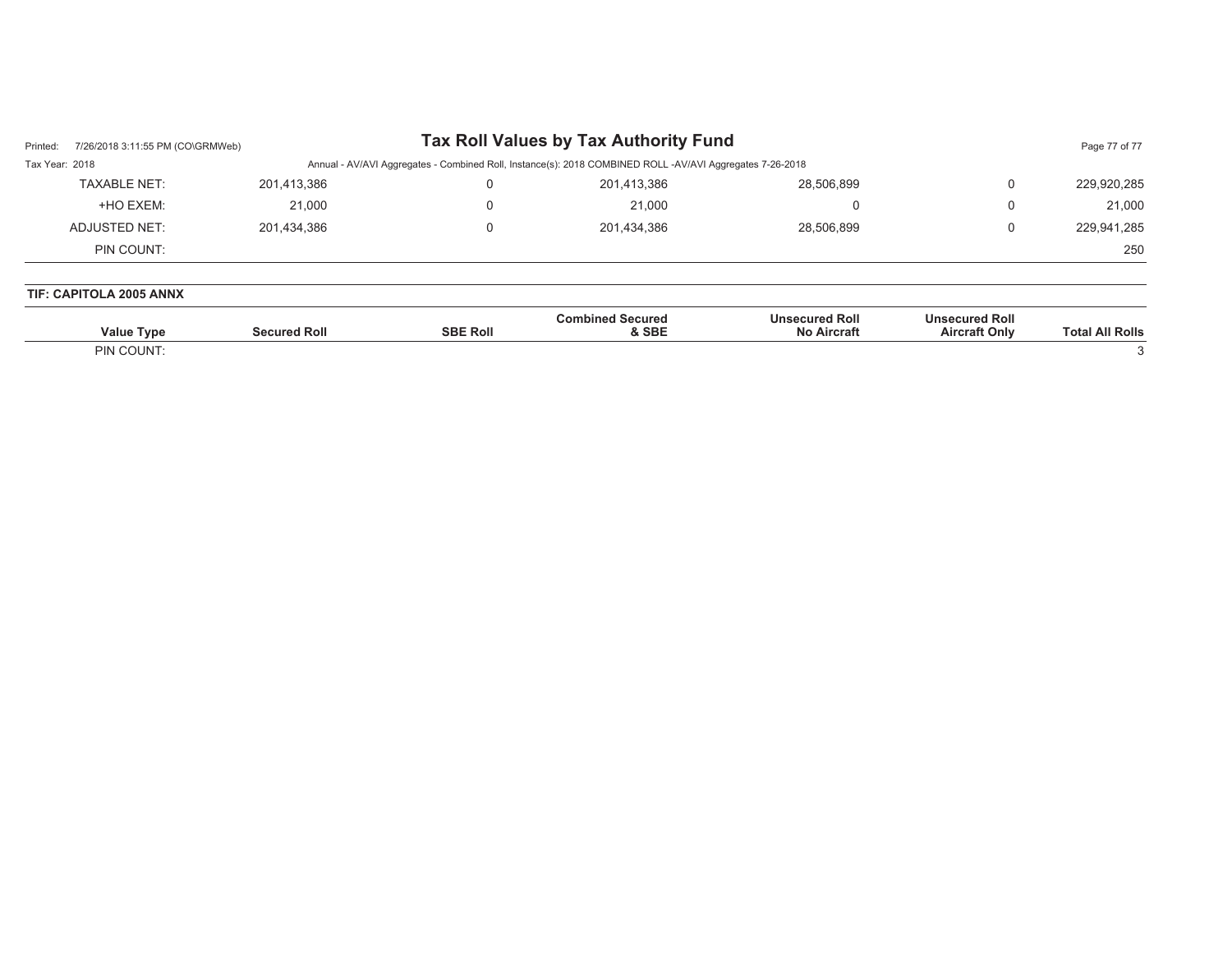| | | | | | | |
|---|---|---|---|---|---|---|
| TAXABLE NET: | 201,413,386 | 0 | 201,413,386 | 28,506,899 | 0 | 229,920,285 |
| +HO EXEM: | 21,000 | 0 | 21,000 | 0 | 0 | 21,000 |
| ADJUSTED NET: | 201,434,386 | 0 | 201,434,386 | 28,506,899 | 0 | 229,941,285 |
| PIN COUNT: | | | | | | 250 |

**TIF: CAPITOLA 2005 ANNX**

| Value Type | Secured Roll | SBE Roll | Combined Secured & SBE | Unsecured Roll No Aircraft | Unsecured Roll Aircraft Only | Total All Rolls |
|---|---|---|---|---|---|---|
| PIN COUNT: | | | | | | 3 |